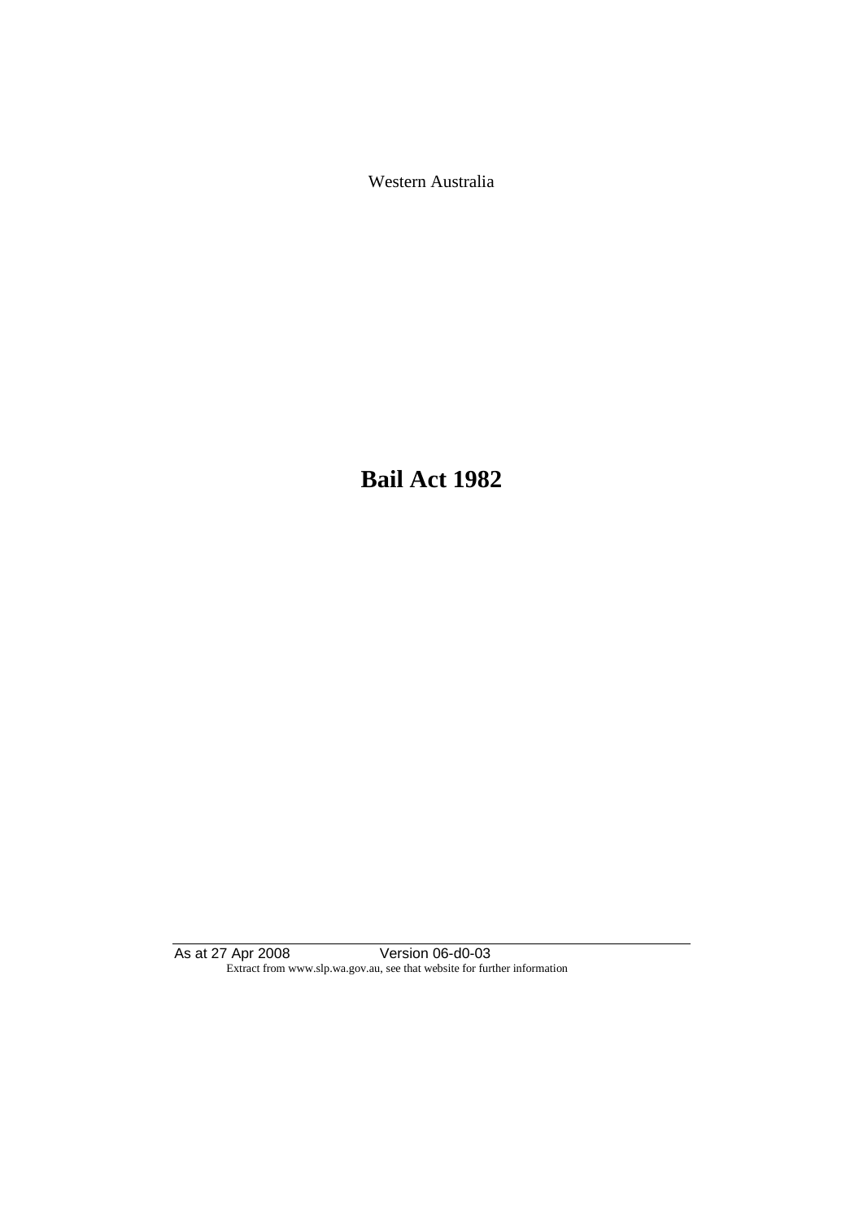Western Australia

# Bail Act 1982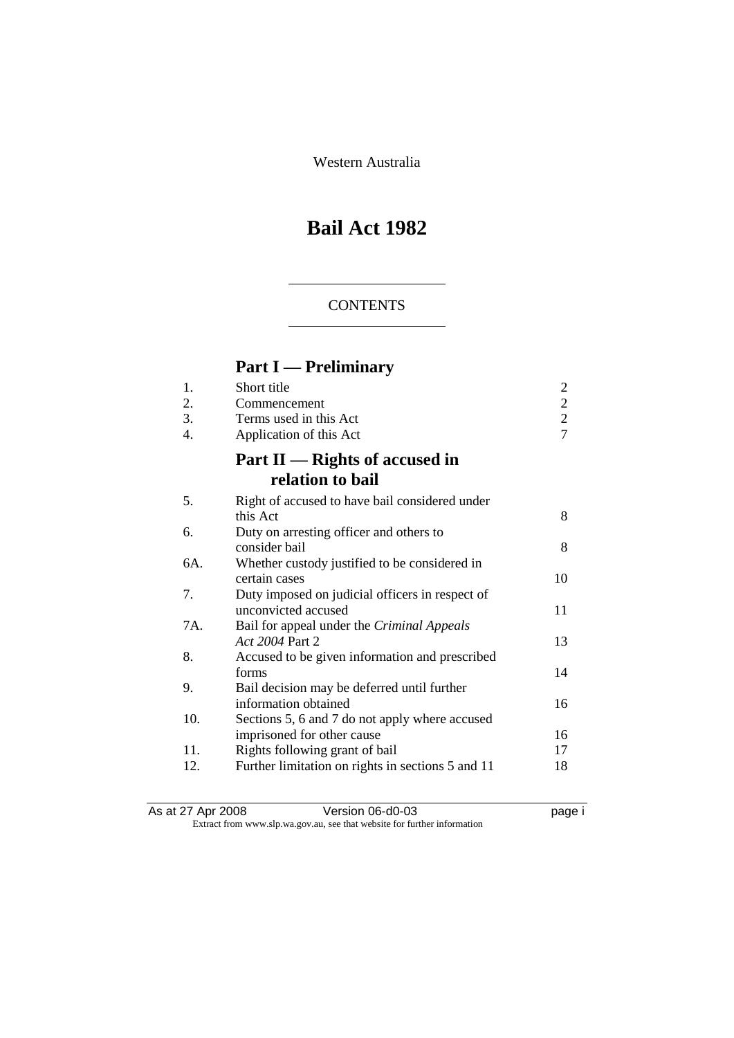Western Australia

# Bail Act 1982

CONTENTS

## Part I — Preliminary

| | | |
|---|---|---|
| 1. | Short title | 2 |
| 2. | Commencement | 2 |
| 3. | Terms used in this Act | 2 |
| 4. | Application of this Act | 7 |

## Part II — Rights of accused in relation to bail

| | | |
|---|---|---|
| 5. | Right of accused to have bail considered under this Act | 8 |
| 6. | Duty on arresting officer and others to consider bail | 8 |
| 6A. | Whether custody justified to be considered in certain cases | 10 |
| 7. | Duty imposed on judicial officers in respect of unconvicted accused | 11 |
| 7A. | Bail for appeal under the *Criminal Appeals Act 2004* Part 2 | 13 |
| 8. | Accused to be given information and prescribed forms | 14 |
| 9. | Bail decision may be deferred until further information obtained | 16 |
| 10. | Sections 5, 6 and 7 do not apply where accused imprisoned for other cause | 16 |
| 11. | Rights following grant of bail | 17 |
| 12. | Further limitation on rights in sections 5 and 11 | 18 |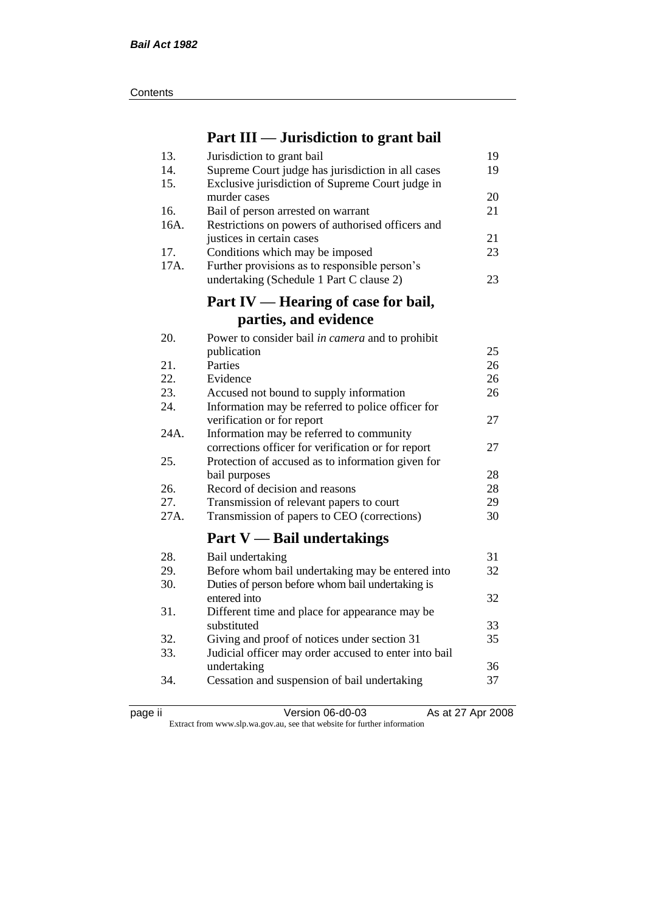## Part III — Jurisdiction to grant bail

| | | |
|---|---|---|
| 13. | Jurisdiction to grant bail | 19 |
| 14. | Supreme Court judge has jurisdiction in all cases | 19 |
| 15. | Exclusive jurisdiction of Supreme Court judge in murder cases | 20 |
| 16. | Bail of person arrested on warrant | 21 |
| 16A. | Restrictions on powers of authorised officers and justices in certain cases | 21 |
| 17. | Conditions which may be imposed | 23 |
| 17A. | Further provisions as to responsible person's undertaking (Schedule 1 Part C clause 2) | 23 |

## Part IV — Hearing of case for bail, parties, and evidence

| | | |
|---|---|---|
| 20. | Power to consider bail *in camera* and to prohibit publication | 25 |
| 21. | Parties | 26 |
| 22. | Evidence | 26 |
| 23. | Accused not bound to supply information | 26 |
| 24. | Information may be referred to police officer for verification or for report | 27 |
| 24A. | Information may be referred to community corrections officer for verification or for report | 27 |
| 25. | Protection of accused as to information given for bail purposes | 28 |
| 26. | Record of decision and reasons | 28 |
| 27. | Transmission of relevant papers to court | 29 |
| 27A. | Transmission of papers to CEO (corrections) | 30 |

## Part V — Bail undertakings

| | | |
|---|---|---|
| 28. | Bail undertaking | 31 |
| 29. | Before whom bail undertaking may be entered into | 32 |
| 30. | Duties of person before whom bail undertaking is entered into | 32 |
| 31. | Different time and place for appearance may be substituted | 33 |
| 32. | Giving and proof of notices under section 31 | 35 |
| 33. | Judicial officer may order accused to enter into bail undertaking | 36 |
| 34. | Cessation and suspension of bail undertaking | 37 |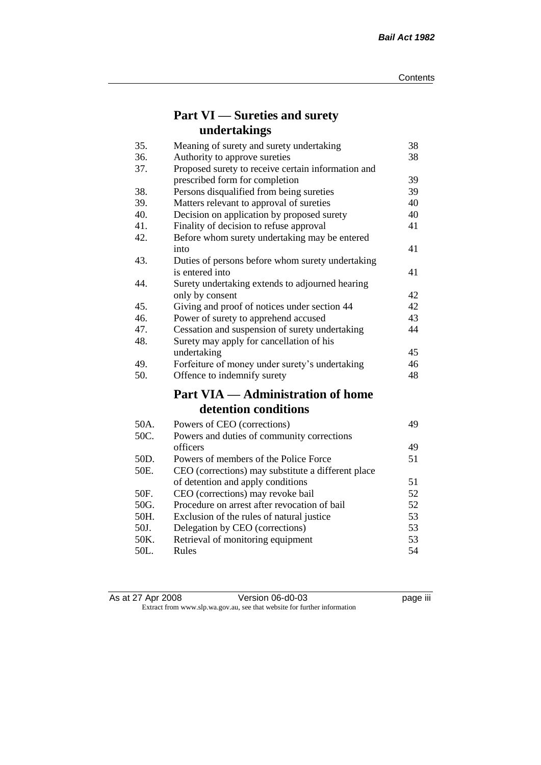## Part VI — Sureties and surety undertakings

| | | |
|---|---|---|
| 35. | Meaning of surety and surety undertaking | 38 |
| 36. | Authority to approve sureties | 38 |
| 37. | Proposed surety to receive certain information and prescribed form for completion | 39 |
| 38. | Persons disqualified from being sureties | 39 |
| 39. | Matters relevant to approval of sureties | 40 |
| 40. | Decision on application by proposed surety | 40 |
| 41. | Finality of decision to refuse approval | 41 |
| 42. | Before whom surety undertaking may be entered into | 41 |
| 43. | Duties of persons before whom surety undertaking is entered into | 41 |
| 44. | Surety undertaking extends to adjourned hearing only by consent | 42 |
| 45. | Giving and proof of notices under section 44 | 42 |
| 46. | Power of surety to apprehend accused | 43 |
| 47. | Cessation and suspension of surety undertaking | 44 |
| 48. | Surety may apply for cancellation of his undertaking | 45 |
| 49. | Forfeiture of money under surety's undertaking | 46 |
| 50. | Offence to indemnify surety | 48 |

## Part VIA — Administration of home detention conditions

| | | |
|---|---|---|
| 50A. | Powers of CEO (corrections) | 49 |
| 50C. | Powers and duties of community corrections officers | 49 |
| 50D. | Powers of members of the Police Force | 51 |
| 50E. | CEO (corrections) may substitute a different place of detention and apply conditions | 51 |
| 50F. | CEO (corrections) may revoke bail | 52 |
| 50G. | Procedure on arrest after revocation of bail | 52 |
| 50H. | Exclusion of the rules of natural justice | 53 |
| 50J. | Delegation by CEO (corrections) | 53 |
| 50K. | Retrieval of monitoring equipment | 53 |
| 50L. | Rules | 54 |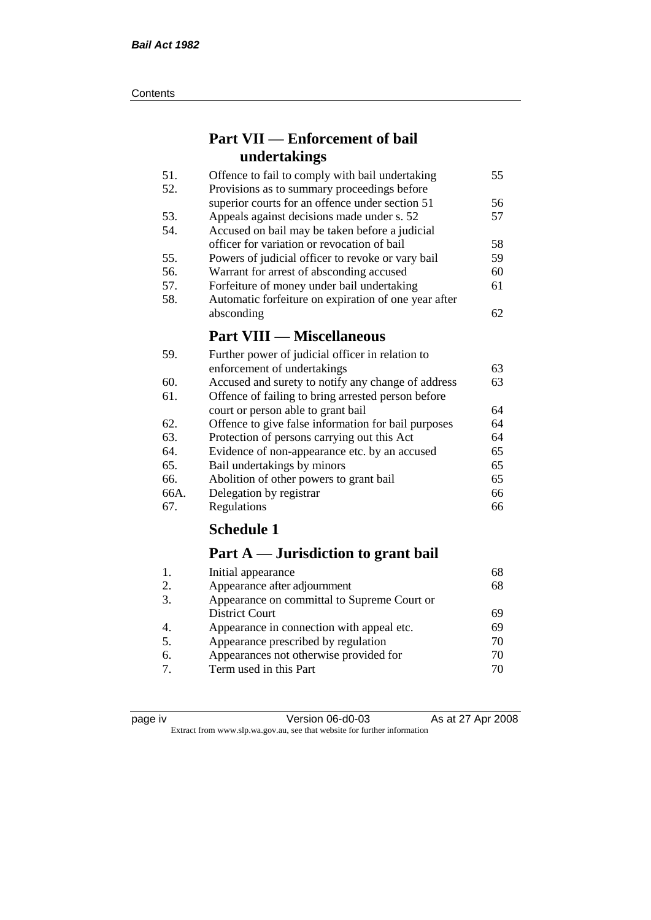## Part VII — Enforcement of bail undertakings

| | | |
|---|---|---|
| 51. | Offence to fail to comply with bail undertaking | 55 |
| 52. | Provisions as to summary proceedings before superior courts for an offence under section 51 | 56 |
| 53. | Appeals against decisions made under s. 52 | 57 |
| 54. | Accused on bail may be taken before a judicial officer for variation or revocation of bail | 58 |
| 55. | Powers of judicial officer to revoke or vary bail | 59 |
| 56. | Warrant for arrest of absconding accused | 60 |
| 57. | Forfeiture of money under bail undertaking | 61 |
| 58. | Automatic forfeiture on expiration of one year after absconding | 62 |

## Part VIII — Miscellaneous

| | | |
|---|---|---|
| 59. | Further power of judicial officer in relation to enforcement of undertakings | 63 |
| 60. | Accused and surety to notify any change of address | 63 |
| 61. | Offence of failing to bring arrested person before court or person able to grant bail | 64 |
| 62. | Offence to give false information for bail purposes | 64 |
| 63. | Protection of persons carrying out this Act | 64 |
| 64. | Evidence of non-appearance etc. by an accused | 65 |
| 65. | Bail undertakings by minors | 65 |
| 66. | Abolition of other powers to grant bail | 65 |
| 66A. | Delegation by registrar | 66 |
| 67. | Regulations | 66 |

## Schedule 1

## Part A — Jurisdiction to grant bail

| | | |
|---|---|---|
| 1. | Initial appearance | 68 |
| 2. | Appearance after adjournment | 68 |
| 3. | Appearance on committal to Supreme Court or District Court | 69 |
| 4. | Appearance in connection with appeal etc. | 69 |
| 5. | Appearance prescribed by regulation | 70 |
| 6. | Appearances not otherwise provided for | 70 |
| 7. | Term used in this Part | 70 |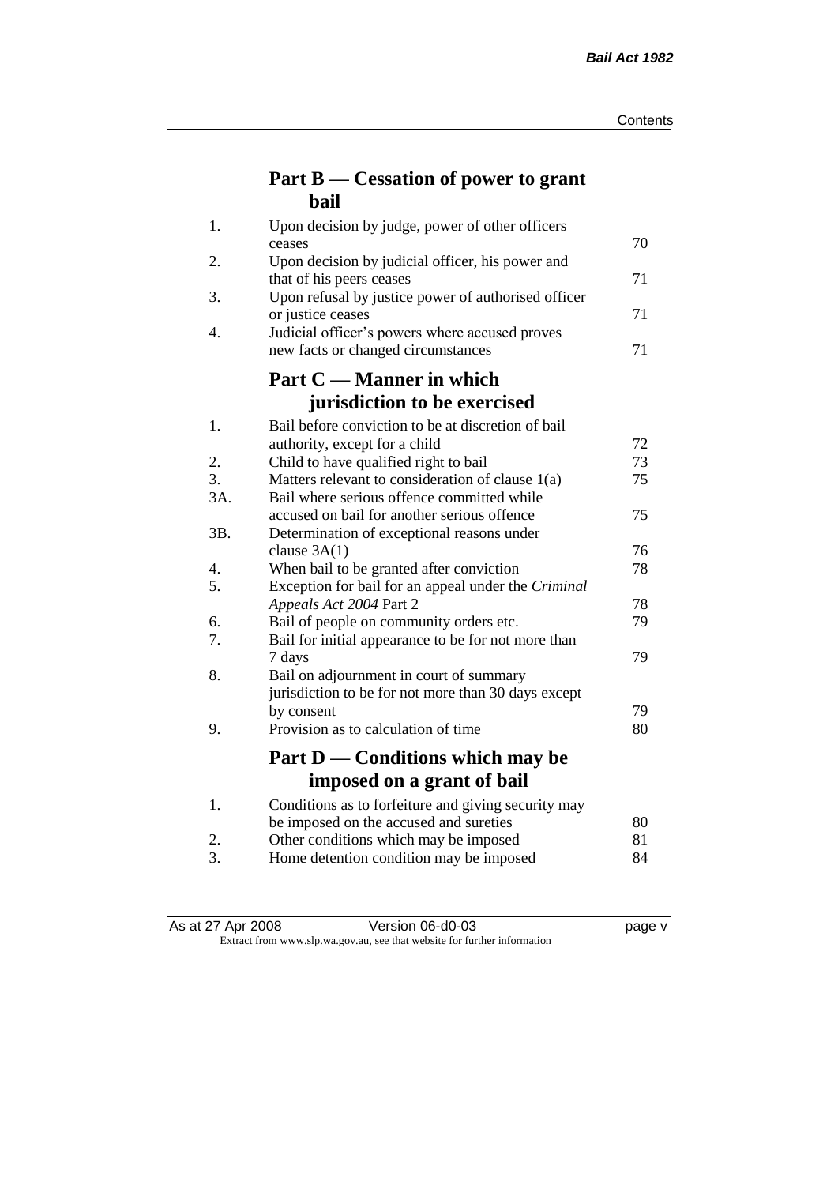## Part B — Cessation of power to grant bail

| | | |
|---|---|---|
| 1. | Upon decision by judge, power of other officers ceases | 70 |
| 2. | Upon decision by judicial officer, his power and that of his peers ceases | 71 |
| 3. | Upon refusal by justice power of authorised officer or justice ceases | 71 |
| 4. | Judicial officer's powers where accused proves new facts or changed circumstances | 71 |

## Part C — Manner in which jurisdiction to be exercised

| | | |
|---|---|---|
| 1. | Bail before conviction to be at discretion of bail authority, except for a child | 72 |
| 2. | Child to have qualified right to bail | 73 |
| 3. | Matters relevant to consideration of clause 1(a) | 75 |
| 3A. | Bail where serious offence committed while accused on bail for another serious offence | 75 |
| 3B. | Determination of exceptional reasons under clause 3A(1) | 76 |
| 4. | When bail to be granted after conviction | 78 |
| 5. | Exception for bail for an appeal under the *Criminal Appeals Act 2004* Part 2 | 78 |
| 6. | Bail of people on community orders etc. | 79 |
| 7. | Bail for initial appearance to be for not more than 7 days | 79 |
| 8. | Bail on adjournment in court of summary jurisdiction to be for not more than 30 days except by consent | 79 |
| 9. | Provision as to calculation of time | 80 |

## Part D — Conditions which may be imposed on a grant of bail

| | | |
|---|---|---|
| 1. | Conditions as to forfeiture and giving security may be imposed on the accused and sureties | 80 |
| 2. | Other conditions which may be imposed | 81 |
| 3. | Home detention condition may be imposed | 84 |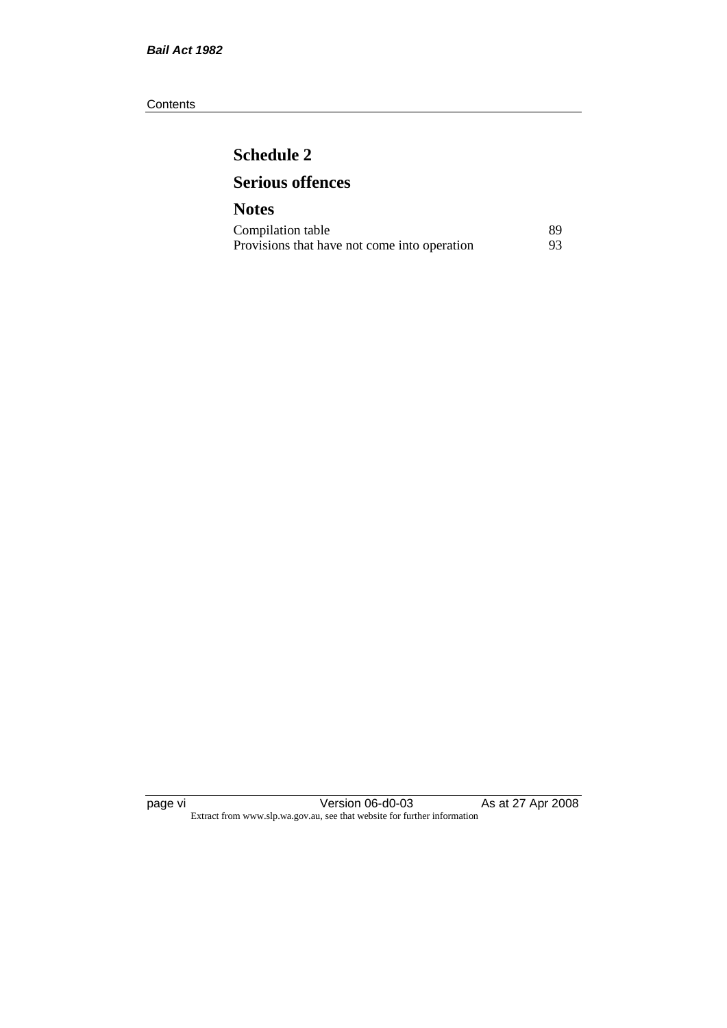## Schedule 2

## Serious offences

## Notes

| | |
|---|---|
| Compilation table | 89 |
| Provisions that have not come into operation | 93 |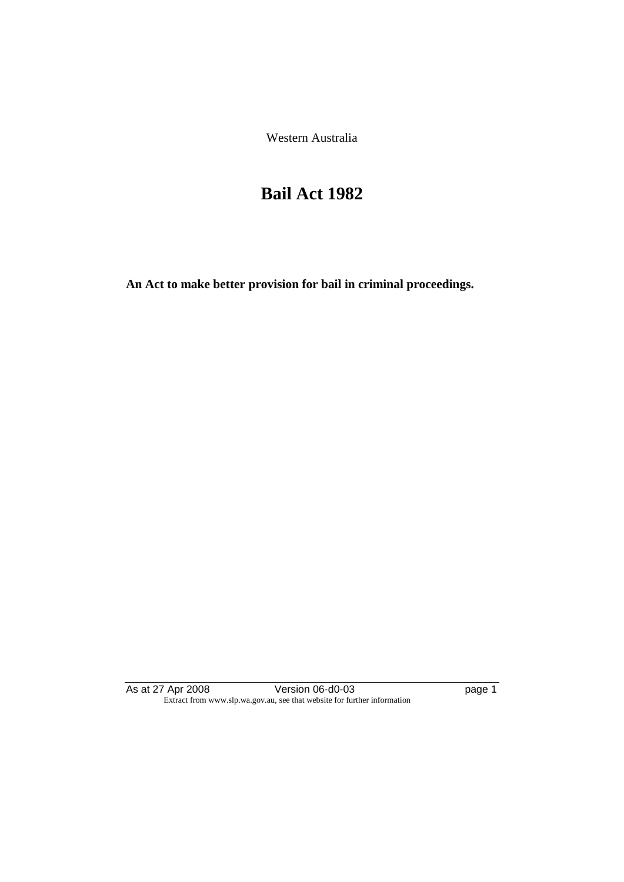Western Australia

# Bail Act 1982

**An Act to make better provision for bail in criminal proceedings.**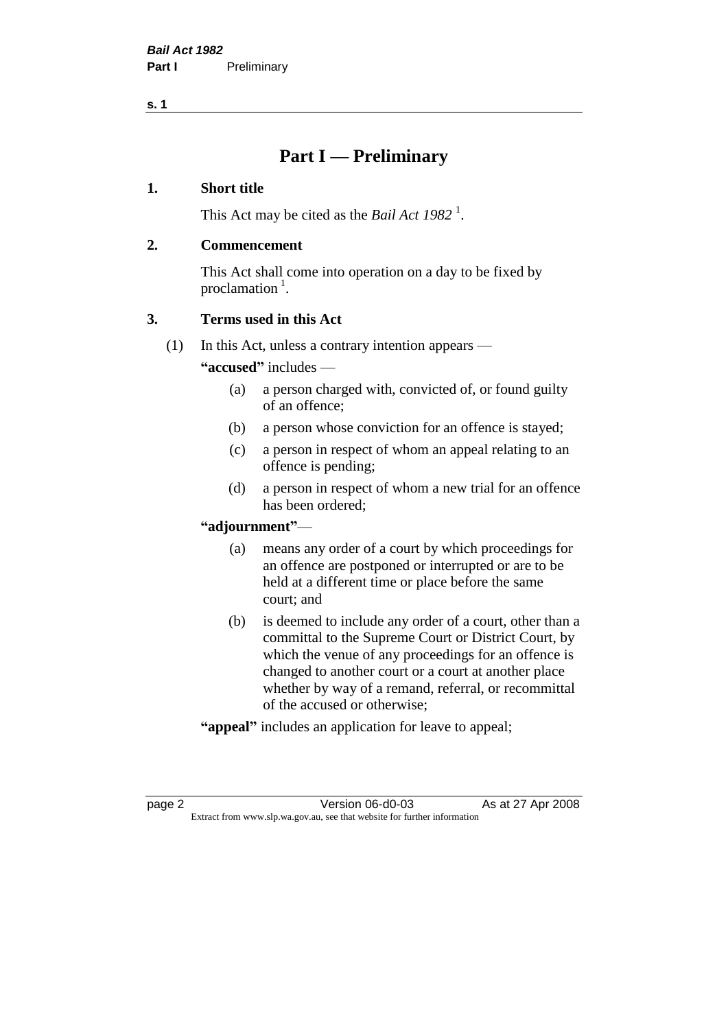# Part I — Preliminary

## 1. Short title

This Act may be cited as the *Bail Act 1982* [1].

## 2. Commencement

This Act shall come into operation on a day to be fixed by proclamation [1].

## 3. Terms used in this Act

(1) In this Act, unless a contrary intention appears —

**"accused"** includes —

- (a) a person charged with, convicted of, or found guilty of an offence;
- (b) a person whose conviction for an offence is stayed;
- (c) a person in respect of whom an appeal relating to an offence is pending;
- (d) a person in respect of whom a new trial for an offence has been ordered;

**"adjournment"**—

- (a) means any order of a court by which proceedings for an offence are postponed or interrupted or are to be held at a different time or place before the same court; and
- (b) is deemed to include any order of a court, other than a committal to the Supreme Court or District Court, by which the venue of any proceedings for an offence is changed to another court or a court at another place whether by way of a remand, referral, or recommittal of the accused or otherwise;

**"appeal"** includes an application for leave to appeal;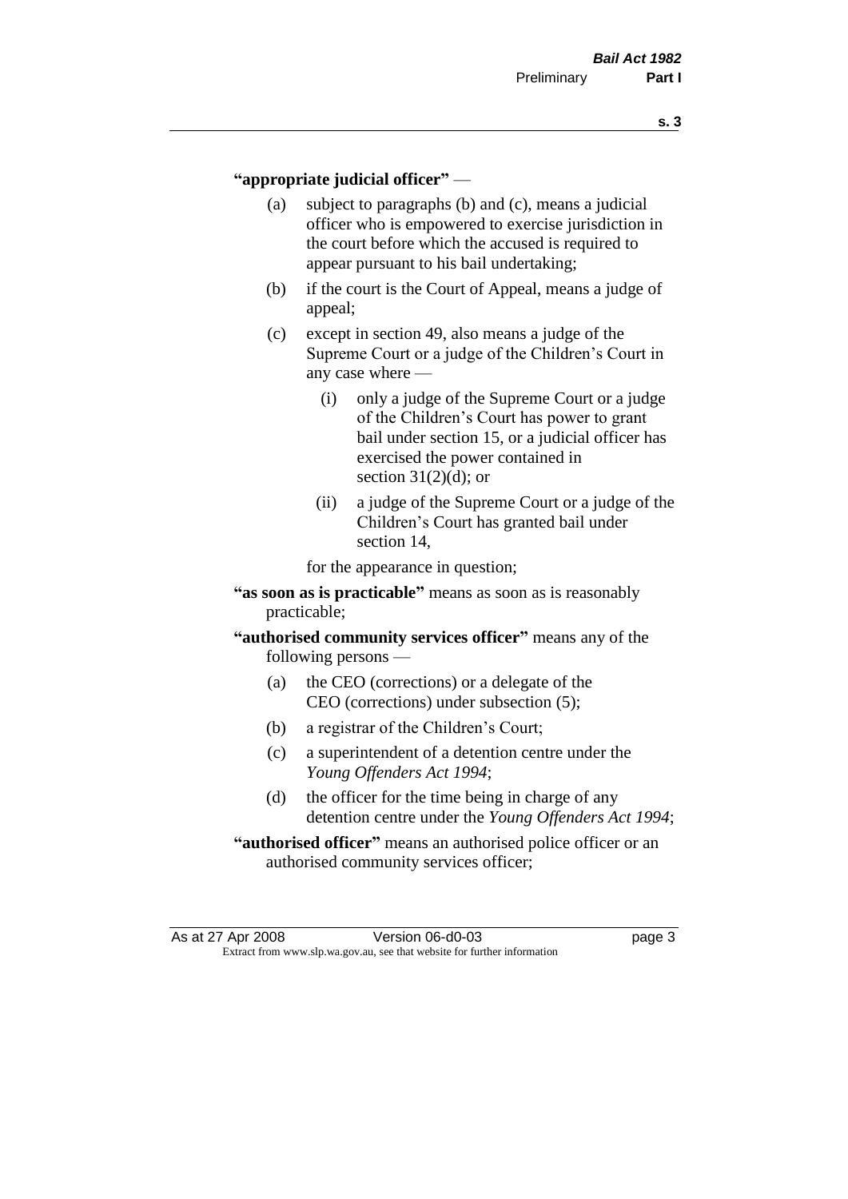**"appropriate judicial officer"** —

(a) subject to paragraphs (b) and (c), means a judicial officer who is empowered to exercise jurisdiction in the court before which the accused is required to appear pursuant to his bail undertaking;

(b) if the court is the Court of Appeal, means a judge of appeal;

(c) except in section 49, also means a judge of the Supreme Court or a judge of the Children's Court in any case where —

   (i) only a judge of the Supreme Court or a judge of the Children's Court has power to grant bail under section 15, or a judicial officer has exercised the power contained in section 31(2)(d); or

   (ii) a judge of the Supreme Court or a judge of the Children's Court has granted bail under section 14,

for the appearance in question;

**"as soon as is practicable"** means as soon as is reasonably practicable;

**"authorised community services officer"** means any of the following persons —

(a) the CEO (corrections) or a delegate of the CEO (corrections) under subsection (5);

(b) a registrar of the Children's Court;

(c) a superintendent of a detention centre under the *Young Offenders Act 1994*;

(d) the officer for the time being in charge of any detention centre under the *Young Offenders Act 1994*;

**"authorised officer"** means an authorised police officer or an authorised community services officer;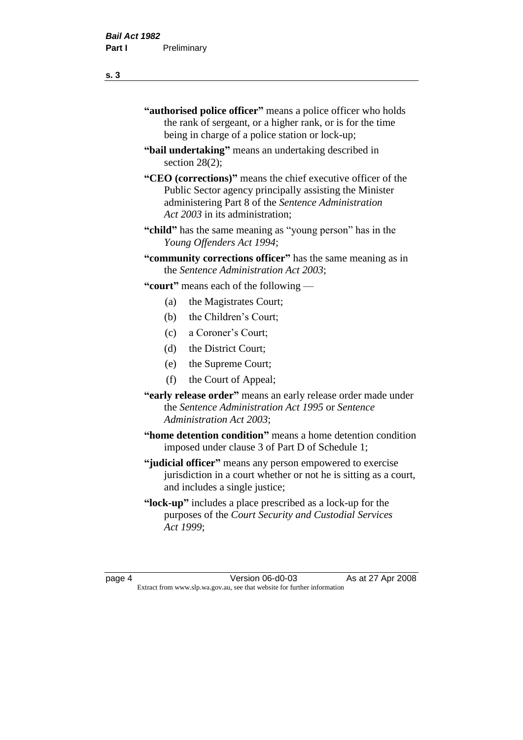**"authorised police officer"** means a police officer who holds the rank of sergeant, or a higher rank, or is for the time being in charge of a police station or lock-up;

**"bail undertaking"** means an undertaking described in section 28(2);

**"CEO (corrections)"** means the chief executive officer of the Public Sector agency principally assisting the Minister administering Part 8 of the *Sentence Administration Act 2003* in its administration;

**"child"** has the same meaning as "young person" has in the *Young Offenders Act 1994*;

**"community corrections officer"** has the same meaning as in the *Sentence Administration Act 2003*;

**"court"** means each of the following —

- (a) the Magistrates Court;
- (b) the Children's Court;
- (c) a Coroner's Court;
- (d) the District Court;
- (e) the Supreme Court;
- (f) the Court of Appeal;

**"early release order"** means an early release order made under the *Sentence Administration Act 1995* or *Sentence Administration Act 2003*;

**"home detention condition"** means a home detention condition imposed under clause 3 of Part D of Schedule 1;

**"judicial officer"** means any person empowered to exercise jurisdiction in a court whether or not he is sitting as a court, and includes a single justice;

**"lock-up"** includes a place prescribed as a lock-up for the purposes of the *Court Security and Custodial Services Act 1999*;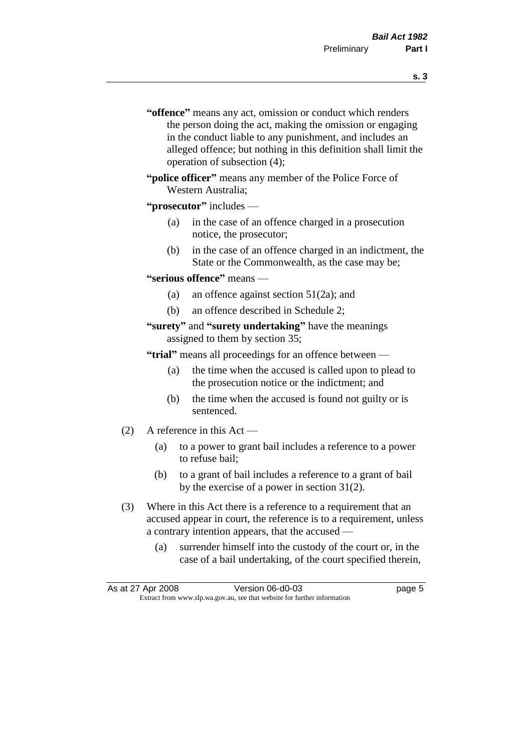**"offence"** means any act, omission or conduct which renders the person doing the act, making the omission or engaging in the conduct liable to any punishment, and includes an alleged offence; but nothing in this definition shall limit the operation of subsection (4);

**"police officer"** means any member of the Police Force of Western Australia;

**"prosecutor"** includes —

(a) in the case of an offence charged in a prosecution notice, the prosecutor;

(b) in the case of an offence charged in an indictment, the State or the Commonwealth, as the case may be;

**"serious offence"** means —

(a) an offence against section 51(2a); and

(b) an offence described in Schedule 2;

**"surety"** and **"surety undertaking"** have the meanings assigned to them by section 35;

**"trial"** means all proceedings for an offence between —

(a) the time when the accused is called upon to plead to the prosecution notice or the indictment; and

(b) the time when the accused is found not guilty or is sentenced.

(2) A reference in this Act —

(a) to a power to grant bail includes a reference to a power to refuse bail;

(b) to a grant of bail includes a reference to a grant of bail by the exercise of a power in section 31(2).

(3) Where in this Act there is a reference to a requirement that an accused appear in court, the reference is to a requirement, unless a contrary intention appears, that the accused —

(a) surrender himself into the custody of the court or, in the case of a bail undertaking, of the court specified therein,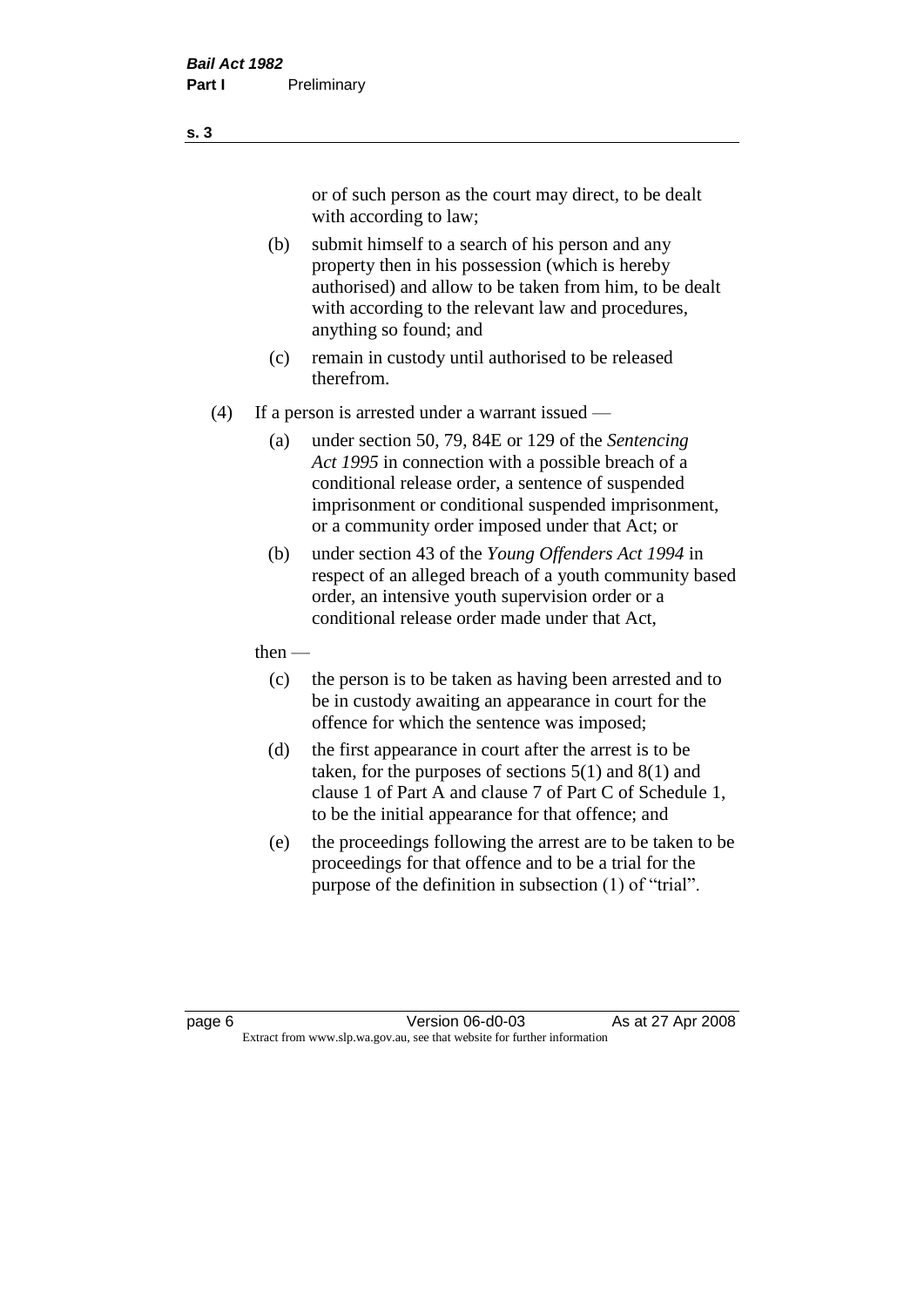or of such person as the court may direct, to be dealt with according to law;

(b) submit himself to a search of his person and any property then in his possession (which is hereby authorised) and allow to be taken from him, to be dealt with according to the relevant law and procedures, anything so found; and

(c) remain in custody until authorised to be released therefrom.

(4) If a person is arrested under a warrant issued —

(a) under section 50, 79, 84E or 129 of the *Sentencing Act 1995* in connection with a possible breach of a conditional release order, a sentence of suspended imprisonment or conditional suspended imprisonment, or a community order imposed under that Act; or

(b) under section 43 of the *Young Offenders Act 1994* in respect of an alleged breach of a youth community based order, an intensive youth supervision order or a conditional release order made under that Act,

then —

(c) the person is to be taken as having been arrested and to be in custody awaiting an appearance in court for the offence for which the sentence was imposed;

(d) the first appearance in court after the arrest is to be taken, for the purposes of sections 5(1) and 8(1) and clause 1 of Part A and clause 7 of Part C of Schedule 1, to be the initial appearance for that offence; and

(e) the proceedings following the arrest are to be taken to be proceedings for that offence and to be a trial for the purpose of the definition in subsection (1) of "trial".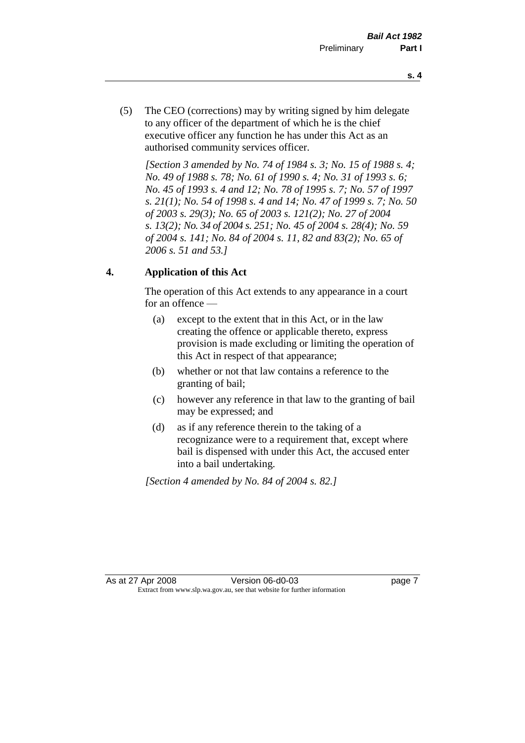(5) The CEO (corrections) may by writing signed by him delegate to any officer of the department of which he is the chief executive officer any function he has under this Act as an authorised community services officer.

*[Section 3 amended by No. 74 of 1984 s. 3; No. 15 of 1988 s. 4; No. 49 of 1988 s. 78; No. 61 of 1990 s. 4; No. 31 of 1993 s. 6; No. 45 of 1993 s. 4 and 12; No. 78 of 1995 s. 7; No. 57 of 1997 s. 21(1); No. 54 of 1998 s. 4 and 14; No. 47 of 1999 s. 7; No. 50 of 2003 s. 29(3); No. 65 of 2003 s. 121(2); No. 27 of 2004 s. 13(2); No. 34 of 2004 s. 251; No. 45 of 2004 s. 28(4); No. 59 of 2004 s. 141; No. 84 of 2004 s. 11, 82 and 83(2); No. 65 of 2006 s. 51 and 53.]*

## 4. Application of this Act

The operation of this Act extends to any appearance in a court for an offence —

(a) except to the extent that in this Act, or in the law creating the offence or applicable thereto, express provision is made excluding or limiting the operation of this Act in respect of that appearance;

(b) whether or not that law contains a reference to the granting of bail;

(c) however any reference in that law to the granting of bail may be expressed; and

(d) as if any reference therein to the taking of a recognizance were to a requirement that, except where bail is dispensed with under this Act, the accused enter into a bail undertaking.

*[Section 4 amended by No. 84 of 2004 s. 82.]*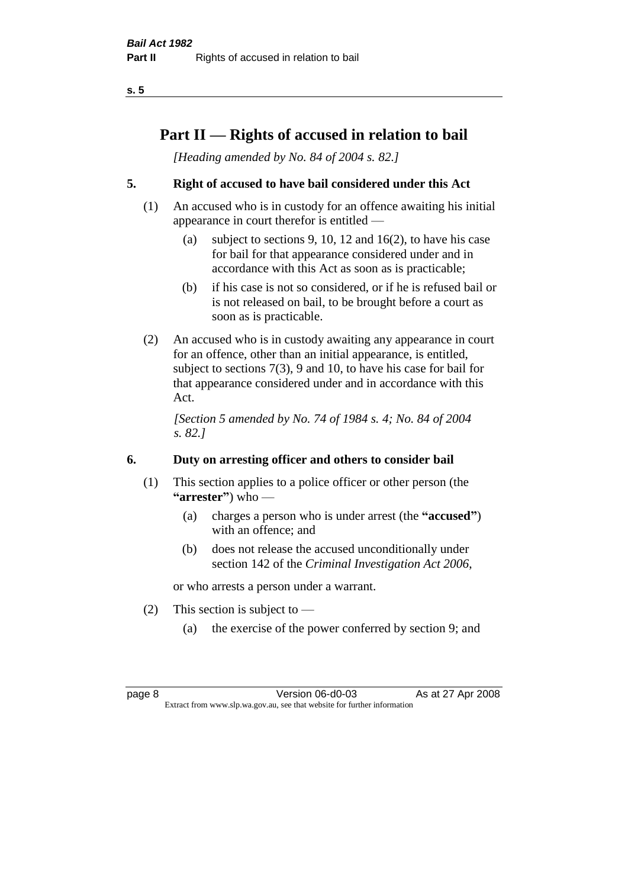# Part II — Rights of accused in relation to bail

*[Heading amended by No. 84 of 2004 s. 82.]*

## 5. Right of accused to have bail considered under this Act

(1) An accused who is in custody for an offence awaiting his initial appearance in court therefor is entitled —

- (a) subject to sections 9, 10, 12 and 16(2), to have his case for bail for that appearance considered under and in accordance with this Act as soon as is practicable;
- (b) if his case is not so considered, or if he is refused bail or is not released on bail, to be brought before a court as soon as is practicable.

(2) An accused who is in custody awaiting any appearance in court for an offence, other than an initial appearance, is entitled, subject to sections 7(3), 9 and 10, to have his case for bail for that appearance considered under and in accordance with this Act.

*[Section 5 amended by No. 74 of 1984 s. 4; No. 84 of 2004 s. 82.]*

## 6. Duty on arresting officer and others to consider bail

(1) This section applies to a police officer or other person (the **"arrester"**) who —

- (a) charges a person who is under arrest (the **"accused"**) with an offence; and
- (b) does not release the accused unconditionally under section 142 of the *Criminal Investigation Act 2006*,

or who arrests a person under a warrant.

(2) This section is subject to —

- (a) the exercise of the power conferred by section 9; and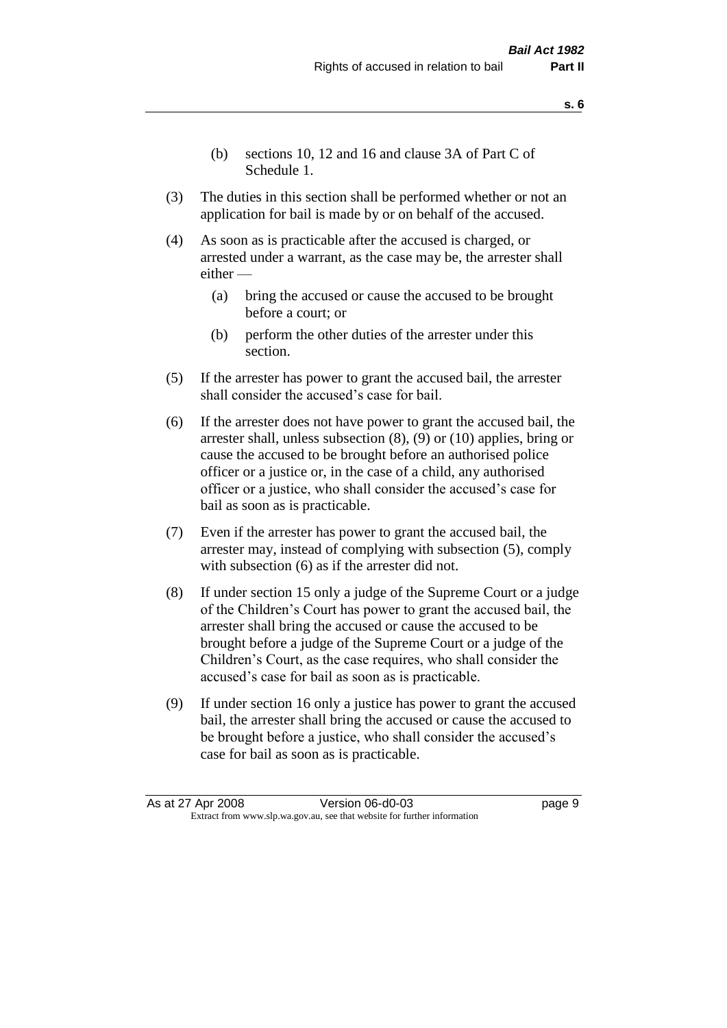(b) sections 10, 12 and 16 and clause 3A of Part C of Schedule 1.

(3) The duties in this section shall be performed whether or not an application for bail is made by or on behalf of the accused.

(4) As soon as is practicable after the accused is charged, or arrested under a warrant, as the case may be, the arrester shall either —

(a) bring the accused or cause the accused to be brought before a court; or

(b) perform the other duties of the arrester under this section.

(5) If the arrester has power to grant the accused bail, the arrester shall consider the accused's case for bail.

(6) If the arrester does not have power to grant the accused bail, the arrester shall, unless subsection (8), (9) or (10) applies, bring or cause the accused to be brought before an authorised police officer or a justice or, in the case of a child, any authorised officer or a justice, who shall consider the accused's case for bail as soon as is practicable.

(7) Even if the arrester has power to grant the accused bail, the arrester may, instead of complying with subsection (5), comply with subsection (6) as if the arrester did not.

(8) If under section 15 only a judge of the Supreme Court or a judge of the Children's Court has power to grant the accused bail, the arrester shall bring the accused or cause the accused to be brought before a judge of the Supreme Court or a judge of the Children's Court, as the case requires, who shall consider the accused's case for bail as soon as is practicable.

(9) If under section 16 only a justice has power to grant the accused bail, the arrester shall bring the accused or cause the accused to be brought before a justice, who shall consider the accused's case for bail as soon as is practicable.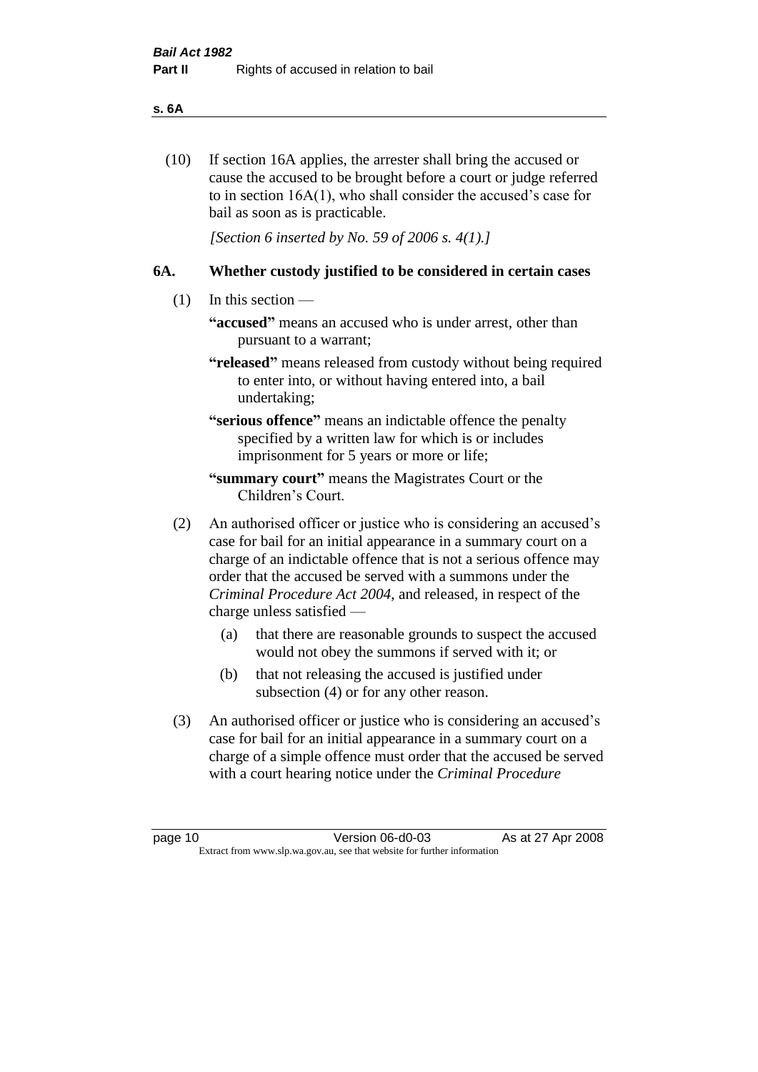(10) If section 16A applies, the arrester shall bring the accused or cause the accused to be brought before a court or judge referred to in section 16A(1), who shall consider the accused's case for bail as soon as is practicable.

*[Section 6 inserted by No. 59 of 2006 s. 4(1).]*

## 6A. Whether custody justified to be considered in certain cases

(1) In this section —

**"accused"** means an accused who is under arrest, other than pursuant to a warrant;

**"released"** means released from custody without being required to enter into, or without having entered into, a bail undertaking;

**"serious offence"** means an indictable offence the penalty specified by a written law for which is or includes imprisonment for 5 years or more or life;

**"summary court"** means the Magistrates Court or the Children's Court.

(2) An authorised officer or justice who is considering an accused's case for bail for an initial appearance in a summary court on a charge of an indictable offence that is not a serious offence may order that the accused be served with a summons under the *Criminal Procedure Act 2004*, and released, in respect of the charge unless satisfied —

(a) that there are reasonable grounds to suspect the accused would not obey the summons if served with it; or

(b) that not releasing the accused is justified under subsection (4) or for any other reason.

(3) An authorised officer or justice who is considering an accused's case for bail for an initial appearance in a summary court on a charge of a simple offence must order that the accused be served with a court hearing notice under the *Criminal Procedure*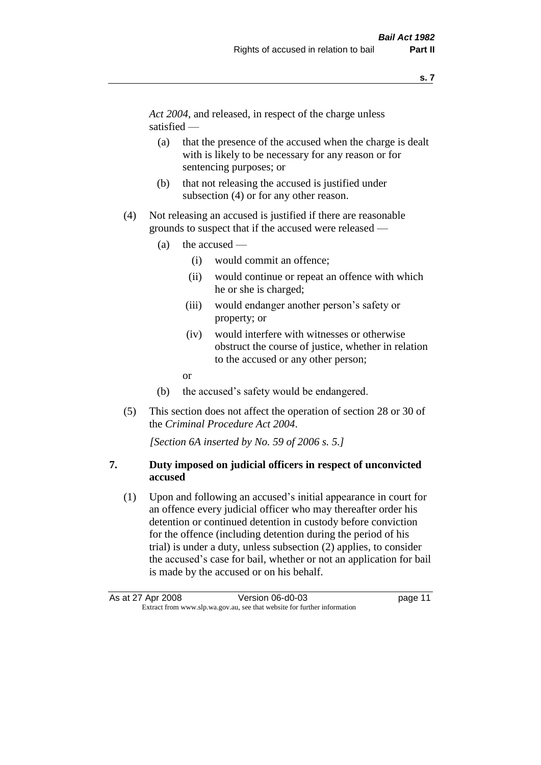*Act 2004*, and released, in respect of the charge unless satisfied —

(a) that the presence of the accused when the charge is dealt with is likely to be necessary for any reason or for sentencing purposes; or

(b) that not releasing the accused is justified under subsection (4) or for any other reason.

(4) Not releasing an accused is justified if there are reasonable grounds to suspect that if the accused were released —

(a) the accused —

(i) would commit an offence;

(ii) would continue or repeat an offence with which he or she is charged;

(iii) would endanger another person's safety or property; or

(iv) would interfere with witnesses or otherwise obstruct the course of justice, whether in relation to the accused or any other person;

or

(b) the accused's safety would be endangered.

(5) This section does not affect the operation of section 28 or 30 of the *Criminal Procedure Act 2004*.

*[Section 6A inserted by No. 59 of 2006 s. 5.]*

## 7. Duty imposed on judicial officers in respect of unconvicted accused

(1) Upon and following an accused's initial appearance in court for an offence every judicial officer who may thereafter order his detention or continued detention in custody before conviction for the offence (including detention during the period of his trial) is under a duty, unless subsection (2) applies, to consider the accused's case for bail, whether or not an application for bail is made by the accused or on his behalf.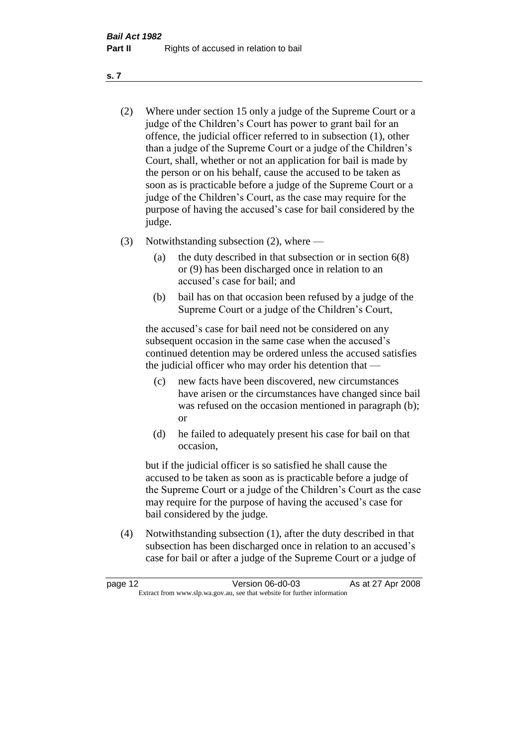(2) Where under section 15 only a judge of the Supreme Court or a judge of the Children's Court has power to grant bail for an offence, the judicial officer referred to in subsection (1), other than a judge of the Supreme Court or a judge of the Children's Court, shall, whether or not an application for bail is made by the person or on his behalf, cause the accused to be taken as soon as is practicable before a judge of the Supreme Court or a judge of the Children's Court, as the case may require for the purpose of having the accused's case for bail considered by the judge.

(3) Notwithstanding subsection (2), where —

  (a) the duty described in that subsection or in section 6(8) or (9) has been discharged once in relation to an accused's case for bail; and

  (b) bail has on that occasion been refused by a judge of the Supreme Court or a judge of the Children's Court,

the accused's case for bail need not be considered on any subsequent occasion in the same case when the accused's continued detention may be ordered unless the accused satisfies the judicial officer who may order his detention that —

  (c) new facts have been discovered, new circumstances have arisen or the circumstances have changed since bail was refused on the occasion mentioned in paragraph (b); or

  (d) he failed to adequately present his case for bail on that occasion,

but if the judicial officer is so satisfied he shall cause the accused to be taken as soon as is practicable before a judge of the Supreme Court or a judge of the Children's Court as the case may require for the purpose of having the accused's case for bail considered by the judge.

(4) Notwithstanding subsection (1), after the duty described in that subsection has been discharged once in relation to an accused's case for bail or after a judge of the Supreme Court or a judge of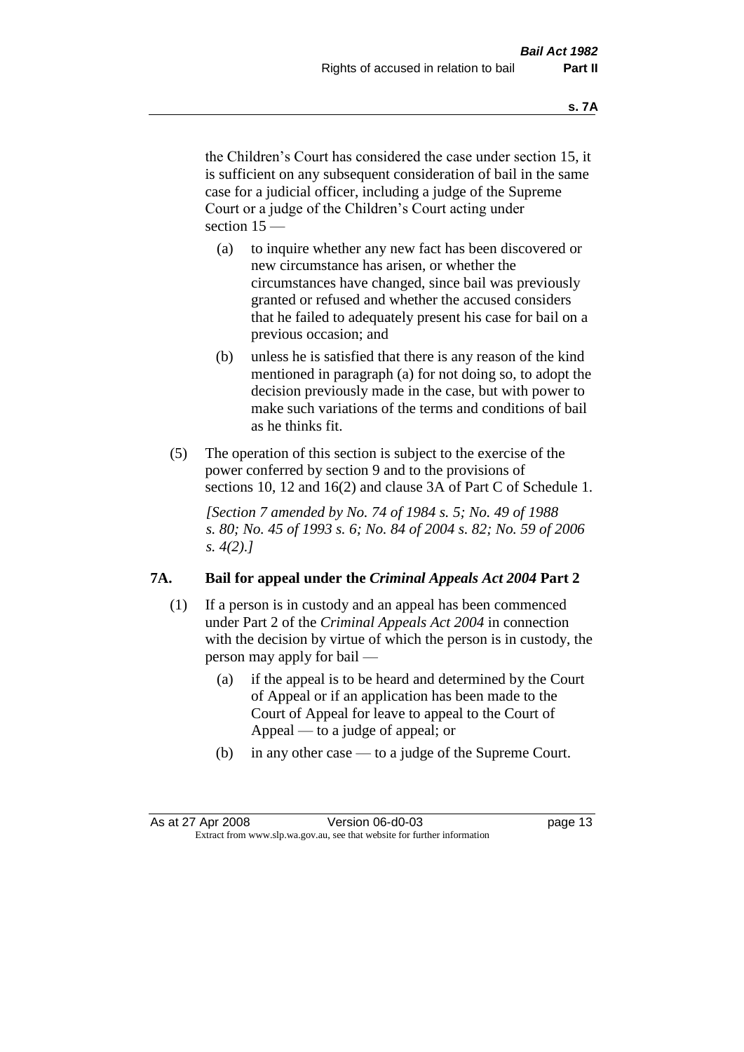the Children's Court has considered the case under section 15, it is sufficient on any subsequent consideration of bail in the same case for a judicial officer, including a judge of the Supreme Court or a judge of the Children's Court acting under section 15 —

(a) to inquire whether any new fact has been discovered or new circumstance has arisen, or whether the circumstances have changed, since bail was previously granted or refused and whether the accused considers that he failed to adequately present his case for bail on a previous occasion; and

(b) unless he is satisfied that there is any reason of the kind mentioned in paragraph (a) for not doing so, to adopt the decision previously made in the case, but with power to make such variations of the terms and conditions of bail as he thinks fit.

(5) The operation of this section is subject to the exercise of the power conferred by section 9 and to the provisions of sections 10, 12 and 16(2) and clause 3A of Part C of Schedule 1.

*[Section 7 amended by No. 74 of 1984 s. 5; No. 49 of 1988 s. 80; No. 45 of 1993 s. 6; No. 84 of 2004 s. 82; No. 59 of 2006 s. 4(2).]*

## 7A. Bail for appeal under the *Criminal Appeals Act 2004* Part 2

(1) If a person is in custody and an appeal has been commenced under Part 2 of the *Criminal Appeals Act 2004* in connection with the decision by virtue of which the person is in custody, the person may apply for bail —

(a) if the appeal is to be heard and determined by the Court of Appeal or if an application has been made to the Court of Appeal for leave to appeal to the Court of Appeal — to a judge of appeal; or

(b) in any other case — to a judge of the Supreme Court.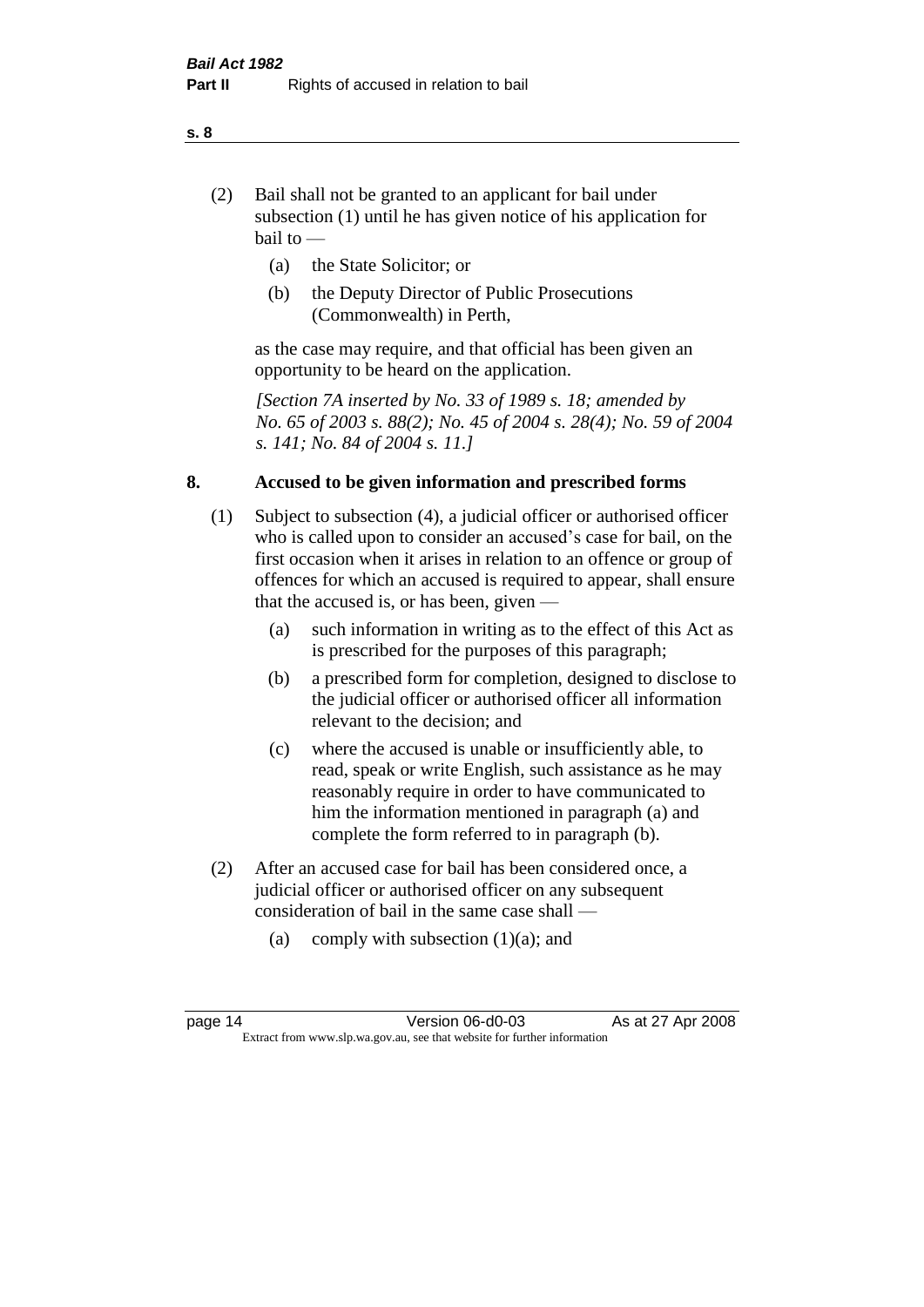(2) Bail shall not be granted to an applicant for bail under subsection (1) until he has given notice of his application for bail to —

  (a) the State Solicitor; or

  (b) the Deputy Director of Public Prosecutions (Commonwealth) in Perth,

as the case may require, and that official has been given an opportunity to be heard on the application.

*[Section 7A inserted by No. 33 of 1989 s. 18; amended by No. 65 of 2003 s. 88(2); No. 45 of 2004 s. 28(4); No. 59 of 2004 s. 141; No. 84 of 2004 s. 11.]*

## 8. Accused to be given information and prescribed forms

(1) Subject to subsection (4), a judicial officer or authorised officer who is called upon to consider an accused's case for bail, on the first occasion when it arises in relation to an offence or group of offences for which an accused is required to appear, shall ensure that the accused is, or has been, given —

  (a) such information in writing as to the effect of this Act as is prescribed for the purposes of this paragraph;

  (b) a prescribed form for completion, designed to disclose to the judicial officer or authorised officer all information relevant to the decision; and

  (c) where the accused is unable or insufficiently able, to read, speak or write English, such assistance as he may reasonably require in order to have communicated to him the information mentioned in paragraph (a) and complete the form referred to in paragraph (b).

(2) After an accused case for bail has been considered once, a judicial officer or authorised officer on any subsequent consideration of bail in the same case shall —

  (a) comply with subsection (1)(a); and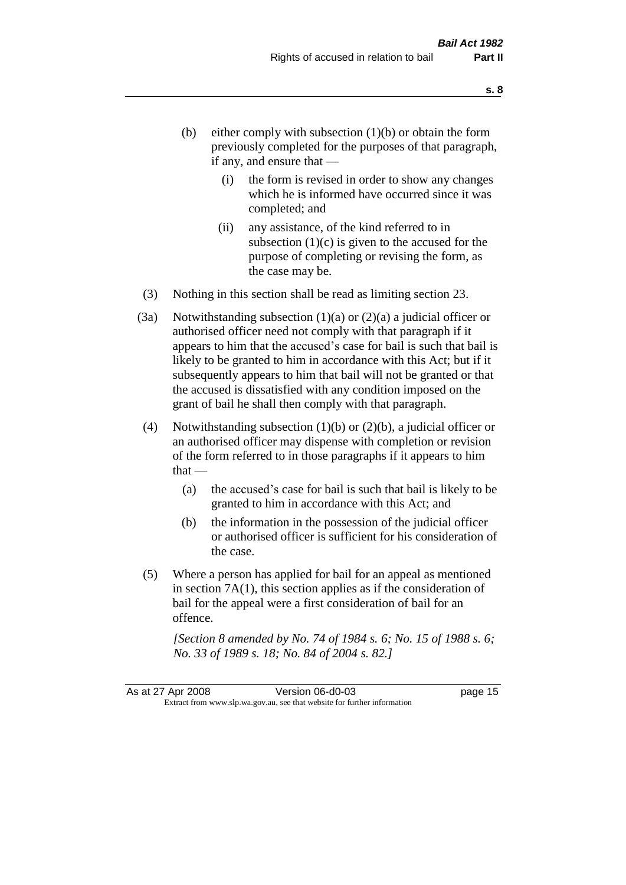(b) either comply with subsection (1)(b) or obtain the form previously completed for the purposes of that paragraph, if any, and ensure that —

    (i) the form is revised in order to show any changes which he is informed have occurred since it was completed; and

    (ii) any assistance, of the kind referred to in subsection (1)(c) is given to the accused for the purpose of completing or revising the form, as the case may be.

(3) Nothing in this section shall be read as limiting section 23.

(3a) Notwithstanding subsection (1)(a) or (2)(a) a judicial officer or authorised officer need not comply with that paragraph if it appears to him that the accused's case for bail is such that bail is likely to be granted to him in accordance with this Act; but if it subsequently appears to him that bail will not be granted or that the accused is dissatisfied with any condition imposed on the grant of bail he shall then comply with that paragraph.

(4) Notwithstanding subsection (1)(b) or (2)(b), a judicial officer or an authorised officer may dispense with completion or revision of the form referred to in those paragraphs if it appears to him that —

(a) the accused's case for bail is such that bail is likely to be granted to him in accordance with this Act; and

(b) the information in the possession of the judicial officer or authorised officer is sufficient for his consideration of the case.

(5) Where a person has applied for bail for an appeal as mentioned in section 7A(1), this section applies as if the consideration of bail for the appeal were a first consideration of bail for an offence.

*[Section 8 amended by No. 74 of 1984 s. 6; No. 15 of 1988 s. 6; No. 33 of 1989 s. 18; No. 84 of 2004 s. 82.]*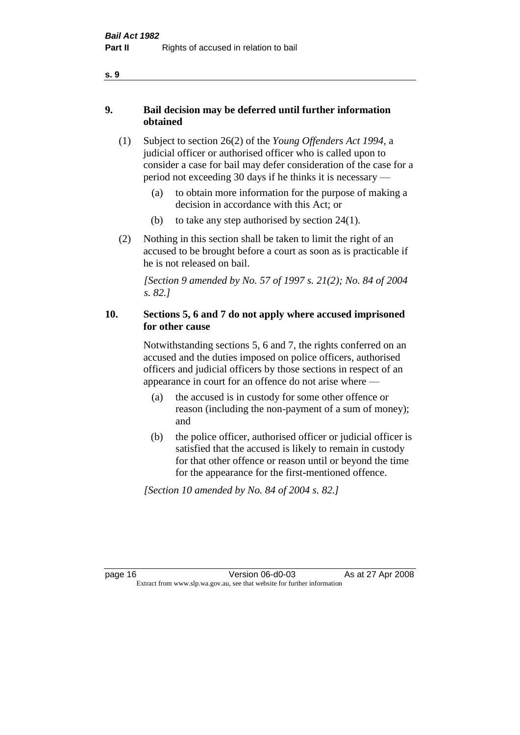## 9. Bail decision may be deferred until further information obtained

(1) Subject to section 26(2) of the *Young Offenders Act 1994*, a judicial officer or authorised officer who is called upon to consider a case for bail may defer consideration of the case for a period not exceeding 30 days if he thinks it is necessary —

(a) to obtain more information for the purpose of making a decision in accordance with this Act; or

(b) to take any step authorised by section 24(1).

(2) Nothing in this section shall be taken to limit the right of an accused to be brought before a court as soon as is practicable if he is not released on bail.

*[Section 9 amended by No. 57 of 1997 s. 21(2); No. 84 of 2004 s. 82.]*

## 10. Sections 5, 6 and 7 do not apply where accused imprisoned for other cause

Notwithstanding sections 5, 6 and 7, the rights conferred on an accused and the duties imposed on police officers, authorised officers and judicial officers by those sections in respect of an appearance in court for an offence do not arise where —

(a) the accused is in custody for some other offence or reason (including the non-payment of a sum of money); and

(b) the police officer, authorised officer or judicial officer is satisfied that the accused is likely to remain in custody for that other offence or reason until or beyond the time for the appearance for the first-mentioned offence.

*[Section 10 amended by No. 84 of 2004 s. 82.]*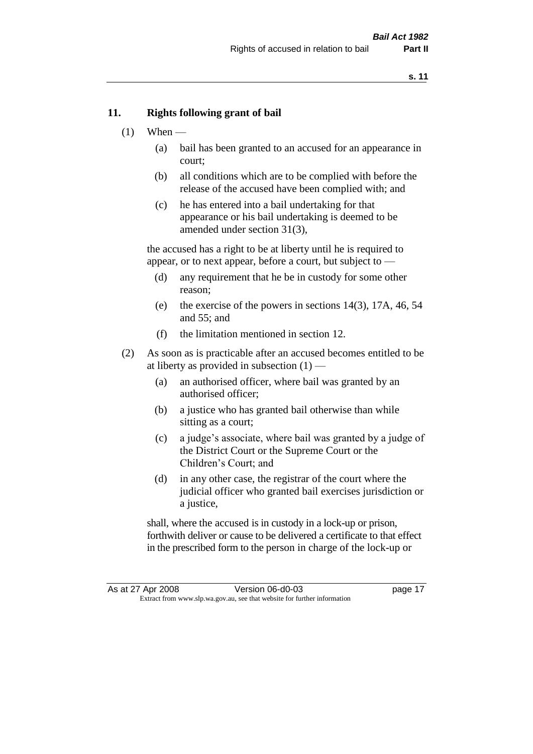## 11. Rights following grant of bail

(1) When —

- (a) bail has been granted to an accused for an appearance in court;
- (b) all conditions which are to be complied with before the release of the accused have been complied with; and
- (c) he has entered into a bail undertaking for that appearance or his bail undertaking is deemed to be amended under section 31(3),

the accused has a right to be at liberty until he is required to appear, or to next appear, before a court, but subject to —

- (d) any requirement that he be in custody for some other reason;
- (e) the exercise of the powers in sections 14(3), 17A, 46, 54 and 55; and
- (f) the limitation mentioned in section 12.

(2) As soon as is practicable after an accused becomes entitled to be at liberty as provided in subsection (1) —

- (a) an authorised officer, where bail was granted by an authorised officer;
- (b) a justice who has granted bail otherwise than while sitting as a court;
- (c) a judge's associate, where bail was granted by a judge of the District Court or the Supreme Court or the Children's Court; and
- (d) in any other case, the registrar of the court where the judicial officer who granted bail exercises jurisdiction or a justice,

shall, where the accused is in custody in a lock-up or prison, forthwith deliver or cause to be delivered a certificate to that effect in the prescribed form to the person in charge of the lock-up or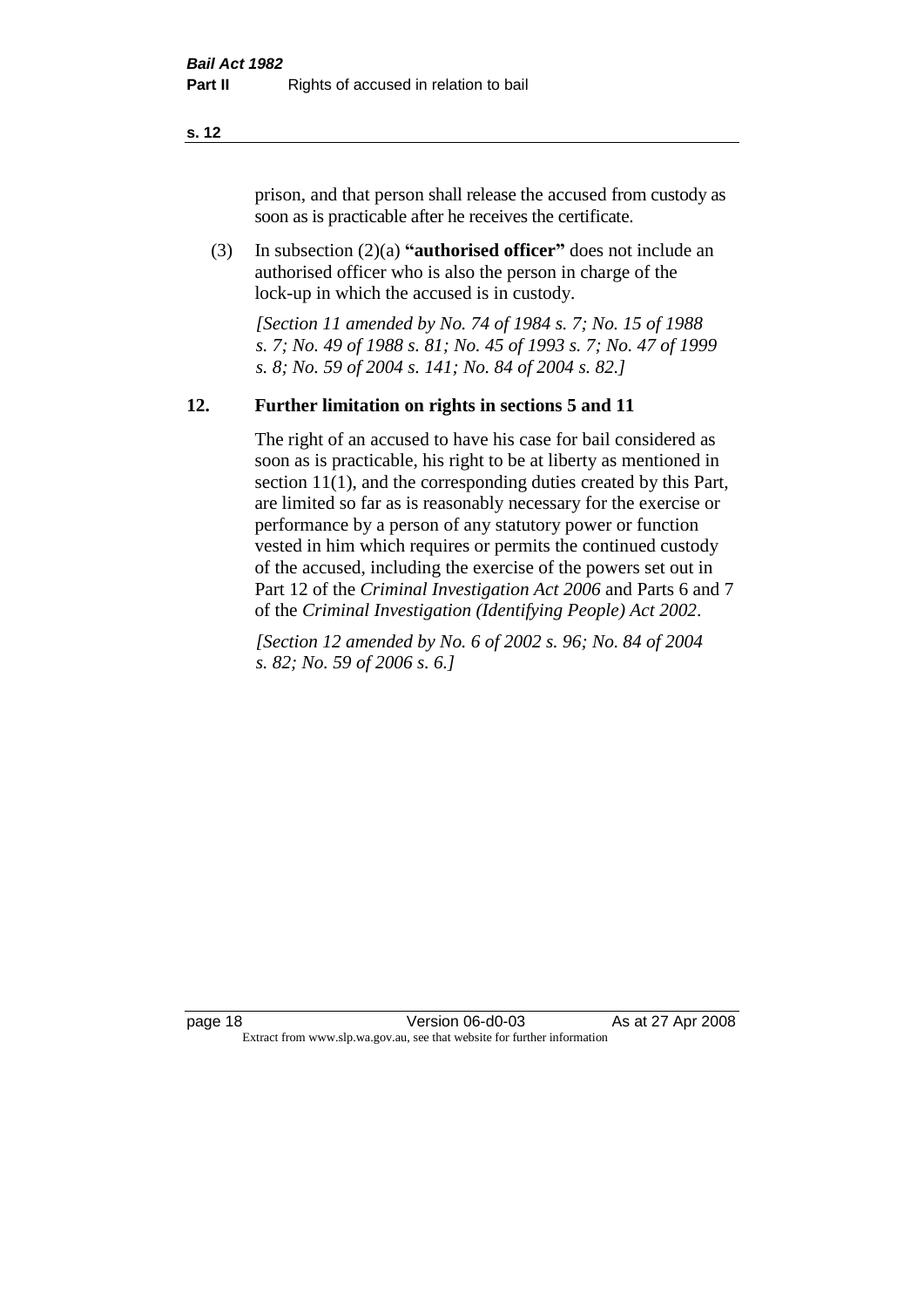prison, and that person shall release the accused from custody as soon as is practicable after he receives the certificate.

(3) In subsection (2)(a) **"authorised officer"** does not include an authorised officer who is also the person in charge of the lock-up in which the accused is in custody.

*[Section 11 amended by No. 74 of 1984 s. 7; No. 15 of 1988 s. 7; No. 49 of 1988 s. 81; No. 45 of 1993 s. 7; No. 47 of 1999 s. 8; No. 59 of 2004 s. 141; No. 84 of 2004 s. 82.]*

## 12. Further limitation on rights in sections 5 and 11

The right of an accused to have his case for bail considered as soon as is practicable, his right to be at liberty as mentioned in section 11(1), and the corresponding duties created by this Part, are limited so far as is reasonably necessary for the exercise or performance by a person of any statutory power or function vested in him which requires or permits the continued custody of the accused, including the exercise of the powers set out in Part 12 of the *Criminal Investigation Act 2006* and Parts 6 and 7 of the *Criminal Investigation (Identifying People) Act 2002*.

*[Section 12 amended by No. 6 of 2002 s. 96; No. 84 of 2004 s. 82; No. 59 of 2006 s. 6.]*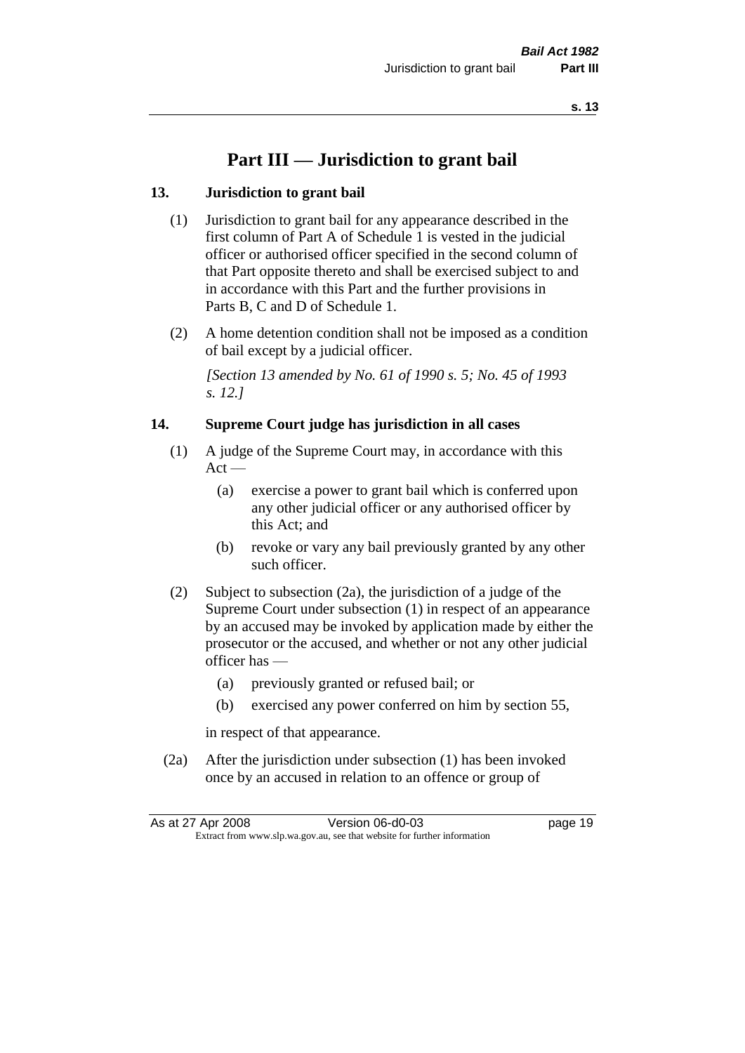# Part III — Jurisdiction to grant bail

## 13. Jurisdiction to grant bail

(1) Jurisdiction to grant bail for any appearance described in the first column of Part A of Schedule 1 is vested in the judicial officer or authorised officer specified in the second column of that Part opposite thereto and shall be exercised subject to and in accordance with this Part and the further provisions in Parts B, C and D of Schedule 1.

(2) A home detention condition shall not be imposed as a condition of bail except by a judicial officer.

*[Section 13 amended by No. 61 of 1990 s. 5; No. 45 of 1993 s. 12.]*

## 14. Supreme Court judge has jurisdiction in all cases

(1) A judge of the Supreme Court may, in accordance with this Act —

- (a) exercise a power to grant bail which is conferred upon any other judicial officer or any authorised officer by this Act; and
- (b) revoke or vary any bail previously granted by any other such officer.

(2) Subject to subsection (2a), the jurisdiction of a judge of the Supreme Court under subsection (1) in respect of an appearance by an accused may be invoked by application made by either the prosecutor or the accused, and whether or not any other judicial officer has —

- (a) previously granted or refused bail; or
- (b) exercised any power conferred on him by section 55,

in respect of that appearance.

(2a) After the jurisdiction under subsection (1) has been invoked once by an accused in relation to an offence or group of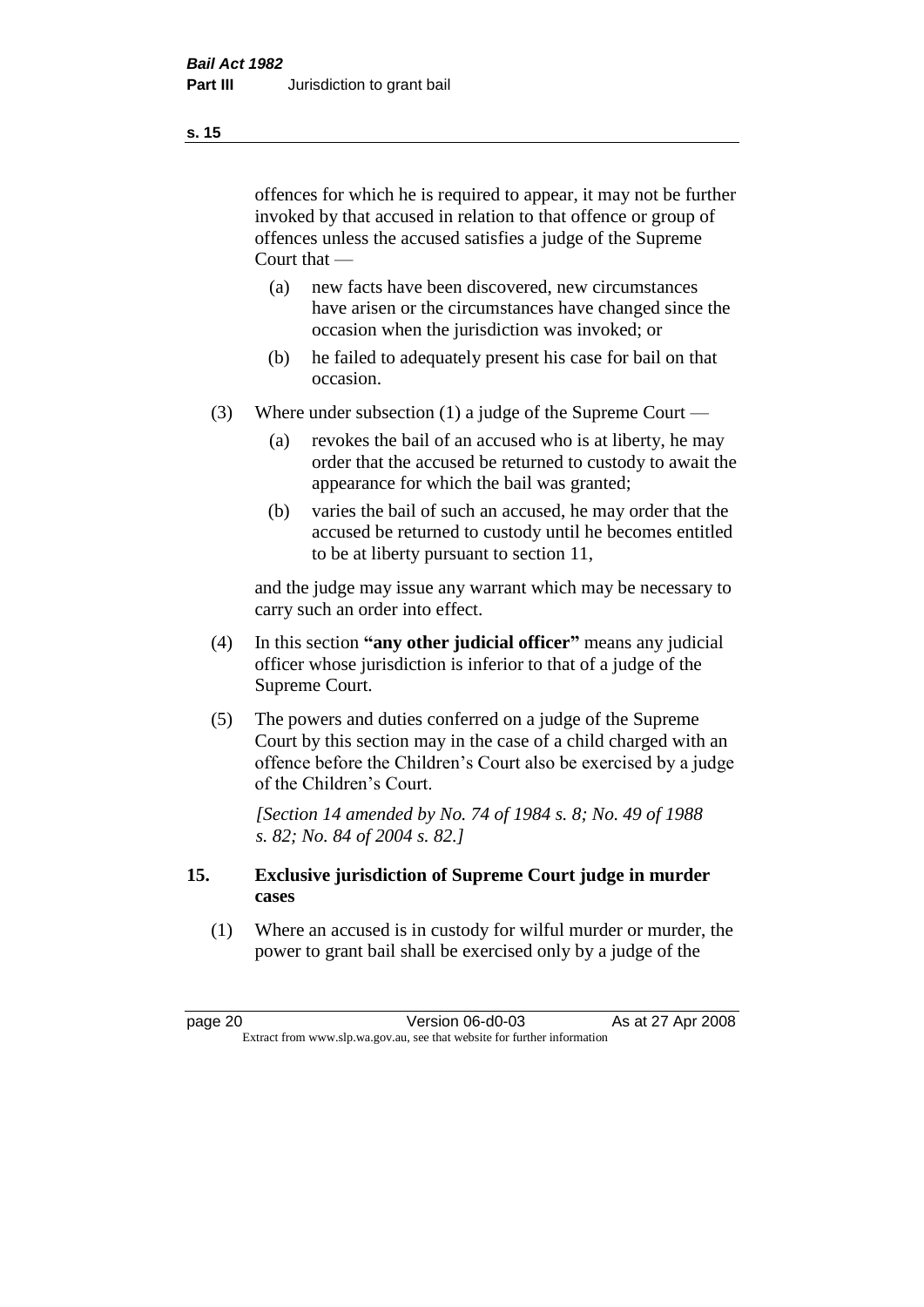offences for which he is required to appear, it may not be further invoked by that accused in relation to that offence or group of offences unless the accused satisfies a judge of the Supreme Court that —

(a) new facts have been discovered, new circumstances have arisen or the circumstances have changed since the occasion when the jurisdiction was invoked; or

(b) he failed to adequately present his case for bail on that occasion.

(3) Where under subsection (1) a judge of the Supreme Court —

(a) revokes the bail of an accused who is at liberty, he may order that the accused be returned to custody to await the appearance for which the bail was granted;

(b) varies the bail of such an accused, he may order that the accused be returned to custody until he becomes entitled to be at liberty pursuant to section 11,

and the judge may issue any warrant which may be necessary to carry such an order into effect.

(4) In this section **"any other judicial officer"** means any judicial officer whose jurisdiction is inferior to that of a judge of the Supreme Court.

(5) The powers and duties conferred on a judge of the Supreme Court by this section may in the case of a child charged with an offence before the Children's Court also be exercised by a judge of the Children's Court.

*[Section 14 amended by No. 74 of 1984 s. 8; No. 49 of 1988 s. 82; No. 84 of 2004 s. 82.]*

## 15. Exclusive jurisdiction of Supreme Court judge in murder cases

(1) Where an accused is in custody for wilful murder or murder, the power to grant bail shall be exercised only by a judge of the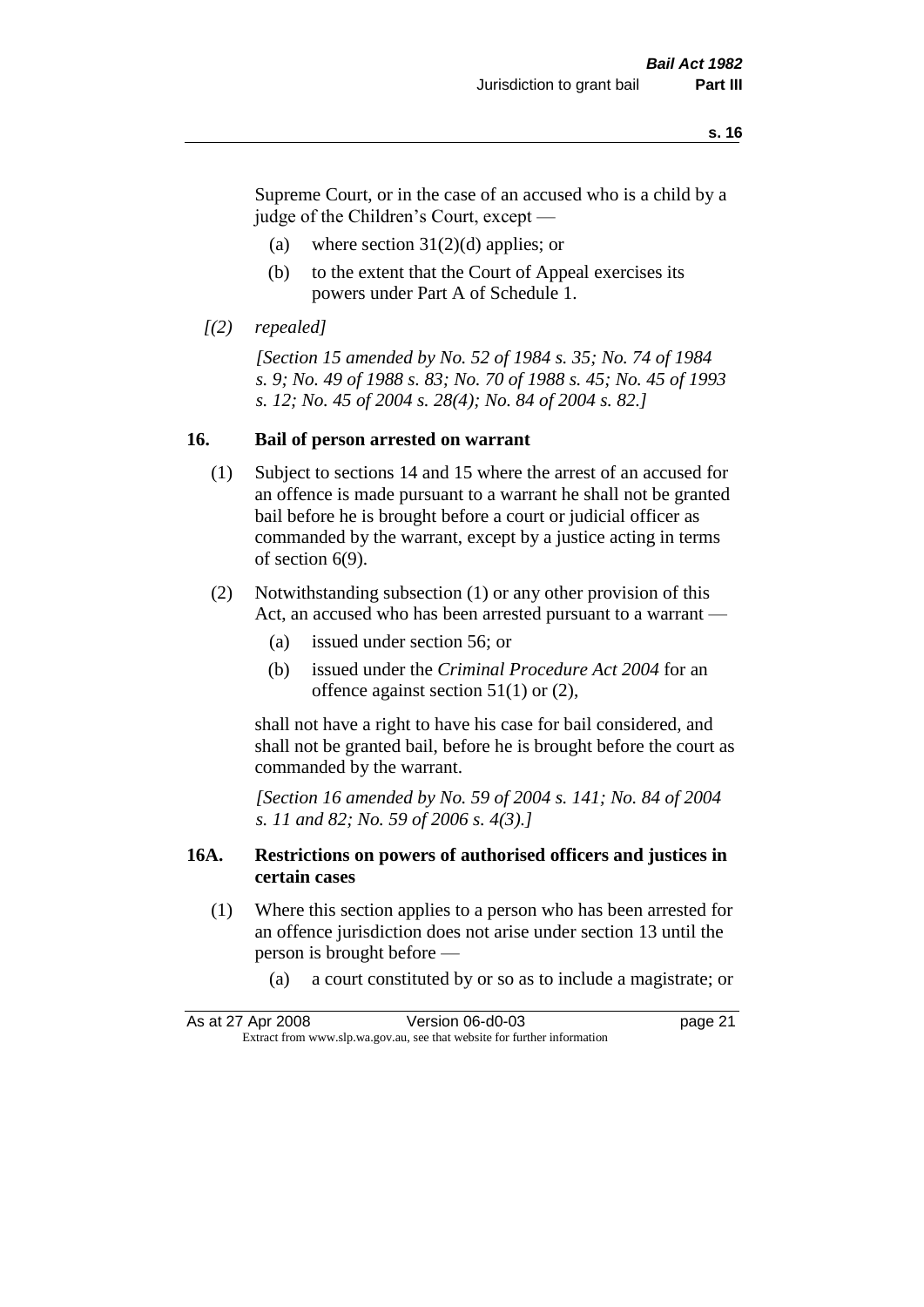Supreme Court, or in the case of an accused who is a child by a judge of the Children's Court, except —

(a) where section 31(2)(d) applies; or

(b) to the extent that the Court of Appeal exercises its powers under Part A of Schedule 1.

*[(2) repealed]*

*[Section 15 amended by No. 52 of 1984 s. 35; No. 74 of 1984 s. 9; No. 49 of 1988 s. 83; No. 70 of 1988 s. 45; No. 45 of 1993 s. 12; No. 45 of 2004 s. 28(4); No. 84 of 2004 s. 82.]*

## 16. Bail of person arrested on warrant

(1) Subject to sections 14 and 15 where the arrest of an accused for an offence is made pursuant to a warrant he shall not be granted bail before he is brought before a court or judicial officer as commanded by the warrant, except by a justice acting in terms of section 6(9).

(2) Notwithstanding subsection (1) or any other provision of this Act, an accused who has been arrested pursuant to a warrant —

(a) issued under section 56; or

(b) issued under the *Criminal Procedure Act 2004* for an offence against section 51(1) or (2),

shall not have a right to have his case for bail considered, and shall not be granted bail, before he is brought before the court as commanded by the warrant.

*[Section 16 amended by No. 59 of 2004 s. 141; No. 84 of 2004 s. 11 and 82; No. 59 of 2006 s. 4(3).]*

## 16A. Restrictions on powers of authorised officers and justices in certain cases

(1) Where this section applies to a person who has been arrested for an offence jurisdiction does not arise under section 13 until the person is brought before —

(a) a court constituted by or so as to include a magistrate; or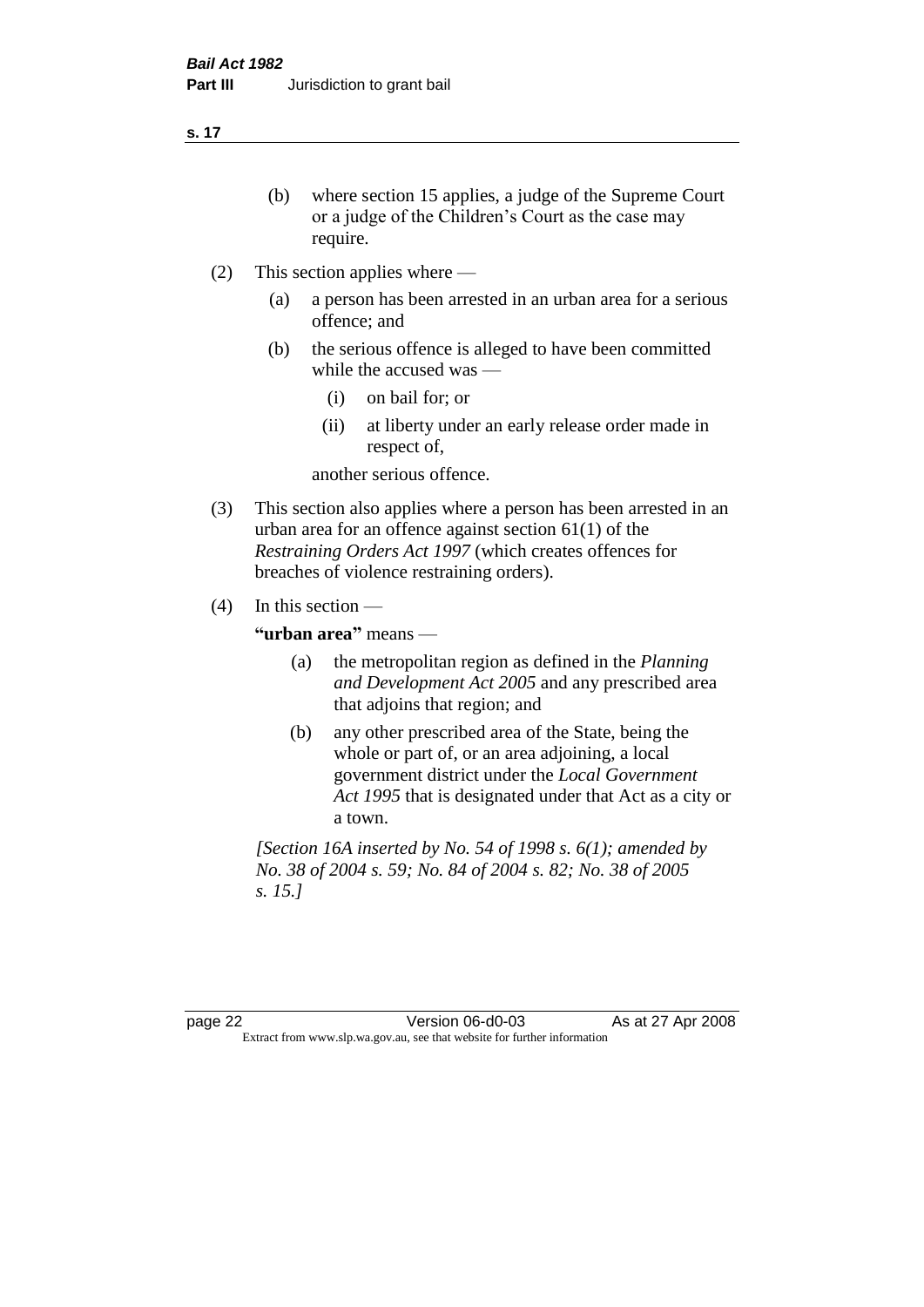(b) where section 15 applies, a judge of the Supreme Court or a judge of the Children's Court as the case may require.

(2) This section applies where —

(a) a person has been arrested in an urban area for a serious offence; and

(b) the serious offence is alleged to have been committed while the accused was —

(i) on bail for; or

(ii) at liberty under an early release order made in respect of,

another serious offence.

(3) This section also applies where a person has been arrested in an urban area for an offence against section 61(1) of the *Restraining Orders Act 1997* (which creates offences for breaches of violence restraining orders).

(4) In this section —

**"urban area"** means —

(a) the metropolitan region as defined in the *Planning and Development Act 2005* and any prescribed area that adjoins that region; and

(b) any other prescribed area of the State, being the whole or part of, or an area adjoining, a local government district under the *Local Government Act 1995* that is designated under that Act as a city or a town.

*[Section 16A inserted by No. 54 of 1998 s. 6(1); amended by No. 38 of 2004 s. 59; No. 84 of 2004 s. 82; No. 38 of 2005 s. 15.]*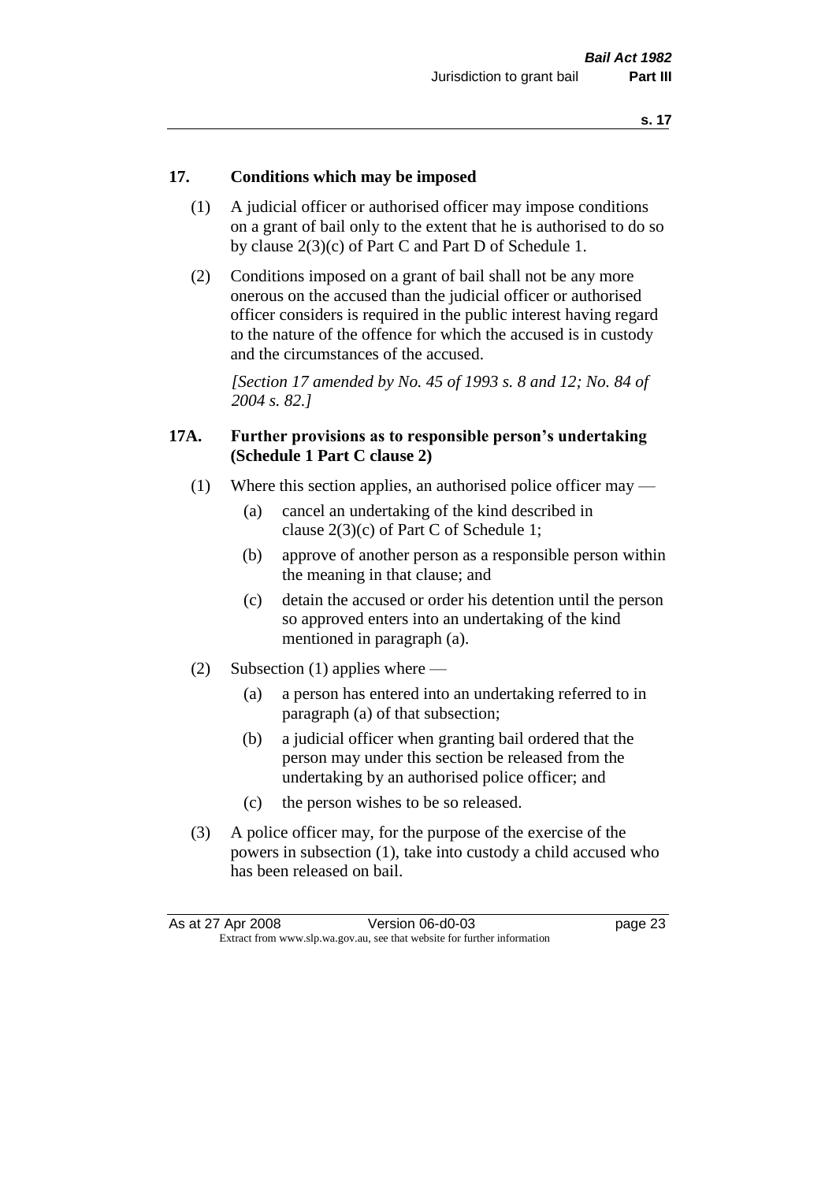## 17. Conditions which may be imposed

(1) A judicial officer or authorised officer may impose conditions on a grant of bail only to the extent that he is authorised to do so by clause 2(3)(c) of Part C and Part D of Schedule 1.

(2) Conditions imposed on a grant of bail shall not be any more onerous on the accused than the judicial officer or authorised officer considers is required in the public interest having regard to the nature of the offence for which the accused is in custody and the circumstances of the accused.

*[Section 17 amended by No. 45 of 1993 s. 8 and 12; No. 84 of 2004 s. 82.]*

## 17A. Further provisions as to responsible person's undertaking (Schedule 1 Part C clause 2)

(1) Where this section applies, an authorised police officer may —

- (a) cancel an undertaking of the kind described in clause 2(3)(c) of Part C of Schedule 1;
- (b) approve of another person as a responsible person within the meaning in that clause; and
- (c) detain the accused or order his detention until the person so approved enters into an undertaking of the kind mentioned in paragraph (a).

(2) Subsection (1) applies where —

- (a) a person has entered into an undertaking referred to in paragraph (a) of that subsection;
- (b) a judicial officer when granting bail ordered that the person may under this section be released from the undertaking by an authorised police officer; and
- (c) the person wishes to be so released.

(3) A police officer may, for the purpose of the exercise of the powers in subsection (1), take into custody a child accused who has been released on bail.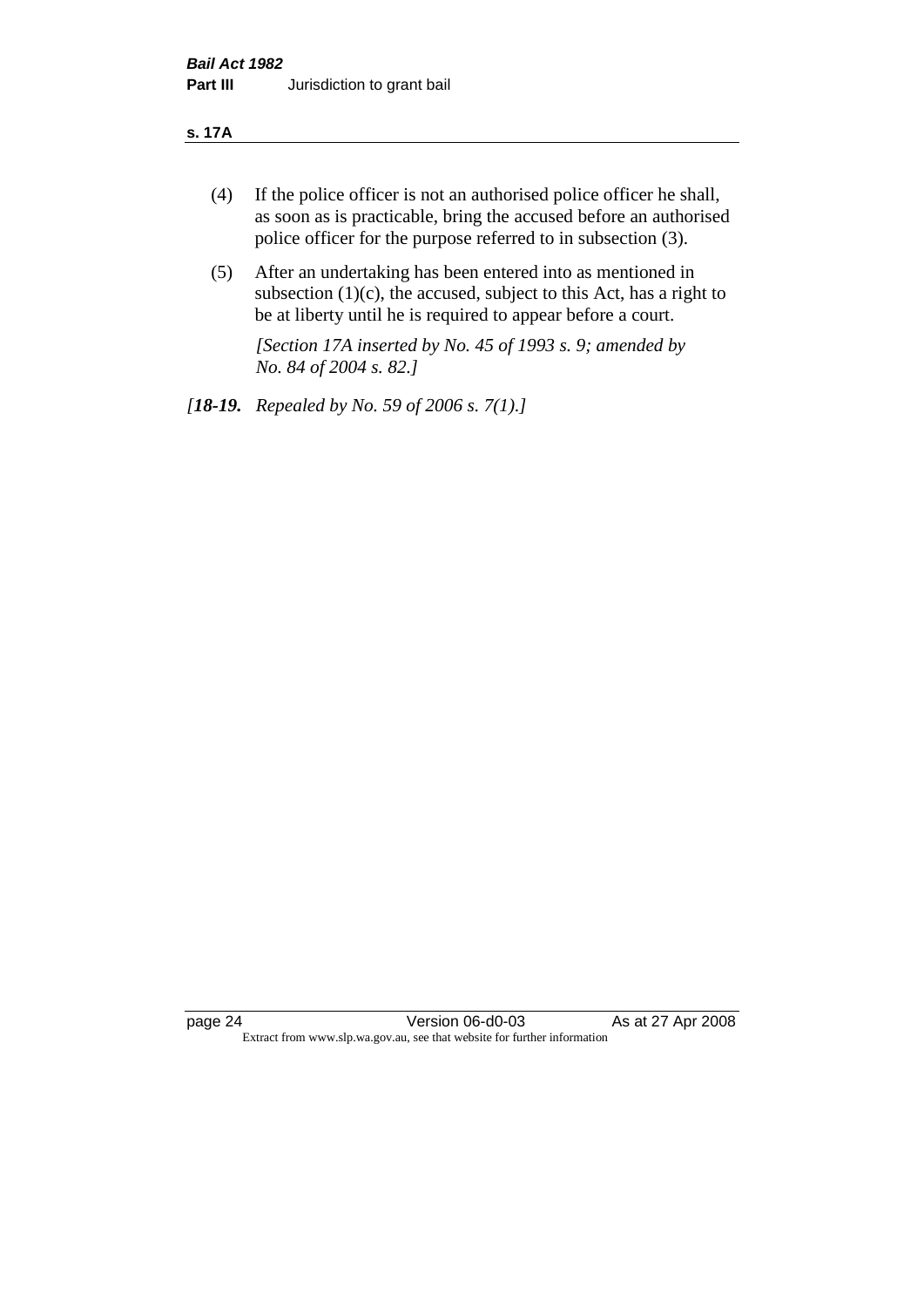(4) If the police officer is not an authorised police officer he shall, as soon as is practicable, bring the accused before an authorised police officer for the purpose referred to in subsection (3).

(5) After an undertaking has been entered into as mentioned in subsection (1)(c), the accused, subject to this Act, has a right to be at liberty until he is required to appear before a court.

*[Section 17A inserted by No. 45 of 1993 s. 9; amended by No. 84 of 2004 s. 82.]*

*[**18-19.** Repealed by No. 59 of 2006 s. 7(1).]*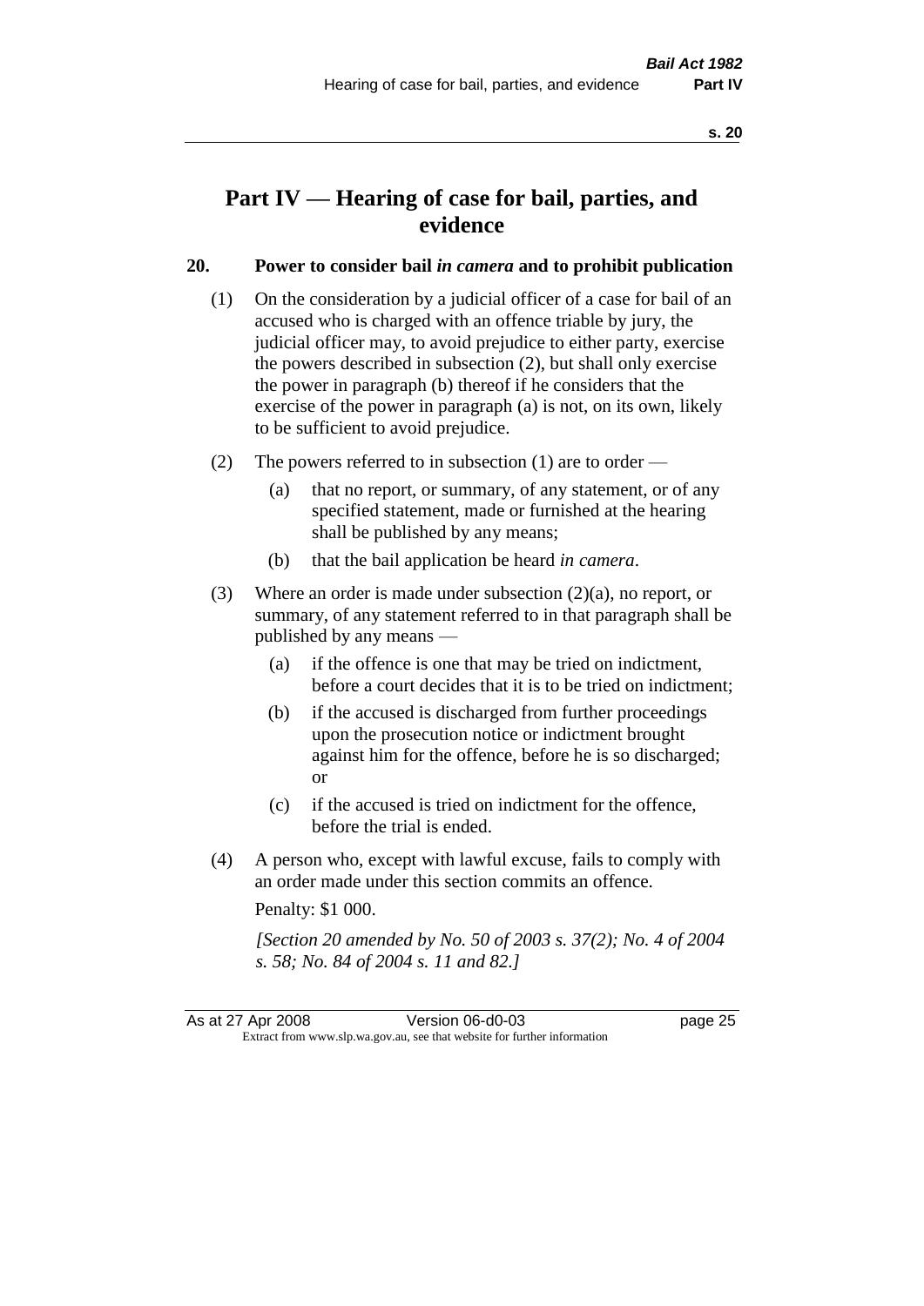# Part IV — Hearing of case for bail, parties, and evidence

### 20. Power to consider bail *in camera* and to prohibit publication

(1) On the consideration by a judicial officer of a case for bail of an accused who is charged with an offence triable by jury, the judicial officer may, to avoid prejudice to either party, exercise the powers described in subsection (2), but shall only exercise the power in paragraph (b) thereof if he considers that the exercise of the power in paragraph (a) is not, on its own, likely to be sufficient to avoid prejudice.

(2) The powers referred to in subsection (1) are to order —

- (a) that no report, or summary, of any statement, or of any specified statement, made or furnished at the hearing shall be published by any means;
- (b) that the bail application be heard *in camera*.

(3) Where an order is made under subsection (2)(a), no report, or summary, of any statement referred to in that paragraph shall be published by any means —

- (a) if the offence is one that may be tried on indictment, before a court decides that it is to be tried on indictment;
- (b) if the accused is discharged from further proceedings upon the prosecution notice or indictment brought against him for the offence, before he is so discharged; or
- (c) if the accused is tried on indictment for the offence, before the trial is ended.

(4) A person who, except with lawful excuse, fails to comply with an order made under this section commits an offence.

Penalty: $1 000.

*[Section 20 amended by No. 50 of 2003 s. 37(2); No. 4 of 2004 s. 58; No. 84 of 2004 s. 11 and 82.]*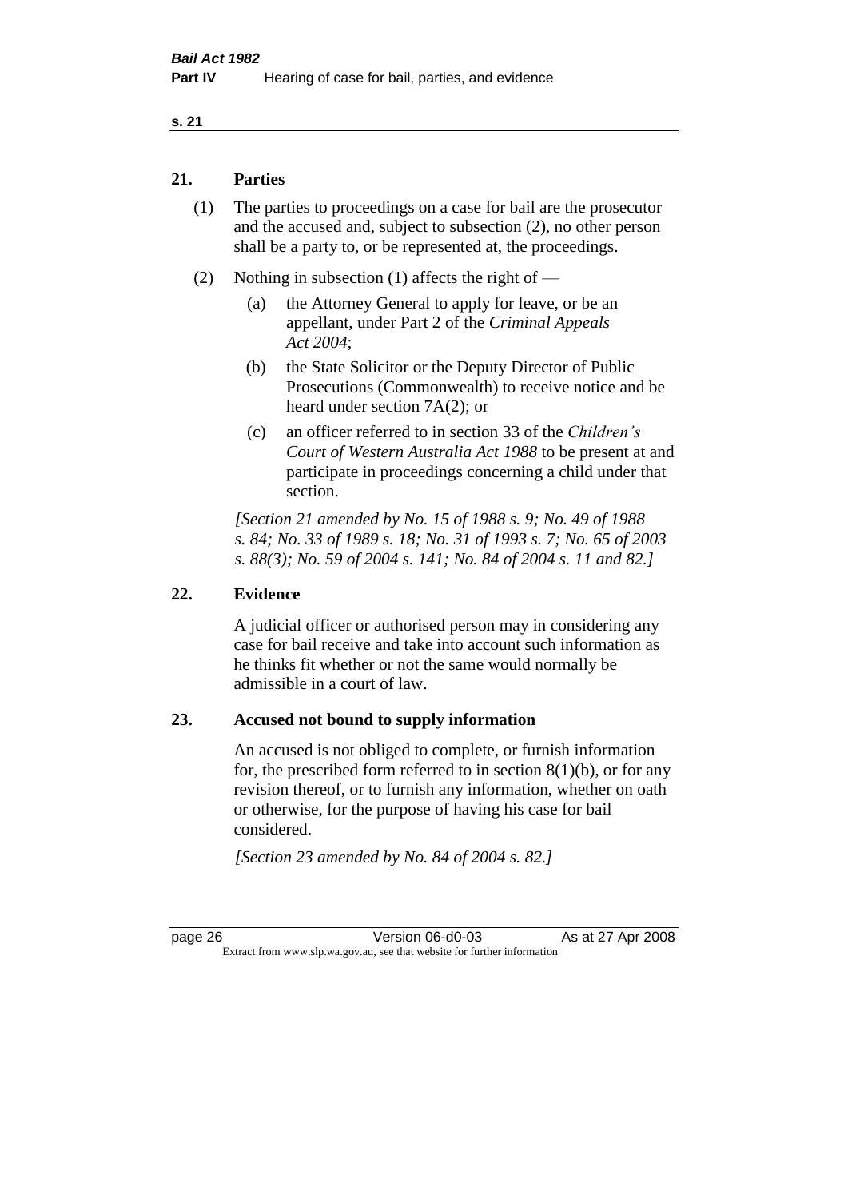## 21. Parties

(1) The parties to proceedings on a case for bail are the prosecutor and the accused and, subject to subsection (2), no other person shall be a party to, or be represented at, the proceedings.

(2) Nothing in subsection (1) affects the right of —

- (a) the Attorney General to apply for leave, or be an appellant, under Part 2 of the *Criminal Appeals Act 2004*;
- (b) the State Solicitor or the Deputy Director of Public Prosecutions (Commonwealth) to receive notice and be heard under section 7A(2); or
- (c) an officer referred to in section 33 of the *Children's Court of Western Australia Act 1988* to be present at and participate in proceedings concerning a child under that section.

*[Section 21 amended by No. 15 of 1988 s. 9; No. 49 of 1988 s. 84; No. 33 of 1989 s. 18; No. 31 of 1993 s. 7; No. 65 of 2003 s. 88(3); No. 59 of 2004 s. 141; No. 84 of 2004 s. 11 and 82.]*

## 22. Evidence

A judicial officer or authorised person may in considering any case for bail receive and take into account such information as he thinks fit whether or not the same would normally be admissible in a court of law.

## 23. Accused not bound to supply information

An accused is not obliged to complete, or furnish information for, the prescribed form referred to in section 8(1)(b), or for any revision thereof, or to furnish any information, whether on oath or otherwise, for the purpose of having his case for bail considered.

*[Section 23 amended by No. 84 of 2004 s. 82.]*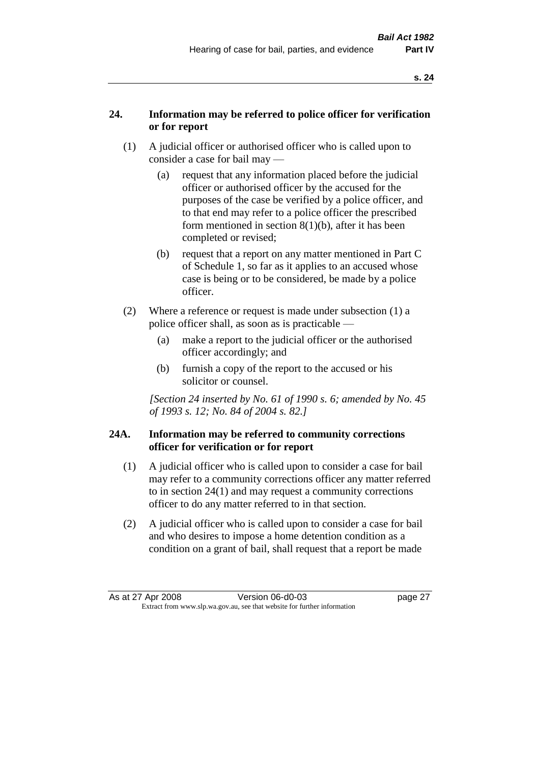## 24. Information may be referred to police officer for verification or for report

(1) A judicial officer or authorised officer who is called upon to consider a case for bail may —

(a) request that any information placed before the judicial officer or authorised officer by the accused for the purposes of the case be verified by a police officer, and to that end may refer to a police officer the prescribed form mentioned in section 8(1)(b), after it has been completed or revised;

(b) request that a report on any matter mentioned in Part C of Schedule 1, so far as it applies to an accused whose case is being or to be considered, be made by a police officer.

(2) Where a reference or request is made under subsection (1) a police officer shall, as soon as is practicable —

(a) make a report to the judicial officer or the authorised officer accordingly; and

(b) furnish a copy of the report to the accused or his solicitor or counsel.

*[Section 24 inserted by No. 61 of 1990 s. 6; amended by No. 45 of 1993 s. 12; No. 84 of 2004 s. 82.]*

## 24A. Information may be referred to community corrections officer for verification or for report

(1) A judicial officer who is called upon to consider a case for bail may refer to a community corrections officer any matter referred to in section 24(1) and may request a community corrections officer to do any matter referred to in that section.

(2) A judicial officer who is called upon to consider a case for bail and who desires to impose a home detention condition as a condition on a grant of bail, shall request that a report be made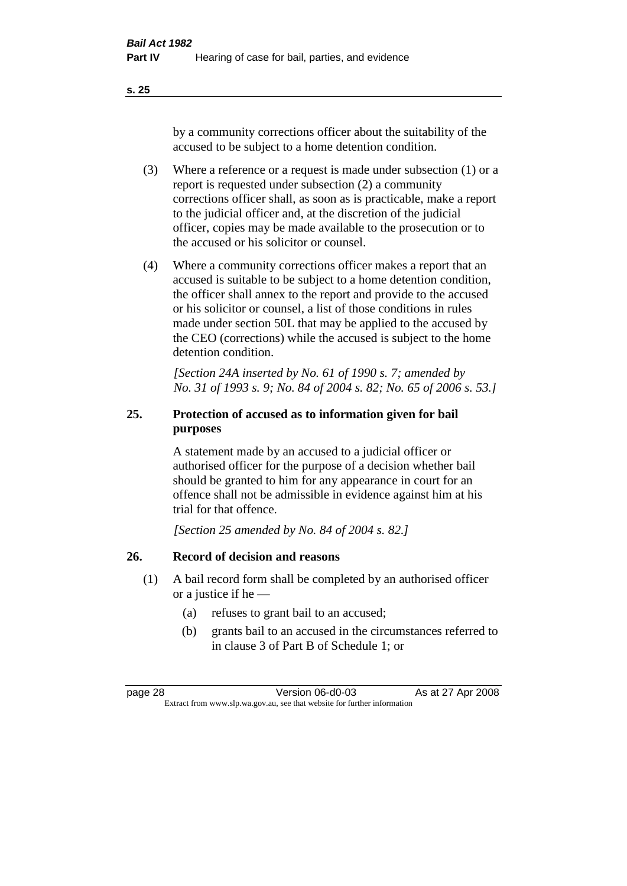by a community corrections officer about the suitability of the accused to be subject to a home detention condition.

(3) Where a reference or a request is made under subsection (1) or a report is requested under subsection (2) a community corrections officer shall, as soon as is practicable, make a report to the judicial officer and, at the discretion of the judicial officer, copies may be made available to the prosecution or to the accused or his solicitor or counsel.

(4) Where a community corrections officer makes a report that an accused is suitable to be subject to a home detention condition, the officer shall annex to the report and provide to the accused or his solicitor or counsel, a list of those conditions in rules made under section 50L that may be applied to the accused by the CEO (corrections) while the accused is subject to the home detention condition.

*[Section 24A inserted by No. 61 of 1990 s. 7; amended by No. 31 of 1993 s. 9; No. 84 of 2004 s. 82; No. 65 of 2006 s. 53.]*

## 25. Protection of accused as to information given for bail purposes

A statement made by an accused to a judicial officer or authorised officer for the purpose of a decision whether bail should be granted to him for any appearance in court for an offence shall not be admissible in evidence against him at his trial for that offence.

*[Section 25 amended by No. 84 of 2004 s. 82.]*

## 26. Record of decision and reasons

(1) A bail record form shall be completed by an authorised officer or a justice if he —

(a) refuses to grant bail to an accused;

(b) grants bail to an accused in the circumstances referred to in clause 3 of Part B of Schedule 1; or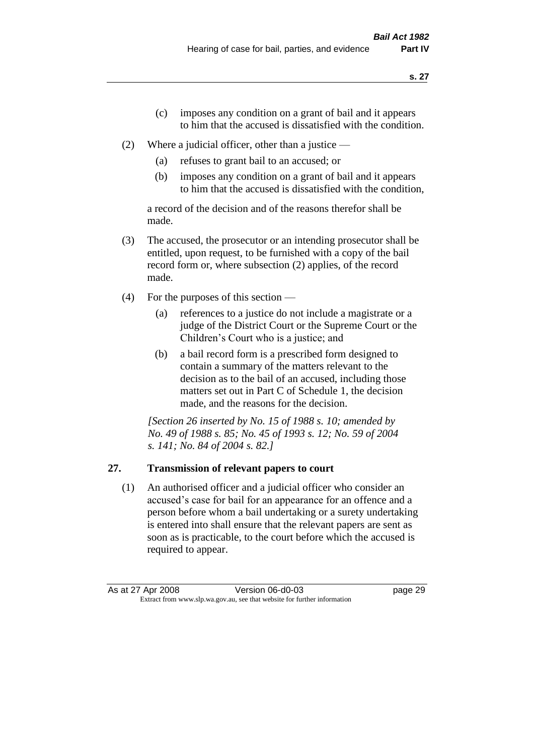(c) imposes any condition on a grant of bail and it appears to him that the accused is dissatisfied with the condition.

(2) Where a judicial officer, other than a justice —

(a) refuses to grant bail to an accused; or

(b) imposes any condition on a grant of bail and it appears to him that the accused is dissatisfied with the condition,

a record of the decision and of the reasons therefor shall be made.

(3) The accused, the prosecutor or an intending prosecutor shall be entitled, upon request, to be furnished with a copy of the bail record form or, where subsection (2) applies, of the record made.

(4) For the purposes of this section —

(a) references to a justice do not include a magistrate or a judge of the District Court or the Supreme Court or the Children's Court who is a justice; and

(b) a bail record form is a prescribed form designed to contain a summary of the matters relevant to the decision as to the bail of an accused, including those matters set out in Part C of Schedule 1, the decision made, and the reasons for the decision.

*[Section 26 inserted by No. 15 of 1988 s. 10; amended by No. 49 of 1988 s. 85; No. 45 of 1993 s. 12; No. 59 of 2004 s. 141; No. 84 of 2004 s. 82.]*

## 27. Transmission of relevant papers to court

(1) An authorised officer and a judicial officer who consider an accused's case for bail for an appearance for an offence and a person before whom a bail undertaking or a surety undertaking is entered into shall ensure that the relevant papers are sent as soon as is practicable, to the court before which the accused is required to appear.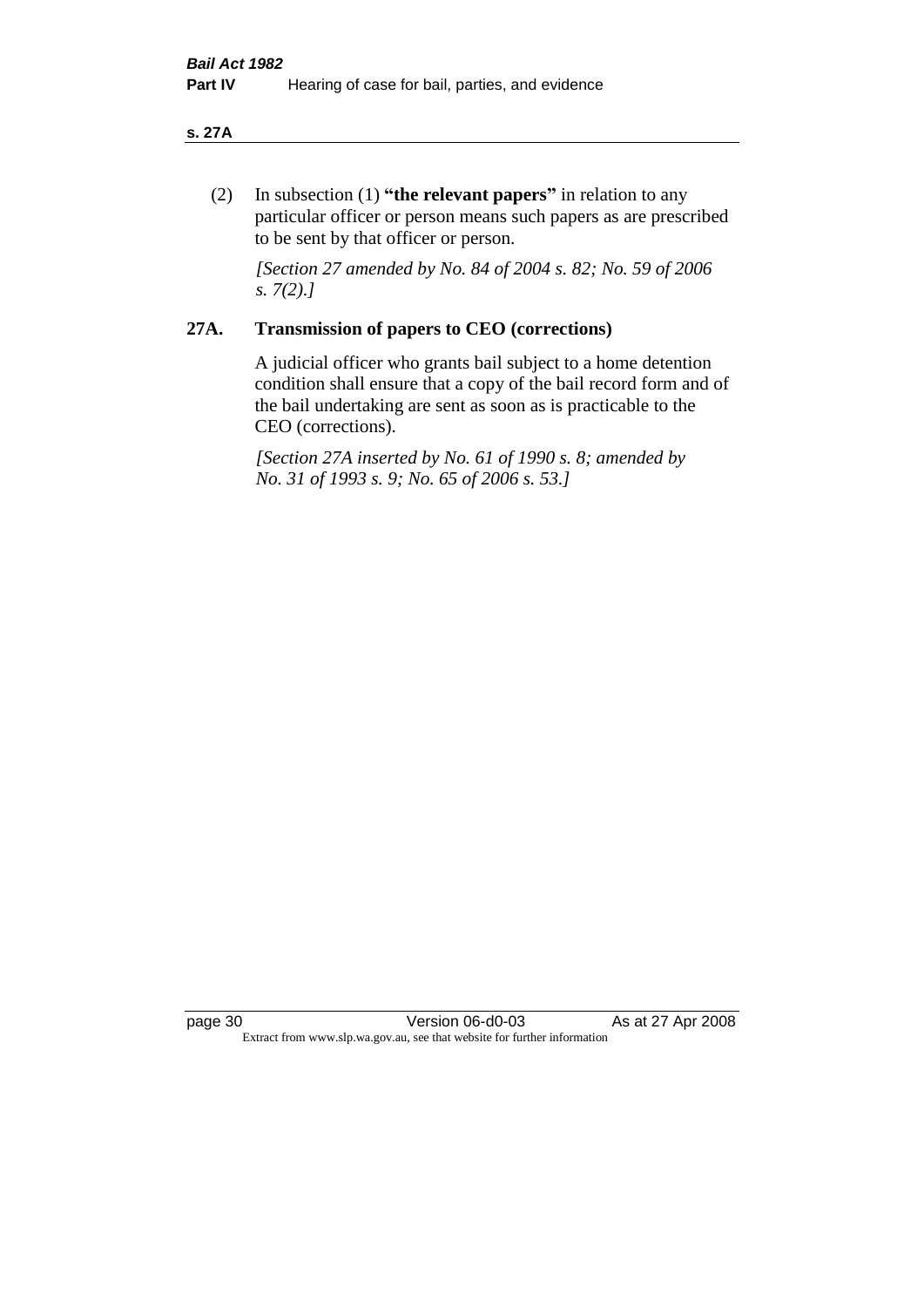(2) In subsection (1) **"the relevant papers"** in relation to any particular officer or person means such papers as are prescribed to be sent by that officer or person.

*[Section 27 amended by No. 84 of 2004 s. 82; No. 59 of 2006 s. 7(2).]*

## 27A. Transmission of papers to CEO (corrections)

A judicial officer who grants bail subject to a home detention condition shall ensure that a copy of the bail record form and of the bail undertaking are sent as soon as is practicable to the CEO (corrections).

*[Section 27A inserted by No. 61 of 1990 s. 8; amended by No. 31 of 1993 s. 9; No. 65 of 2006 s. 53.]*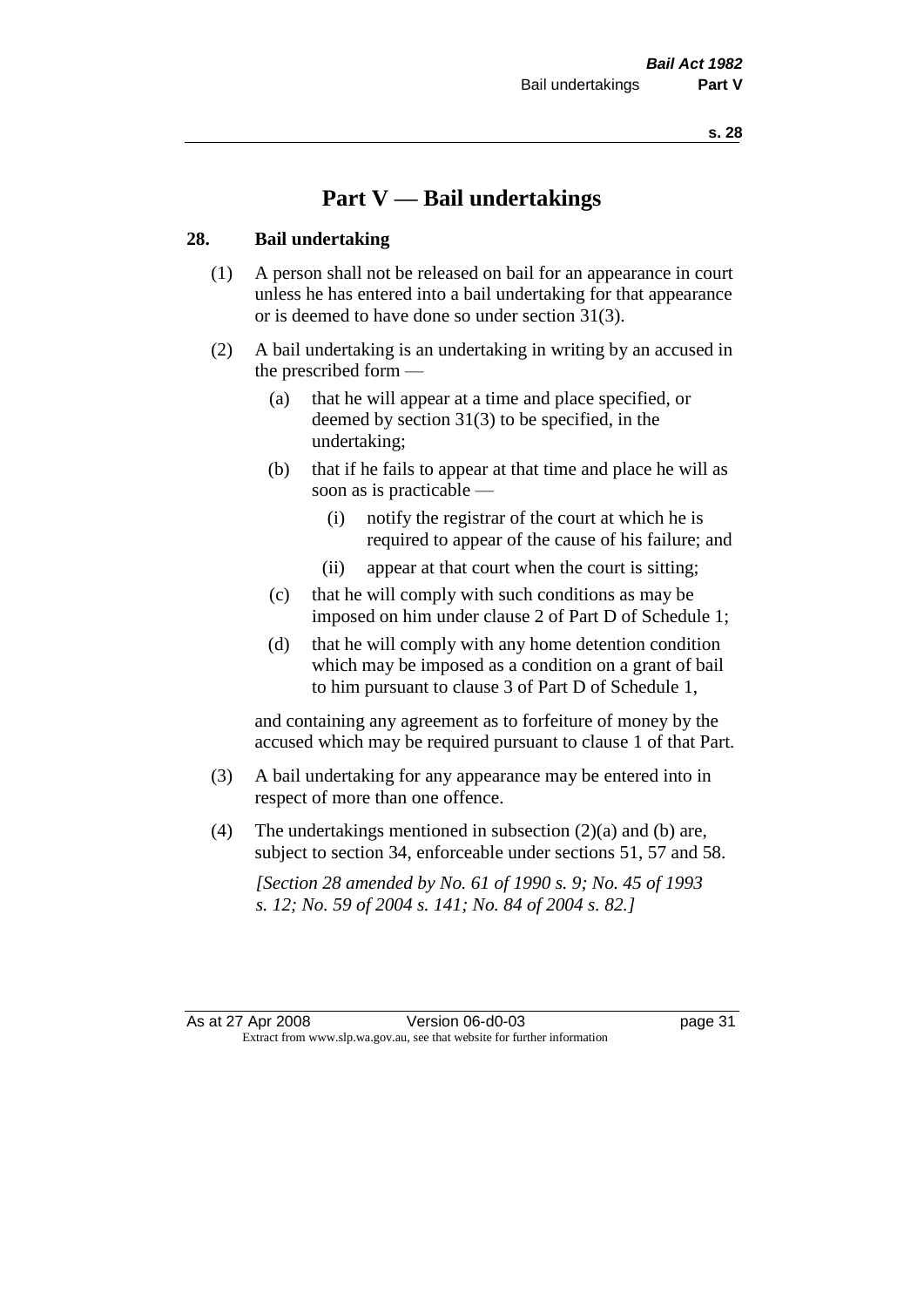# Part V — Bail undertakings

## 28. Bail undertaking

(1) A person shall not be released on bail for an appearance in court unless he has entered into a bail undertaking for that appearance or is deemed to have done so under section 31(3).

(2) A bail undertaking is an undertaking in writing by an accused in the prescribed form —

- (a) that he will appear at a time and place specified, or deemed by section 31(3) to be specified, in the undertaking;
- (b) that if he fails to appear at that time and place he will as soon as is practicable —
  - (i) notify the registrar of the court at which he is required to appear of the cause of his failure; and
  - (ii) appear at that court when the court is sitting;
- (c) that he will comply with such conditions as may be imposed on him under clause 2 of Part D of Schedule 1;
- (d) that he will comply with any home detention condition which may be imposed as a condition on a grant of bail to him pursuant to clause 3 of Part D of Schedule 1,

and containing any agreement as to forfeiture of money by the accused which may be required pursuant to clause 1 of that Part.

(3) A bail undertaking for any appearance may be entered into in respect of more than one offence.

(4) The undertakings mentioned in subsection (2)(a) and (b) are, subject to section 34, enforceable under sections 51, 57 and 58.

*[Section 28 amended by No. 61 of 1990 s. 9; No. 45 of 1993 s. 12; No. 59 of 2004 s. 141; No. 84 of 2004 s. 82.]*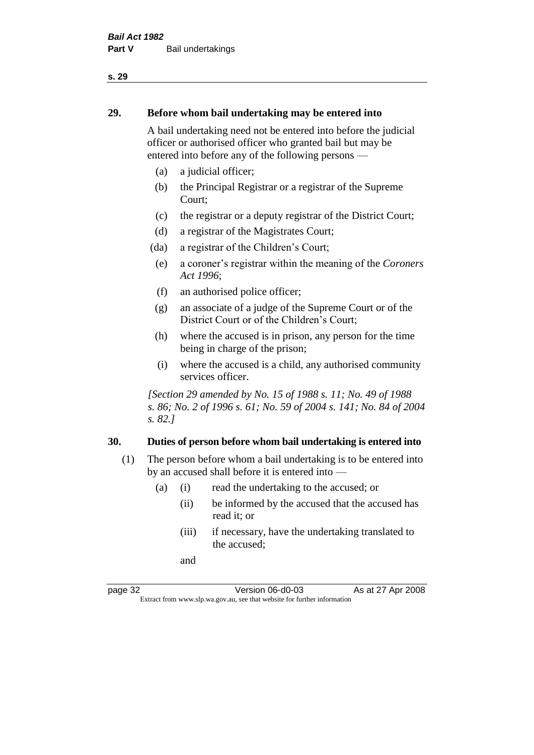## 29. Before whom bail undertaking may be entered into

A bail undertaking need not be entered into before the judicial officer or authorised officer who granted bail but may be entered into before any of the following persons —

- (a) a judicial officer;
- (b) the Principal Registrar or a registrar of the Supreme Court;
- (c) the registrar or a deputy registrar of the District Court;
- (d) a registrar of the Magistrates Court;
- (da) a registrar of the Children's Court;
- (e) a coroner's registrar within the meaning of the *Coroners Act 1996*;
- (f) an authorised police officer;
- (g) an associate of a judge of the Supreme Court or of the District Court or of the Children's Court;
- (h) where the accused is in prison, any person for the time being in charge of the prison;
- (i) where the accused is a child, any authorised community services officer.

*[Section 29 amended by No. 15 of 1988 s. 11; No. 49 of 1988 s. 86; No. 2 of 1996 s. 61; No. 59 of 2004 s. 141; No. 84 of 2004 s. 82.]*

## 30. Duties of person before whom bail undertaking is entered into

(1) The person before whom a bail undertaking is to be entered into by an accused shall before it is entered into —

- (a) (i) read the undertaking to the accused; or
  - (ii) be informed by the accused that the accused has read it; or
  - (iii) if necessary, have the undertaking translated to the accused;

  and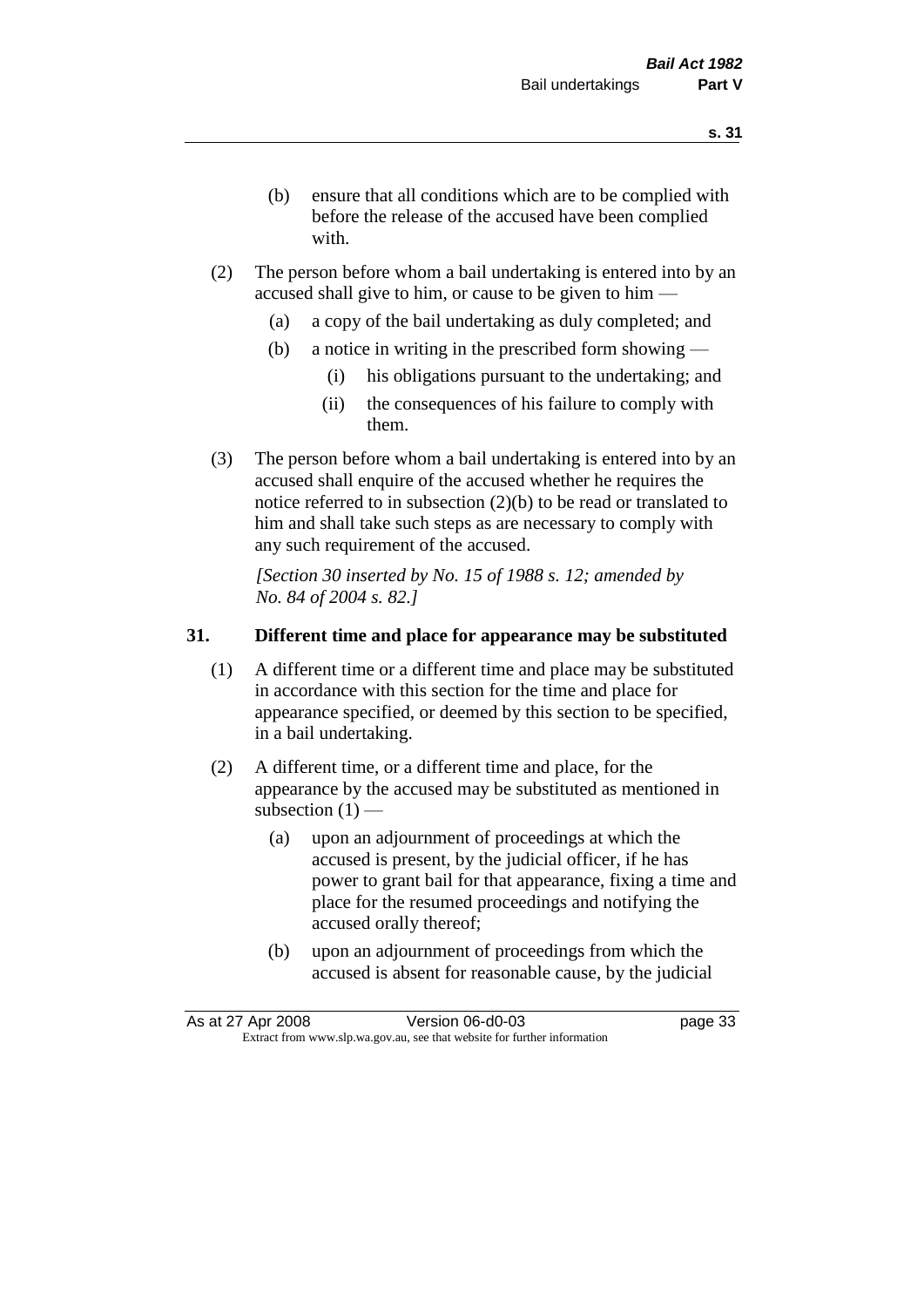(b) ensure that all conditions which are to be complied with before the release of the accused have been complied with.

(2) The person before whom a bail undertaking is entered into by an accused shall give to him, or cause to be given to him —

(a) a copy of the bail undertaking as duly completed; and

(b) a notice in writing in the prescribed form showing —

(i) his obligations pursuant to the undertaking; and

(ii) the consequences of his failure to comply with them.

(3) The person before whom a bail undertaking is entered into by an accused shall enquire of the accused whether he requires the notice referred to in subsection (2)(b) to be read or translated to him and shall take such steps as are necessary to comply with any such requirement of the accused.

*[Section 30 inserted by No. 15 of 1988 s. 12; amended by No. 84 of 2004 s. 82.]*

**31. Different time and place for appearance may be substituted**

(1) A different time or a different time and place may be substituted in accordance with this section for the time and place for appearance specified, or deemed by this section to be specified, in a bail undertaking.

(2) A different time, or a different time and place, for the appearance by the accused may be substituted as mentioned in subsection (1) —

(a) upon an adjournment of proceedings at which the accused is present, by the judicial officer, if he has power to grant bail for that appearance, fixing a time and place for the resumed proceedings and notifying the accused orally thereof;

(b) upon an adjournment of proceedings from which the accused is absent for reasonable cause, by the judicial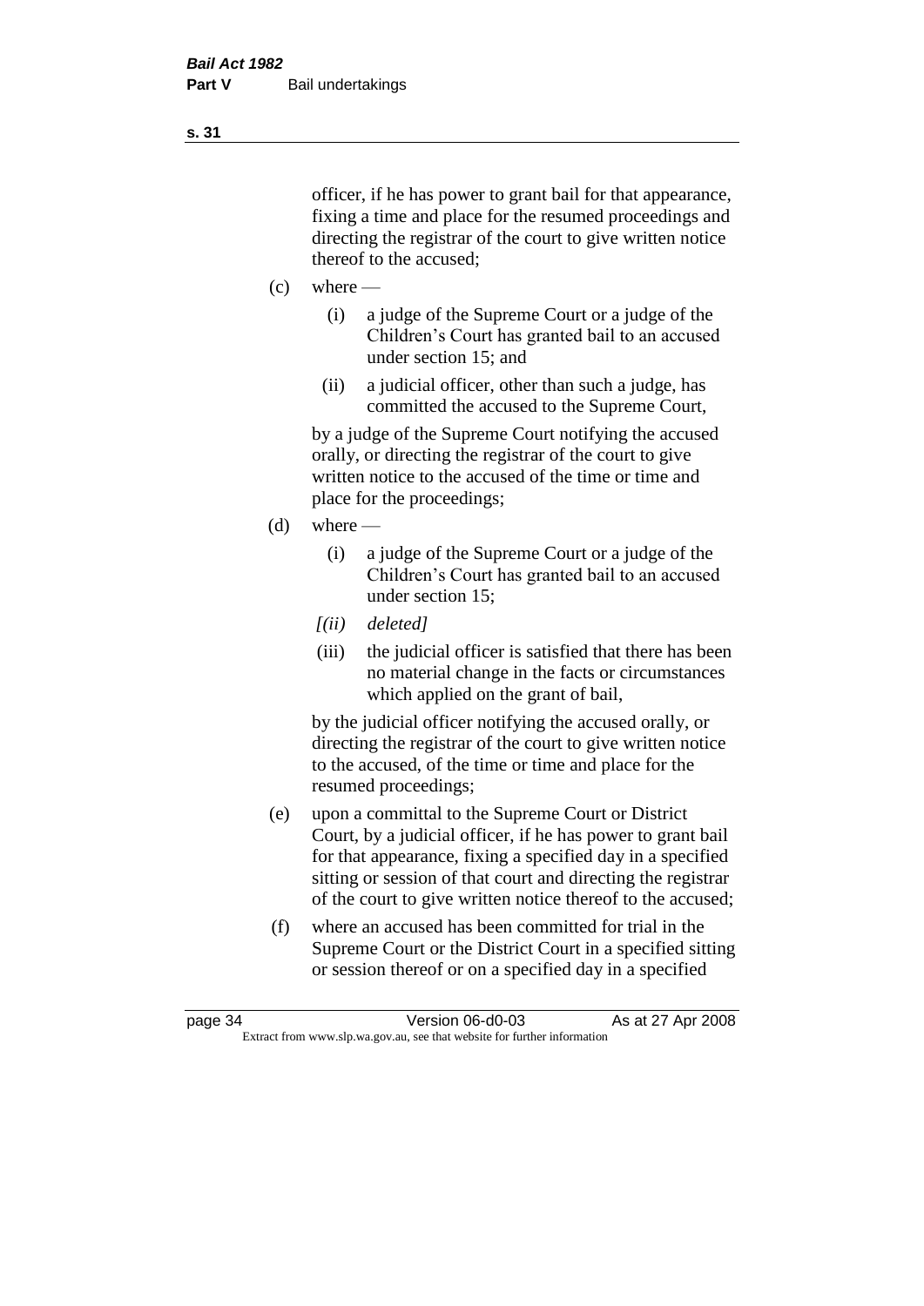officer, if he has power to grant bail for that appearance, fixing a time and place for the resumed proceedings and directing the registrar of the court to give written notice thereof to the accused;

(c) where —

(i) a judge of the Supreme Court or a judge of the Children's Court has granted bail to an accused under section 15; and

(ii) a judicial officer, other than such a judge, has committed the accused to the Supreme Court,

by a judge of the Supreme Court notifying the accused orally, or directing the registrar of the court to give written notice to the accused of the time or time and place for the proceedings;

(d) where —

(i) a judge of the Supreme Court or a judge of the Children's Court has granted bail to an accused under section 15;

*[(ii) deleted]*

(iii) the judicial officer is satisfied that there has been no material change in the facts or circumstances which applied on the grant of bail,

by the judicial officer notifying the accused orally, or directing the registrar of the court to give written notice to the accused, of the time or time and place for the resumed proceedings;

(e) upon a committal to the Supreme Court or District Court, by a judicial officer, if he has power to grant bail for that appearance, fixing a specified day in a specified sitting or session of that court and directing the registrar of the court to give written notice thereof to the accused;

(f) where an accused has been committed for trial in the Supreme Court or the District Court in a specified sitting or session thereof or on a specified day in a specified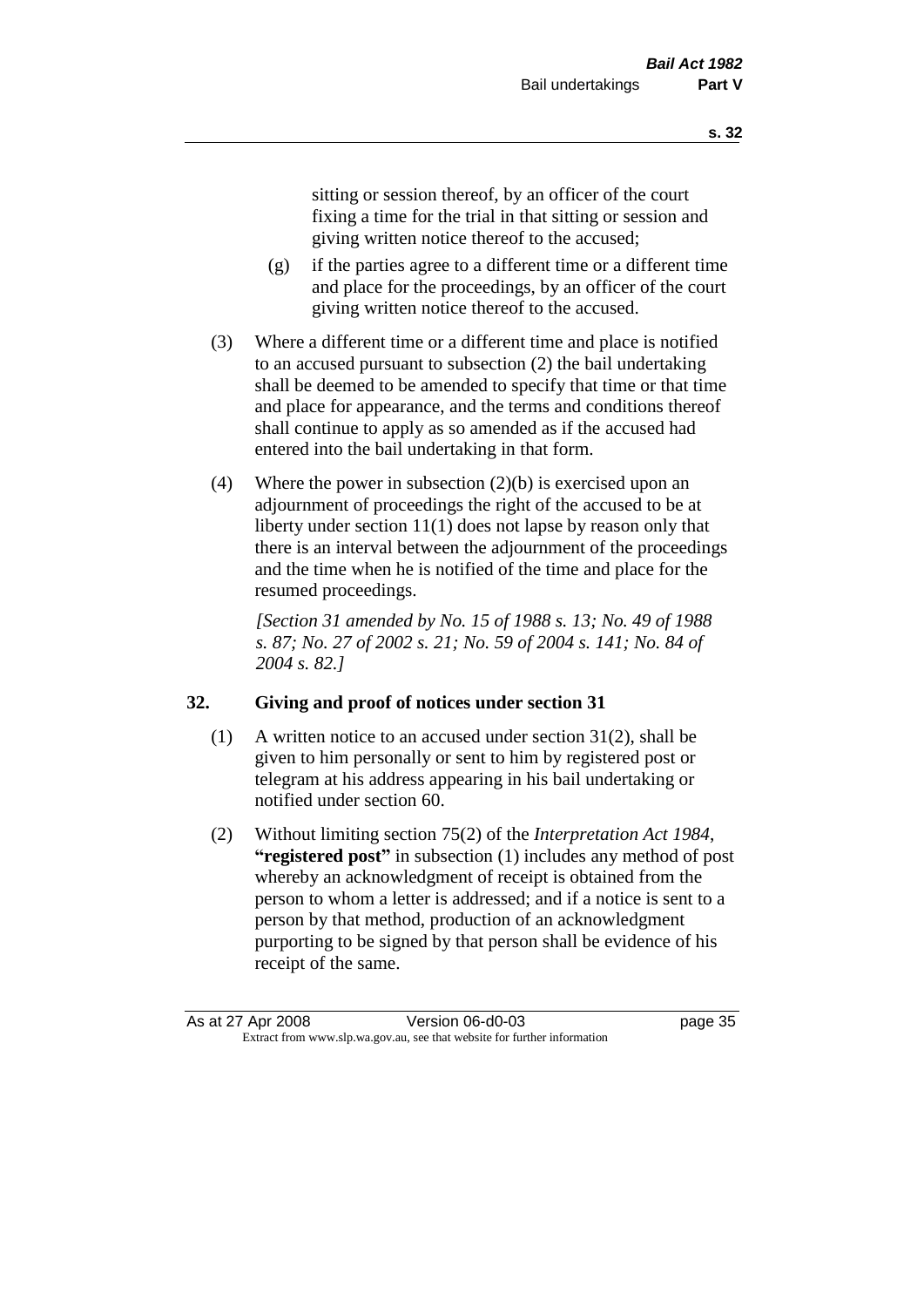sitting or session thereof, by an officer of the court fixing a time for the trial in that sitting or session and giving written notice thereof to the accused;

(g) if the parties agree to a different time or a different time and place for the proceedings, by an officer of the court giving written notice thereof to the accused.

(3) Where a different time or a different time and place is notified to an accused pursuant to subsection (2) the bail undertaking shall be deemed to be amended to specify that time or that time and place for appearance, and the terms and conditions thereof shall continue to apply as so amended as if the accused had entered into the bail undertaking in that form.

(4) Where the power in subsection (2)(b) is exercised upon an adjournment of proceedings the right of the accused to be at liberty under section 11(1) does not lapse by reason only that there is an interval between the adjournment of the proceedings and the time when he is notified of the time and place for the resumed proceedings.

*[Section 31 amended by No. 15 of 1988 s. 13; No. 49 of 1988 s. 87; No. 27 of 2002 s. 21; No. 59 of 2004 s. 141; No. 84 of 2004 s. 82.]*

## 32. Giving and proof of notices under section 31

(1) A written notice to an accused under section 31(2), shall be given to him personally or sent to him by registered post or telegram at his address appearing in his bail undertaking or notified under section 60.

(2) Without limiting section 75(2) of the *Interpretation Act 1984*, **"registered post"** in subsection (1) includes any method of post whereby an acknowledgment of receipt is obtained from the person to whom a letter is addressed; and if a notice is sent to a person by that method, production of an acknowledgment purporting to be signed by that person shall be evidence of his receipt of the same.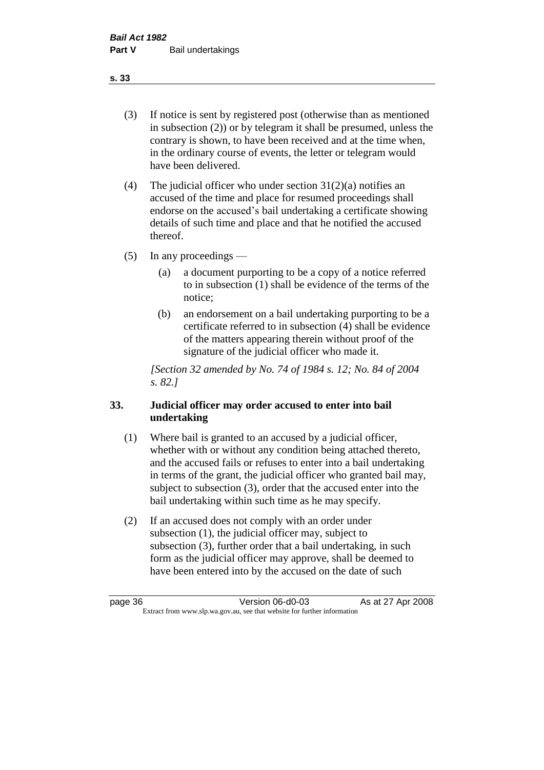(3) If notice is sent by registered post (otherwise than as mentioned in subsection (2)) or by telegram it shall be presumed, unless the contrary is shown, to have been received and at the time when, in the ordinary course of events, the letter or telegram would have been delivered.

(4) The judicial officer who under section 31(2)(a) notifies an accused of the time and place for resumed proceedings shall endorse on the accused's bail undertaking a certificate showing details of such time and place and that he notified the accused thereof.

(5) In any proceedings —

(a) a document purporting to be a copy of a notice referred to in subsection (1) shall be evidence of the terms of the notice;

(b) an endorsement on a bail undertaking purporting to be a certificate referred to in subsection (4) shall be evidence of the matters appearing therein without proof of the signature of the judicial officer who made it.

*[Section 32 amended by No. 74 of 1984 s. 12; No. 84 of 2004 s. 82.]*

### 33. Judicial officer may order accused to enter into bail undertaking

(1) Where bail is granted to an accused by a judicial officer, whether with or without any condition being attached thereto, and the accused fails or refuses to enter into a bail undertaking in terms of the grant, the judicial officer who granted bail may, subject to subsection (3), order that the accused enter into the bail undertaking within such time as he may specify.

(2) If an accused does not comply with an order under subsection (1), the judicial officer may, subject to subsection (3), further order that a bail undertaking, in such form as the judicial officer may approve, shall be deemed to have been entered into by the accused on the date of such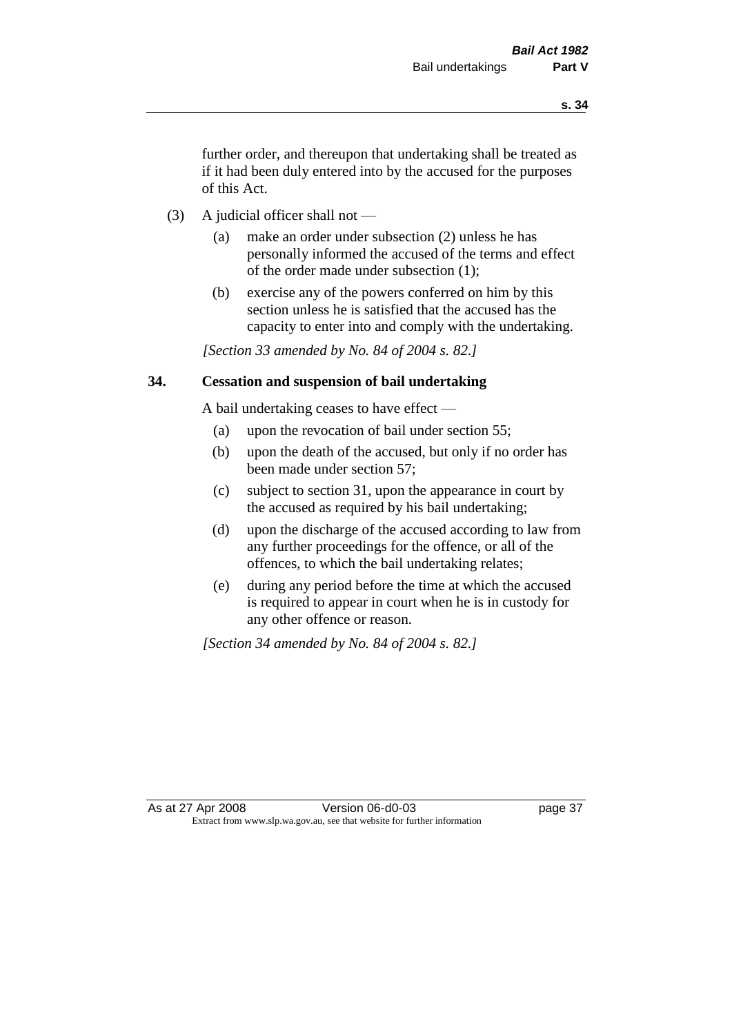further order, and thereupon that undertaking shall be treated as if it had been duly entered into by the accused for the purposes of this Act.

(3) A judicial officer shall not —

(a) make an order under subsection (2) unless he has personally informed the accused of the terms and effect of the order made under subsection (1);

(b) exercise any of the powers conferred on him by this section unless he is satisfied that the accused has the capacity to enter into and comply with the undertaking.

*[Section 33 amended by No. 84 of 2004 s. 82.]*

**34. Cessation and suspension of bail undertaking**

A bail undertaking ceases to have effect —

(a) upon the revocation of bail under section 55;

(b) upon the death of the accused, but only if no order has been made under section 57;

(c) subject to section 31, upon the appearance in court by the accused as required by his bail undertaking;

(d) upon the discharge of the accused according to law from any further proceedings for the offence, or all of the offences, to which the bail undertaking relates;

(e) during any period before the time at which the accused is required to appear in court when he is in custody for any other offence or reason.

*[Section 34 amended by No. 84 of 2004 s. 82.]*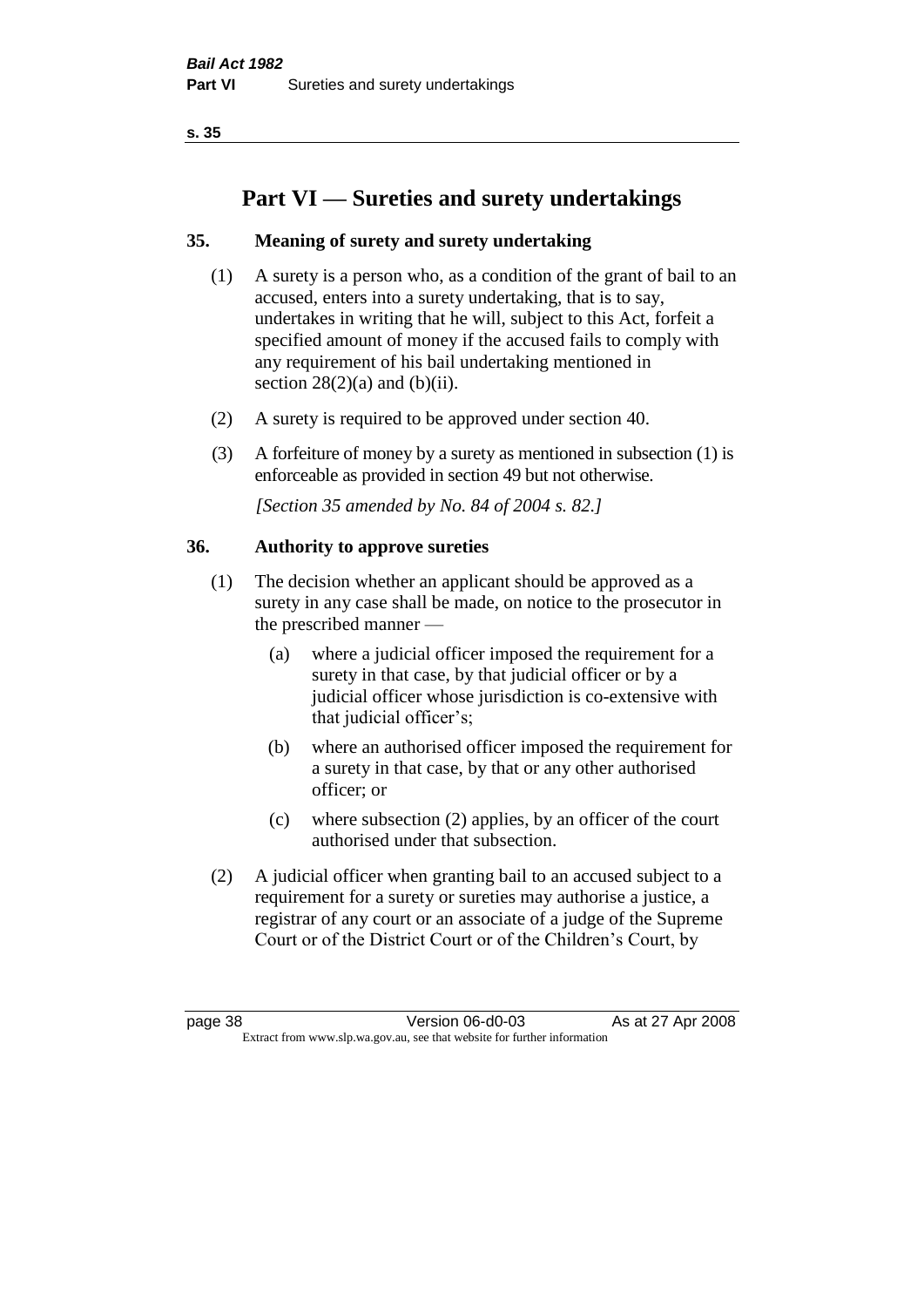# Part VI — Sureties and surety undertakings

## 35. Meaning of surety and surety undertaking

(1) A surety is a person who, as a condition of the grant of bail to an accused, enters into a surety undertaking, that is to say, undertakes in writing that he will, subject to this Act, forfeit a specified amount of money if the accused fails to comply with any requirement of his bail undertaking mentioned in section 28(2)(a) and (b)(ii).

(2) A surety is required to be approved under section 40.

(3) A forfeiture of money by a surety as mentioned in subsection (1) is enforceable as provided in section 49 but not otherwise.

*[Section 35 amended by No. 84 of 2004 s. 82.]*

## 36. Authority to approve sureties

(1) The decision whether an applicant should be approved as a surety in any case shall be made, on notice to the prosecutor in the prescribed manner —

  (a) where a judicial officer imposed the requirement for a surety in that case, by that judicial officer or by a judicial officer whose jurisdiction is co-extensive with that judicial officer's;

  (b) where an authorised officer imposed the requirement for a surety in that case, by that or any other authorised officer; or

  (c) where subsection (2) applies, by an officer of the court authorised under that subsection.

(2) A judicial officer when granting bail to an accused subject to a requirement for a surety or sureties may authorise a justice, a registrar of any court or an associate of a judge of the Supreme Court or of the District Court or of the Children's Court, by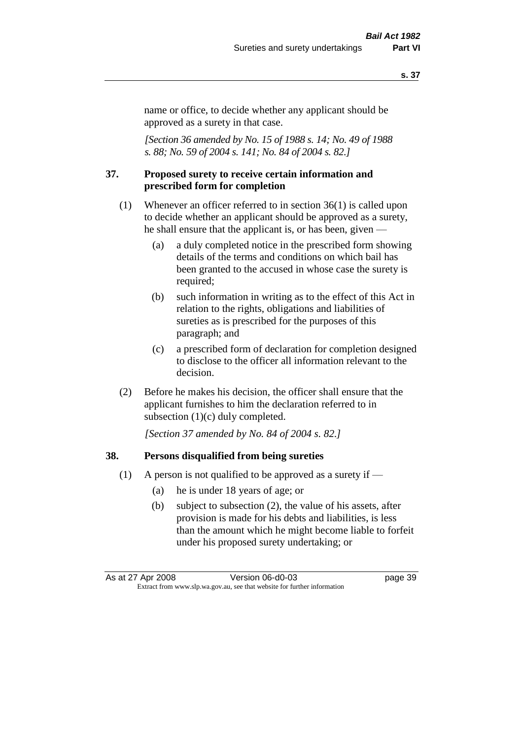name or office, to decide whether any applicant should be approved as a surety in that case.

*[Section 36 amended by No. 15 of 1988 s. 14; No. 49 of 1988 s. 88; No. 59 of 2004 s. 141; No. 84 of 2004 s. 82.]*

## 37. Proposed surety to receive certain information and prescribed form for completion

(1) Whenever an officer referred to in section 36(1) is called upon to decide whether an applicant should be approved as a surety, he shall ensure that the applicant is, or has been, given —

- (a) a duly completed notice in the prescribed form showing details of the terms and conditions on which bail has been granted to the accused in whose case the surety is required;
- (b) such information in writing as to the effect of this Act in relation to the rights, obligations and liabilities of sureties as is prescribed for the purposes of this paragraph; and
- (c) a prescribed form of declaration for completion designed to disclose to the officer all information relevant to the decision.

(2) Before he makes his decision, the officer shall ensure that the applicant furnishes to him the declaration referred to in subsection (1)(c) duly completed.

*[Section 37 amended by No. 84 of 2004 s. 82.]*

## 38. Persons disqualified from being sureties

(1) A person is not qualified to be approved as a surety if —

- (a) he is under 18 years of age; or
- (b) subject to subsection (2), the value of his assets, after provision is made for his debts and liabilities, is less than the amount which he might become liable to forfeit under his proposed surety undertaking; or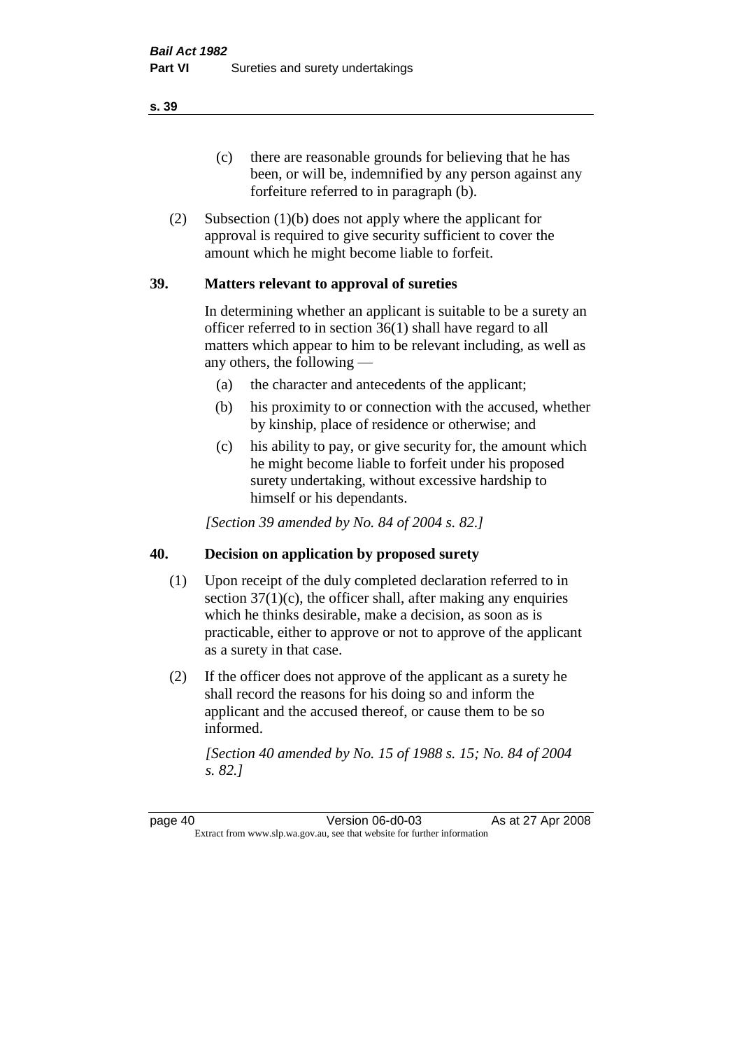(c) there are reasonable grounds for believing that he has been, or will be, indemnified by any person against any forfeiture referred to in paragraph (b).

(2) Subsection (1)(b) does not apply where the applicant for approval is required to give security sufficient to cover the amount which he might become liable to forfeit.

## 39. Matters relevant to approval of sureties

In determining whether an applicant is suitable to be a surety an officer referred to in section 36(1) shall have regard to all matters which appear to him to be relevant including, as well as any others, the following —

(a) the character and antecedents of the applicant;

(b) his proximity to or connection with the accused, whether by kinship, place of residence or otherwise; and

(c) his ability to pay, or give security for, the amount which he might become liable to forfeit under his proposed surety undertaking, without excessive hardship to himself or his dependants.

*[Section 39 amended by No. 84 of 2004 s. 82.]*

## 40. Decision on application by proposed surety

(1) Upon receipt of the duly completed declaration referred to in section 37(1)(c), the officer shall, after making any enquiries which he thinks desirable, make a decision, as soon as is practicable, either to approve or not to approve of the applicant as a surety in that case.

(2) If the officer does not approve of the applicant as a surety he shall record the reasons for his doing so and inform the applicant and the accused thereof, or cause them to be so informed.

*[Section 40 amended by No. 15 of 1988 s. 15; No. 84 of 2004 s. 82.]*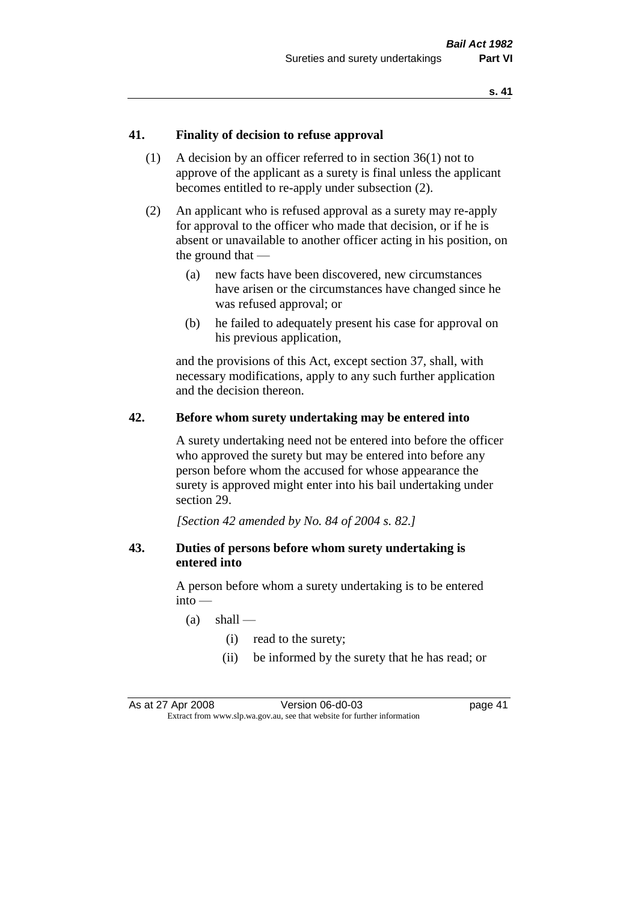## 41. Finality of decision to refuse approval

(1) A decision by an officer referred to in section 36(1) not to approve of the applicant as a surety is final unless the applicant becomes entitled to re-apply under subsection (2).

(2) An applicant who is refused approval as a surety may re-apply for approval to the officer who made that decision, or if he is absent or unavailable to another officer acting in his position, on the ground that —

(a) new facts have been discovered, new circumstances have arisen or the circumstances have changed since he was refused approval; or

(b) he failed to adequately present his case for approval on his previous application,

and the provisions of this Act, except section 37, shall, with necessary modifications, apply to any such further application and the decision thereon.

## 42. Before whom surety undertaking may be entered into

A surety undertaking need not be entered into before the officer who approved the surety but may be entered into before any person before whom the accused for whose appearance the surety is approved might enter into his bail undertaking under section 29.

*[Section 42 amended by No. 84 of 2004 s. 82.]*

## 43. Duties of persons before whom surety undertaking is entered into

A person before whom a surety undertaking is to be entered into —

(a) shall —

(i) read to the surety;

(ii) be informed by the surety that he has read; or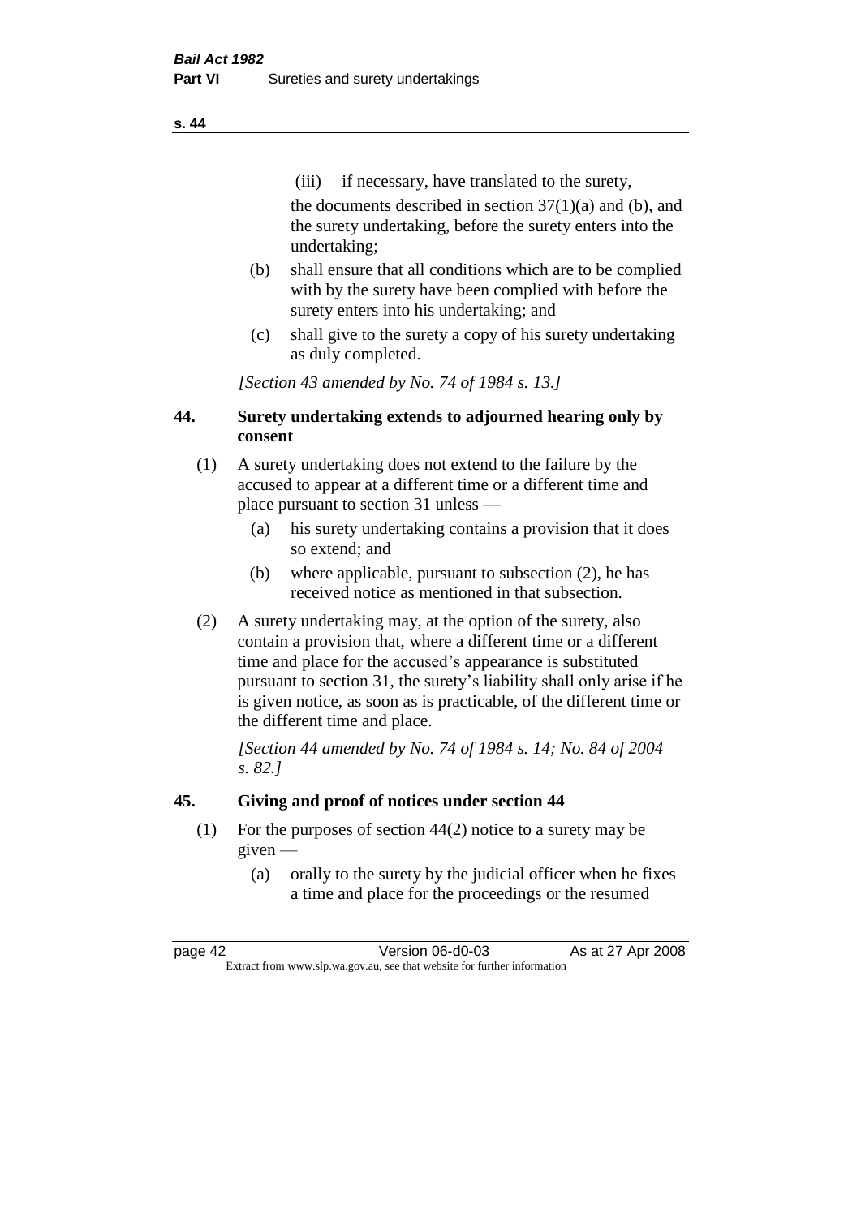(iii) if necessary, have translated to the surety,

the documents described in section 37(1)(a) and (b), and the surety undertaking, before the surety enters into the undertaking;

(b) shall ensure that all conditions which are to be complied with by the surety have been complied with before the surety enters into his undertaking; and

(c) shall give to the surety a copy of his surety undertaking as duly completed.

*[Section 43 amended by No. 74 of 1984 s. 13.]*

## 44. Surety undertaking extends to adjourned hearing only by consent

(1) A surety undertaking does not extend to the failure by the accused to appear at a different time or a different time and place pursuant to section 31 unless —

(a) his surety undertaking contains a provision that it does so extend; and

(b) where applicable, pursuant to subsection (2), he has received notice as mentioned in that subsection.

(2) A surety undertaking may, at the option of the surety, also contain a provision that, where a different time or a different time and place for the accused's appearance is substituted pursuant to section 31, the surety's liability shall only arise if he is given notice, as soon as is practicable, of the different time or the different time and place.

*[Section 44 amended by No. 74 of 1984 s. 14; No. 84 of 2004 s. 82.]*

## 45. Giving and proof of notices under section 44

(1) For the purposes of section 44(2) notice to a surety may be given —

(a) orally to the surety by the judicial officer when he fixes a time and place for the proceedings or the resumed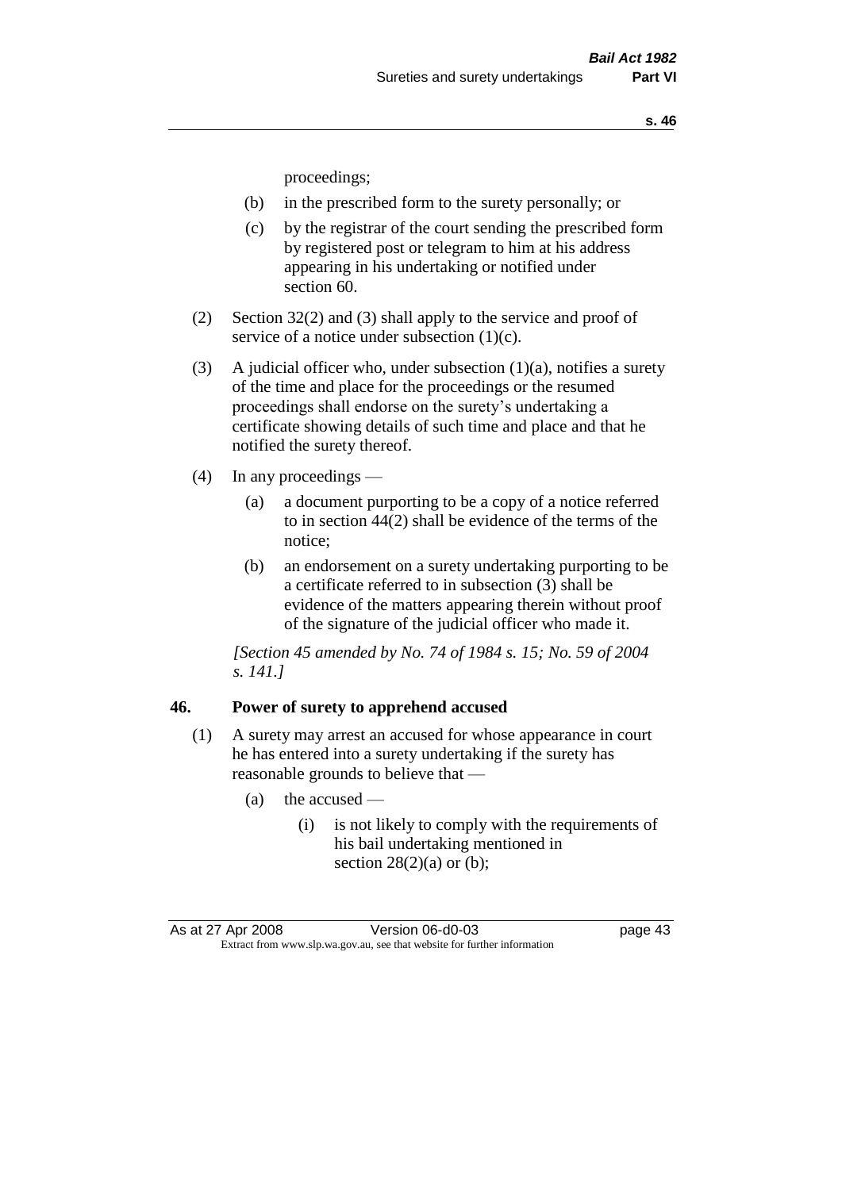proceedings;

- (b) in the prescribed form to the surety personally; or
- (c) by the registrar of the court sending the prescribed form by registered post or telegram to him at his address appearing in his undertaking or notified under section 60.

(2) Section 32(2) and (3) shall apply to the service and proof of service of a notice under subsection (1)(c).

(3) A judicial officer who, under subsection (1)(a), notifies a surety of the time and place for the proceedings or the resumed proceedings shall endorse on the surety's undertaking a certificate showing details of such time and place and that he notified the surety thereof.

(4) In any proceedings —

- (a) a document purporting to be a copy of a notice referred to in section 44(2) shall be evidence of the terms of the notice;
- (b) an endorsement on a surety undertaking purporting to be a certificate referred to in subsection (3) shall be evidence of the matters appearing therein without proof of the signature of the judicial officer who made it.

*[Section 45 amended by No. 74 of 1984 s. 15; No. 59 of 2004 s. 141.]*

## 46. Power of surety to apprehend accused

(1) A surety may arrest an accused for whose appearance in court he has entered into a surety undertaking if the surety has reasonable grounds to believe that —

- (a) the accused —
  - (i) is not likely to comply with the requirements of his bail undertaking mentioned in section 28(2)(a) or (b);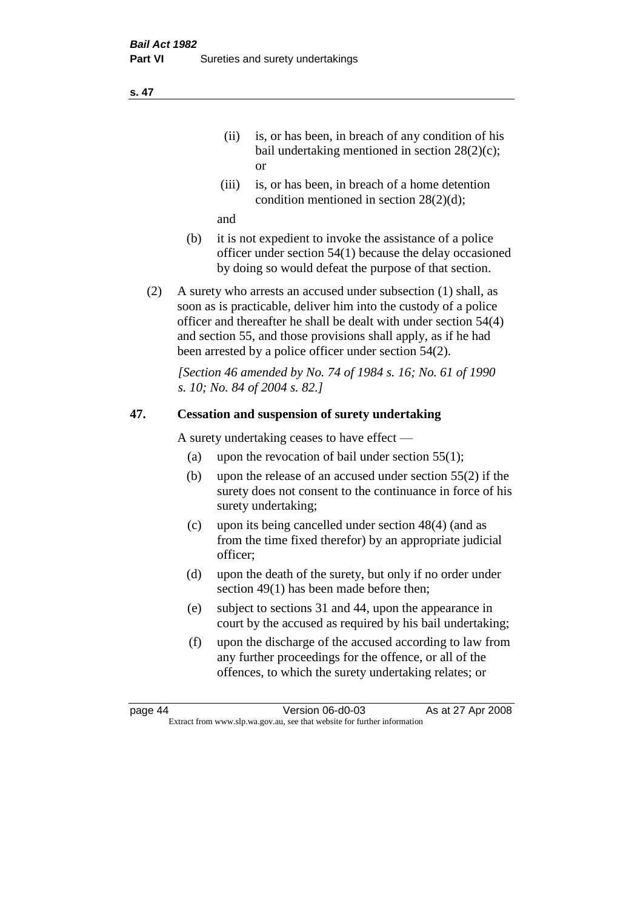(ii) is, or has been, in breach of any condition of his bail undertaking mentioned in section 28(2)(c); or

(iii) is, or has been, in breach of a home detention condition mentioned in section 28(2)(d);

and

(b) it is not expedient to invoke the assistance of a police officer under section 54(1) because the delay occasioned by doing so would defeat the purpose of that section.

(2) A surety who arrests an accused under subsection (1) shall, as soon as is practicable, deliver him into the custody of a police officer and thereafter he shall be dealt with under section 54(4) and section 55, and those provisions shall apply, as if he had been arrested by a police officer under section 54(2).

*[Section 46 amended by No. 74 of 1984 s. 16; No. 61 of 1990 s. 10; No. 84 of 2004 s. 82.]*

## 47. Cessation and suspension of surety undertaking

A surety undertaking ceases to have effect —

(a) upon the revocation of bail under section 55(1);

(b) upon the release of an accused under section 55(2) if the surety does not consent to the continuance in force of his surety undertaking;

(c) upon its being cancelled under section 48(4) (and as from the time fixed therefor) by an appropriate judicial officer;

(d) upon the death of the surety, but only if no order under section 49(1) has been made before then;

(e) subject to sections 31 and 44, upon the appearance in court by the accused as required by his bail undertaking;

(f) upon the discharge of the accused according to law from any further proceedings for the offence, or all of the offences, to which the surety undertaking relates; or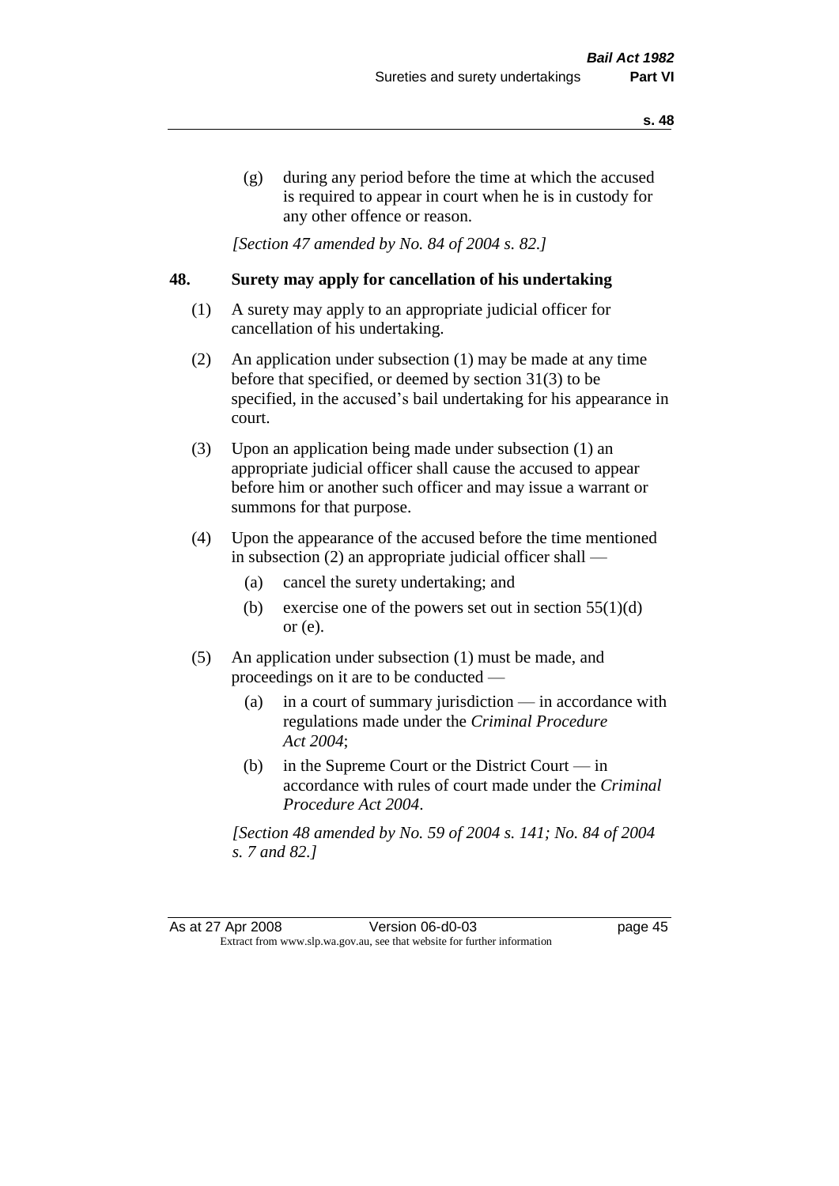(g) during any period before the time at which the accused is required to appear in court when he is in custody for any other offence or reason.

*[Section 47 amended by No. 84 of 2004 s. 82.]*

## 48. Surety may apply for cancellation of his undertaking

(1) A surety may apply to an appropriate judicial officer for cancellation of his undertaking.

(2) An application under subsection (1) may be made at any time before that specified, or deemed by section 31(3) to be specified, in the accused's bail undertaking for his appearance in court.

(3) Upon an application being made under subsection (1) an appropriate judicial officer shall cause the accused to appear before him or another such officer and may issue a warrant or summons for that purpose.

(4) Upon the appearance of the accused before the time mentioned in subsection (2) an appropriate judicial officer shall —

- (a) cancel the surety undertaking; and
- (b) exercise one of the powers set out in section 55(1)(d) or (e).

(5) An application under subsection (1) must be made, and proceedings on it are to be conducted —

- (a) in a court of summary jurisdiction — in accordance with regulations made under the *Criminal Procedure Act 2004*;
- (b) in the Supreme Court or the District Court — in accordance with rules of court made under the *Criminal Procedure Act 2004*.

*[Section 48 amended by No. 59 of 2004 s. 141; No. 84 of 2004 s. 7 and 82.]*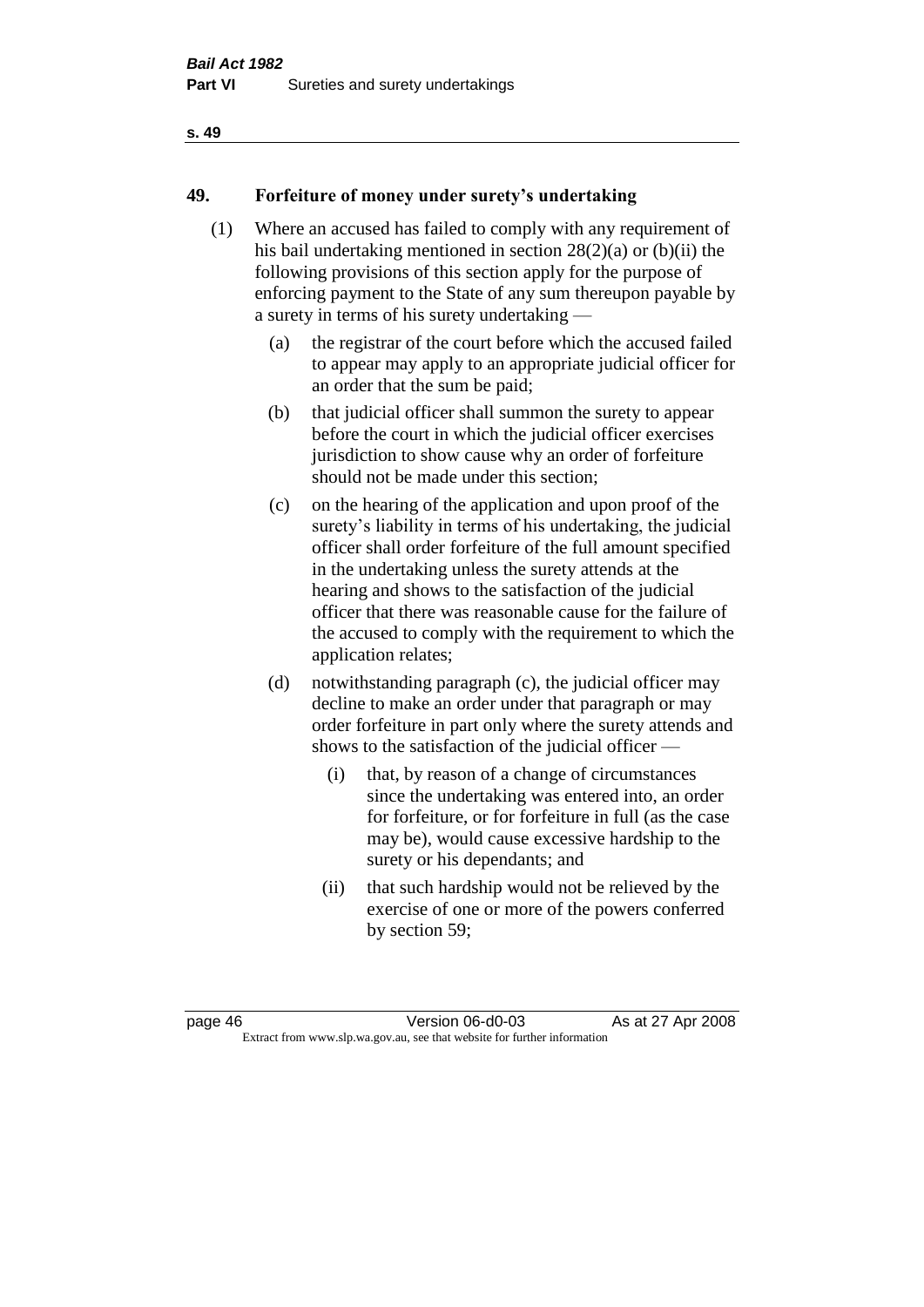## 49. Forfeiture of money under surety's undertaking

(1) Where an accused has failed to comply with any requirement of his bail undertaking mentioned in section 28(2)(a) or (b)(ii) the following provisions of this section apply for the purpose of enforcing payment to the State of any sum thereupon payable by a surety in terms of his surety undertaking —

(a) the registrar of the court before which the accused failed to appear may apply to an appropriate judicial officer for an order that the sum be paid;

(b) that judicial officer shall summon the surety to appear before the court in which the judicial officer exercises jurisdiction to show cause why an order of forfeiture should not be made under this section;

(c) on the hearing of the application and upon proof of the surety's liability in terms of his undertaking, the judicial officer shall order forfeiture of the full amount specified in the undertaking unless the surety attends at the hearing and shows to the satisfaction of the judicial officer that there was reasonable cause for the failure of the accused to comply with the requirement to which the application relates;

(d) notwithstanding paragraph (c), the judicial officer may decline to make an order under that paragraph or may order forfeiture in part only where the surety attends and shows to the satisfaction of the judicial officer —

(i) that, by reason of a change of circumstances since the undertaking was entered into, an order for forfeiture, or for forfeiture in full (as the case may be), would cause excessive hardship to the surety or his dependants; and

(ii) that such hardship would not be relieved by the exercise of one or more of the powers conferred by section 59;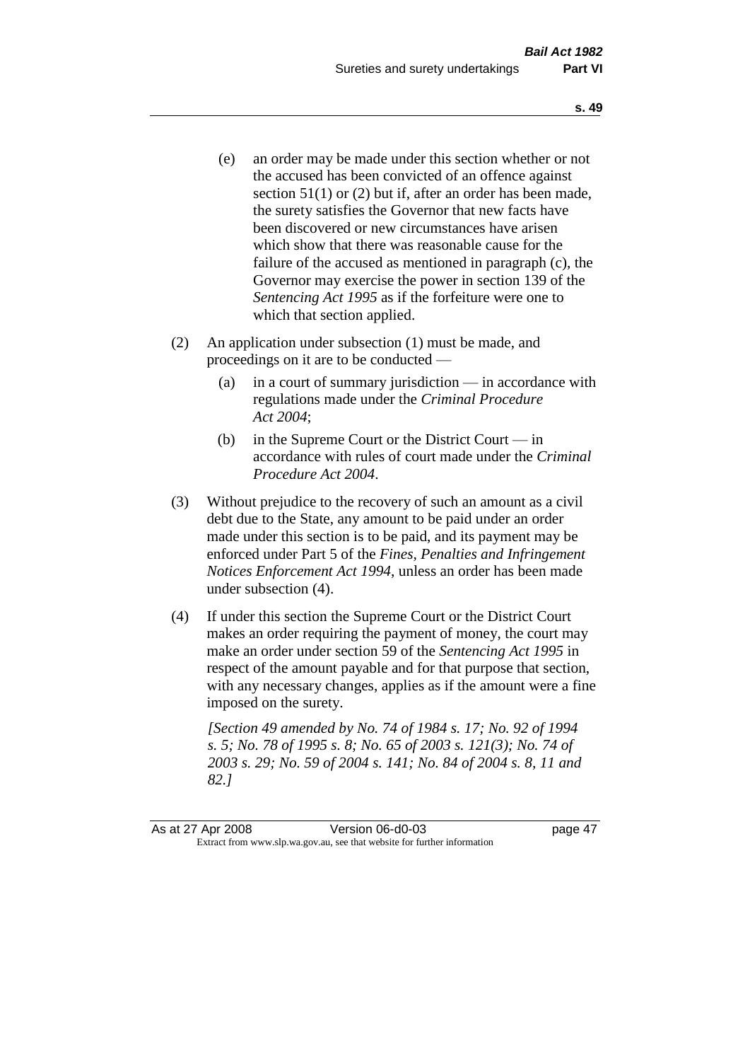- (e) an order may be made under this section whether or not the accused has been convicted of an offence against section 51(1) or (2) but if, after an order has been made, the surety satisfies the Governor that new facts have been discovered or new circumstances have arisen which show that there was reasonable cause for the failure of the accused as mentioned in paragraph (c), the Governor may exercise the power in section 139 of the *Sentencing Act 1995* as if the forfeiture were one to which that section applied.

(2) An application under subsection (1) must be made, and proceedings on it are to be conducted —

- (a) in a court of summary jurisdiction — in accordance with regulations made under the *Criminal Procedure Act 2004*;
- (b) in the Supreme Court or the District Court — in accordance with rules of court made under the *Criminal Procedure Act 2004*.

(3) Without prejudice to the recovery of such an amount as a civil debt due to the State, any amount to be paid under an order made under this section is to be paid, and its payment may be enforced under Part 5 of the *Fines, Penalties and Infringement Notices Enforcement Act 1994*, unless an order has been made under subsection (4).

(4) If under this section the Supreme Court or the District Court makes an order requiring the payment of money, the court may make an order under section 59 of the *Sentencing Act 1995* in respect of the amount payable and for that purpose that section, with any necessary changes, applies as if the amount were a fine imposed on the surety.

*[Section 49 amended by No. 74 of 1984 s. 17; No. 92 of 1994 s. 5; No. 78 of 1995 s. 8; No. 65 of 2003 s. 121(3); No. 74 of 2003 s. 29; No. 59 of 2004 s. 141; No. 84 of 2004 s. 8, 11 and 82.]*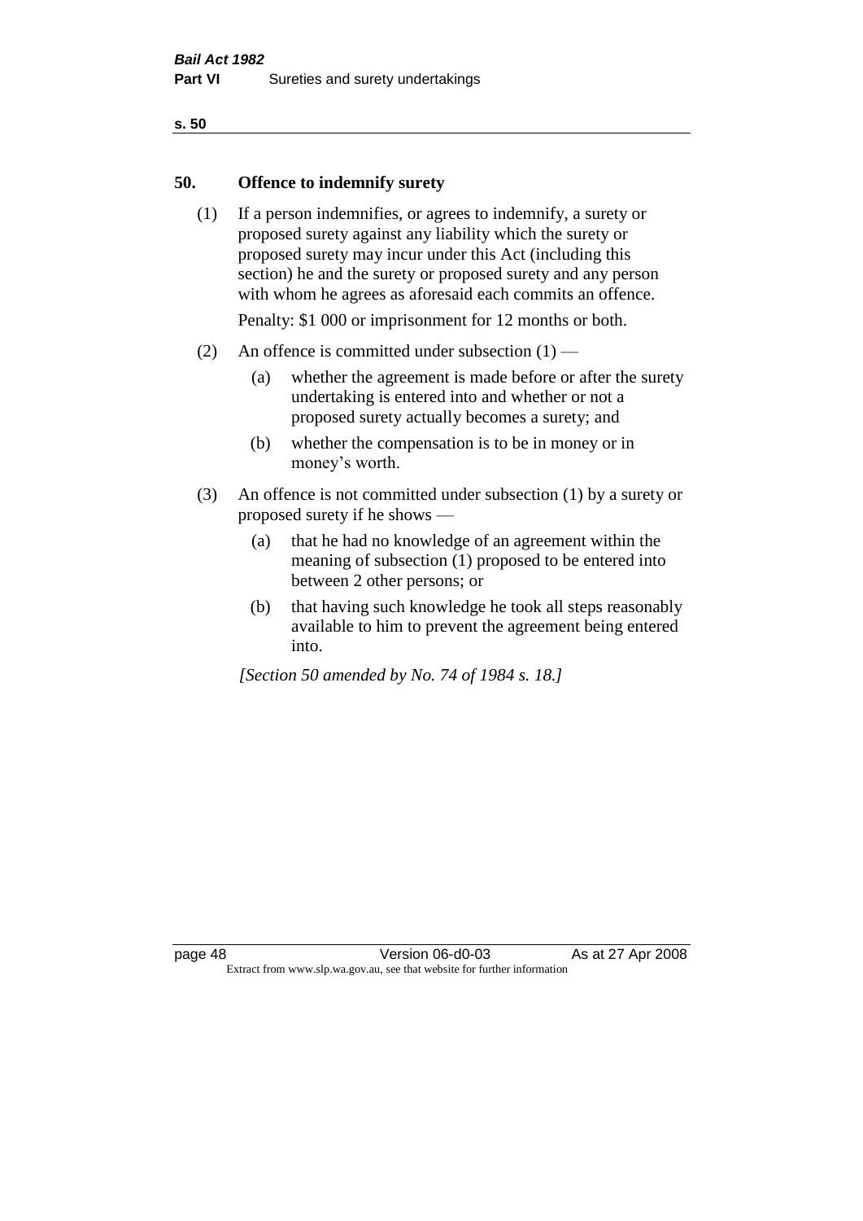## 50. Offence to indemnify surety

(1) If a person indemnifies, or agrees to indemnify, a surety or proposed surety against any liability which the surety or proposed surety may incur under this Act (including this section) he and the surety or proposed surety and any person with whom he agrees as aforesaid each commits an offence.

Penalty: $1 000 or imprisonment for 12 months or both.

(2) An offence is committed under subsection (1) —

(a) whether the agreement is made before or after the surety undertaking is entered into and whether or not a proposed surety actually becomes a surety; and

(b) whether the compensation is to be in money or in money's worth.

(3) An offence is not committed under subsection (1) by a surety or proposed surety if he shows —

(a) that he had no knowledge of an agreement within the meaning of subsection (1) proposed to be entered into between 2 other persons; or

(b) that having such knowledge he took all steps reasonably available to him to prevent the agreement being entered into.

*[Section 50 amended by No. 74 of 1984 s. 18.]*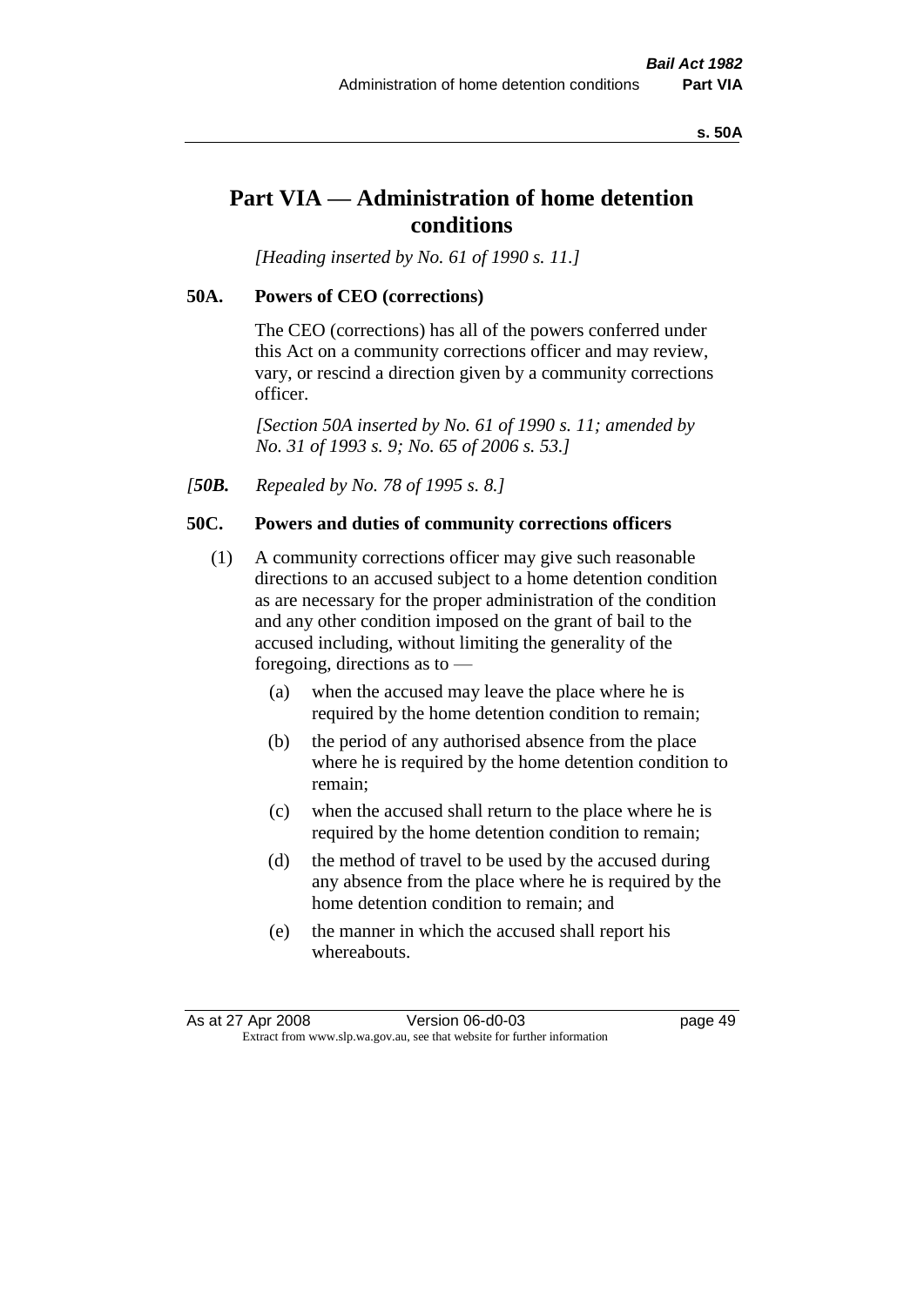# Part VIA — Administration of home detention conditions

*[Heading inserted by No. 61 of 1990 s. 11.]*

### 50A. Powers of CEO (corrections)

The CEO (corrections) has all of the powers conferred under this Act on a community corrections officer and may review, vary, or rescind a direction given by a community corrections officer.

*[Section 50A inserted by No. 61 of 1990 s. 11; amended by No. 31 of 1993 s. 9; No. 65 of 2006 s. 53.]*

*[**50B.** Repealed by No. 78 of 1995 s. 8.]*

### 50C. Powers and duties of community corrections officers

(1) A community corrections officer may give such reasonable directions to an accused subject to a home detention condition as are necessary for the proper administration of the condition and any other condition imposed on the grant of bail to the accused including, without limiting the generality of the foregoing, directions as to —

- (a) when the accused may leave the place where he is required by the home detention condition to remain;
- (b) the period of any authorised absence from the place where he is required by the home detention condition to remain;
- (c) when the accused shall return to the place where he is required by the home detention condition to remain;
- (d) the method of travel to be used by the accused during any absence from the place where he is required by the home detention condition to remain; and
- (e) the manner in which the accused shall report his whereabouts.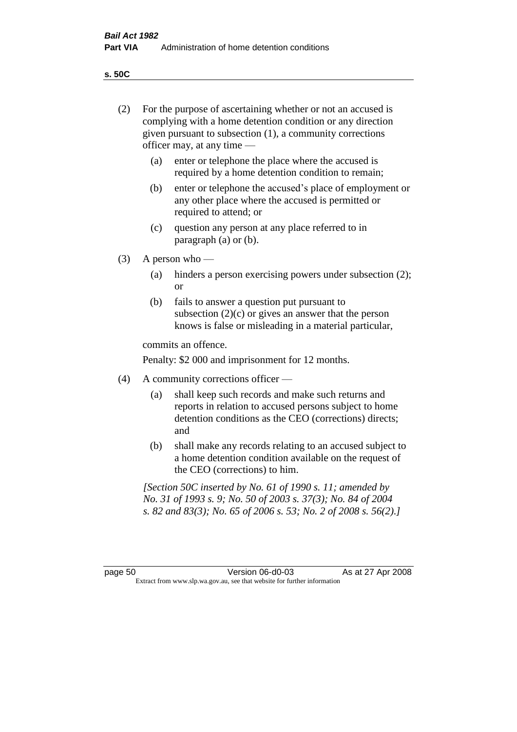**s. 50C**

(2) For the purpose of ascertaining whether or not an accused is complying with a home detention condition or any direction given pursuant to subsection (1), a community corrections officer may, at any time —

(a) enter or telephone the place where the accused is required by a home detention condition to remain;

(b) enter or telephone the accused's place of employment or any other place where the accused is permitted or required to attend; or

(c) question any person at any place referred to in paragraph (a) or (b).

(3) A person who —

(a) hinders a person exercising powers under subsection (2); or

(b) fails to answer a question put pursuant to subsection (2)(c) or gives an answer that the person knows is false or misleading in a material particular,

commits an offence.

Penalty: $2 000 and imprisonment for 12 months.

(4) A community corrections officer —

(a) shall keep such records and make such returns and reports in relation to accused persons subject to home detention conditions as the CEO (corrections) directs; and

(b) shall make any records relating to an accused subject to a home detention condition available on the request of the CEO (corrections) to him.

*[Section 50C inserted by No. 61 of 1990 s. 11; amended by No. 31 of 1993 s. 9; No. 50 of 2003 s. 37(3); No. 84 of 2004 s. 82 and 83(3); No. 65 of 2006 s. 53; No. 2 of 2008 s. 56(2).]*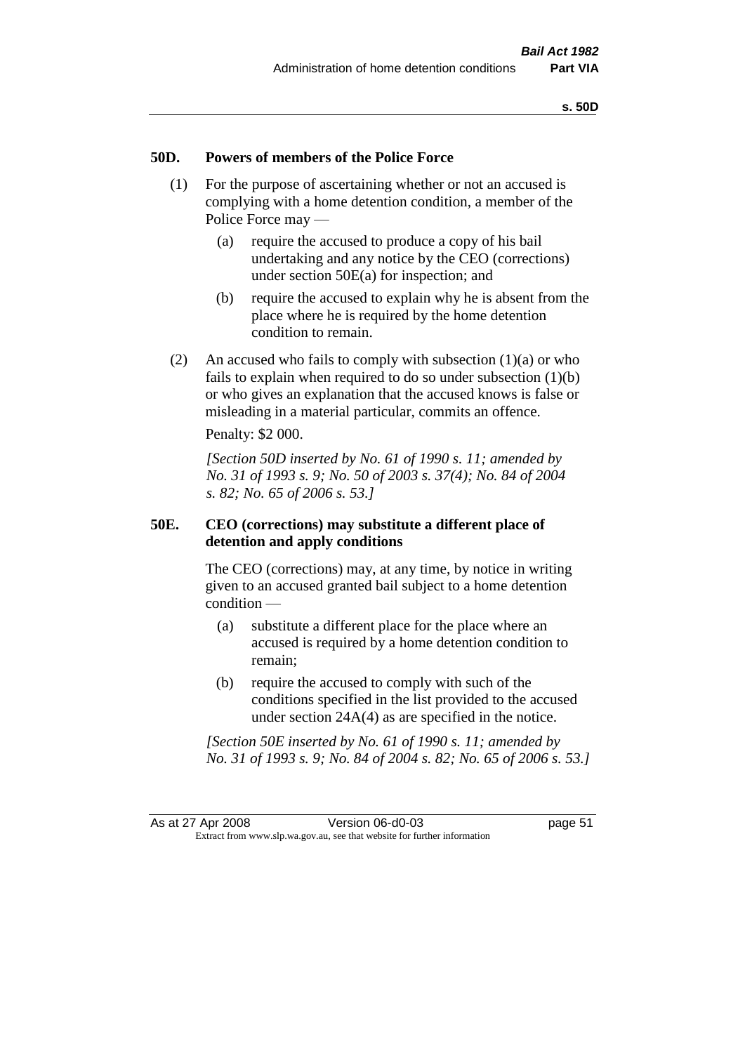## 50D. Powers of members of the Police Force

(1) For the purpose of ascertaining whether or not an accused is complying with a home detention condition, a member of the Police Force may —

(a) require the accused to produce a copy of his bail undertaking and any notice by the CEO (corrections) under section 50E(a) for inspection; and

(b) require the accused to explain why he is absent from the place where he is required by the home detention condition to remain.

(2) An accused who fails to comply with subsection (1)(a) or who fails to explain when required to do so under subsection (1)(b) or who gives an explanation that the accused knows is false or misleading in a material particular, commits an offence.

Penalty: $2 000.

*[Section 50D inserted by No. 61 of 1990 s. 11; amended by No. 31 of 1993 s. 9; No. 50 of 2003 s. 37(4); No. 84 of 2004 s. 82; No. 65 of 2006 s. 53.]*

## 50E. CEO (corrections) may substitute a different place of detention and apply conditions

The CEO (corrections) may, at any time, by notice in writing given to an accused granted bail subject to a home detention condition —

(a) substitute a different place for the place where an accused is required by a home detention condition to remain;

(b) require the accused to comply with such of the conditions specified in the list provided to the accused under section 24A(4) as are specified in the notice.

*[Section 50E inserted by No. 61 of 1990 s. 11; amended by No. 31 of 1993 s. 9; No. 84 of 2004 s. 82; No. 65 of 2006 s. 53.]*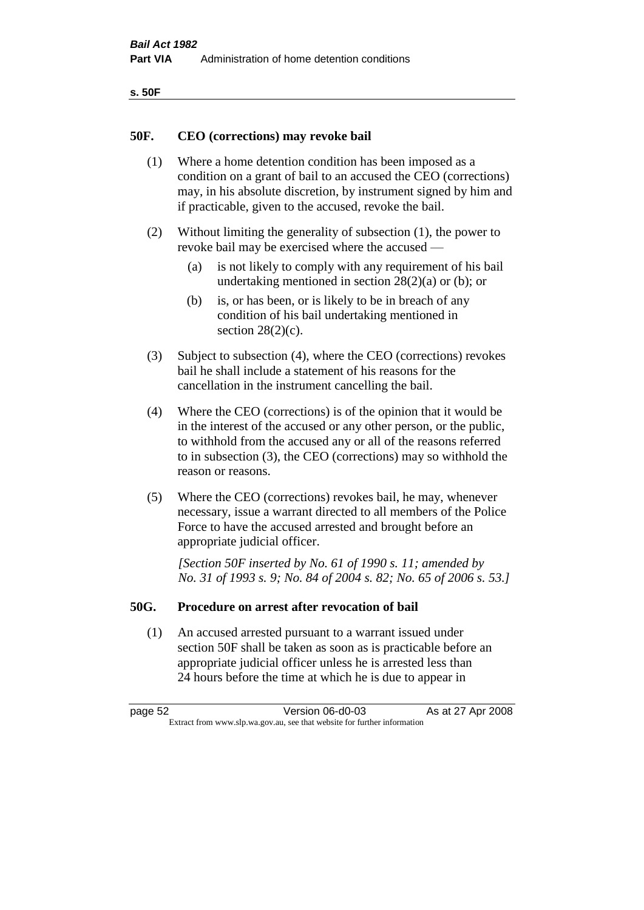## 50F. CEO (corrections) may revoke bail

(1) Where a home detention condition has been imposed as a condition on a grant of bail to an accused the CEO (corrections) may, in his absolute discretion, by instrument signed by him and if practicable, given to the accused, revoke the bail.

(2) Without limiting the generality of subsection (1), the power to revoke bail may be exercised where the accused —

(a) is not likely to comply with any requirement of his bail undertaking mentioned in section 28(2)(a) or (b); or

(b) is, or has been, or is likely to be in breach of any condition of his bail undertaking mentioned in section 28(2)(c).

(3) Subject to subsection (4), where the CEO (corrections) revokes bail he shall include a statement of his reasons for the cancellation in the instrument cancelling the bail.

(4) Where the CEO (corrections) is of the opinion that it would be in the interest of the accused or any other person, or the public, to withhold from the accused any or all of the reasons referred to in subsection (3), the CEO (corrections) may so withhold the reason or reasons.

(5) Where the CEO (corrections) revokes bail, he may, whenever necessary, issue a warrant directed to all members of the Police Force to have the accused arrested and brought before an appropriate judicial officer.

*[Section 50F inserted by No. 61 of 1990 s. 11; amended by No. 31 of 1993 s. 9; No. 84 of 2004 s. 82; No. 65 of 2006 s. 53.]*

## 50G. Procedure on arrest after revocation of bail

(1) An accused arrested pursuant to a warrant issued under section 50F shall be taken as soon as is practicable before an appropriate judicial officer unless he is arrested less than 24 hours before the time at which he is due to appear in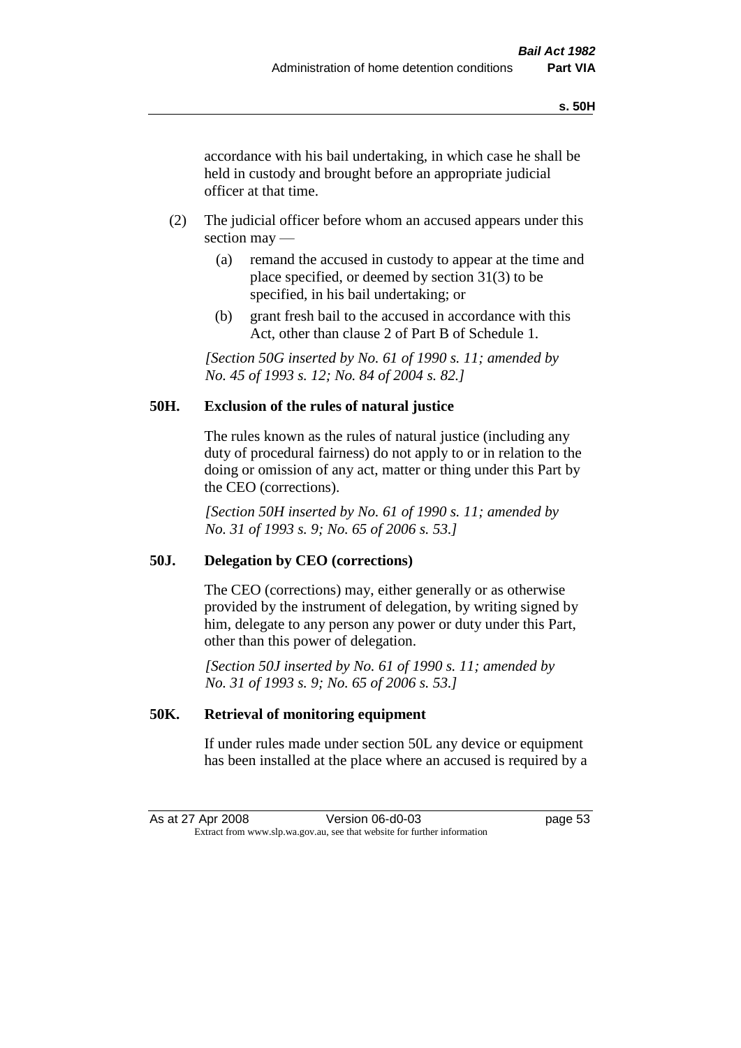accordance with his bail undertaking, in which case he shall be held in custody and brought before an appropriate judicial officer at that time.

(2) The judicial officer before whom an accused appears under this section may —

(a) remand the accused in custody to appear at the time and place specified, or deemed by section 31(3) to be specified, in his bail undertaking; or

(b) grant fresh bail to the accused in accordance with this Act, other than clause 2 of Part B of Schedule 1.

*[Section 50G inserted by No. 61 of 1990 s. 11; amended by No. 45 of 1993 s. 12; No. 84 of 2004 s. 82.]*

### 50H. Exclusion of the rules of natural justice

The rules known as the rules of natural justice (including any duty of procedural fairness) do not apply to or in relation to the doing or omission of any act, matter or thing under this Part by the CEO (corrections).

*[Section 50H inserted by No. 61 of 1990 s. 11; amended by No. 31 of 1993 s. 9; No. 65 of 2006 s. 53.]*

### 50J. Delegation by CEO (corrections)

The CEO (corrections) may, either generally or as otherwise provided by the instrument of delegation, by writing signed by him, delegate to any person any power or duty under this Part, other than this power of delegation.

*[Section 50J inserted by No. 61 of 1990 s. 11; amended by No. 31 of 1993 s. 9; No. 65 of 2006 s. 53.]*

### 50K. Retrieval of monitoring equipment

If under rules made under section 50L any device or equipment has been installed at the place where an accused is required by a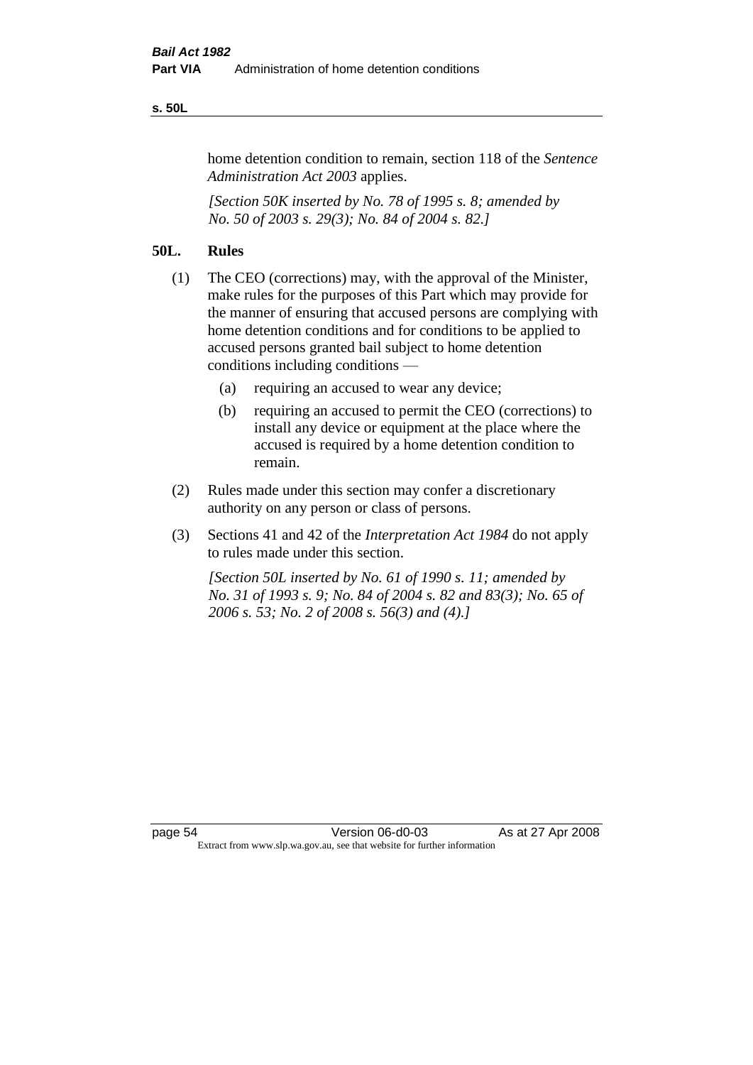home detention condition to remain, section 118 of the *Sentence Administration Act 2003* applies.

*[Section 50K inserted by No. 78 of 1995 s. 8; amended by No. 50 of 2003 s. 29(3); No. 84 of 2004 s. 82.]*

## 50L. Rules

(1) The CEO (corrections) may, with the approval of the Minister, make rules for the purposes of this Part which may provide for the manner of ensuring that accused persons are complying with home detention conditions and for conditions to be applied to accused persons granted bail subject to home detention conditions including conditions —

  (a) requiring an accused to wear any device;

  (b) requiring an accused to permit the CEO (corrections) to install any device or equipment at the place where the accused is required by a home detention condition to remain.

(2) Rules made under this section may confer a discretionary authority on any person or class of persons.

(3) Sections 41 and 42 of the *Interpretation Act 1984* do not apply to rules made under this section.

*[Section 50L inserted by No. 61 of 1990 s. 11; amended by No. 31 of 1993 s. 9; No. 84 of 2004 s. 82 and 83(3); No. 65 of 2006 s. 53; No. 2 of 2008 s. 56(3) and (4).]*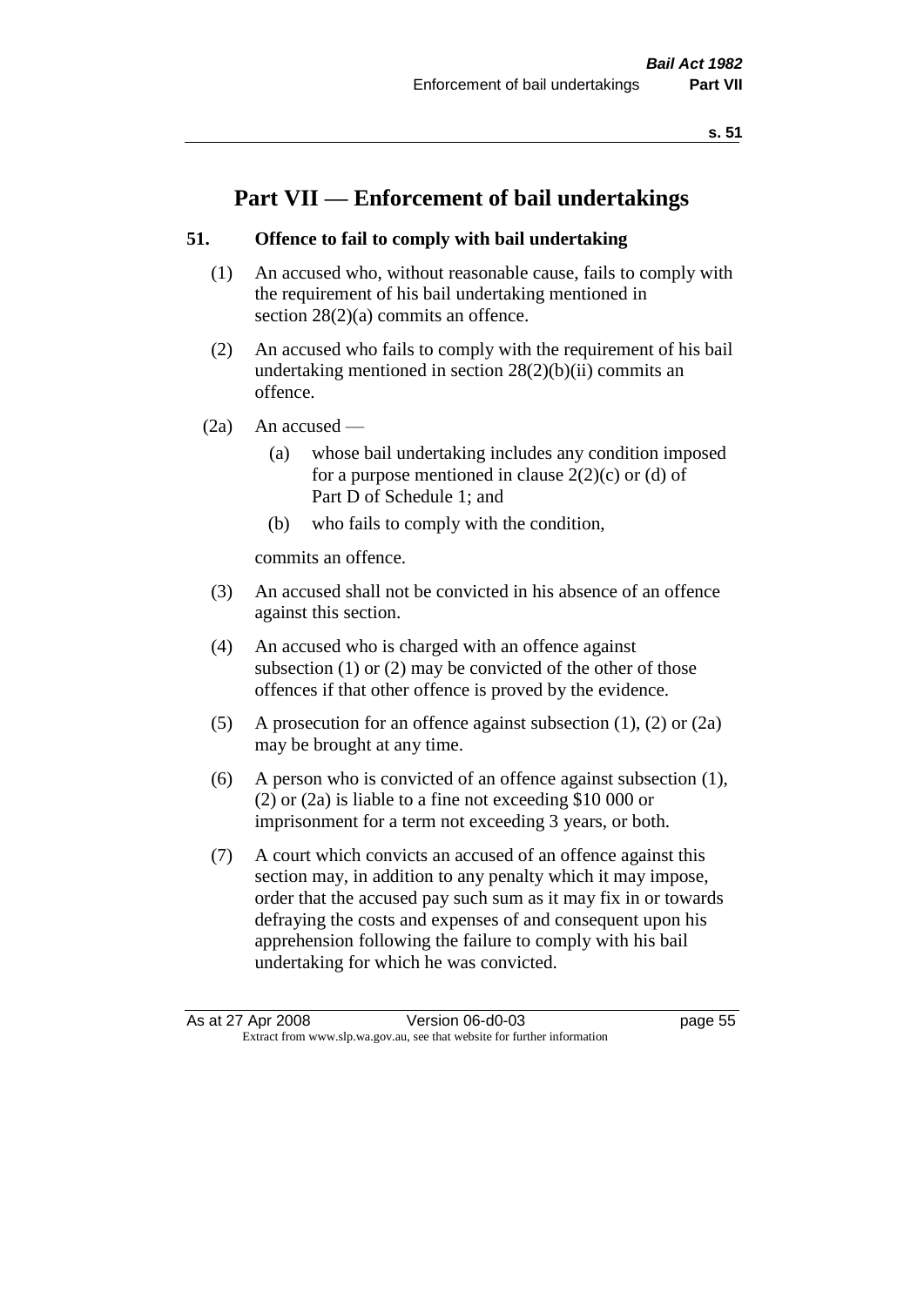# Part VII — Enforcement of bail undertakings

## 51. Offence to fail to comply with bail undertaking

(1) An accused who, without reasonable cause, fails to comply with the requirement of his bail undertaking mentioned in section 28(2)(a) commits an offence.

(2) An accused who fails to comply with the requirement of his bail undertaking mentioned in section 28(2)(b)(ii) commits an offence.

(2a) An accused —

- (a) whose bail undertaking includes any condition imposed for a purpose mentioned in clause 2(2)(c) or (d) of Part D of Schedule 1; and
- (b) who fails to comply with the condition,

commits an offence.

(3) An accused shall not be convicted in his absence of an offence against this section.

(4) An accused who is charged with an offence against subsection (1) or (2) may be convicted of the other of those offences if that other offence is proved by the evidence.

(5) A prosecution for an offence against subsection (1), (2) or (2a) may be brought at any time.

(6) A person who is convicted of an offence against subsection (1), (2) or (2a) is liable to a fine not exceeding $10 000 or imprisonment for a term not exceeding 3 years, or both.

(7) A court which convicts an accused of an offence against this section may, in addition to any penalty which it may impose, order that the accused pay such sum as it may fix in or towards defraying the costs and expenses of and consequent upon his apprehension following the failure to comply with his bail undertaking for which he was convicted.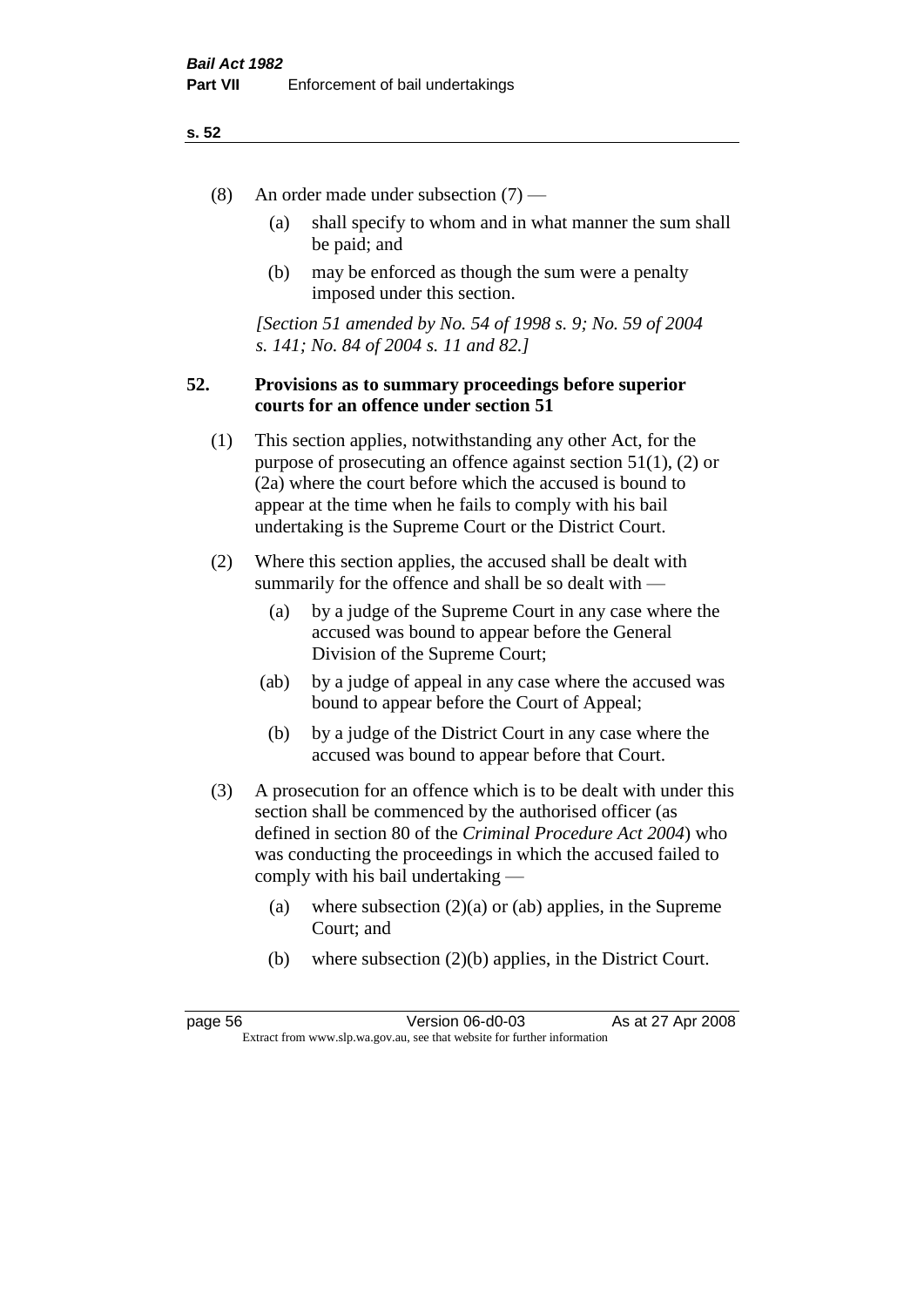(8) An order made under subsection (7) —

(a) shall specify to whom and in what manner the sum shall be paid; and

(b) may be enforced as though the sum were a penalty imposed under this section.

*[Section 51 amended by No. 54 of 1998 s. 9; No. 59 of 2004 s. 141; No. 84 of 2004 s. 11 and 82.]*

### 52. Provisions as to summary proceedings before superior courts for an offence under section 51

(1) This section applies, notwithstanding any other Act, for the purpose of prosecuting an offence against section 51(1), (2) or (2a) where the court before which the accused is bound to appear at the time when he fails to comply with his bail undertaking is the Supreme Court or the District Court.

(2) Where this section applies, the accused shall be dealt with summarily for the offence and shall be so dealt with —

(a) by a judge of the Supreme Court in any case where the accused was bound to appear before the General Division of the Supreme Court;

(ab) by a judge of appeal in any case where the accused was bound to appear before the Court of Appeal;

(b) by a judge of the District Court in any case where the accused was bound to appear before that Court.

(3) A prosecution for an offence which is to be dealt with under this section shall be commenced by the authorised officer (as defined in section 80 of the *Criminal Procedure Act 2004*) who was conducting the proceedings in which the accused failed to comply with his bail undertaking —

(a) where subsection (2)(a) or (ab) applies, in the Supreme Court; and

(b) where subsection (2)(b) applies, in the District Court.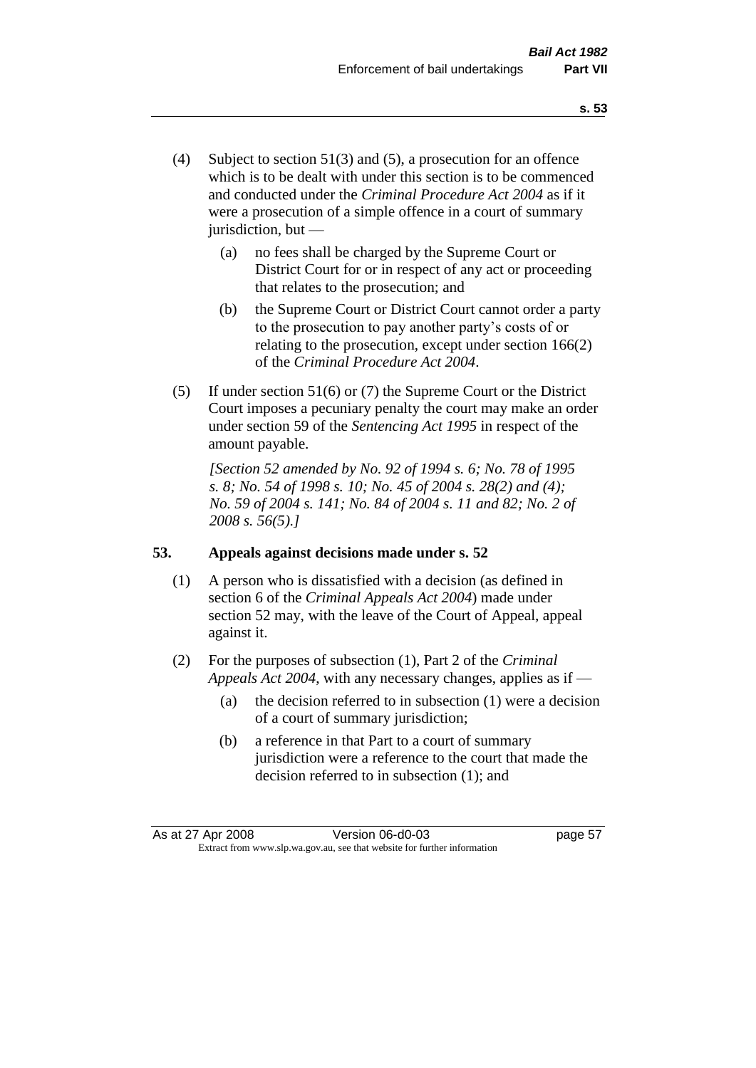(4) Subject to section 51(3) and (5), a prosecution for an offence which is to be dealt with under this section is to be commenced and conducted under the *Criminal Procedure Act 2004* as if it were a prosecution of a simple offence in a court of summary jurisdiction, but —

(a) no fees shall be charged by the Supreme Court or District Court for or in respect of any act or proceeding that relates to the prosecution; and

(b) the Supreme Court or District Court cannot order a party to the prosecution to pay another party's costs of or relating to the prosecution, except under section 166(2) of the *Criminal Procedure Act 2004*.

(5) If under section 51(6) or (7) the Supreme Court or the District Court imposes a pecuniary penalty the court may make an order under section 59 of the *Sentencing Act 1995* in respect of the amount payable.

*[Section 52 amended by No. 92 of 1994 s. 6; No. 78 of 1995 s. 8; No. 54 of 1998 s. 10; No. 45 of 2004 s. 28(2) and (4); No. 59 of 2004 s. 141; No. 84 of 2004 s. 11 and 82; No. 2 of 2008 s. 56(5).]*

## 53. Appeals against decisions made under s. 52

(1) A person who is dissatisfied with a decision (as defined in section 6 of the *Criminal Appeals Act 2004*) made under section 52 may, with the leave of the Court of Appeal, appeal against it.

(2) For the purposes of subsection (1), Part 2 of the *Criminal Appeals Act 2004*, with any necessary changes, applies as if —

(a) the decision referred to in subsection (1) were a decision of a court of summary jurisdiction;

(b) a reference in that Part to a court of summary jurisdiction were a reference to the court that made the decision referred to in subsection (1); and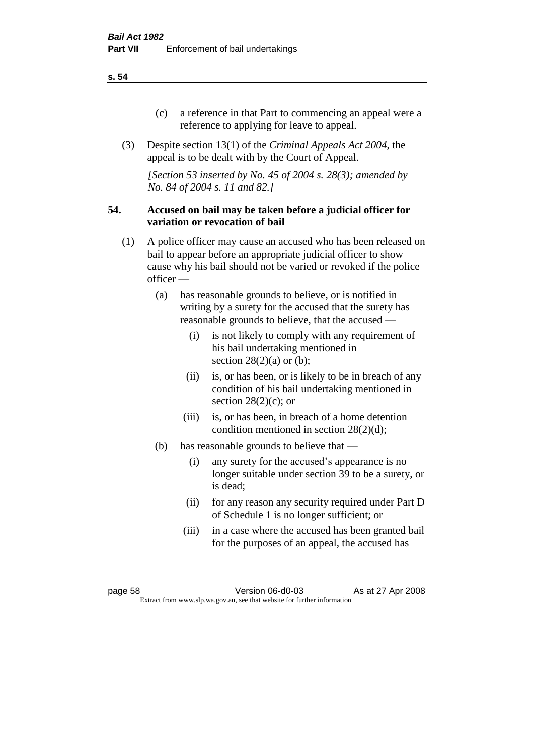- (c) a reference in that Part to commencing an appeal were a reference to applying for leave to appeal.

(3) Despite section 13(1) of the *Criminal Appeals Act 2004*, the appeal is to be dealt with by the Court of Appeal.

*[Section 53 inserted by No. 45 of 2004 s. 28(3); amended by No. 84 of 2004 s. 11 and 82.]*

## 54. Accused on bail may be taken before a judicial officer for variation or revocation of bail

(1) A police officer may cause an accused who has been released on bail to appear before an appropriate judicial officer to show cause why his bail should not be varied or revoked if the police officer —

- (a) has reasonable grounds to believe, or is notified in writing by a surety for the accused that the surety has reasonable grounds to believe, that the accused —
  - (i) is not likely to comply with any requirement of his bail undertaking mentioned in section 28(2)(a) or (b);
  - (ii) is, or has been, or is likely to be in breach of any condition of his bail undertaking mentioned in section 28(2)(c); or
  - (iii) is, or has been, in breach of a home detention condition mentioned in section 28(2)(d);
- (b) has reasonable grounds to believe that —
  - (i) any surety for the accused's appearance is no longer suitable under section 39 to be a surety, or is dead;
  - (ii) for any reason any security required under Part D of Schedule 1 is no longer sufficient; or
  - (iii) in a case where the accused has been granted bail for the purposes of an appeal, the accused has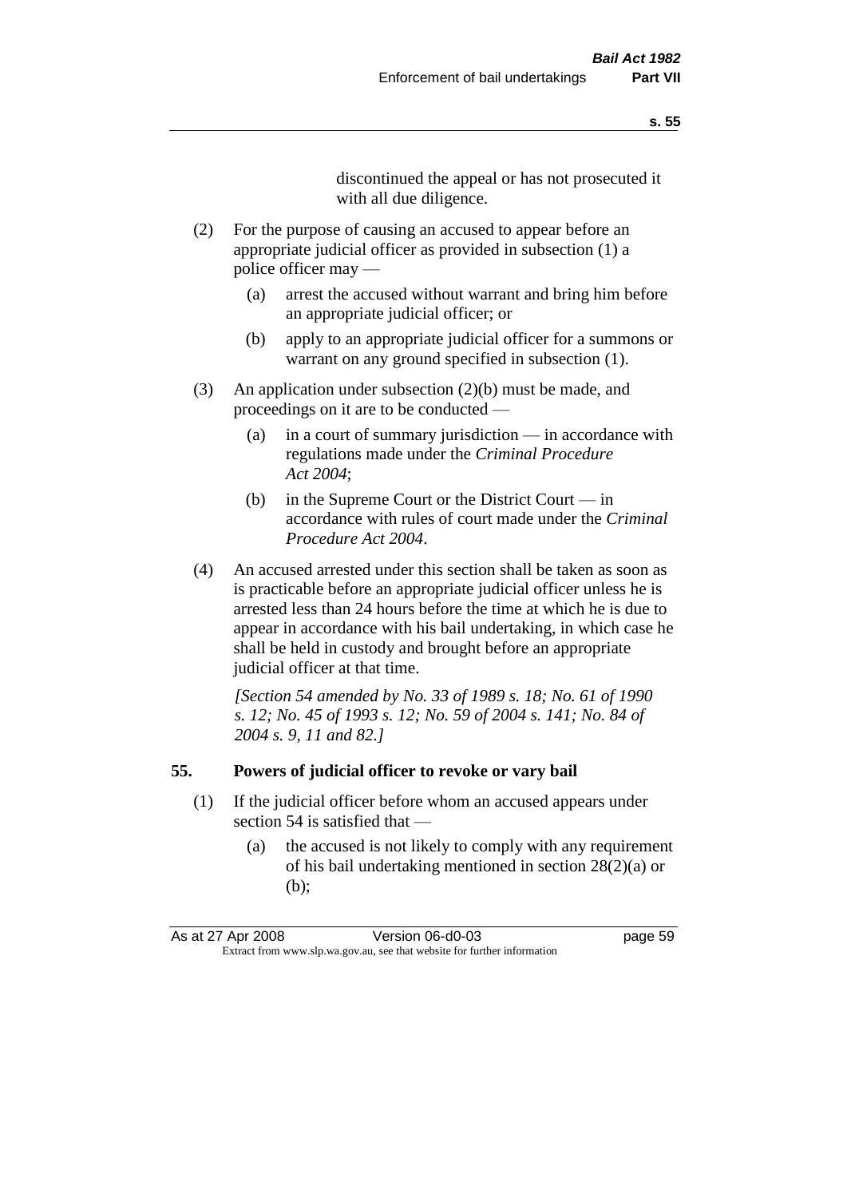discontinued the appeal or has not prosecuted it with all due diligence.

(2) For the purpose of causing an accused to appear before an appropriate judicial officer as provided in subsection (1) a police officer may —

(a) arrest the accused without warrant and bring him before an appropriate judicial officer; or

(b) apply to an appropriate judicial officer for a summons or warrant on any ground specified in subsection (1).

(3) An application under subsection (2)(b) must be made, and proceedings on it are to be conducted —

(a) in a court of summary jurisdiction — in accordance with regulations made under the *Criminal Procedure Act 2004*;

(b) in the Supreme Court or the District Court — in accordance with rules of court made under the *Criminal Procedure Act 2004*.

(4) An accused arrested under this section shall be taken as soon as is practicable before an appropriate judicial officer unless he is arrested less than 24 hours before the time at which he is due to appear in accordance with his bail undertaking, in which case he shall be held in custody and brought before an appropriate judicial officer at that time.

*[Section 54 amended by No. 33 of 1989 s. 18; No. 61 of 1990 s. 12; No. 45 of 1993 s. 12; No. 59 of 2004 s. 141; No. 84 of 2004 s. 9, 11 and 82.]*

## 55. Powers of judicial officer to revoke or vary bail

(1) If the judicial officer before whom an accused appears under section 54 is satisfied that —

(a) the accused is not likely to comply with any requirement of his bail undertaking mentioned in section 28(2)(a) or (b);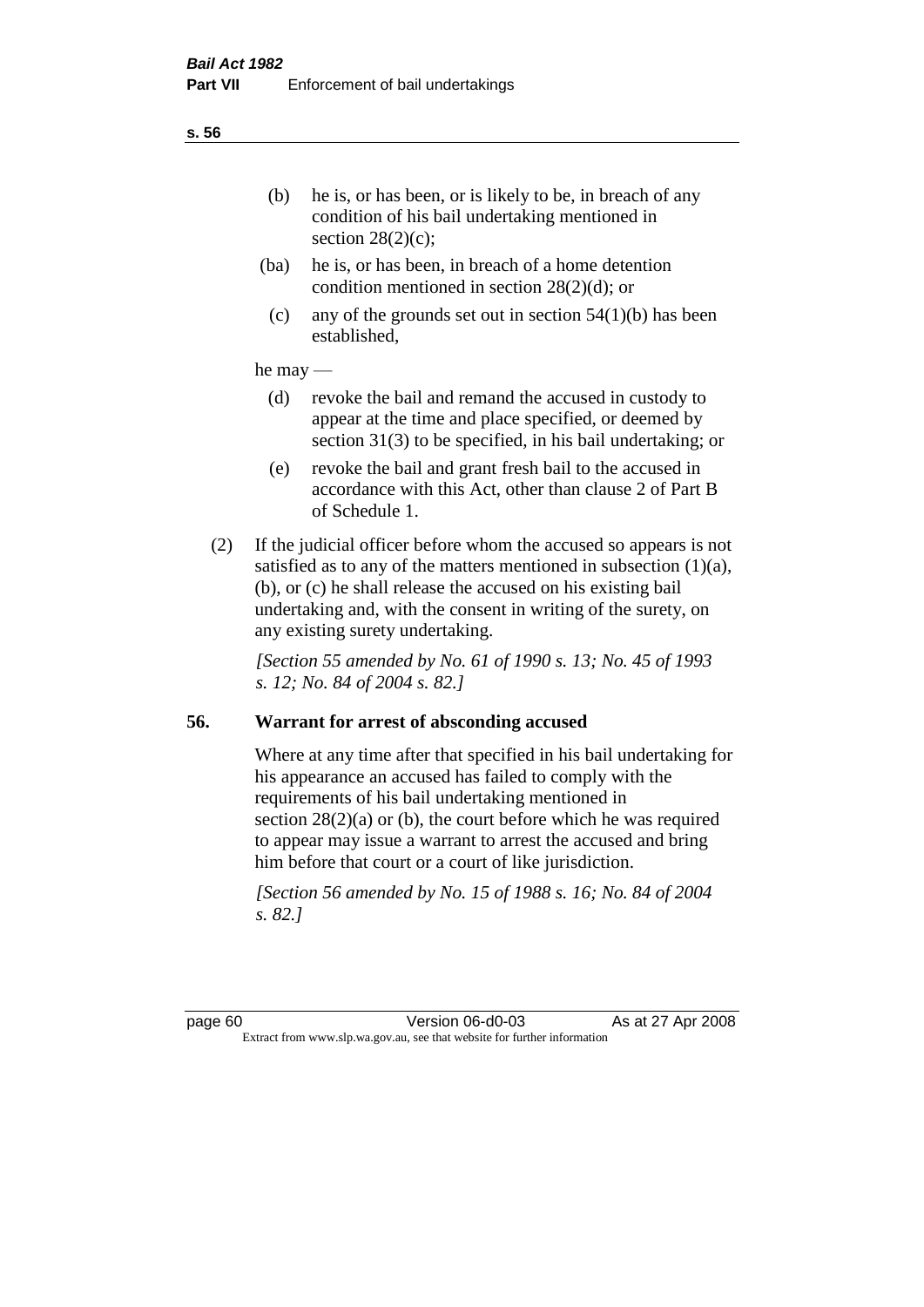(b) he is, or has been, or is likely to be, in breach of any condition of his bail undertaking mentioned in section 28(2)(c);

(ba) he is, or has been, in breach of a home detention condition mentioned in section 28(2)(d); or

(c) any of the grounds set out in section 54(1)(b) has been established,

he may —

(d) revoke the bail and remand the accused in custody to appear at the time and place specified, or deemed by section 31(3) to be specified, in his bail undertaking; or

(e) revoke the bail and grant fresh bail to the accused in accordance with this Act, other than clause 2 of Part B of Schedule 1.

(2) If the judicial officer before whom the accused so appears is not satisfied as to any of the matters mentioned in subsection (1)(a), (b), or (c) he shall release the accused on his existing bail undertaking and, with the consent in writing of the surety, on any existing surety undertaking.

*[Section 55 amended by No. 61 of 1990 s. 13; No. 45 of 1993 s. 12; No. 84 of 2004 s. 82.]*

## 56. Warrant for arrest of absconding accused

Where at any time after that specified in his bail undertaking for his appearance an accused has failed to comply with the requirements of his bail undertaking mentioned in section 28(2)(a) or (b), the court before which he was required to appear may issue a warrant to arrest the accused and bring him before that court or a court of like jurisdiction.

*[Section 56 amended by No. 15 of 1988 s. 16; No. 84 of 2004 s. 82.]*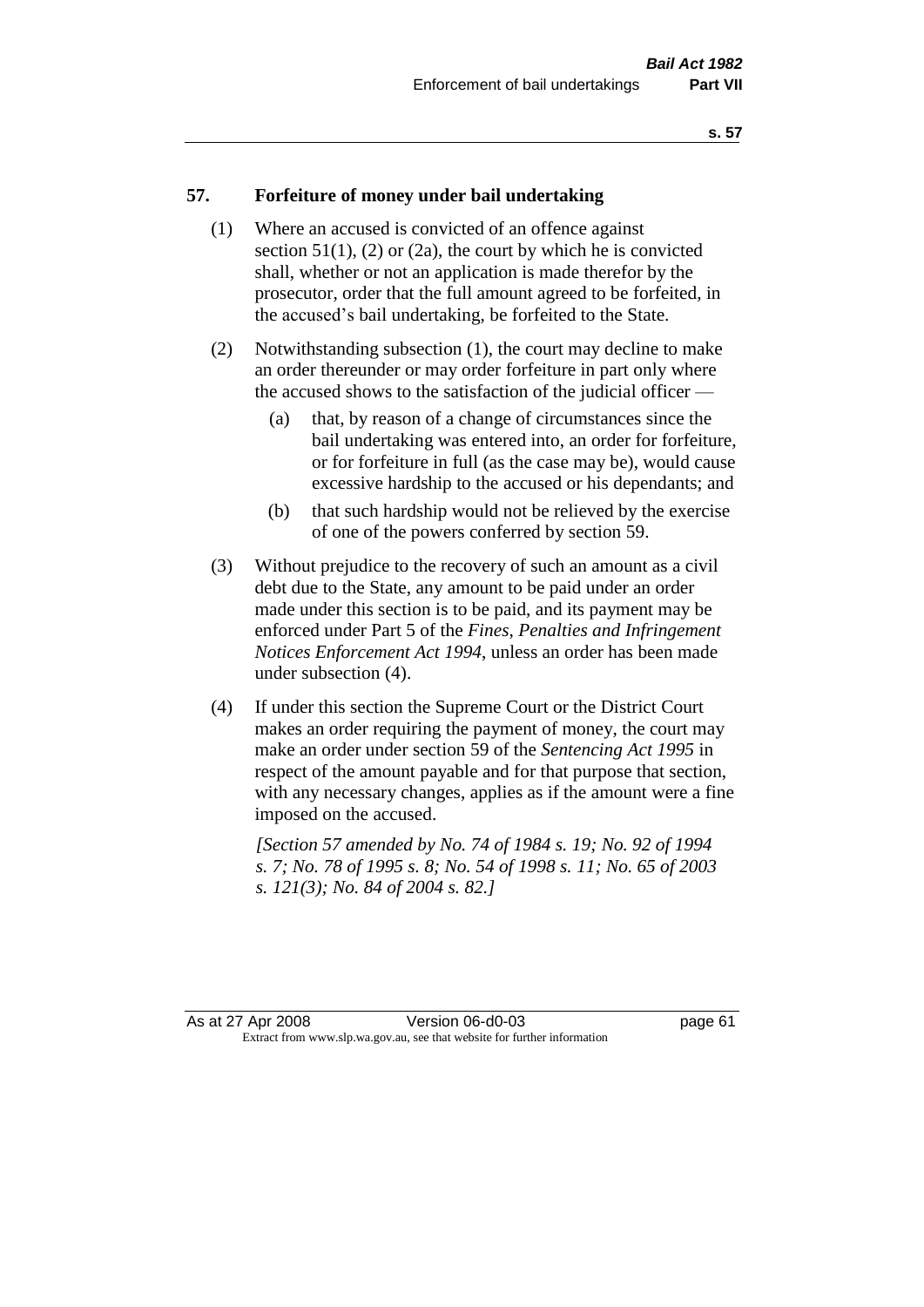## 57. Forfeiture of money under bail undertaking

(1) Where an accused is convicted of an offence against section 51(1), (2) or (2a), the court by which he is convicted shall, whether or not an application is made therefor by the prosecutor, order that the full amount agreed to be forfeited, in the accused's bail undertaking, be forfeited to the State.

(2) Notwithstanding subsection (1), the court may decline to make an order thereunder or may order forfeiture in part only where the accused shows to the satisfaction of the judicial officer —

(a) that, by reason of a change of circumstances since the bail undertaking was entered into, an order for forfeiture, or for forfeiture in full (as the case may be), would cause excessive hardship to the accused or his dependants; and

(b) that such hardship would not be relieved by the exercise of one of the powers conferred by section 59.

(3) Without prejudice to the recovery of such an amount as a civil debt due to the State, any amount to be paid under an order made under this section is to be paid, and its payment may be enforced under Part 5 of the *Fines, Penalties and Infringement Notices Enforcement Act 1994*, unless an order has been made under subsection (4).

(4) If under this section the Supreme Court or the District Court makes an order requiring the payment of money, the court may make an order under section 59 of the *Sentencing Act 1995* in respect of the amount payable and for that purpose that section, with any necessary changes, applies as if the amount were a fine imposed on the accused.

*[Section 57 amended by No. 74 of 1984 s. 19; No. 92 of 1994 s. 7; No. 78 of 1995 s. 8; No. 54 of 1998 s. 11; No. 65 of 2003 s. 121(3); No. 84 of 2004 s. 82.]*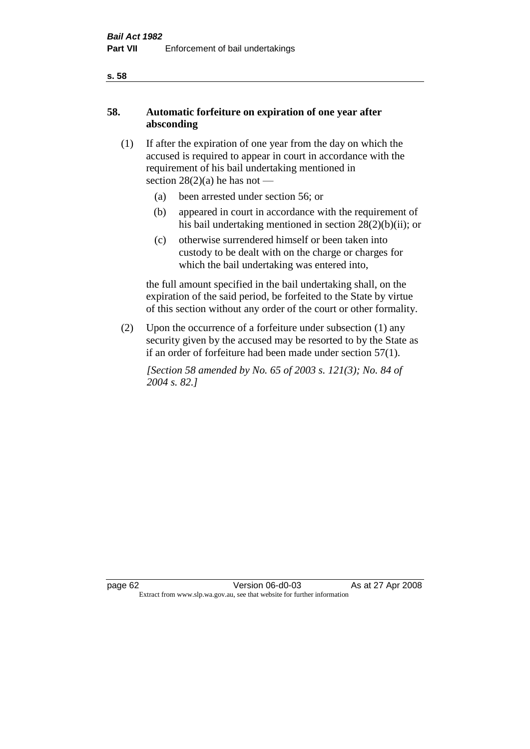## 58. Automatic forfeiture on expiration of one year after absconding

(1) If after the expiration of one year from the day on which the accused is required to appear in court in accordance with the requirement of his bail undertaking mentioned in section 28(2)(a) he has not —

- (a) been arrested under section 56; or
- (b) appeared in court in accordance with the requirement of his bail undertaking mentioned in section 28(2)(b)(ii); or
- (c) otherwise surrendered himself or been taken into custody to be dealt with on the charge or charges for which the bail undertaking was entered into,

the full amount specified in the bail undertaking shall, on the expiration of the said period, be forfeited to the State by virtue of this section without any order of the court or other formality.

(2) Upon the occurrence of a forfeiture under subsection (1) any security given by the accused may be resorted to by the State as if an order of forfeiture had been made under section 57(1).

*[Section 58 amended by No. 65 of 2003 s. 121(3); No. 84 of 2004 s. 82.]*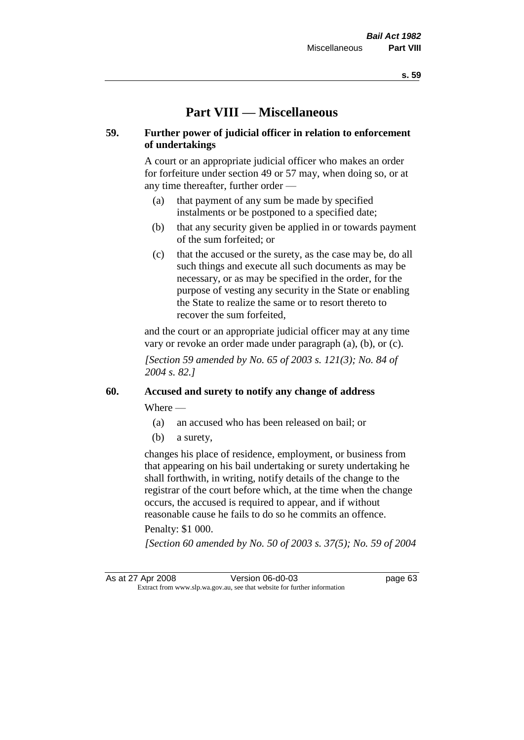# Part VIII — Miscellaneous

## 59. Further power of judicial officer in relation to enforcement of undertakings

A court or an appropriate judicial officer who makes an order for forfeiture under section 49 or 57 may, when doing so, or at any time thereafter, further order —

(a) that payment of any sum be made by specified instalments or be postponed to a specified date;

(b) that any security given be applied in or towards payment of the sum forfeited; or

(c) that the accused or the surety, as the case may be, do all such things and execute all such documents as may be necessary, or as may be specified in the order, for the purpose of vesting any security in the State or enabling the State to realize the same or to resort thereto to recover the sum forfeited,

and the court or an appropriate judicial officer may at any time vary or revoke an order made under paragraph (a), (b), or (c).

*[Section 59 amended by No. 65 of 2003 s. 121(3); No. 84 of 2004 s. 82.]*

## 60. Accused and surety to notify any change of address

Where —

(a) an accused who has been released on bail; or

(b) a surety,

changes his place of residence, employment, or business from that appearing on his bail undertaking or surety undertaking he shall forthwith, in writing, notify details of the change to the registrar of the court before which, at the time when the change occurs, the accused is required to appear, and if without reasonable cause he fails to do so he commits an offence.

Penalty: $1 000.

*[Section 60 amended by No. 50 of 2003 s. 37(5); No. 59 of 2004*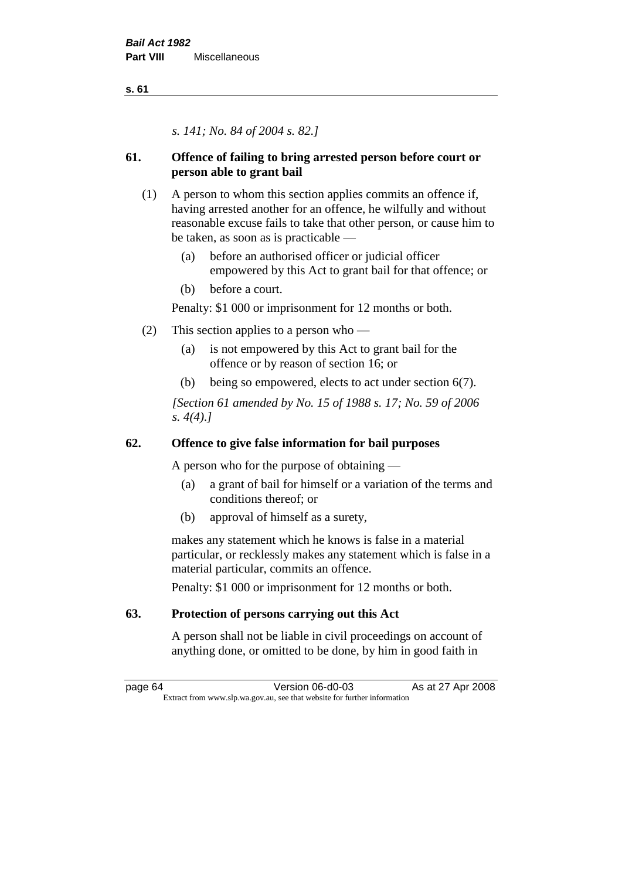*s. 141; No. 84 of 2004 s. 82.]*

### 61. Offence of failing to bring arrested person before court or person able to grant bail

(1) A person to whom this section applies commits an offence if, having arrested another for an offence, he wilfully and without reasonable excuse fails to take that other person, or cause him to be taken, as soon as is practicable —

  (a) before an authorised officer or judicial officer empowered by this Act to grant bail for that offence; or

  (b) before a court.

Penalty: $1 000 or imprisonment for 12 months or both.

(2) This section applies to a person who —

  (a) is not empowered by this Act to grant bail for the offence or by reason of section 16; or

  (b) being so empowered, elects to act under section 6(7).

*[Section 61 amended by No. 15 of 1988 s. 17; No. 59 of 2006 s. 4(4).]*

### 62. Offence to give false information for bail purposes

A person who for the purpose of obtaining —

  (a) a grant of bail for himself or a variation of the terms and conditions thereof; or

  (b) approval of himself as a surety,

makes any statement which he knows is false in a material particular, or recklessly makes any statement which is false in a material particular, commits an offence.

Penalty: $1 000 or imprisonment for 12 months or both.

### 63. Protection of persons carrying out this Act

A person shall not be liable in civil proceedings on account of anything done, or omitted to be done, by him in good faith in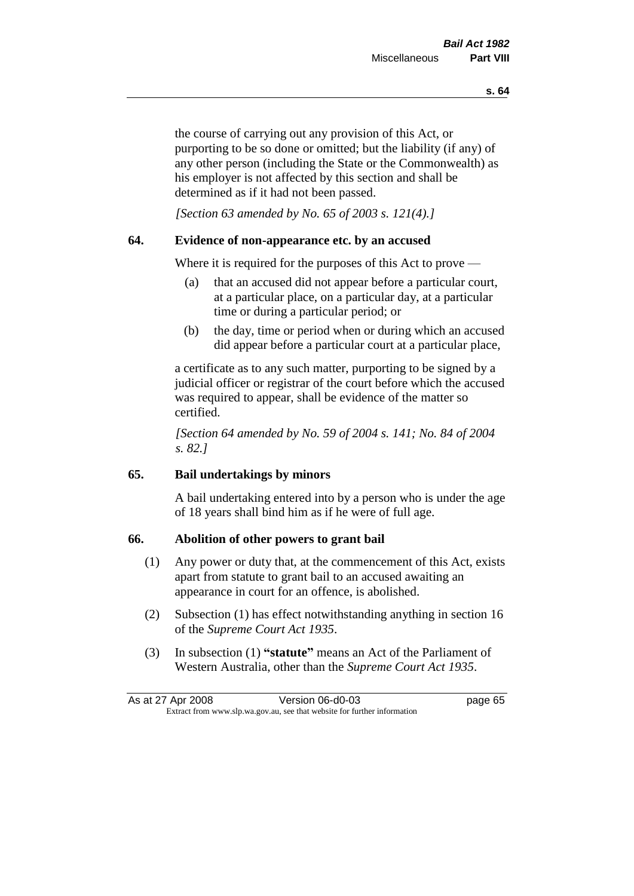the course of carrying out any provision of this Act, or purporting to be so done or omitted; but the liability (if any) of any other person (including the State or the Commonwealth) as his employer is not affected by this section and shall be determined as if it had not been passed.

*[Section 63 amended by No. 65 of 2003 s. 121(4).]*

### 64. Evidence of non-appearance etc. by an accused

Where it is required for the purposes of this Act to prove —

(a) that an accused did not appear before a particular court, at a particular place, on a particular day, at a particular time or during a particular period; or

(b) the day, time or period when or during which an accused did appear before a particular court at a particular place,

a certificate as to any such matter, purporting to be signed by a judicial officer or registrar of the court before which the accused was required to appear, shall be evidence of the matter so certified.

*[Section 64 amended by No. 59 of 2004 s. 141; No. 84 of 2004 s. 82.]*

### 65. Bail undertakings by minors

A bail undertaking entered into by a person who is under the age of 18 years shall bind him as if he were of full age.

### 66. Abolition of other powers to grant bail

(1) Any power or duty that, at the commencement of this Act, exists apart from statute to grant bail to an accused awaiting an appearance in court for an offence, is abolished.

(2) Subsection (1) has effect notwithstanding anything in section 16 of the *Supreme Court Act 1935*.

(3) In subsection (1) **"statute"** means an Act of the Parliament of Western Australia, other than the *Supreme Court Act 1935*.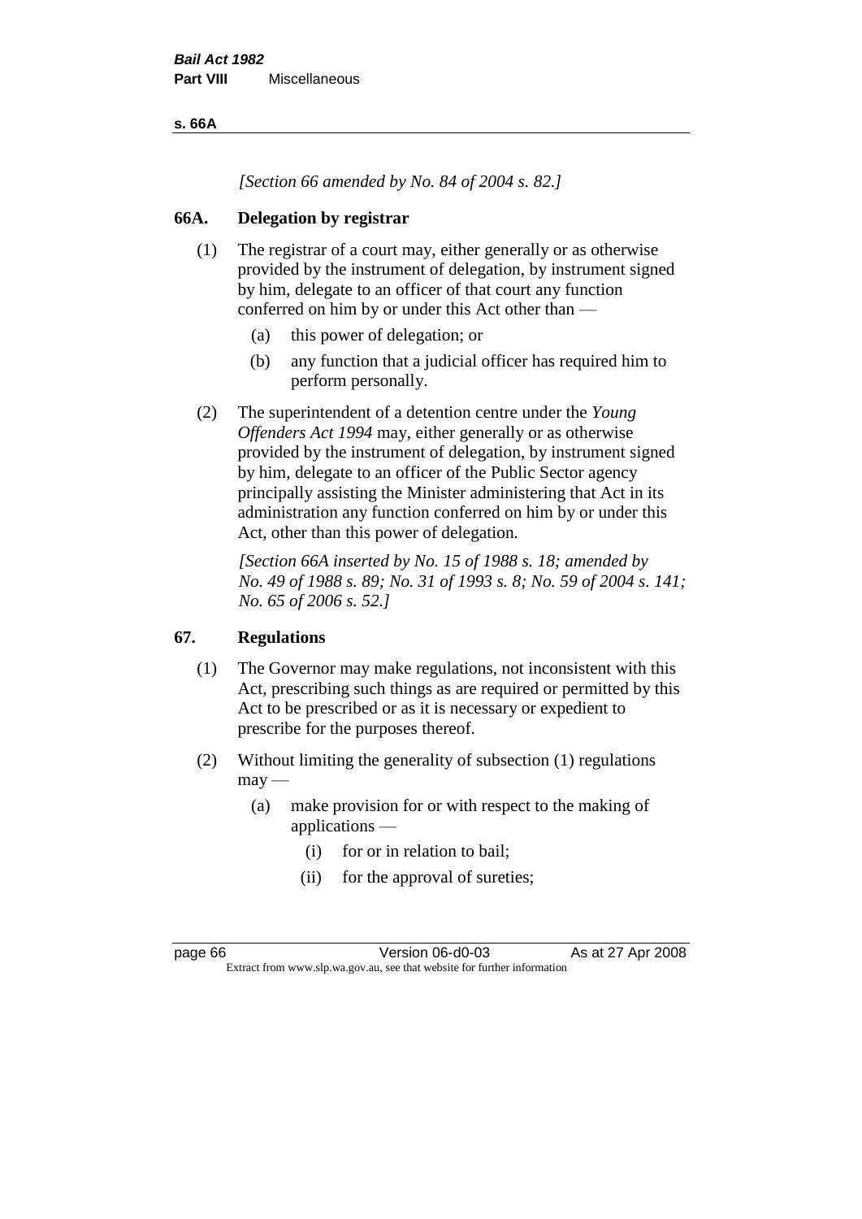*[Section 66 amended by No. 84 of 2004 s. 82.]*

## 66A. Delegation by registrar

(1) The registrar of a court may, either generally or as otherwise provided by the instrument of delegation, by instrument signed by him, delegate to an officer of that court any function conferred on him by or under this Act other than —

(a) this power of delegation; or

(b) any function that a judicial officer has required him to perform personally.

(2) The superintendent of a detention centre under the *Young Offenders Act 1994* may, either generally or as otherwise provided by the instrument of delegation, by instrument signed by him, delegate to an officer of the Public Sector agency principally assisting the Minister administering that Act in its administration any function conferred on him by or under this Act, other than this power of delegation.

*[Section 66A inserted by No. 15 of 1988 s. 18; amended by No. 49 of 1988 s. 89; No. 31 of 1993 s. 8; No. 59 of 2004 s. 141; No. 65 of 2006 s. 52.]*

## 67. Regulations

(1) The Governor may make regulations, not inconsistent with this Act, prescribing such things as are required or permitted by this Act to be prescribed or as it is necessary or expedient to prescribe for the purposes thereof.

(2) Without limiting the generality of subsection (1) regulations may —

(a) make provision for or with respect to the making of applications —

(i) for or in relation to bail;

(ii) for the approval of sureties;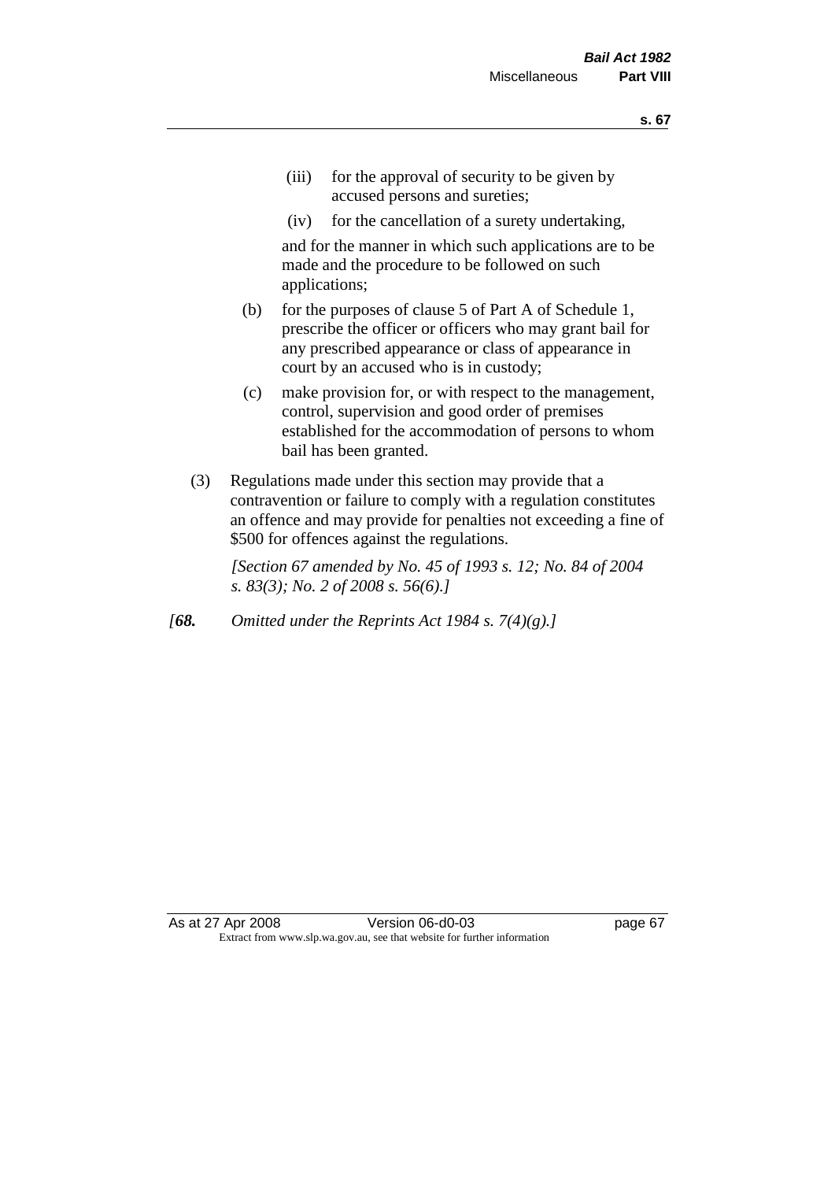(iii) for the approval of security to be given by accused persons and sureties;

(iv) for the cancellation of a surety undertaking,

and for the manner in which such applications are to be made and the procedure to be followed on such applications;

(b) for the purposes of clause 5 of Part A of Schedule 1, prescribe the officer or officers who may grant bail for any prescribed appearance or class of appearance in court by an accused who is in custody;

(c) make provision for, or with respect to the management, control, supervision and good order of premises established for the accommodation of persons to whom bail has been granted.

(3) Regulations made under this section may provide that a contravention or failure to comply with a regulation constitutes an offence and may provide for penalties not exceeding a fine of $500 for offences against the regulations.

*[Section 67 amended by No. 45 of 1993 s. 12; No. 84 of 2004 s. 83(3); No. 2 of 2008 s. 56(6).]*

*[**68.** Omitted under the Reprints Act 1984 s. 7(4)(g).]*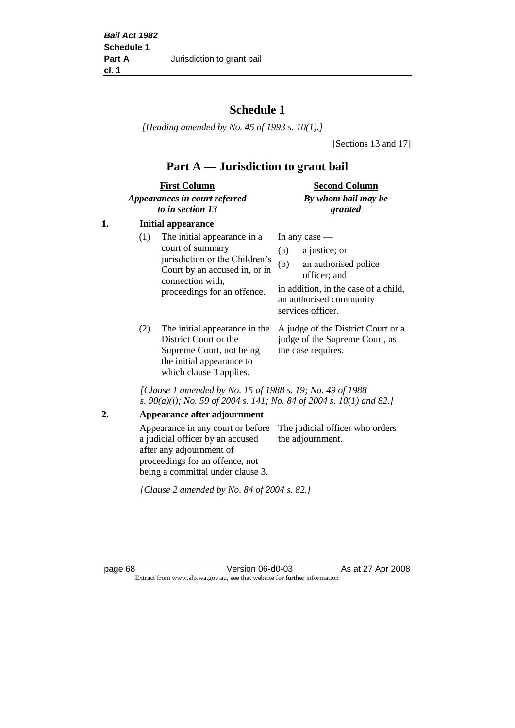# Schedule 1

*[Heading amended by No. 45 of 1993 s. 10(1).]*

[Sections 13 and 17]

## Part A — Jurisdiction to grant bail

| First Column<br>*Appearances in court referred to in section 13* | Second Column<br>*By whom bail may be granted* |
|---|---|
| **1. Initial appearance** | |
| (1) The initial appearance in a court of summary jurisdiction or the Children's Court by an accused in, or in connection with, proceedings for an offence. | In any case —<br>(a) a justice; or<br>(b) an authorised police officer; and<br>in addition, in the case of a child, an authorised community services officer. |
| (2) The initial appearance in the District Court or the Supreme Court, not being the initial appearance to which clause 3 applies. | A judge of the District Court or a judge of the Supreme Court, as the case requires. |

*[Clause 1 amended by No. 15 of 1988 s. 19; No. 49 of 1988 s. 90(a)(i); No. 59 of 2004 s. 141; No. 84 of 2004 s. 10(1) and 82.]*

| First Column<br>*Appearances in court referred to in section 13* | Second Column<br>*By whom bail may be granted* |
|---|---|
| **2. Appearance after adjournment** | |
| Appearance in any court or before a judicial officer by an accused after any adjournment of proceedings for an offence, not being a committal under clause 3. | The judicial officer who orders the adjournment. |

*[Clause 2 amended by No. 84 of 2004 s. 82.]*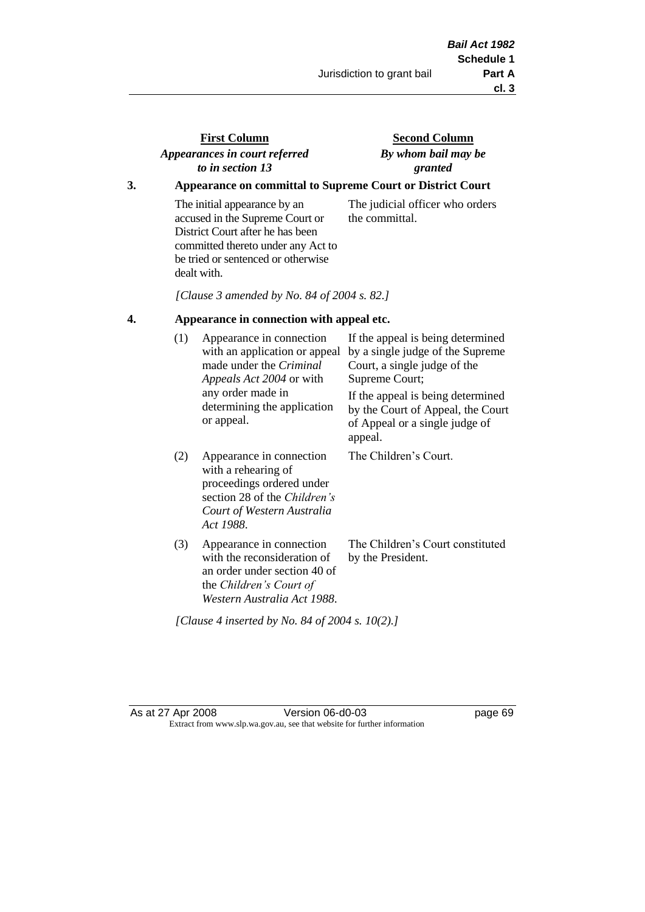| First Column *Appearances in court referred to in section 13* | Second Column *By whom bail may be granted* |
|---|---|

**3. Appearance on committal to Supreme Court or District Court**

| | |
|---|---|
| The initial appearance by an accused in the Supreme Court or District Court after he has been committed thereto under any Act to be tried or sentenced or otherwise dealt with. | The judicial officer who orders the committal. |

*[Clause 3 amended by No. 84 of 2004 s. 82.]*

**4. Appearance in connection with appeal etc.**

| | | |
|---|---|---|
| (1) | Appearance in connection with an application or appeal made under the *Criminal Appeals Act 2004* or with any order made in determining the application or appeal. | If the appeal is being determined by a single judge of the Supreme Court, a single judge of the Supreme Court; If the appeal is being determined by the Court of Appeal, the Court of Appeal or a single judge of appeal. |
| (2) | Appearance in connection with a rehearing of proceedings ordered under section 28 of the *Children's Court of Western Australia Act 1988*. | The Children's Court. |
| (3) | Appearance in connection with the reconsideration of an order under section 40 of the *Children's Court of Western Australia Act 1988*. | The Children's Court constituted by the President. |

*[Clause 4 inserted by No. 84 of 2004 s. 10(2).]*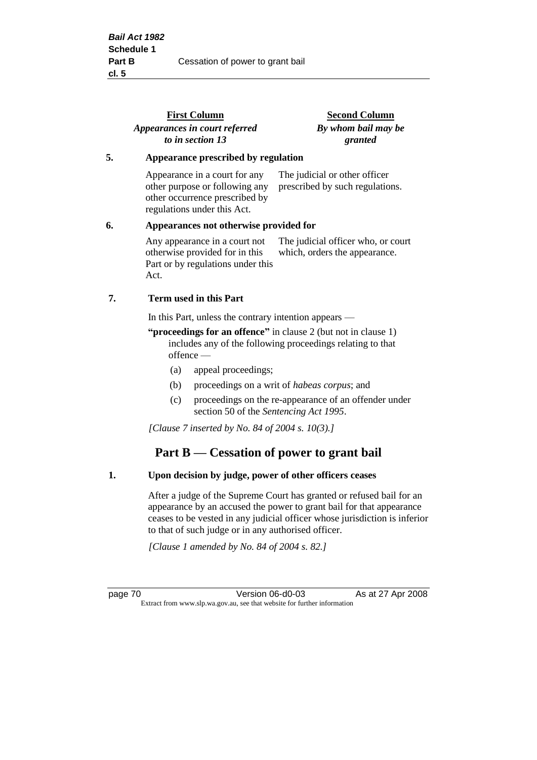| First Column<br>*Appearances in court referred to in section 13* | Second Column<br>*By whom bail may be granted* |
|---|---|
| **5. Appearance prescribed by regulation** | |
| Appearance in a court for any other purpose or following any other occurrence prescribed by regulations under this Act. | The judicial or other officer prescribed by such regulations. |
| **6. Appearances not otherwise provided for** | |
| Any appearance in a court not otherwise provided for in this Part or by regulations under this Act. | The judicial officer who, or court which, orders the appearance. |

**7. Term used in this Part**

In this Part, unless the contrary intention appears —

**"proceedings for an offence"** in clause 2 (but not in clause 1) includes any of the following proceedings relating to that offence —

(a) appeal proceedings;

(b) proceedings on a writ of *habeas corpus*; and

(c) proceedings on the re-appearance of an offender under section 50 of the *Sentencing Act 1995*.

*[Clause 7 inserted by No. 84 of 2004 s. 10(3).]*

## Part B — Cessation of power to grant bail

**1. Upon decision by judge, power of other officers ceases**

After a judge of the Supreme Court has granted or refused bail for an appearance by an accused the power to grant bail for that appearance ceases to be vested in any judicial officer whose jurisdiction is inferior to that of such judge or in any authorised officer.

*[Clause 1 amended by No. 84 of 2004 s. 82.]*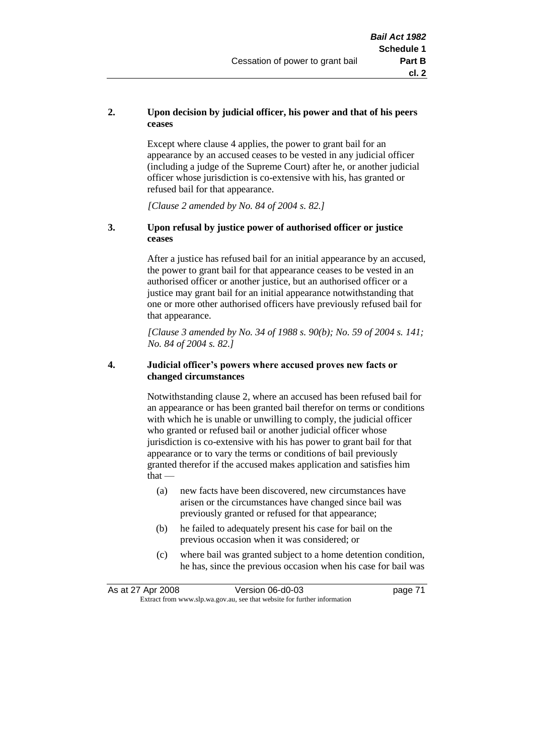**2. Upon decision by judicial officer, his power and that of his peers ceases**

Except where clause 4 applies, the power to grant bail for an appearance by an accused ceases to be vested in any judicial officer (including a judge of the Supreme Court) after he, or another judicial officer whose jurisdiction is co-extensive with his, has granted or refused bail for that appearance.

*[Clause 2 amended by No. 84 of 2004 s. 82.]*

**3. Upon refusal by justice power of authorised officer or justice ceases**

After a justice has refused bail for an initial appearance by an accused, the power to grant bail for that appearance ceases to be vested in an authorised officer or another justice, but an authorised officer or a justice may grant bail for an initial appearance notwithstanding that one or more other authorised officers have previously refused bail for that appearance.

*[Clause 3 amended by No. 34 of 1988 s. 90(b); No. 59 of 2004 s. 141; No. 84 of 2004 s. 82.]*

**4. Judicial officer's powers where accused proves new facts or changed circumstances**

Notwithstanding clause 2, where an accused has been refused bail for an appearance or has been granted bail therefor on terms or conditions with which he is unable or unwilling to comply, the judicial officer who granted or refused bail or another judicial officer whose jurisdiction is co-extensive with his has power to grant bail for that appearance or to vary the terms or conditions of bail previously granted therefor if the accused makes application and satisfies him that —

(a) new facts have been discovered, new circumstances have arisen or the circumstances have changed since bail was previously granted or refused for that appearance;

(b) he failed to adequately present his case for bail on the previous occasion when it was considered; or

(c) where bail was granted subject to a home detention condition, he has, since the previous occasion when his case for bail was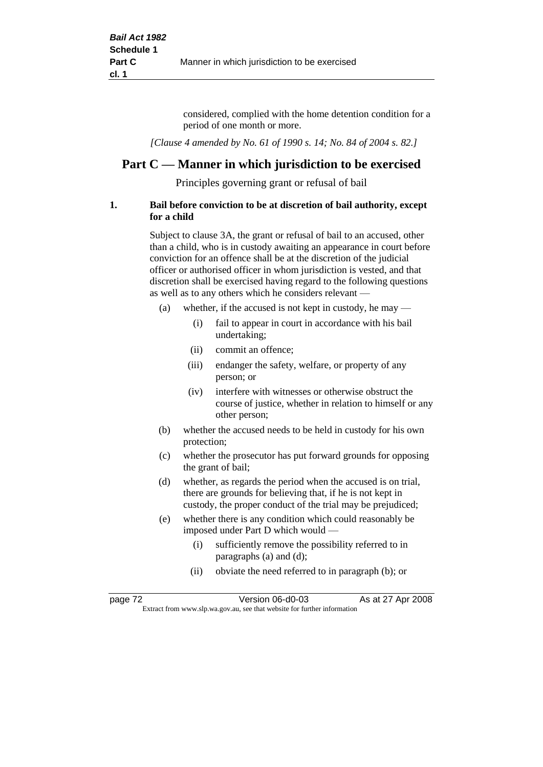considered, complied with the home detention condition for a period of one month or more.

*[Clause 4 amended by No. 61 of 1990 s. 14; No. 84 of 2004 s. 82.]*

## Part C — Manner in which jurisdiction to be exercised

Principles governing grant or refusal of bail

**1. Bail before conviction to be at discretion of bail authority, except for a child**

Subject to clause 3A, the grant or refusal of bail to an accused, other than a child, who is in custody awaiting an appearance in court before conviction for an offence shall be at the discretion of the judicial officer or authorised officer in whom jurisdiction is vested, and that discretion shall be exercised having regard to the following questions as well as to any others which he considers relevant —

(a) whether, if the accused is not kept in custody, he may —

  (i) fail to appear in court in accordance with his bail undertaking;

  (ii) commit an offence;

  (iii) endanger the safety, welfare, or property of any person; or

  (iv) interfere with witnesses or otherwise obstruct the course of justice, whether in relation to himself or any other person;

(b) whether the accused needs to be held in custody for his own protection;

(c) whether the prosecutor has put forward grounds for opposing the grant of bail;

(d) whether, as regards the period when the accused is on trial, there are grounds for believing that, if he is not kept in custody, the proper conduct of the trial may be prejudiced;

(e) whether there is any condition which could reasonably be imposed under Part D which would —

  (i) sufficiently remove the possibility referred to in paragraphs (a) and (d);

  (ii) obviate the need referred to in paragraph (b); or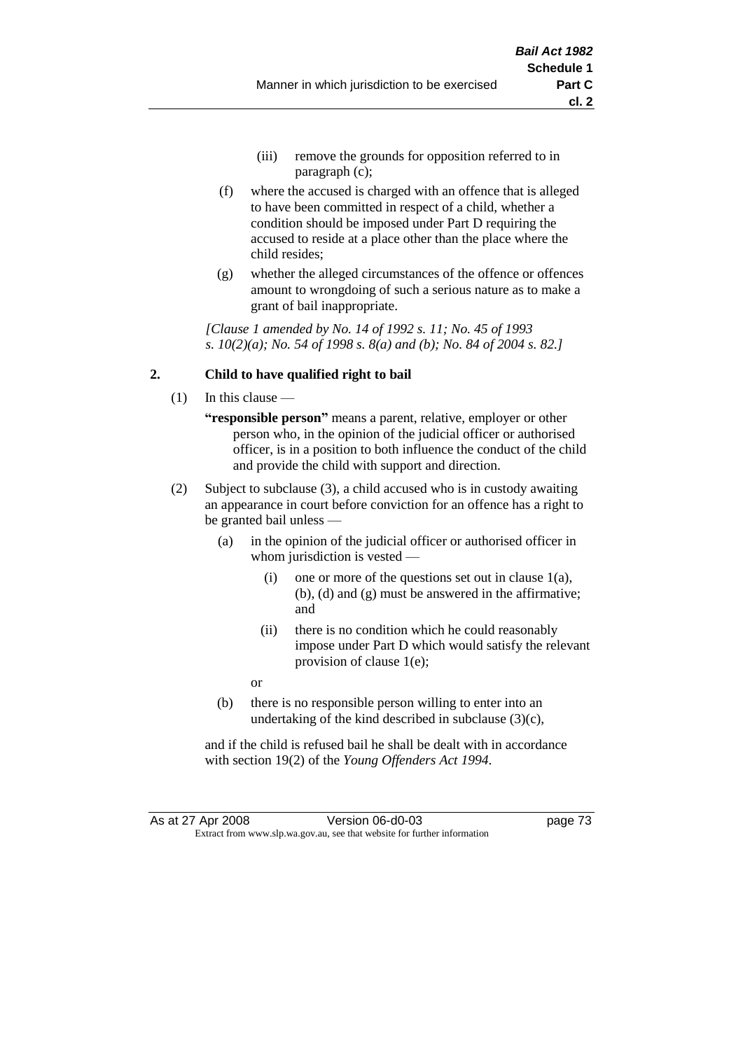(iii) remove the grounds for opposition referred to in paragraph (c);

(f) where the accused is charged with an offence that is alleged to have been committed in respect of a child, whether a condition should be imposed under Part D requiring the accused to reside at a place other than the place where the child resides;

(g) whether the alleged circumstances of the offence or offences amount to wrongdoing of such a serious nature as to make a grant of bail inappropriate.

*[Clause 1 amended by No. 14 of 1992 s. 11; No. 45 of 1993 s. 10(2)(a); No. 54 of 1998 s. 8(a) and (b); No. 84 of 2004 s. 82.]*

**2. Child to have qualified right to bail**

(1) In this clause —

**"responsible person"** means a parent, relative, employer or other person who, in the opinion of the judicial officer or authorised officer, is in a position to both influence the conduct of the child and provide the child with support and direction.

(2) Subject to subclause (3), a child accused who is in custody awaiting an appearance in court before conviction for an offence has a right to be granted bail unless —

(a) in the opinion of the judicial officer or authorised officer in whom jurisdiction is vested —

(i) one or more of the questions set out in clause 1(a), (b), (d) and (g) must be answered in the affirmative; and

(ii) there is no condition which he could reasonably impose under Part D which would satisfy the relevant provision of clause 1(e);

or

(b) there is no responsible person willing to enter into an undertaking of the kind described in subclause (3)(c),

and if the child is refused bail he shall be dealt with in accordance with section 19(2) of the *Young Offenders Act 1994*.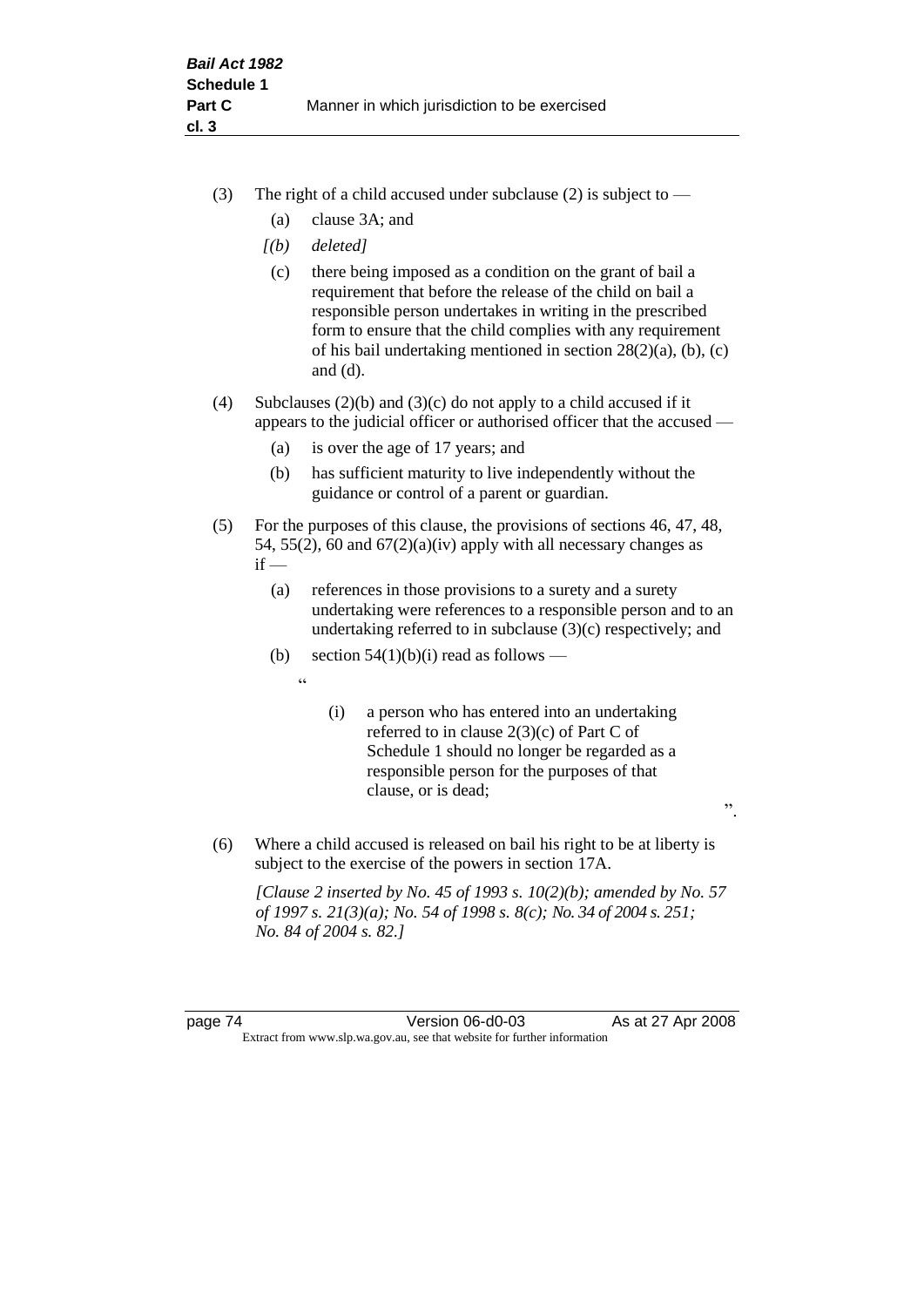(3) The right of a child accused under subclause (2) is subject to —

(a) clause 3A; and

*[(b) deleted]*

(c) there being imposed as a condition on the grant of bail a requirement that before the release of the child on bail a responsible person undertakes in writing in the prescribed form to ensure that the child complies with any requirement of his bail undertaking mentioned in section 28(2)(a), (b), (c) and (d).

(4) Subclauses (2)(b) and (3)(c) do not apply to a child accused if it appears to the judicial officer or authorised officer that the accused —

(a) is over the age of 17 years; and

(b) has sufficient maturity to live independently without the guidance or control of a parent or guardian.

(5) For the purposes of this clause, the provisions of sections 46, 47, 48, 54, 55(2), 60 and 67(2)(a)(iv) apply with all necessary changes as if —

(a) references in those provisions to a surety and a surety undertaking were references to a responsible person and to an undertaking referred to in subclause (3)(c) respectively; and

(b) section 54(1)(b)(i) read as follows —

"

(i) a person who has entered into an undertaking referred to in clause 2(3)(c) of Part C of Schedule 1 should no longer be regarded as a responsible person for the purposes of that clause, or is dead;

".

(6) Where a child accused is released on bail his right to be at liberty is subject to the exercise of the powers in section 17A.

*[Clause 2 inserted by No. 45 of 1993 s. 10(2)(b); amended by No. 57 of 1997 s. 21(3)(a); No. 54 of 1998 s. 8(c); No. 34 of 2004 s. 251; No. 84 of 2004 s. 82.]*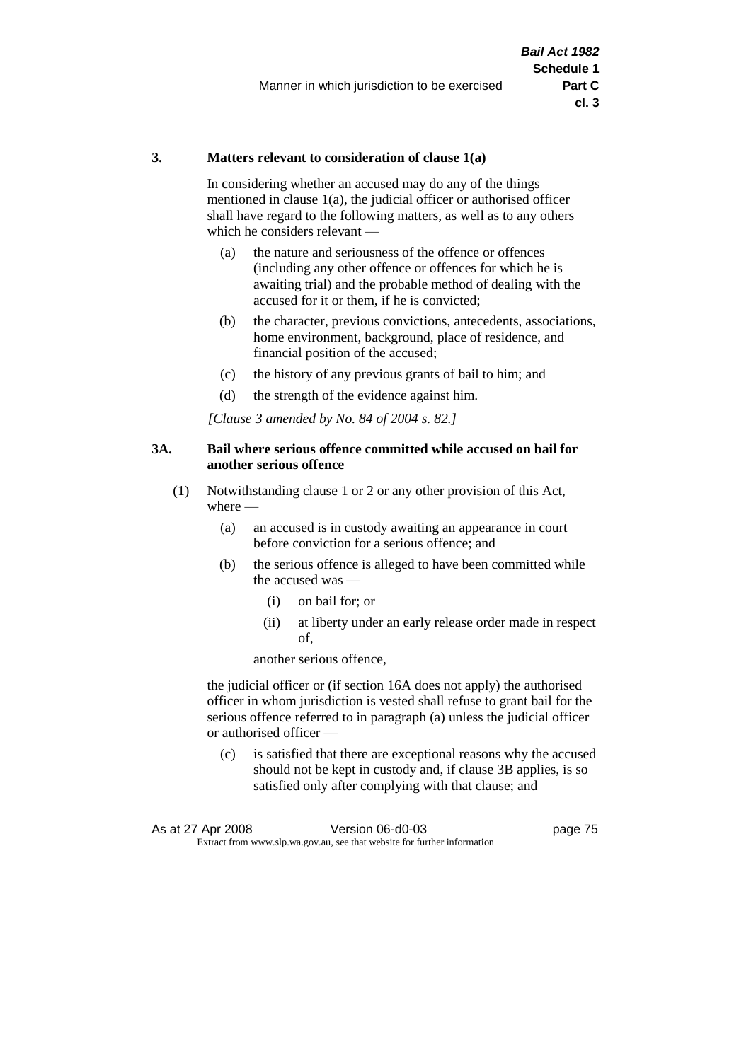### 3. Matters relevant to consideration of clause 1(a)

In considering whether an accused may do any of the things mentioned in clause 1(a), the judicial officer or authorised officer shall have regard to the following matters, as well as to any others which he considers relevant —

- (a) the nature and seriousness of the offence or offences (including any other offence or offences for which he is awaiting trial) and the probable method of dealing with the accused for it or them, if he is convicted;
- (b) the character, previous convictions, antecedents, associations, home environment, background, place of residence, and financial position of the accused;
- (c) the history of any previous grants of bail to him; and
- (d) the strength of the evidence against him.

*[Clause 3 amended by No. 84 of 2004 s. 82.]*

### 3A. Bail where serious offence committed while accused on bail for another serious offence

(1) Notwithstanding clause 1 or 2 or any other provision of this Act, where —

- (a) an accused is in custody awaiting an appearance in court before conviction for a serious offence; and
- (b) the serious offence is alleged to have been committed while the accused was —
  - (i) on bail for; or
  - (ii) at liberty under an early release order made in respect of,

  another serious offence,

the judicial officer or (if section 16A does not apply) the authorised officer in whom jurisdiction is vested shall refuse to grant bail for the serious offence referred to in paragraph (a) unless the judicial officer or authorised officer —

- (c) is satisfied that there are exceptional reasons why the accused should not be kept in custody and, if clause 3B applies, is so satisfied only after complying with that clause; and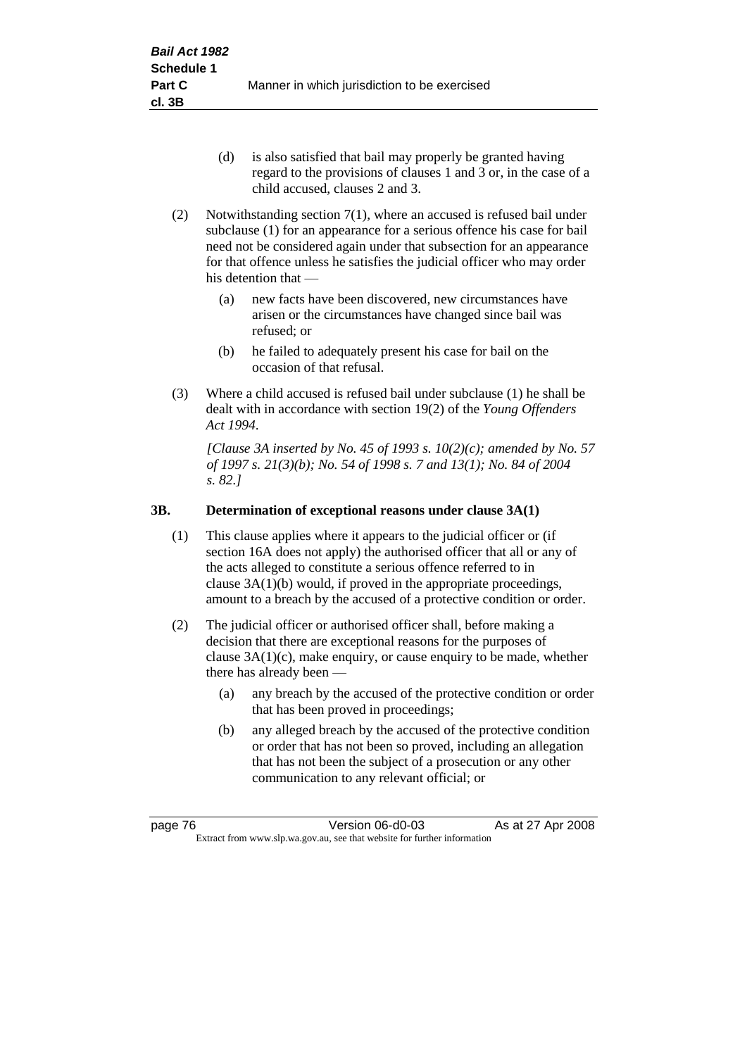(d) is also satisfied that bail may properly be granted having regard to the provisions of clauses 1 and 3 or, in the case of a child accused, clauses 2 and 3.

(2) Notwithstanding section 7(1), where an accused is refused bail under subclause (1) for an appearance for a serious offence his case for bail need not be considered again under that subsection for an appearance for that offence unless he satisfies the judicial officer who may order his detention that —

(a) new facts have been discovered, new circumstances have arisen or the circumstances have changed since bail was refused; or

(b) he failed to adequately present his case for bail on the occasion of that refusal.

(3) Where a child accused is refused bail under subclause (1) he shall be dealt with in accordance with section 19(2) of the *Young Offenders Act 1994*.

*[Clause 3A inserted by No. 45 of 1993 s. 10(2)(c); amended by No. 57 of 1997 s. 21(3)(b); No. 54 of 1998 s. 7 and 13(1); No. 84 of 2004 s. 82.]*

### 3B. Determination of exceptional reasons under clause 3A(1)

(1) This clause applies where it appears to the judicial officer or (if section 16A does not apply) the authorised officer that all or any of the acts alleged to constitute a serious offence referred to in clause 3A(1)(b) would, if proved in the appropriate proceedings, amount to a breach by the accused of a protective condition or order.

(2) The judicial officer or authorised officer shall, before making a decision that there are exceptional reasons for the purposes of clause 3A(1)(c), make enquiry, or cause enquiry to be made, whether there has already been —

(a) any breach by the accused of the protective condition or order that has been proved in proceedings;

(b) any alleged breach by the accused of the protective condition or order that has not been so proved, including an allegation that has not been the subject of a prosecution or any other communication to any relevant official; or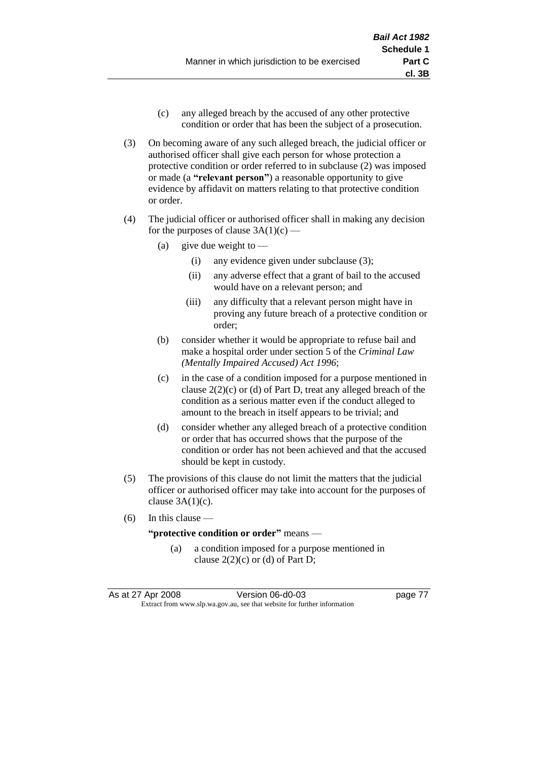(c) any alleged breach by the accused of any other protective condition or order that has been the subject of a prosecution.

(3) On becoming aware of any such alleged breach, the judicial officer or authorised officer shall give each person for whose protection a protective condition or order referred to in subclause (2) was imposed or made (a **"relevant person"**) a reasonable opportunity to give evidence by affidavit on matters relating to that protective condition or order.

(4) The judicial officer or authorised officer shall in making any decision for the purposes of clause 3A(1)(c) —

(a) give due weight to —

(i) any evidence given under subclause (3);

(ii) any adverse effect that a grant of bail to the accused would have on a relevant person; and

(iii) any difficulty that a relevant person might have in proving any future breach of a protective condition or order;

(b) consider whether it would be appropriate to refuse bail and make a hospital order under section 5 of the *Criminal Law (Mentally Impaired Accused) Act 1996*;

(c) in the case of a condition imposed for a purpose mentioned in clause 2(2)(c) or (d) of Part D, treat any alleged breach of the condition as a serious matter even if the conduct alleged to amount to the breach in itself appears to be trivial; and

(d) consider whether any alleged breach of a protective condition or order that has occurred shows that the purpose of the condition or order has not been achieved and that the accused should be kept in custody.

(5) The provisions of this clause do not limit the matters that the judicial officer or authorised officer may take into account for the purposes of clause 3A(1)(c).

(6) In this clause —

**"protective condition or order"** means —

(a) a condition imposed for a purpose mentioned in clause 2(2)(c) or (d) of Part D;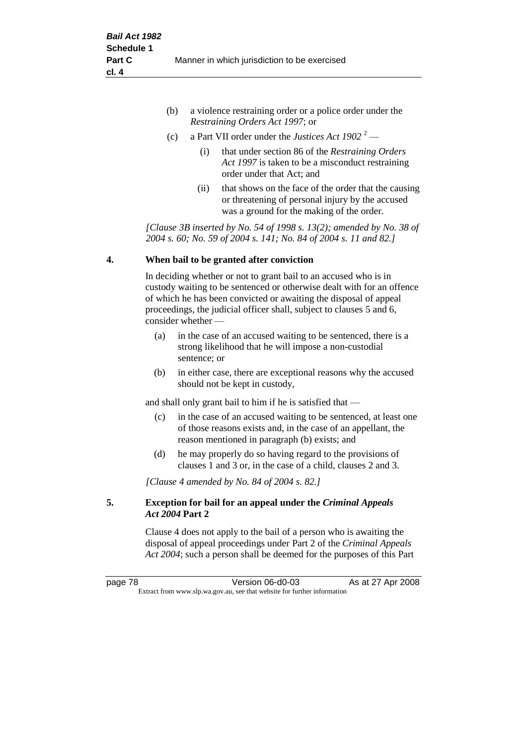(b) a violence restraining order or a police order under the *Restraining Orders Act 1997*; or

(c) a Part VII order under the *Justices Act 1902* [2] —

(i) that under section 86 of the *Restraining Orders Act 1997* is taken to be a misconduct restraining order under that Act; and

(ii) that shows on the face of the order that the causing or threatening of personal injury by the accused was a ground for the making of the order.

*[Clause 3B inserted by No. 54 of 1998 s. 13(2); amended by No. 38 of 2004 s. 60; No. 59 of 2004 s. 141; No. 84 of 2004 s. 11 and 82.]*

**4. When bail to be granted after conviction**

In deciding whether or not to grant bail to an accused who is in custody waiting to be sentenced or otherwise dealt with for an offence of which he has been convicted or awaiting the disposal of appeal proceedings, the judicial officer shall, subject to clauses 5 and 6, consider whether —

(a) in the case of an accused waiting to be sentenced, there is a strong likelihood that he will impose a non-custodial sentence; or

(b) in either case, there are exceptional reasons why the accused should not be kept in custody,

and shall only grant bail to him if he is satisfied that —

(c) in the case of an accused waiting to be sentenced, at least one of those reasons exists and, in the case of an appellant, the reason mentioned in paragraph (b) exists; and

(d) he may properly do so having regard to the provisions of clauses 1 and 3 or, in the case of a child, clauses 2 and 3.

*[Clause 4 amended by No. 84 of 2004 s. 82.]*

**5. Exception for bail for an appeal under the *Criminal Appeals Act 2004* Part 2**

Clause 4 does not apply to the bail of a person who is awaiting the disposal of appeal proceedings under Part 2 of the *Criminal Appeals Act 2004*; such a person shall be deemed for the purposes of this Part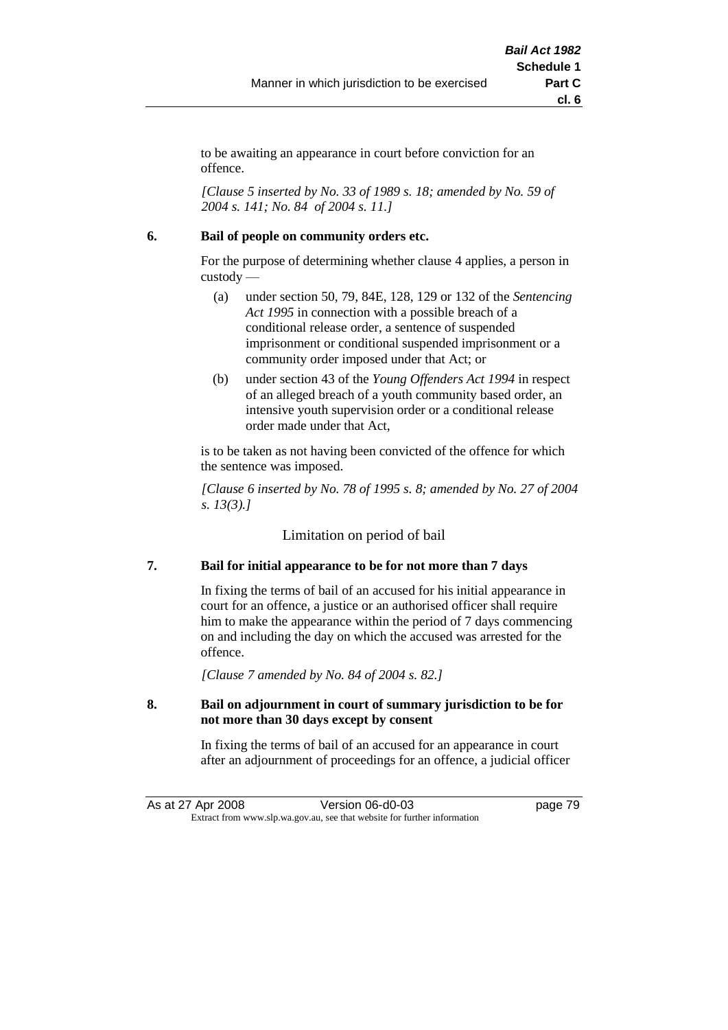to be awaiting an appearance in court before conviction for an offence.

*[Clause 5 inserted by No. 33 of 1989 s. 18; amended by No. 59 of 2004 s. 141; No. 84 of 2004 s. 11.]*

**6. Bail of people on community orders etc.**

For the purpose of determining whether clause 4 applies, a person in custody —

(a) under section 50, 79, 84E, 128, 129 or 132 of the *Sentencing Act 1995* in connection with a possible breach of a conditional release order, a sentence of suspended imprisonment or conditional suspended imprisonment or a community order imposed under that Act; or

(b) under section 43 of the *Young Offenders Act 1994* in respect of an alleged breach of a youth community based order, an intensive youth supervision order or a conditional release order made under that Act,

is to be taken as not having been convicted of the offence for which the sentence was imposed.

*[Clause 6 inserted by No. 78 of 1995 s. 8; amended by No. 27 of 2004 s. 13(3).]*

## Limitation on period of bail

**7. Bail for initial appearance to be for not more than 7 days**

In fixing the terms of bail of an accused for his initial appearance in court for an offence, a justice or an authorised officer shall require him to make the appearance within the period of 7 days commencing on and including the day on which the accused was arrested for the offence.

*[Clause 7 amended by No. 84 of 2004 s. 82.]*

**8. Bail on adjournment in court of summary jurisdiction to be for not more than 30 days except by consent**

In fixing the terms of bail of an accused for an appearance in court after an adjournment of proceedings for an offence, a judicial officer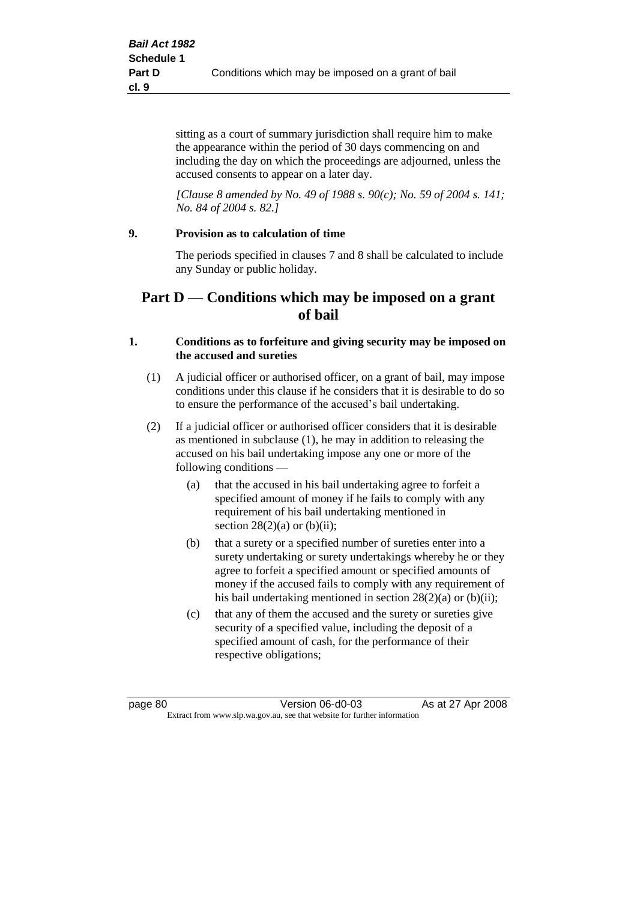sitting as a court of summary jurisdiction shall require him to make the appearance within the period of 30 days commencing on and including the day on which the proceedings are adjourned, unless the accused consents to appear on a later day.

*[Clause 8 amended by No. 49 of 1988 s. 90(c); No. 59 of 2004 s. 141; No. 84 of 2004 s. 82.]*

**9. Provision as to calculation of time**

The periods specified in clauses 7 and 8 shall be calculated to include any Sunday or public holiday.

## Part D — Conditions which may be imposed on a grant of bail

**1. Conditions as to forfeiture and giving security may be imposed on the accused and sureties**

(1) A judicial officer or authorised officer, on a grant of bail, may impose conditions under this clause if he considers that it is desirable to do so to ensure the performance of the accused's bail undertaking.

(2) If a judicial officer or authorised officer considers that it is desirable as mentioned in subclause (1), he may in addition to releasing the accused on his bail undertaking impose any one or more of the following conditions —

(a) that the accused in his bail undertaking agree to forfeit a specified amount of money if he fails to comply with any requirement of his bail undertaking mentioned in section 28(2)(a) or (b)(ii);

(b) that a surety or a specified number of sureties enter into a surety undertaking or surety undertakings whereby he or they agree to forfeit a specified amount or specified amounts of money if the accused fails to comply with any requirement of his bail undertaking mentioned in section 28(2)(a) or (b)(ii);

(c) that any of them the accused and the surety or sureties give security of a specified value, including the deposit of a specified amount of cash, for the performance of their respective obligations;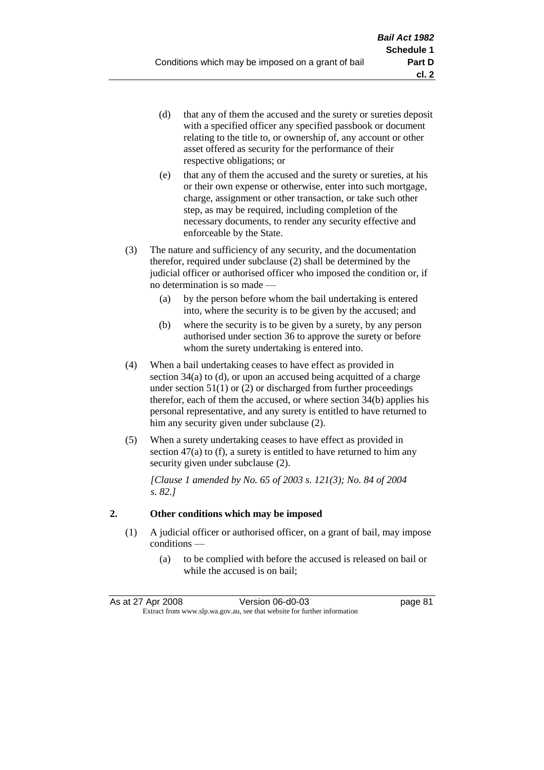- (d) that any of them the accused and the surety or sureties deposit with a specified officer any specified passbook or document relating to the title to, or ownership of, any account or other asset offered as security for the performance of their respective obligations; or
- (e) that any of them the accused and the surety or sureties, at his or their own expense or otherwise, enter into such mortgage, charge, assignment or other transaction, or take such other step, as may be required, including completion of the necessary documents, to render any security effective and enforceable by the State.

(3) The nature and sufficiency of any security, and the documentation therefor, required under subclause (2) shall be determined by the judicial officer or authorised officer who imposed the condition or, if no determination is so made —

- (a) by the person before whom the bail undertaking is entered into, where the security is to be given by the accused; and
- (b) where the security is to be given by a surety, by any person authorised under section 36 to approve the surety or before whom the surety undertaking is entered into.

(4) When a bail undertaking ceases to have effect as provided in section 34(a) to (d), or upon an accused being acquitted of a charge under section 51(1) or (2) or discharged from further proceedings therefor, each of them the accused, or where section 34(b) applies his personal representative, and any surety is entitled to have returned to him any security given under subclause (2).

(5) When a surety undertaking ceases to have effect as provided in section 47(a) to (f), a surety is entitled to have returned to him any security given under subclause (2).

*[Clause 1 amended by No. 65 of 2003 s. 121(3); No. 84 of 2004 s. 82.]*

## 2. Other conditions which may be imposed

(1) A judicial officer or authorised officer, on a grant of bail, may impose conditions —

- (a) to be complied with before the accused is released on bail or while the accused is on bail;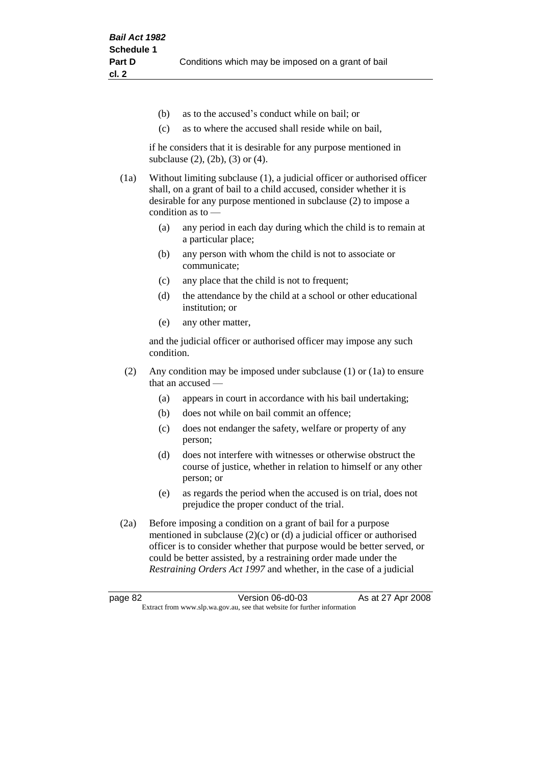(b) as to the accused's conduct while on bail; or

(c) as to where the accused shall reside while on bail,

if he considers that it is desirable for any purpose mentioned in subclause (2), (2b), (3) or (4).

(1a) Without limiting subclause (1), a judicial officer or authorised officer shall, on a grant of bail to a child accused, consider whether it is desirable for any purpose mentioned in subclause (2) to impose a condition as to —

(a) any period in each day during which the child is to remain at a particular place;

(b) any person with whom the child is not to associate or communicate;

(c) any place that the child is not to frequent;

(d) the attendance by the child at a school or other educational institution; or

(e) any other matter,

and the judicial officer or authorised officer may impose any such condition.

(2) Any condition may be imposed under subclause (1) or (1a) to ensure that an accused —

(a) appears in court in accordance with his bail undertaking;

(b) does not while on bail commit an offence;

(c) does not endanger the safety, welfare or property of any person;

(d) does not interfere with witnesses or otherwise obstruct the course of justice, whether in relation to himself or any other person; or

(e) as regards the period when the accused is on trial, does not prejudice the proper conduct of the trial.

(2a) Before imposing a condition on a grant of bail for a purpose mentioned in subclause (2)(c) or (d) a judicial officer or authorised officer is to consider whether that purpose would be better served, or could be better assisted, by a restraining order made under the *Restraining Orders Act 1997* and whether, in the case of a judicial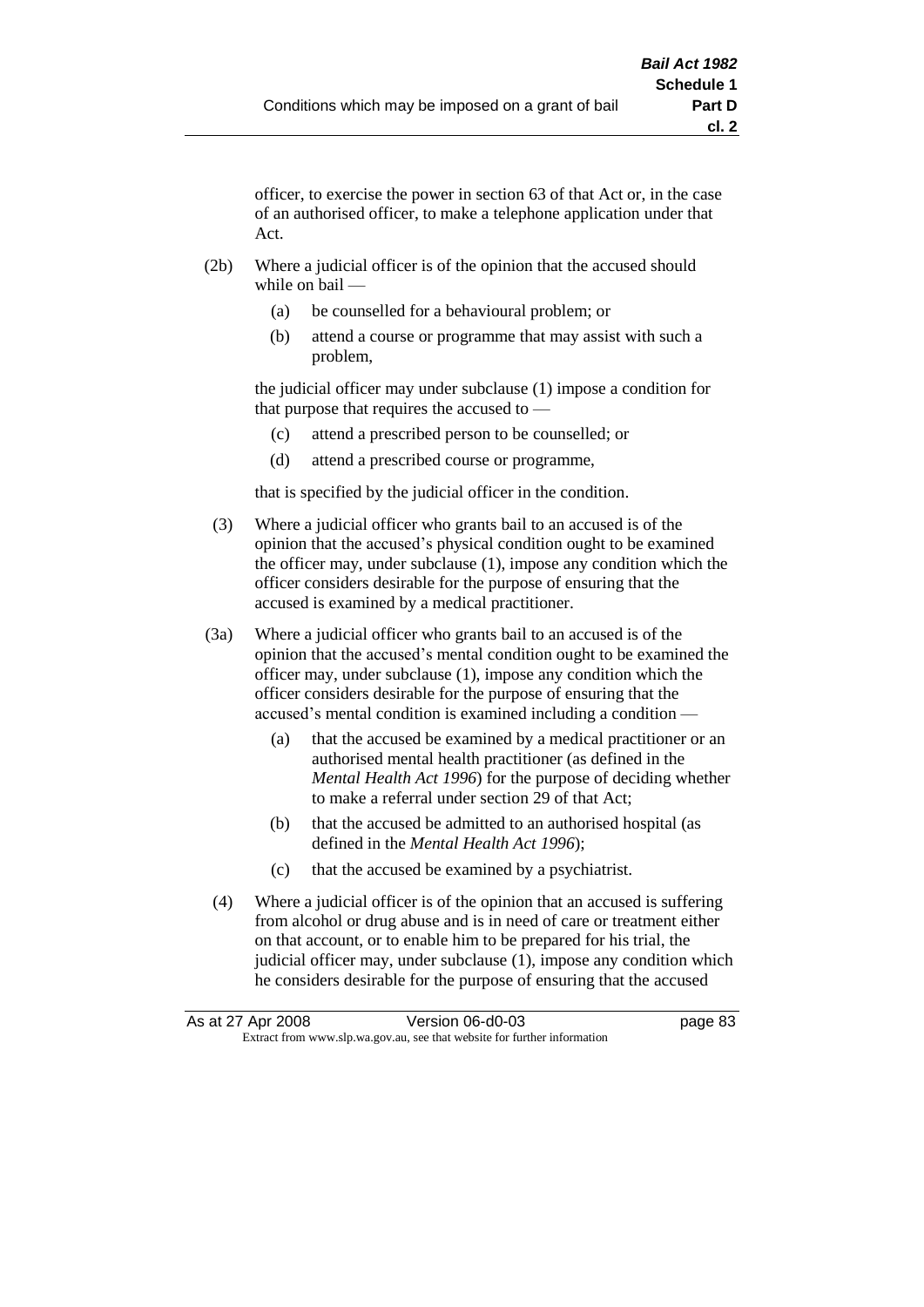officer, to exercise the power in section 63 of that Act or, in the case of an authorised officer, to make a telephone application under that Act.

(2b) Where a judicial officer is of the opinion that the accused should while on bail —

(a) be counselled for a behavioural problem; or

(b) attend a course or programme that may assist with such a problem,

the judicial officer may under subclause (1) impose a condition for that purpose that requires the accused to —

(c) attend a prescribed person to be counselled; or

(d) attend a prescribed course or programme,

that is specified by the judicial officer in the condition.

(3) Where a judicial officer who grants bail to an accused is of the opinion that the accused's physical condition ought to be examined the officer may, under subclause (1), impose any condition which the officer considers desirable for the purpose of ensuring that the accused is examined by a medical practitioner.

(3a) Where a judicial officer who grants bail to an accused is of the opinion that the accused's mental condition ought to be examined the officer may, under subclause (1), impose any condition which the officer considers desirable for the purpose of ensuring that the accused's mental condition is examined including a condition —

(a) that the accused be examined by a medical practitioner or an authorised mental health practitioner (as defined in the *Mental Health Act 1996*) for the purpose of deciding whether to make a referral under section 29 of that Act;

(b) that the accused be admitted to an authorised hospital (as defined in the *Mental Health Act 1996*);

(c) that the accused be examined by a psychiatrist.

(4) Where a judicial officer is of the opinion that an accused is suffering from alcohol or drug abuse and is in need of care or treatment either on that account, or to enable him to be prepared for his trial, the judicial officer may, under subclause (1), impose any condition which he considers desirable for the purpose of ensuring that the accused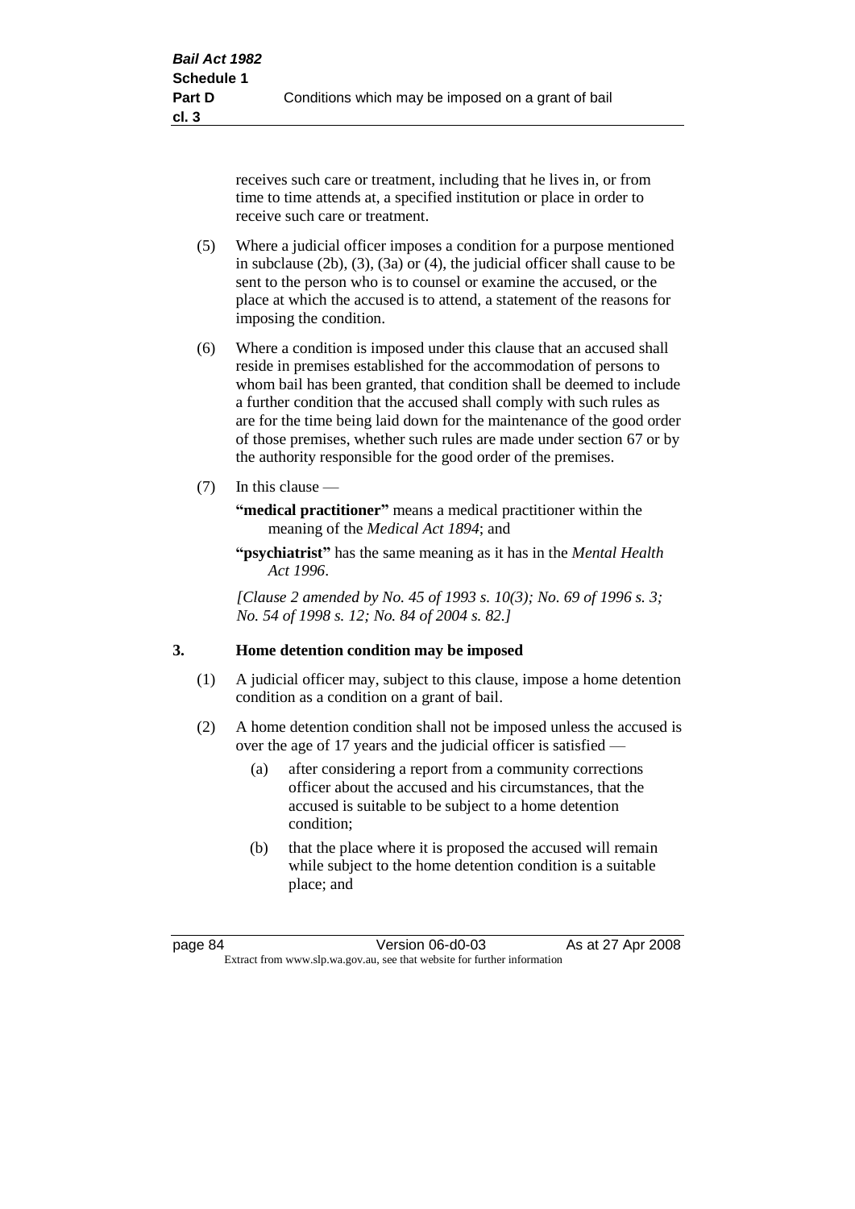receives such care or treatment, including that he lives in, or from time to time attends at, a specified institution or place in order to receive such care or treatment.

(5) Where a judicial officer imposes a condition for a purpose mentioned in subclause (2b), (3), (3a) or (4), the judicial officer shall cause to be sent to the person who is to counsel or examine the accused, or the place at which the accused is to attend, a statement of the reasons for imposing the condition.

(6) Where a condition is imposed under this clause that an accused shall reside in premises established for the accommodation of persons to whom bail has been granted, that condition shall be deemed to include a further condition that the accused shall comply with such rules as are for the time being laid down for the maintenance of the good order of those premises, whether such rules are made under section 67 or by the authority responsible for the good order of the premises.

(7) In this clause —

**"medical practitioner"** means a medical practitioner within the meaning of the *Medical Act 1894*; and

**"psychiatrist"** has the same meaning as it has in the *Mental Health Act 1996*.

*[Clause 2 amended by No. 45 of 1993 s. 10(3); No. 69 of 1996 s. 3; No. 54 of 1998 s. 12; No. 84 of 2004 s. 82.]*

### 3. Home detention condition may be imposed

(1) A judicial officer may, subject to this clause, impose a home detention condition as a condition on a grant of bail.

(2) A home detention condition shall not be imposed unless the accused is over the age of 17 years and the judicial officer is satisfied —

(a) after considering a report from a community corrections officer about the accused and his circumstances, that the accused is suitable to be subject to a home detention condition;

(b) that the place where it is proposed the accused will remain while subject to the home detention condition is a suitable place; and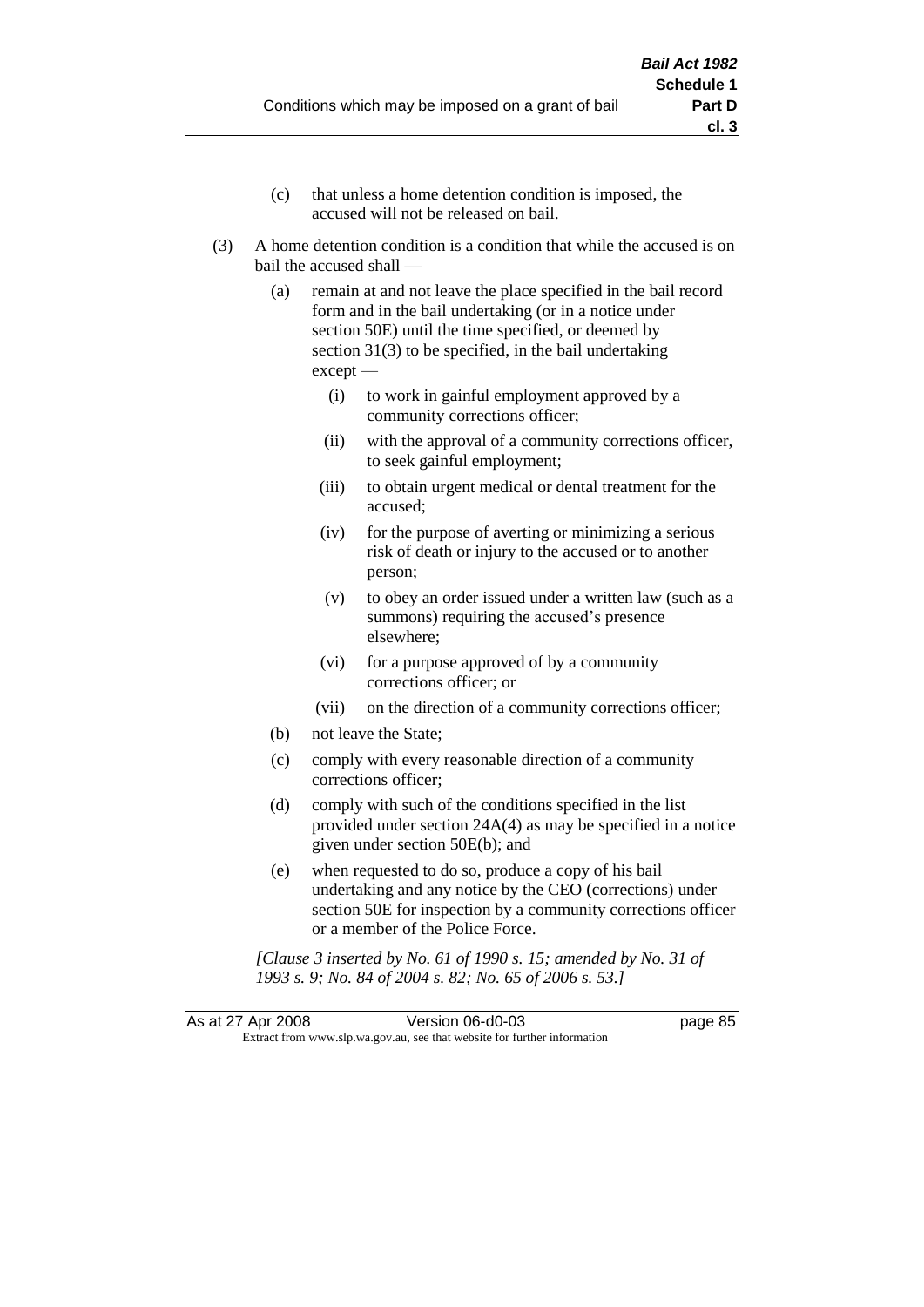(c) that unless a home detention condition is imposed, the accused will not be released on bail.

(3) A home detention condition is a condition that while the accused is on bail the accused shall —

   (a) remain at and not leave the place specified in the bail record form and in the bail undertaking (or in a notice under section 50E) until the time specified, or deemed by section 31(3) to be specified, in the bail undertaking except —

      (i) to work in gainful employment approved by a community corrections officer;

      (ii) with the approval of a community corrections officer, to seek gainful employment;

      (iii) to obtain urgent medical or dental treatment for the accused;

      (iv) for the purpose of averting or minimizing a serious risk of death or injury to the accused or to another person;

      (v) to obey an order issued under a written law (such as a summons) requiring the accused's presence elsewhere;

      (vi) for a purpose approved of by a community corrections officer; or

      (vii) on the direction of a community corrections officer;

   (b) not leave the State;

   (c) comply with every reasonable direction of a community corrections officer;

   (d) comply with such of the conditions specified in the list provided under section 24A(4) as may be specified in a notice given under section 50E(b); and

   (e) when requested to do so, produce a copy of his bail undertaking and any notice by the CEO (corrections) under section 50E for inspection by a community corrections officer or a member of the Police Force.

*[Clause 3 inserted by No. 61 of 1990 s. 15; amended by No. 31 of 1993 s. 9; No. 84 of 2004 s. 82; No. 65 of 2006 s. 53.]*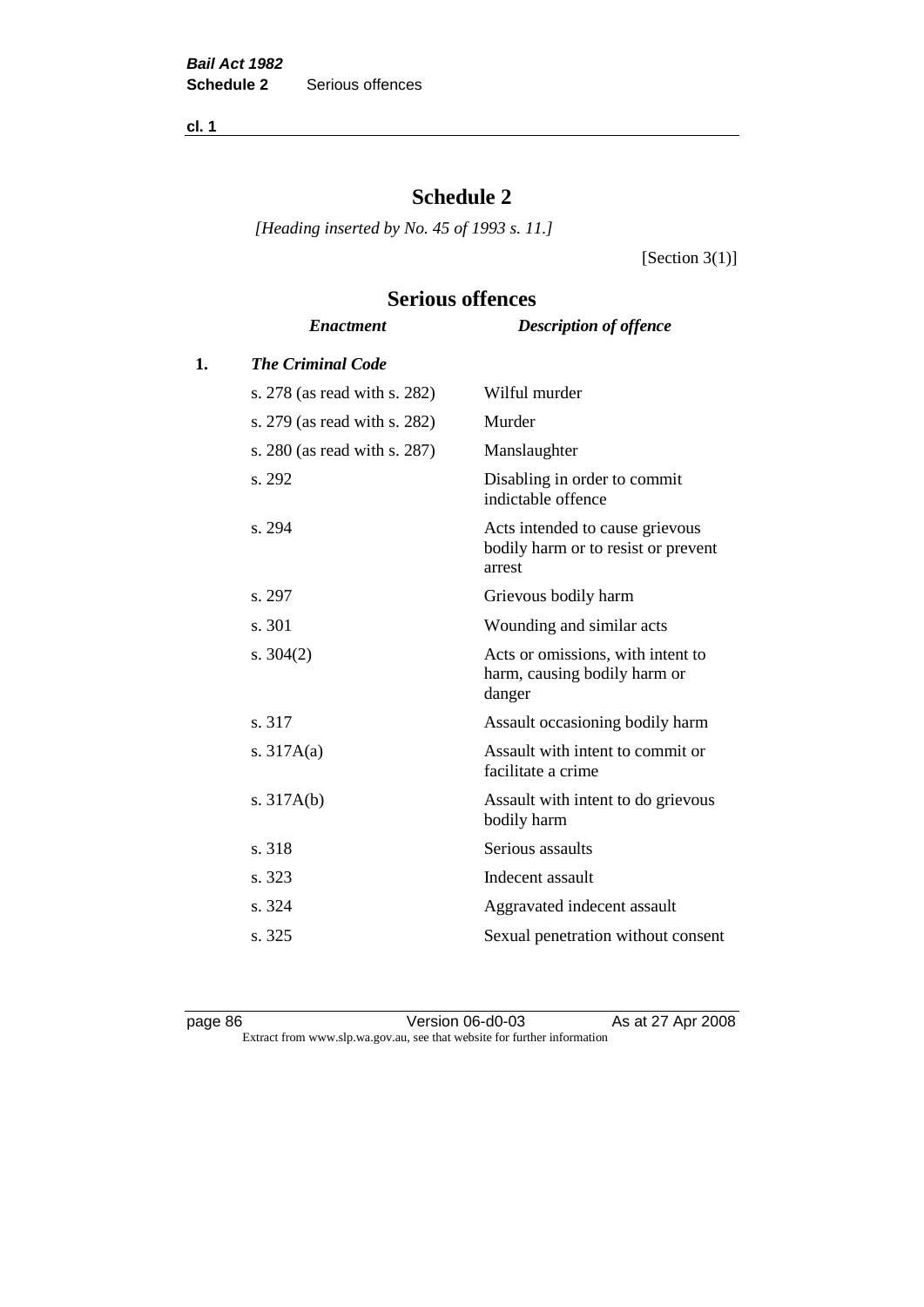# Schedule 2

*[Heading inserted by No. 45 of 1993 s. 11.]*

[Section 3(1)]

## Serious offences

| | *Enactment* | *Description of offence* |
|---|---|---|
| **1.** | ***The Criminal Code*** | |
| | s. 278 (as read with s. 282) | Wilful murder |
| | s. 279 (as read with s. 282) | Murder |
| | s. 280 (as read with s. 287) | Manslaughter |
| | s. 292 | Disabling in order to commit indictable offence |
| | s. 294 | Acts intended to cause grievous bodily harm or to resist or prevent arrest |
| | s. 297 | Grievous bodily harm |
| | s. 301 | Wounding and similar acts |
| | s. 304(2) | Acts or omissions, with intent to harm, causing bodily harm or danger |
| | s. 317 | Assault occasioning bodily harm |
| | s. 317A(a) | Assault with intent to commit or facilitate a crime |
| | s. 317A(b) | Assault with intent to do grievous bodily harm |
| | s. 318 | Serious assaults |
| | s. 323 | Indecent assault |
| | s. 324 | Aggravated indecent assault |
| | s. 325 | Sexual penetration without consent |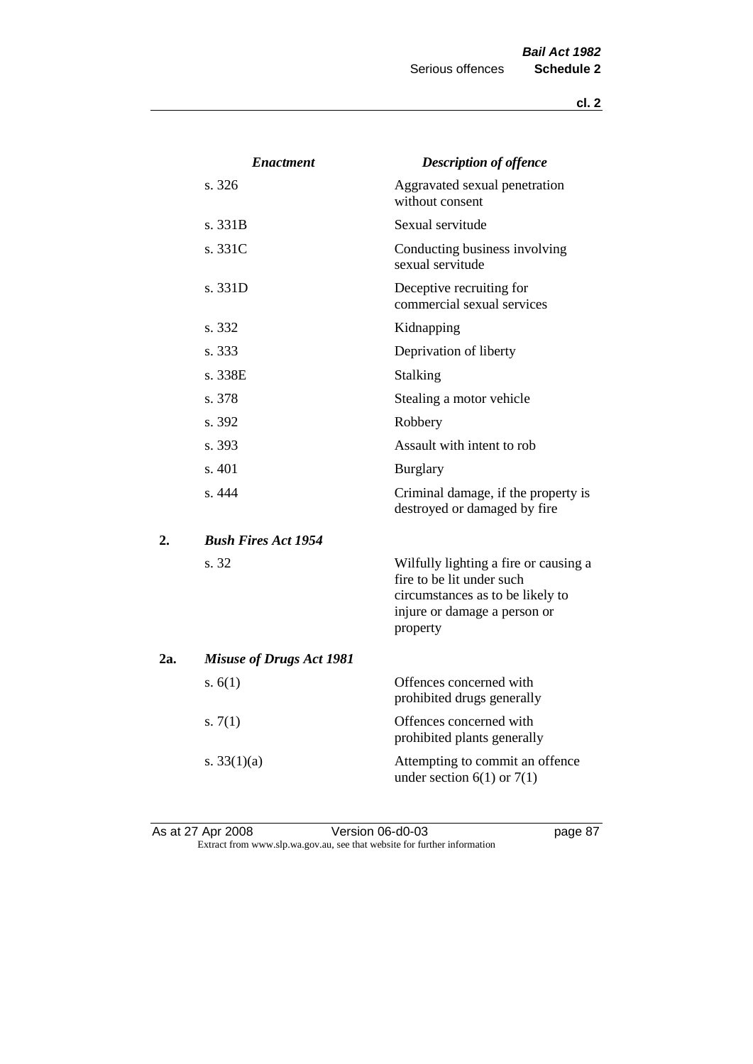| *Enactment* | *Description of offence* |
|---|---|
| s. 326 | Aggravated sexual penetration without consent |
| s. 331B | Sexual servitude |
| s. 331C | Conducting business involving sexual servitude |
| s. 331D | Deceptive recruiting for commercial sexual services |
| s. 332 | Kidnapping |
| s. 333 | Deprivation of liberty |
| s. 338E | Stalking |
| s. 378 | Stealing a motor vehicle |
| s. 392 | Robbery |
| s. 393 | Assault with intent to rob |
| s. 401 | Burglary |
| s. 444 | Criminal damage, if the property is destroyed or damaged by fire |

**2.** ***Bush Fires Act 1954***

| | |
|---|---|
| s. 32 | Wilfully lighting a fire or causing a fire to be lit under such circumstances as to be likely to injure or damage a person or property |

**2a.** ***Misuse of Drugs Act 1981***

| | |
|---|---|
| s. 6(1) | Offences concerned with prohibited drugs generally |
| s. 7(1) | Offences concerned with prohibited plants generally |
| s. 33(1)(a) | Attempting to commit an offence under section 6(1) or 7(1) |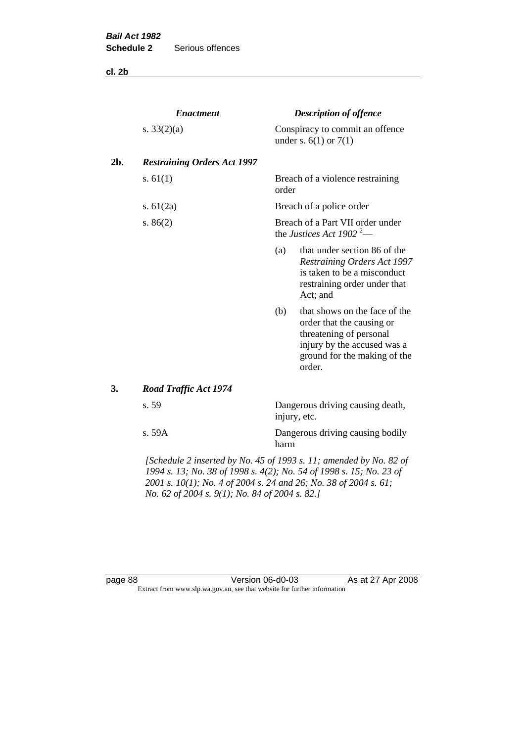cl. 2b

| | *Enactment* | *Description of offence* |
|---|---|---|
| | s. 33(2)(a) | Conspiracy to commit an offence under s. 6(1) or 7(1) |
| **2b.** | ***Restraining Orders Act 1997*** | |
| | s. 61(1) | Breach of a violence restraining order |
| | s. 61(2a) | Breach of a police order |
| | s. 86(2) | Breach of a Part VII order under the *Justices Act 1902* [2]— (a) that under section 86 of the *Restraining Orders Act 1997* is taken to be a misconduct restraining order under that Act; and (b) that shows on the face of the order that the causing or threatening of personal injury by the accused was a ground for the making of the order. |
| **3.** | ***Road Traffic Act 1974*** | |
| | s. 59 | Dangerous driving causing death, injury, etc. |
| | s. 59A | Dangerous driving causing bodily harm |

*[Schedule 2 inserted by No. 45 of 1993 s. 11; amended by No. 82 of 1994 s. 13; No. 38 of 1998 s. 4(2); No. 54 of 1998 s. 15; No. 23 of 2001 s. 10(1); No. 4 of 2004 s. 24 and 26; No. 38 of 2004 s. 61; No. 62 of 2004 s. 9(1); No. 84 of 2004 s. 82.]*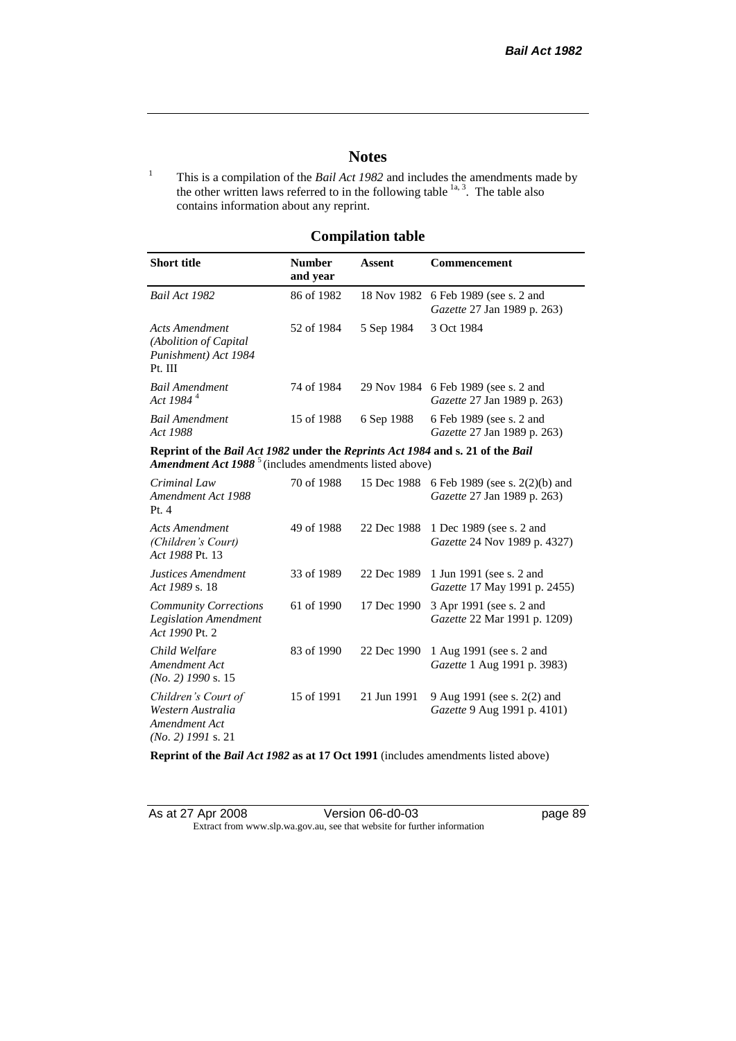## Notes

[1] This is a compilation of the *Bail Act 1982* and includes the amendments made by the other written laws referred to in the following table [1a, 3]. The table also contains information about any reprint.

### Compilation table

| Short title | Number and year | Assent | Commencement |
|---|---|---|---|
| *Bail Act 1982* | 86 of 1982 | 18 Nov 1982 | 6 Feb 1989 (see s. 2 and *Gazette* 27 Jan 1989 p. 263) |
| *Acts Amendment (Abolition of Capital Punishment) Act 1984* Pt. III | 52 of 1984 | 5 Sep 1984 | 3 Oct 1984 |
| *Bail Amendment Act 1984* [4] | 74 of 1984 | 29 Nov 1984 | 6 Feb 1989 (see s. 2 and *Gazette* 27 Jan 1989 p. 263) |
| *Bail Amendment Act 1988* | 15 of 1988 | 6 Sep 1988 | 6 Feb 1989 (see s. 2 and *Gazette* 27 Jan 1989 p. 263) |
| **Reprint of the *Bail Act 1982* under the *Reprints Act 1984* and s. 21 of the *Bail Amendment Act 1988*** [5] (includes amendments listed above) | | | |
| *Criminal Law Amendment Act 1988* Pt. 4 | 70 of 1988 | 15 Dec 1988 | 6 Feb 1989 (see s. 2(2)(b) and *Gazette* 27 Jan 1989 p. 263) |
| *Acts Amendment (Children's Court) Act 1988* Pt. 13 | 49 of 1988 | 22 Dec 1988 | 1 Dec 1989 (see s. 2 and *Gazette* 24 Nov 1989 p. 4327) |
| *Justices Amendment Act 1989* s. 18 | 33 of 1989 | 22 Dec 1989 | 1 Jun 1991 (see s. 2 and *Gazette* 17 May 1991 p. 2455) |
| *Community Corrections Legislation Amendment Act 1990* Pt. 2 | 61 of 1990 | 17 Dec 1990 | 3 Apr 1991 (see s. 2 and *Gazette* 22 Mar 1991 p. 1209) |
| *Child Welfare Amendment Act (No. 2) 1990* s. 15 | 83 of 1990 | 22 Dec 1990 | 1 Aug 1991 (see s. 2 and *Gazette* 1 Aug 1991 p. 3983) |
| *Children's Court of Western Australia Amendment Act (No. 2) 1991* s. 21 | 15 of 1991 | 21 Jun 1991 | 9 Aug 1991 (see s. 2(2) and *Gazette* 9 Aug 1991 p. 4101) |
| **Reprint of the *Bail Act 1982* as at 17 Oct 1991** (includes amendments listed above) | | | |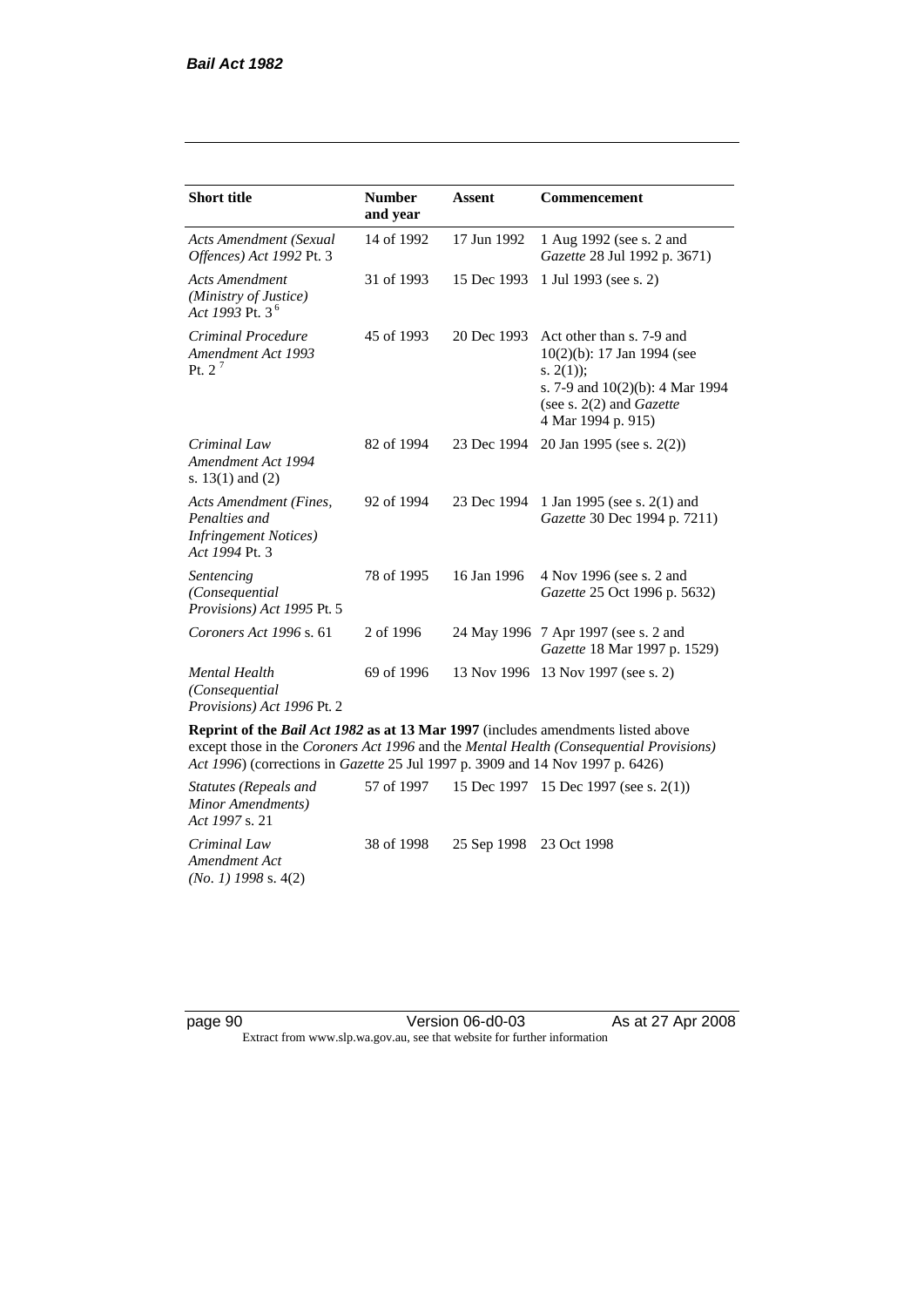| Short title | Number and year | Assent | Commencement |
|---|---|---|---|
| *Acts Amendment (Sexual Offences) Act 1992* Pt. 3 | 14 of 1992 | 17 Jun 1992 | 1 Aug 1992 (see s. 2 and *Gazette* 28 Jul 1992 p. 3671) |
| *Acts Amendment (Ministry of Justice) Act 1993* Pt. 3 [6] | 31 of 1993 | 15 Dec 1993 | 1 Jul 1993 (see s. 2) |
| *Criminal Procedure Amendment Act 1993* Pt. 2 [7] | 45 of 1993 | 20 Dec 1993 | Act other than s. 7-9 and 10(2)(b): 17 Jan 1994 (see s. 2(1)); s. 7-9 and 10(2)(b): 4 Mar 1994 (see s. 2(2) and *Gazette* 4 Mar 1994 p. 915) |
| *Criminal Law Amendment Act 1994* s. 13(1) and (2) | 82 of 1994 | 23 Dec 1994 | 20 Jan 1995 (see s. 2(2)) |
| *Acts Amendment (Fines, Penalties and Infringement Notices) Act 1994* Pt. 3 | 92 of 1994 | 23 Dec 1994 | 1 Jan 1995 (see s. 2(1) and *Gazette* 30 Dec 1994 p. 7211) |
| *Sentencing (Consequential Provisions) Act 1995* Pt. 5 | 78 of 1995 | 16 Jan 1996 | 4 Nov 1996 (see s. 2 and *Gazette* 25 Oct 1996 p. 5632) |
| *Coroners Act 1996* s. 61 | 2 of 1996 | 24 May 1996 | 7 Apr 1997 (see s. 2 and *Gazette* 18 Mar 1997 p. 1529) |
| *Mental Health (Consequential Provisions) Act 1996* Pt. 2 | 69 of 1996 | 13 Nov 1996 | 13 Nov 1997 (see s. 2) |
| **Reprint of the *Bail Act 1982* as at 13 Mar 1997** (includes amendments listed above except those in the *Coroners Act 1996* and the *Mental Health (Consequential Provisions) Act 1996*) (corrections in *Gazette* 25 Jul 1997 p. 3909 and 14 Nov 1997 p. 6426) | | | |
| *Statutes (Repeals and Minor Amendments) Act 1997* s. 21 | 57 of 1997 | 15 Dec 1997 | 15 Dec 1997 (see s. 2(1)) |
| *Criminal Law Amendment Act (No. 1) 1998* s. 4(2) | 38 of 1998 | 25 Sep 1998 | 23 Oct 1998 |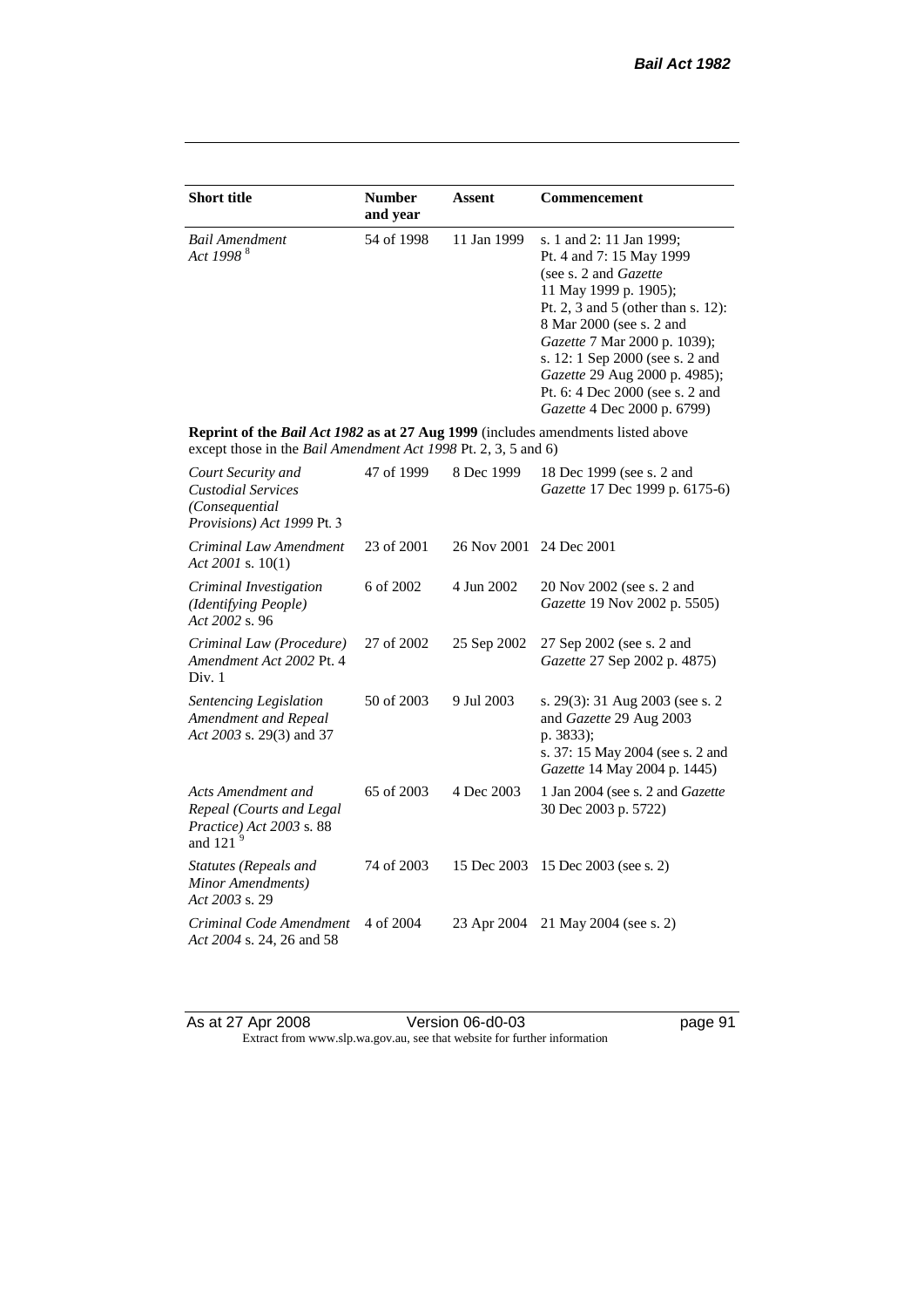| Short title | Number and year | Assent | Commencement |
|---|---|---|---|
| *Bail Amendment Act 1998* [8] | 54 of 1998 | 11 Jan 1999 | s. 1 and 2: 11 Jan 1999; Pt. 4 and 7: 15 May 1999 (see s. 2 and *Gazette* 11 May 1999 p. 1905); Pt. 2, 3 and 5 (other than s. 12): 8 Mar 2000 (see s. 2 and *Gazette* 7 Mar 2000 p. 1039); s. 12: 1 Sep 2000 (see s. 2 and *Gazette* 29 Aug 2000 p. 4985); Pt. 6: 4 Dec 2000 (see s. 2 and *Gazette* 4 Dec 2000 p. 6799) |
| **Reprint of the *Bail Act 1982* as at 27 Aug 1999** (includes amendments listed above except those in the *Bail Amendment Act 1998* Pt. 2, 3, 5 and 6) | | | |
| *Court Security and Custodial Services (Consequential Provisions) Act 1999* Pt. 3 | 47 of 1999 | 8 Dec 1999 | 18 Dec 1999 (see s. 2 and *Gazette* 17 Dec 1999 p. 6175-6) |
| *Criminal Law Amendment Act 2001* s. 10(1) | 23 of 2001 | 26 Nov 2001 | 24 Dec 2001 |
| *Criminal Investigation (Identifying People) Act 2002* s. 96 | 6 of 2002 | 4 Jun 2002 | 20 Nov 2002 (see s. 2 and *Gazette* 19 Nov 2002 p. 5505) |
| *Criminal Law (Procedure) Amendment Act 2002* Pt. 4 Div. 1 | 27 of 2002 | 25 Sep 2002 | 27 Sep 2002 (see s. 2 and *Gazette* 27 Sep 2002 p. 4875) |
| *Sentencing Legislation Amendment and Repeal Act 2003* s. 29(3) and 37 | 50 of 2003 | 9 Jul 2003 | s. 29(3): 31 Aug 2003 (see s. 2 and *Gazette* 29 Aug 2003 p. 3833); s. 37: 15 May 2004 (see s. 2 and *Gazette* 14 May 2004 p. 1445) |
| *Acts Amendment and Repeal (Courts and Legal Practice) Act 2003* s. 88 and 121 [9] | 65 of 2003 | 4 Dec 2003 | 1 Jan 2004 (see s. 2 and *Gazette* 30 Dec 2003 p. 5722) |
| *Statutes (Repeals and Minor Amendments) Act 2003* s. 29 | 74 of 2003 | 15 Dec 2003 | 15 Dec 2003 (see s. 2) |
| *Criminal Code Amendment Act 2004* s. 24, 26 and 58 | 4 of 2004 | 23 Apr 2004 | 21 May 2004 (see s. 2) |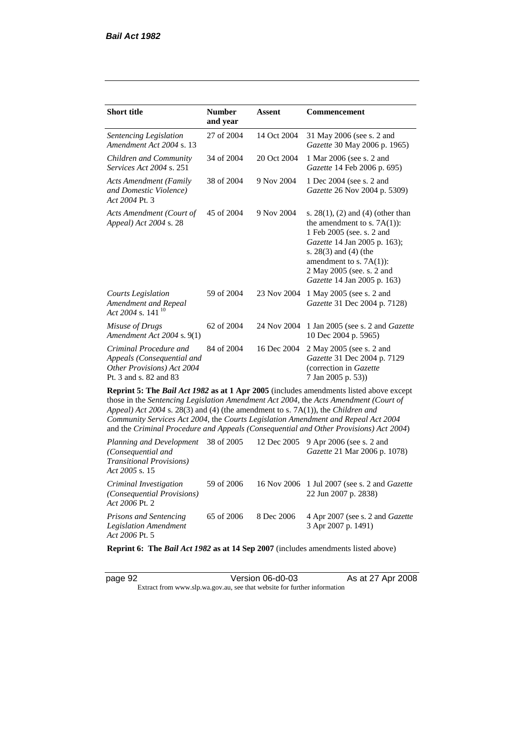| Short title | Number and year | Assent | Commencement |
|---|---|---|---|
| *Sentencing Legislation Amendment Act 2004* s. 13 | 27 of 2004 | 14 Oct 2004 | 31 May 2006 (see s. 2 and *Gazette* 30 May 2006 p. 1965) |
| *Children and Community Services Act 2004* s. 251 | 34 of 2004 | 20 Oct 2004 | 1 Mar 2006 (see s. 2 and *Gazette* 14 Feb 2006 p. 695) |
| *Acts Amendment (Family and Domestic Violence) Act 2004* Pt. 3 | 38 of 2004 | 9 Nov 2004 | 1 Dec 2004 (see s. 2 and *Gazette* 26 Nov 2004 p. 5309) |
| *Acts Amendment (Court of Appeal) Act 2004* s. 28 | 45 of 2004 | 9 Nov 2004 | s. 28(1), (2) and (4) (other than the amendment to s. 7A(1)): 1 Feb 2005 (see. s. 2 and *Gazette* 14 Jan 2005 p. 163); s. 28(3) and (4) (the amendment to s. 7A(1)): 2 May 2005 (see. s. 2 and *Gazette* 14 Jan 2005 p. 163) |
| *Courts Legislation Amendment and Repeal Act 2004* s. 141 [10] | 59 of 2004 | 23 Nov 2004 | 1 May 2005 (see s. 2 and *Gazette* 31 Dec 2004 p. 7128) |
| *Misuse of Drugs Amendment Act 2004* s. 9(1) | 62 of 2004 | 24 Nov 2004 | 1 Jan 2005 (see s. 2 and *Gazette* 10 Dec 2004 p. 5965) |
| *Criminal Procedure and Appeals (Consequential and Other Provisions) Act 2004* Pt. 3 and s. 82 and 83 | 84 of 2004 | 16 Dec 2004 | 2 May 2005 (see s. 2 and *Gazette* 31 Dec 2004 p. 7129 (correction in *Gazette* 7 Jan 2005 p. 53)) |
| **Reprint 5: The *Bail Act 1982* as at 1 Apr 2005** (includes amendments listed above except those in the *Sentencing Legislation Amendment Act 2004*, the *Acts Amendment (Court of Appeal) Act 2004* s. 28(3) and (4) (the amendment to s. 7A(1)), the *Children and Community Services Act 2004*, the *Courts Legislation Amendment and Repeal Act 2004* and the *Criminal Procedure and Appeals (Consequential and Other Provisions) Act 2004*) | | | |
| *Planning and Development (Consequential and Transitional Provisions) Act 2005* s. 15 | 38 of 2005 | 12 Dec 2005 | 9 Apr 2006 (see s. 2 and *Gazette* 21 Mar 2006 p. 1078) |
| *Criminal Investigation (Consequential Provisions) Act 2006* Pt. 2 | 59 of 2006 | 16 Nov 2006 | 1 Jul 2007 (see s. 2 and *Gazette* 22 Jun 2007 p. 2838) |
| *Prisons and Sentencing Legislation Amendment Act 2006* Pt. 5 | 65 of 2006 | 8 Dec 2006 | 4 Apr 2007 (see s. 2 and *Gazette* 3 Apr 2007 p. 1491) |
| **Reprint 6: The *Bail Act 1982* as at 14 Sep 2007** (includes amendments listed above) | | | |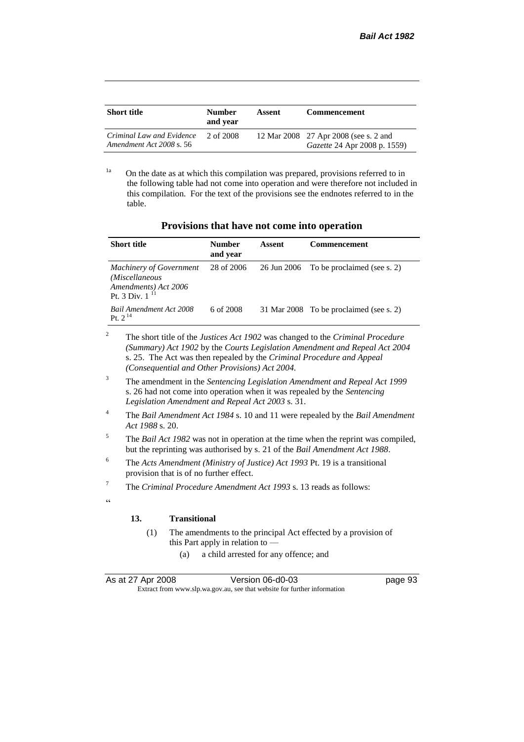| Short title | Number and year | Assent | Commencement |
|---|---|---|---|
| *Criminal Law and Evidence Amendment Act 2008* s. 56 | 2 of 2008 | 12 Mar 2008 | 27 Apr 2008 (see s. 2 and *Gazette* 24 Apr 2008 p. 1559) |

[1a] On the date as at which this compilation was prepared, provisions referred to in the following table had not come into operation and were therefore not included in this compilation. For the text of the provisions see the endnotes referred to in the table.

### Provisions that have not come into operation

| Short title | Number and year | Assent | Commencement |
|---|---|---|---|
| *Machinery of Government (Miscellaneous Amendments) Act 2006* Pt. 3 Div. 1 [11] | 28 of 2006 | 26 Jun 2006 | To be proclaimed (see s. 2) |
| *Bail Amendment Act 2008* Pt. 2 [14] | 6 of 2008 | 31 Mar 2008 | To be proclaimed (see s. 2) |

[2] The short title of the *Justices Act 1902* was changed to the *Criminal Procedure (Summary) Act 1902* by the *Courts Legislation Amendment and Repeal Act 2004* s. 25. The Act was then repealed by the *Criminal Procedure and Appeal (Consequential and Other Provisions) Act 2004.*

[3] The amendment in the *Sentencing Legislation Amendment and Repeal Act 1999* s. 26 had not come into operation when it was repealed by the *Sentencing Legislation Amendment and Repeal Act 2003* s. 31.

[4] The *Bail Amendment Act 1984* s. 10 and 11 were repealed by the *Bail Amendment Act 1988* s. 20.

[5] The *Bail Act 1982* was not in operation at the time when the reprint was compiled, but the reprinting was authorised by s. 21 of the *Bail Amendment Act 1988*.

[6] The *Acts Amendment (Ministry of Justice) Act 1993* Pt. 19 is a transitional provision that is of no further effect.

[7] The *Criminal Procedure Amendment Act 1993* s. 13 reads as follows:

"

**13. Transitional**

(1) The amendments to the principal Act effected by a provision of this Part apply in relation to —

(a) a child arrested for any offence; and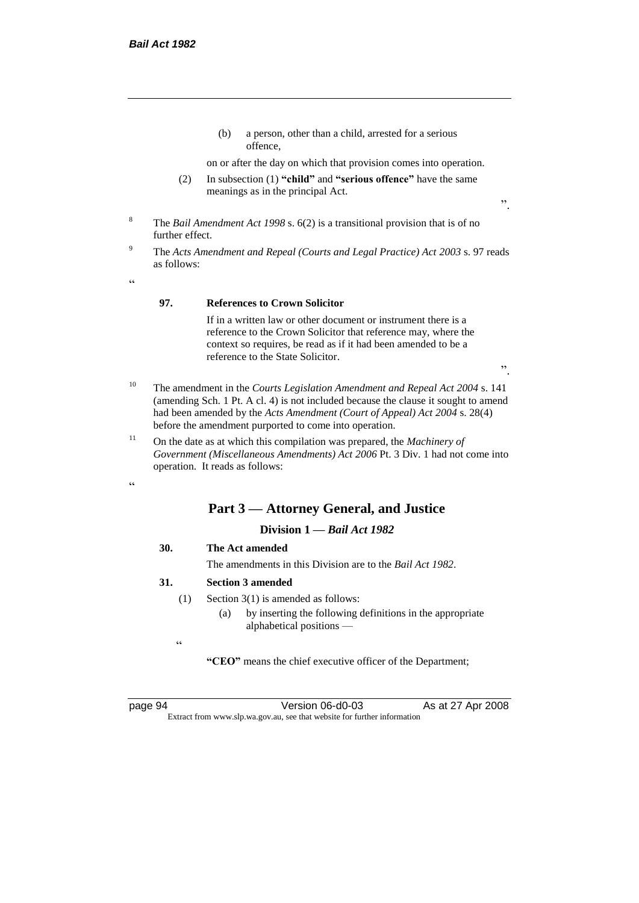(b) a person, other than a child, arrested for a serious offence,

on or after the day on which that provision comes into operation.

(2) In subsection (1) **"child"** and **"serious offence"** have the same meanings as in the principal Act.

".

[8] The *Bail Amendment Act 1998* s. 6(2) is a transitional provision that is of no further effect.

[9] The *Acts Amendment and Repeal (Courts and Legal Practice) Act 2003* s. 97 reads as follows:

"

**97. References to Crown Solicitor**

If in a written law or other document or instrument there is a reference to the Crown Solicitor that reference may, where the context so requires, be read as if it had been amended to be a reference to the State Solicitor.

".

[10] The amendment in the *Courts Legislation Amendment and Repeal Act 2004* s. 141 (amending Sch. 1 Pt. A cl. 4) is not included because the clause it sought to amend had been amended by the *Acts Amendment (Court of Appeal) Act 2004* s. 28(4) before the amendment purported to come into operation.

[11] On the date as at which this compilation was prepared, the *Machinery of Government (Miscellaneous Amendments) Act 2006* Pt. 3 Div. 1 had not come into operation. It reads as follows:

"

## Part 3 — Attorney General, and Justice

### Division 1 — *Bail Act 1982*

**30. The Act amended**

The amendments in this Division are to the *Bail Act 1982*.

**31. Section 3 amended**

(1) Section 3(1) is amended as follows:

(a) by inserting the following definitions in the appropriate alphabetical positions —

"

**"CEO"** means the chief executive officer of the Department;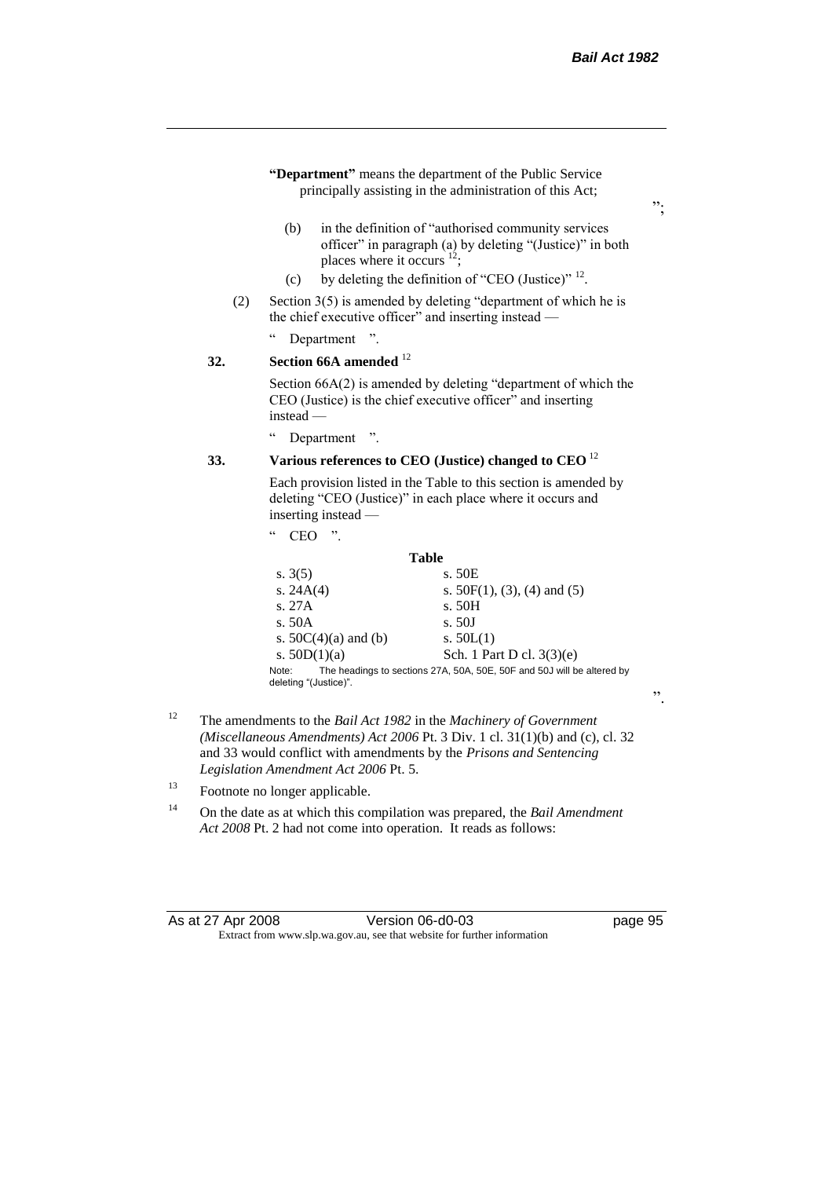**"Department"** means the department of the Public Service principally assisting in the administration of this Act;

";

(b) in the definition of "authorised community services officer" in paragraph (a) by deleting "(Justice)" in both places where it occurs [12];

(c) by deleting the definition of "CEO (Justice)" [12].

(2) Section 3(5) is amended by deleting "department of which he is the chief executive officer" and inserting instead —

" Department ".

### 32. Section 66A amended [12]

Section 66A(2) is amended by deleting "department of which the CEO (Justice) is the chief executive officer" and inserting instead —

" Department ".

### 33. Various references to CEO (Justice) changed to CEO [12]

Each provision listed in the Table to this section is amended by deleting "CEO (Justice)" in each place where it occurs and inserting instead —

" CEO ".

**Table**

| | |
|---|---|
| s. 3(5) | s. 50E |
| s. 24A(4) | s. 50F(1), (3), (4) and (5) |
| s. 27A | s. 50H |
| s. 50A | s. 50J |
| s. 50C(4)(a) and (b) | s. 50L(1) |
| s. 50D(1)(a) | Sch. 1 Part D cl. 3(3)(e) |

Note: The headings to sections 27A, 50A, 50E, 50F and 50J will be altered by deleting "(Justice)".

".

[12] The amendments to the *Bail Act 1982* in the *Machinery of Government (Miscellaneous Amendments) Act 2006* Pt. 3 Div. 1 cl. 31(1)(b) and (c), cl. 32 and 33 would conflict with amendments by the *Prisons and Sentencing Legislation Amendment Act 2006* Pt. 5.

[13] Footnote no longer applicable.

[14] On the date as at which this compilation was prepared, the *Bail Amendment Act 2008* Pt. 2 had not come into operation. It reads as follows: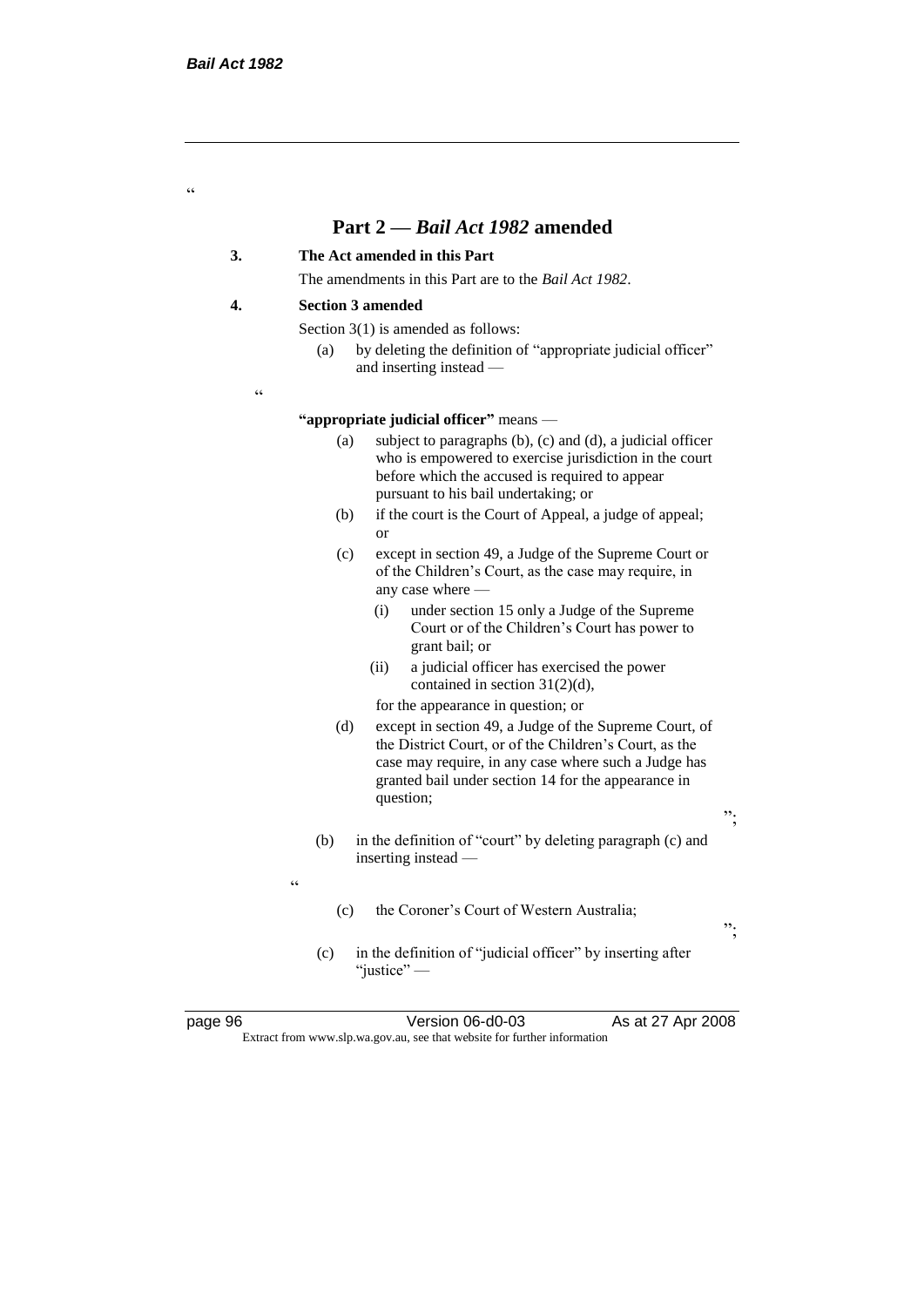"

## Part 2 — *Bail Act 1982* amended

**3. The Act amended in this Part**

The amendments in this Part are to the *Bail Act 1982*.

**4. Section 3 amended**

Section 3(1) is amended as follows:

(a) by deleting the definition of "appropriate judicial officer" and inserting instead —

"

**"appropriate judicial officer"** means —

(a) subject to paragraphs (b), (c) and (d), a judicial officer who is empowered to exercise jurisdiction in the court before which the accused is required to appear pursuant to his bail undertaking; or

(b) if the court is the Court of Appeal, a judge of appeal; or

(c) except in section 49, a Judge of the Supreme Court or of the Children's Court, as the case may require, in any case where —

(i) under section 15 only a Judge of the Supreme Court or of the Children's Court has power to grant bail; or

(ii) a judicial officer has exercised the power contained in section 31(2)(d),

for the appearance in question; or

(d) except in section 49, a Judge of the Supreme Court, of the District Court, or of the Children's Court, as the case may require, in any case where such a Judge has granted bail under section 14 for the appearance in question;

";

(b) in the definition of "court" by deleting paragraph (c) and inserting instead —

"

(c) the Coroner's Court of Western Australia;

";

(c) in the definition of "judicial officer" by inserting after "justice" —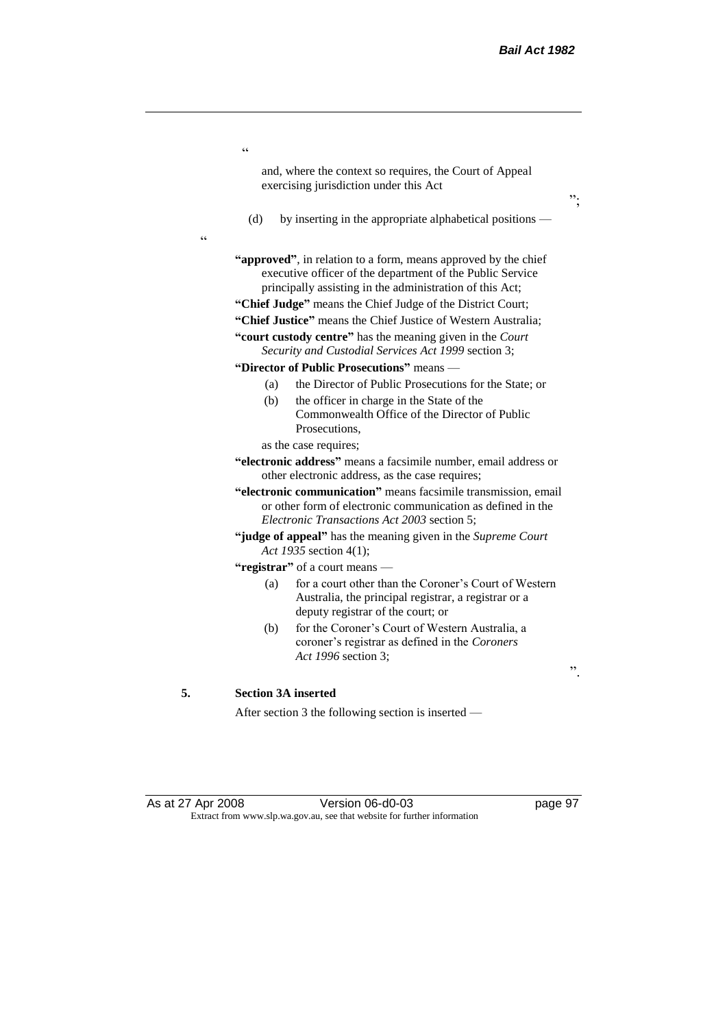"

and, where the context so requires, the Court of Appeal exercising jurisdiction under this Act

";

(d) by inserting in the appropriate alphabetical positions —

"

**"approved"**, in relation to a form, means approved by the chief executive officer of the department of the Public Service principally assisting in the administration of this Act;

**"Chief Judge"** means the Chief Judge of the District Court;

**"Chief Justice"** means the Chief Justice of Western Australia;

**"court custody centre"** has the meaning given in the *Court Security and Custodial Services Act 1999* section 3;

**"Director of Public Prosecutions"** means —

(a) the Director of Public Prosecutions for the State; or

(b) the officer in charge in the State of the Commonwealth Office of the Director of Public Prosecutions,

as the case requires;

**"electronic address"** means a facsimile number, email address or other electronic address, as the case requires;

**"electronic communication"** means facsimile transmission, email or other form of electronic communication as defined in the *Electronic Transactions Act 2003* section 5;

**"judge of appeal"** has the meaning given in the *Supreme Court Act 1935* section 4(1);

**"registrar"** of a court means —

(a) for a court other than the Coroner's Court of Western Australia, the principal registrar, a registrar or a deputy registrar of the court; or

(b) for the Coroner's Court of Western Australia, a coroner's registrar as defined in the *Coroners Act 1996* section 3;

".

**5. Section 3A inserted**

After section 3 the following section is inserted —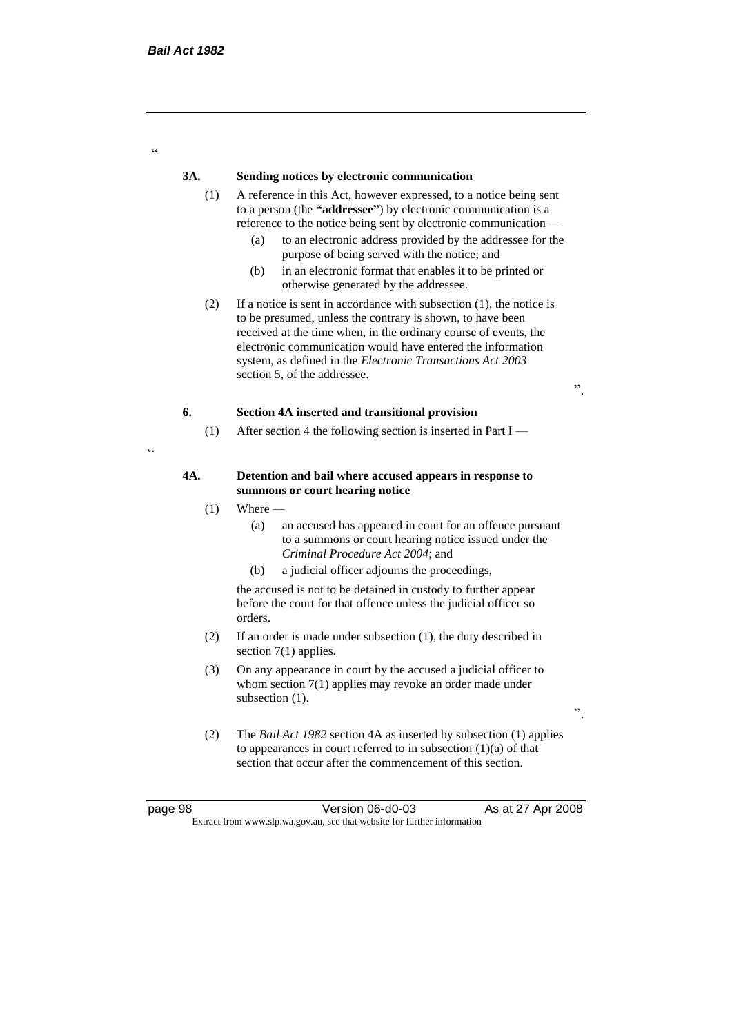"

**3A. Sending notices by electronic communication**

(1) A reference in this Act, however expressed, to a notice being sent to a person (the **"addressee"**) by electronic communication is a reference to the notice being sent by electronic communication —

(a) to an electronic address provided by the addressee for the purpose of being served with the notice; and

(b) in an electronic format that enables it to be printed or otherwise generated by the addressee.

(2) If a notice is sent in accordance with subsection (1), the notice is to be presumed, unless the contrary is shown, to have been received at the time when, in the ordinary course of events, the electronic communication would have entered the information system, as defined in the *Electronic Transactions Act 2003* section 5, of the addressee.

".

**6. Section 4A inserted and transitional provision**

(1) After section 4 the following section is inserted in Part I —

"

**4A. Detention and bail where accused appears in response to summons or court hearing notice**

(1) Where —

(a) an accused has appeared in court for an offence pursuant to a summons or court hearing notice issued under the *Criminal Procedure Act 2004*; and

(b) a judicial officer adjourns the proceedings,

the accused is not to be detained in custody to further appear before the court for that offence unless the judicial officer so orders.

(2) If an order is made under subsection (1), the duty described in section 7(1) applies.

(3) On any appearance in court by the accused a judicial officer to whom section 7(1) applies may revoke an order made under subsection (1).

".

(2) The *Bail Act 1982* section 4A as inserted by subsection (1) applies to appearances in court referred to in subsection (1)(a) of that section that occur after the commencement of this section.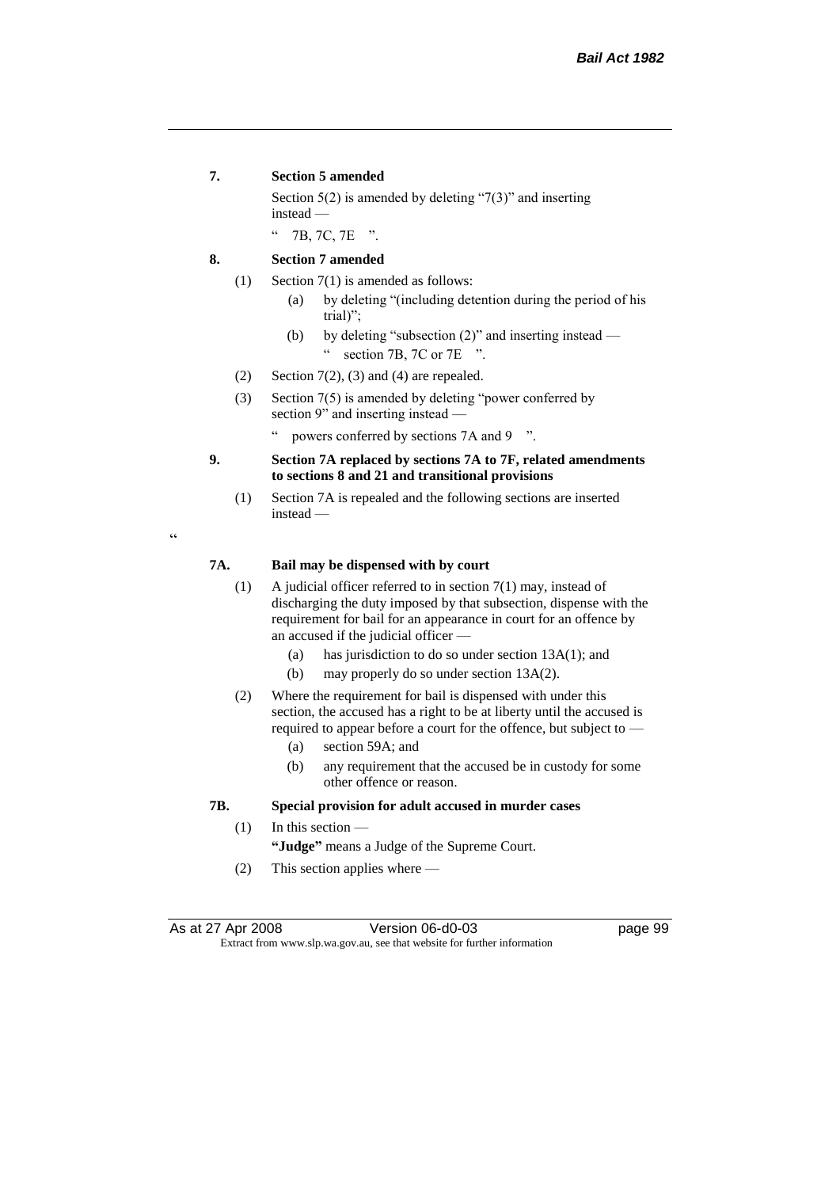**7. Section 5 amended**

Section 5(2) is amended by deleting "7(3)" and inserting instead —

" 7B, 7C, 7E ".

**8. Section 7 amended**

(1) Section 7(1) is amended as follows:

(a) by deleting "(including detention during the period of his trial)";

(b) by deleting "subsection (2)" and inserting instead —

" section 7B, 7C or 7E ".

(2) Section 7(2), (3) and (4) are repealed.

(3) Section 7(5) is amended by deleting "power conferred by section 9" and inserting instead —

" powers conferred by sections 7A and 9 ".

**9. Section 7A replaced by sections 7A to 7F, related amendments to sections 8 and 21 and transitional provisions**

(1) Section 7A is repealed and the following sections are inserted instead —

"

**7A. Bail may be dispensed with by court**

(1) A judicial officer referred to in section 7(1) may, instead of discharging the duty imposed by that subsection, dispense with the requirement for bail for an appearance in court for an offence by an accused if the judicial officer —

(a) has jurisdiction to do so under section 13A(1); and

(b) may properly do so under section 13A(2).

(2) Where the requirement for bail is dispensed with under this section, the accused has a right to be at liberty until the accused is required to appear before a court for the offence, but subject to —

(a) section 59A; and

(b) any requirement that the accused be in custody for some other offence or reason.

**7B. Special provision for adult accused in murder cases**

(1) In this section —

**"Judge"** means a Judge of the Supreme Court.

(2) This section applies where —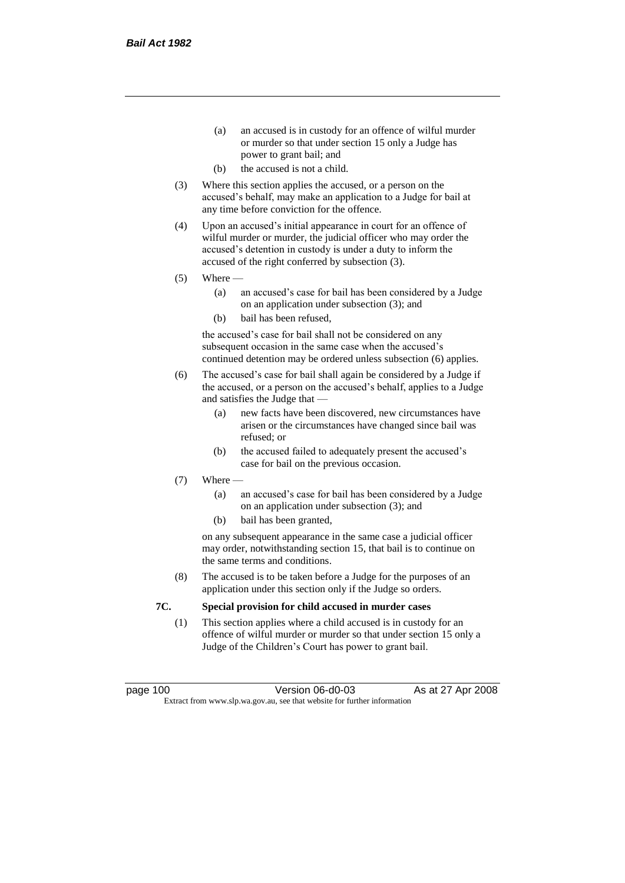(a) an accused is in custody for an offence of wilful murder or murder so that under section 15 only a Judge has power to grant bail; and

(b) the accused is not a child.

(3) Where this section applies the accused, or a person on the accused's behalf, may make an application to a Judge for bail at any time before conviction for the offence.

(4) Upon an accused's initial appearance in court for an offence of wilful murder or murder, the judicial officer who may order the accused's detention in custody is under a duty to inform the accused of the right conferred by subsection (3).

(5) Where —

(a) an accused's case for bail has been considered by a Judge on an application under subsection (3); and

(b) bail has been refused,

the accused's case for bail shall not be considered on any subsequent occasion in the same case when the accused's continued detention may be ordered unless subsection (6) applies.

(6) The accused's case for bail shall again be considered by a Judge if the accused, or a person on the accused's behalf, applies to a Judge and satisfies the Judge that —

(a) new facts have been discovered, new circumstances have arisen or the circumstances have changed since bail was refused; or

(b) the accused failed to adequately present the accused's case for bail on the previous occasion.

(7) Where —

(a) an accused's case for bail has been considered by a Judge on an application under subsection (3); and

(b) bail has been granted,

on any subsequent appearance in the same case a judicial officer may order, notwithstanding section 15, that bail is to continue on the same terms and conditions.

(8) The accused is to be taken before a Judge for the purposes of an application under this section only if the Judge so orders.

**7C. Special provision for child accused in murder cases**

(1) This section applies where a child accused is in custody for an offence of wilful murder or murder so that under section 15 only a Judge of the Children's Court has power to grant bail.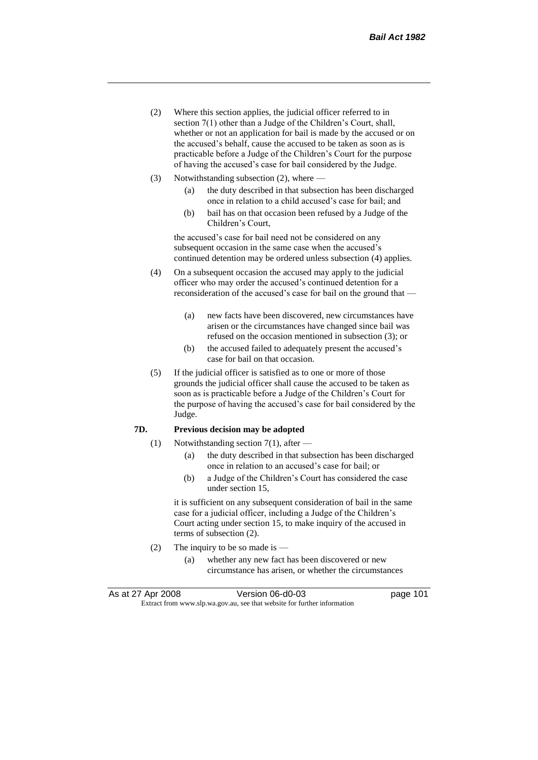(2) Where this section applies, the judicial officer referred to in section 7(1) other than a Judge of the Children's Court, shall, whether or not an application for bail is made by the accused or on the accused's behalf, cause the accused to be taken as soon as is practicable before a Judge of the Children's Court for the purpose of having the accused's case for bail considered by the Judge.

(3) Notwithstanding subsection (2), where —

(a) the duty described in that subsection has been discharged once in relation to a child accused's case for bail; and

(b) bail has on that occasion been refused by a Judge of the Children's Court,

the accused's case for bail need not be considered on any subsequent occasion in the same case when the accused's continued detention may be ordered unless subsection (4) applies.

(4) On a subsequent occasion the accused may apply to the judicial officer who may order the accused's continued detention for a reconsideration of the accused's case for bail on the ground that —

(a) new facts have been discovered, new circumstances have arisen or the circumstances have changed since bail was refused on the occasion mentioned in subsection (3); or

(b) the accused failed to adequately present the accused's case for bail on that occasion.

(5) If the judicial officer is satisfied as to one or more of those grounds the judicial officer shall cause the accused to be taken as soon as is practicable before a Judge of the Children's Court for the purpose of having the accused's case for bail considered by the Judge.

**7D. Previous decision may be adopted**

(1) Notwithstanding section 7(1), after —

(a) the duty described in that subsection has been discharged once in relation to an accused's case for bail; or

(b) a Judge of the Children's Court has considered the case under section 15,

it is sufficient on any subsequent consideration of bail in the same case for a judicial officer, including a Judge of the Children's Court acting under section 15, to make inquiry of the accused in terms of subsection (2).

(2) The inquiry to be so made is —

(a) whether any new fact has been discovered or new circumstance has arisen, or whether the circumstances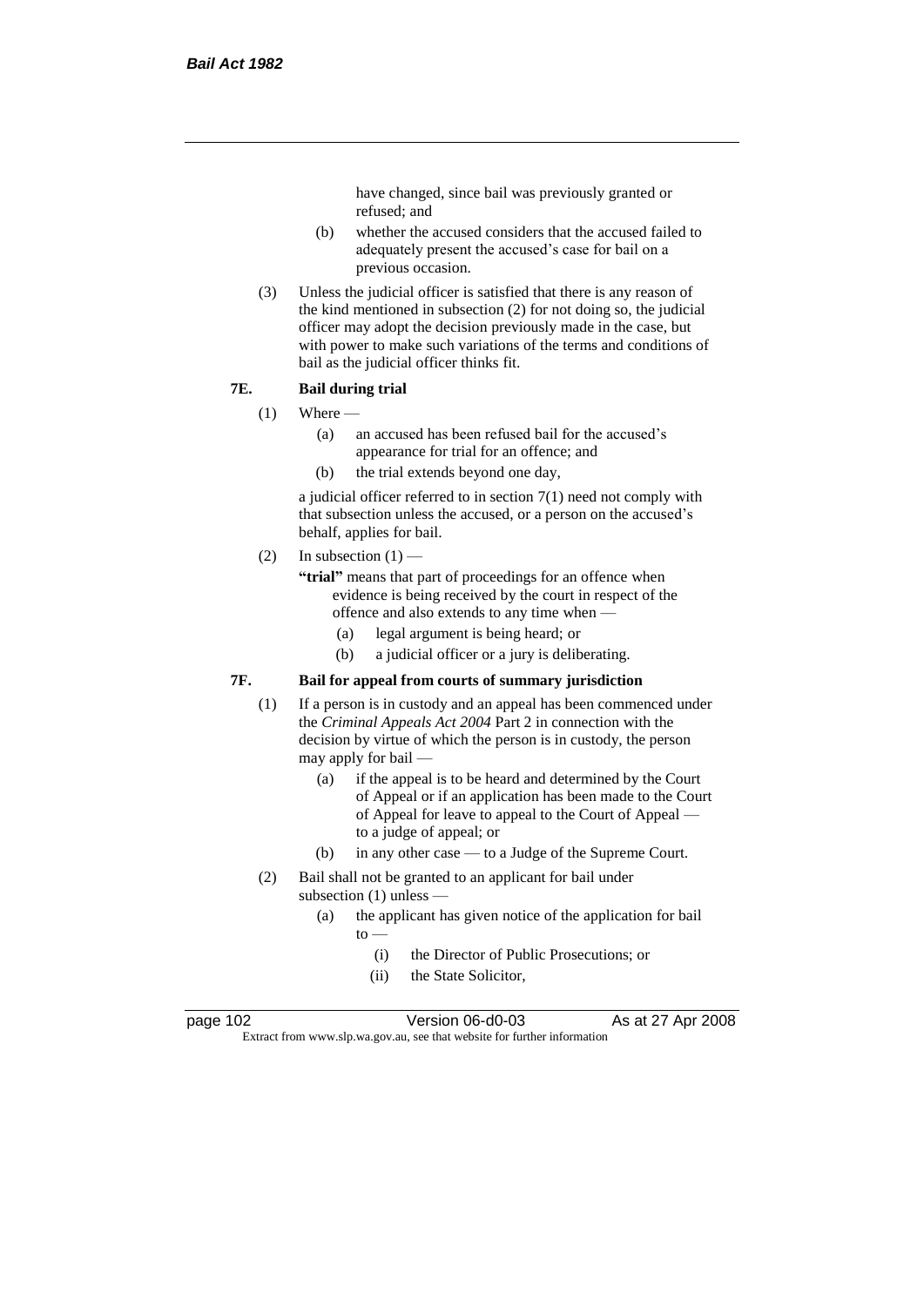have changed, since bail was previously granted or refused; and

(b) whether the accused considers that the accused failed to adequately present the accused's case for bail on a previous occasion.

(3) Unless the judicial officer is satisfied that there is any reason of the kind mentioned in subsection (2) for not doing so, the judicial officer may adopt the decision previously made in the case, but with power to make such variations of the terms and conditions of bail as the judicial officer thinks fit.

### 7E. Bail during trial

(1) Where —

(a) an accused has been refused bail for the accused's appearance for trial for an offence; and

(b) the trial extends beyond one day,

a judicial officer referred to in section 7(1) need not comply with that subsection unless the accused, or a person on the accused's behalf, applies for bail.

(2) In subsection (1) —

**"trial"** means that part of proceedings for an offence when evidence is being received by the court in respect of the offence and also extends to any time when —

(a) legal argument is being heard; or

(b) a judicial officer or a jury is deliberating.

### 7F. Bail for appeal from courts of summary jurisdiction

(1) If a person is in custody and an appeal has been commenced under the *Criminal Appeals Act 2004* Part 2 in connection with the decision by virtue of which the person is in custody, the person may apply for bail —

(a) if the appeal is to be heard and determined by the Court of Appeal or if an application has been made to the Court of Appeal for leave to appeal to the Court of Appeal — to a judge of appeal; or

(b) in any other case — to a Judge of the Supreme Court.

(2) Bail shall not be granted to an applicant for bail under subsection (1) unless —

(a) the applicant has given notice of the application for bail to —

(i) the Director of Public Prosecutions; or

(ii) the State Solicitor,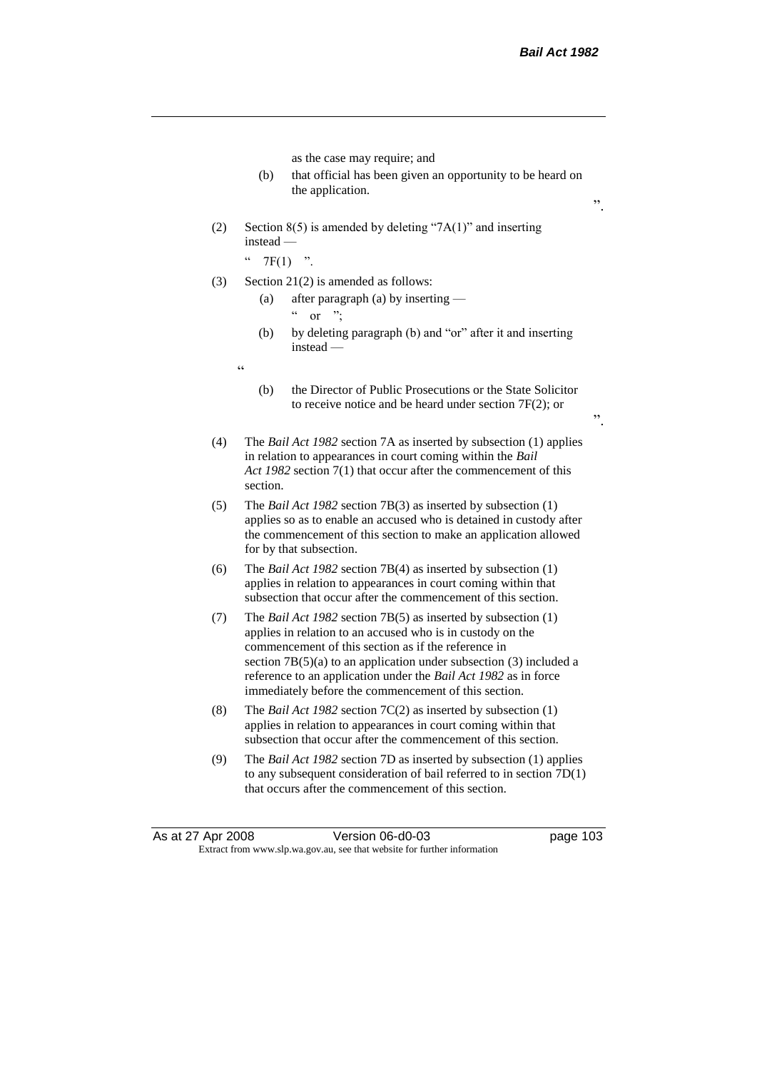as the case may require; and

(b) that official has been given an opportunity to be heard on the application.

".

(2) Section 8(5) is amended by deleting "7A(1)" and inserting instead —

" 7F(1) ".

(3) Section 21(2) is amended as follows:

(a) after paragraph (a) by inserting —

" or ";

(b) by deleting paragraph (b) and "or" after it and inserting instead —

"

(b) the Director of Public Prosecutions or the State Solicitor to receive notice and be heard under section 7F(2); or

".

(4) The *Bail Act 1982* section 7A as inserted by subsection (1) applies in relation to appearances in court coming within the *Bail Act 1982* section 7(1) that occur after the commencement of this section.

(5) The *Bail Act 1982* section 7B(3) as inserted by subsection (1) applies so as to enable an accused who is detained in custody after the commencement of this section to make an application allowed for by that subsection.

(6) The *Bail Act 1982* section 7B(4) as inserted by subsection (1) applies in relation to appearances in court coming within that subsection that occur after the commencement of this section.

(7) The *Bail Act 1982* section 7B(5) as inserted by subsection (1) applies in relation to an accused who is in custody on the commencement of this section as if the reference in section 7B(5)(a) to an application under subsection (3) included a reference to an application under the *Bail Act 1982* as in force immediately before the commencement of this section.

(8) The *Bail Act 1982* section 7C(2) as inserted by subsection (1) applies in relation to appearances in court coming within that subsection that occur after the commencement of this section.

(9) The *Bail Act 1982* section 7D as inserted by subsection (1) applies to any subsequent consideration of bail referred to in section 7D(1) that occurs after the commencement of this section.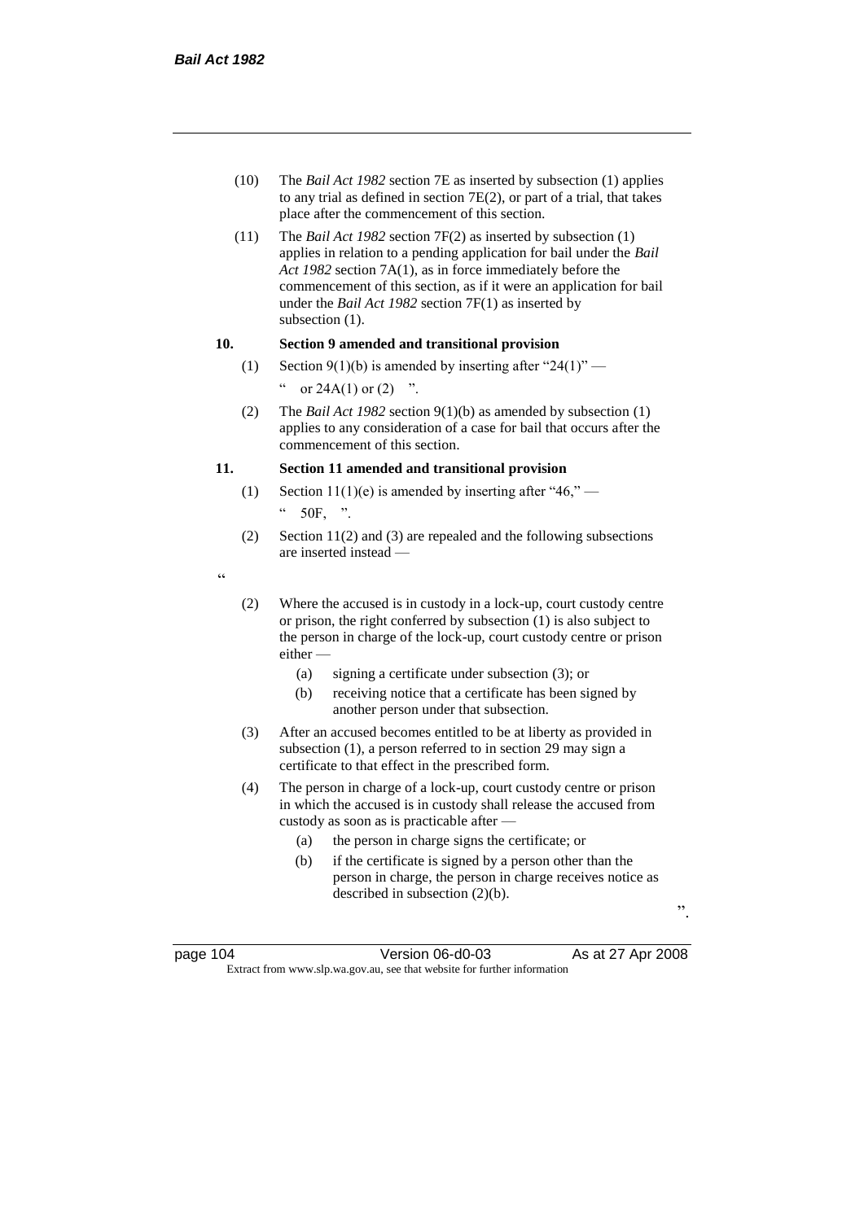(10) The *Bail Act 1982* section 7E as inserted by subsection (1) applies to any trial as defined in section 7E(2), or part of a trial, that takes place after the commencement of this section.

(11) The *Bail Act 1982* section 7F(2) as inserted by subsection (1) applies in relation to a pending application for bail under the *Bail Act 1982* section 7A(1), as in force immediately before the commencement of this section, as if it were an application for bail under the *Bail Act 1982* section 7F(1) as inserted by subsection (1).

**10. Section 9 amended and transitional provision**

(1) Section 9(1)(b) is amended by inserting after "24(1)" —

" or 24A(1) or (2) ".

(2) The *Bail Act 1982* section 9(1)(b) as amended by subsection (1) applies to any consideration of a case for bail that occurs after the commencement of this section.

**11. Section 11 amended and transitional provision**

(1) Section 11(1)(e) is amended by inserting after "46," —

" 50F, ".

(2) Section 11(2) and (3) are repealed and the following subsections are inserted instead —

"

(2) Where the accused is in custody in a lock-up, court custody centre or prison, the right conferred by subsection (1) is also subject to the person in charge of the lock-up, court custody centre or prison either —

(a) signing a certificate under subsection (3); or

(b) receiving notice that a certificate has been signed by another person under that subsection.

(3) After an accused becomes entitled to be at liberty as provided in subsection (1), a person referred to in section 29 may sign a certificate to that effect in the prescribed form.

(4) The person in charge of a lock-up, court custody centre or prison in which the accused is in custody shall release the accused from custody as soon as is practicable after —

(a) the person in charge signs the certificate; or

(b) if the certificate is signed by a person other than the person in charge, the person in charge receives notice as described in subsection (2)(b).

".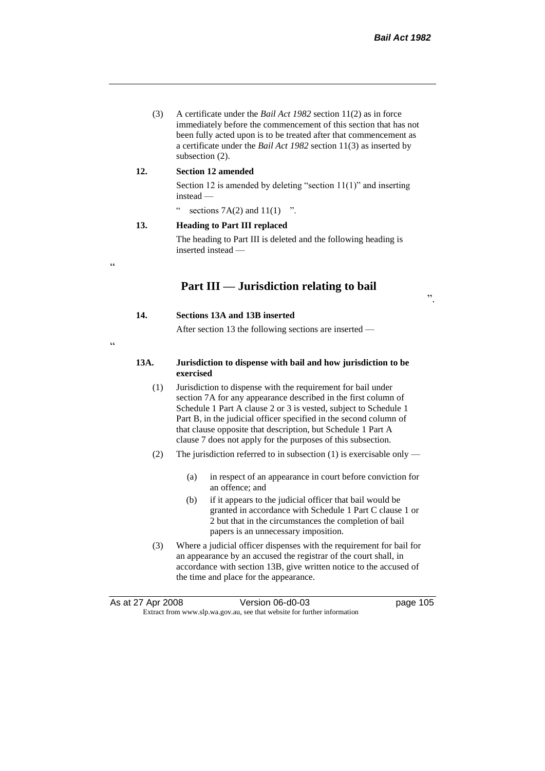(3) A certificate under the *Bail Act 1982* section 11(2) as in force immediately before the commencement of this section that has not been fully acted upon is to be treated after that commencement as a certificate under the *Bail Act 1982* section 11(3) as inserted by subsection (2).

**12. Section 12 amended**

Section 12 is amended by deleting "section 11(1)" and inserting instead —

" sections 7A(2) and 11(1) ".

**13. Heading to Part III replaced**

The heading to Part III is deleted and the following heading is inserted instead —

"

## Part III — Jurisdiction relating to bail

".

**14. Sections 13A and 13B inserted**

After section 13 the following sections are inserted —

"

**13A. Jurisdiction to dispense with bail and how jurisdiction to be exercised**

(1) Jurisdiction to dispense with the requirement for bail under section 7A for any appearance described in the first column of Schedule 1 Part A clause 2 or 3 is vested, subject to Schedule 1 Part B, in the judicial officer specified in the second column of that clause opposite that description, but Schedule 1 Part A clause 7 does not apply for the purposes of this subsection.

(2) The jurisdiction referred to in subsection (1) is exercisable only —

(a) in respect of an appearance in court before conviction for an offence; and

(b) if it appears to the judicial officer that bail would be granted in accordance with Schedule 1 Part C clause 1 or 2 but that in the circumstances the completion of bail papers is an unnecessary imposition.

(3) Where a judicial officer dispenses with the requirement for bail for an appearance by an accused the registrar of the court shall, in accordance with section 13B, give written notice to the accused of the time and place for the appearance.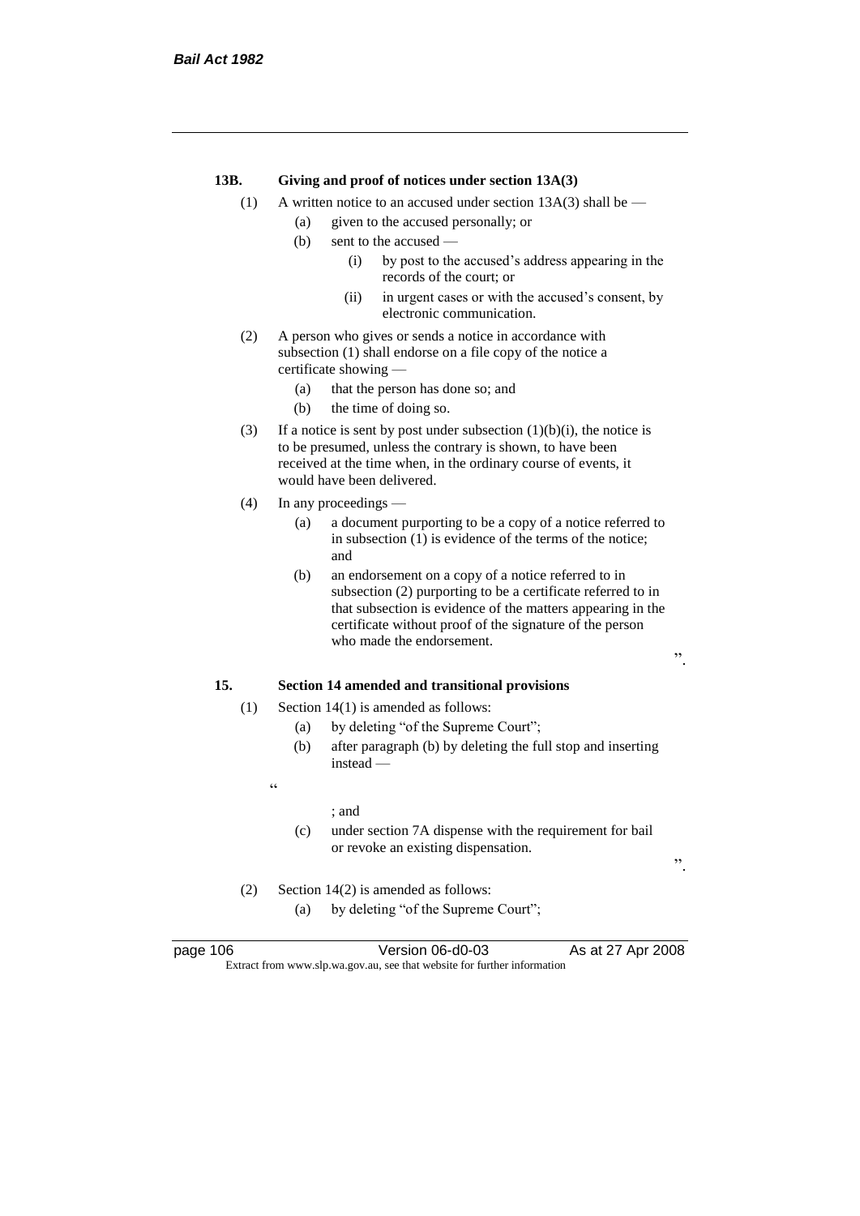**13B. Giving and proof of notices under section 13A(3)**

(1) A written notice to an accused under section 13A(3) shall be —

- (a) given to the accused personally; or
- (b) sent to the accused —
  - (i) by post to the accused's address appearing in the records of the court; or
  - (ii) in urgent cases or with the accused's consent, by electronic communication.

(2) A person who gives or sends a notice in accordance with subsection (1) shall endorse on a file copy of the notice a certificate showing —

- (a) that the person has done so; and
- (b) the time of doing so.

(3) If a notice is sent by post under subsection (1)(b)(i), the notice is to be presumed, unless the contrary is shown, to have been received at the time when, in the ordinary course of events, it would have been delivered.

(4) In any proceedings —

- (a) a document purporting to be a copy of a notice referred to in subsection (1) is evidence of the terms of the notice; and
- (b) an endorsement on a copy of a notice referred to in subsection (2) purporting to be a certificate referred to in that subsection is evidence of the matters appearing in the certificate without proof of the signature of the person who made the endorsement.

".

**15. Section 14 amended and transitional provisions**

(1) Section 14(1) is amended as follows:

- (a) by deleting "of the Supreme Court";
- (b) after paragraph (b) by deleting the full stop and inserting instead —

"

; and

- (c) under section 7A dispense with the requirement for bail or revoke an existing dispensation.

".

(2) Section 14(2) is amended as follows:

- (a) by deleting "of the Supreme Court";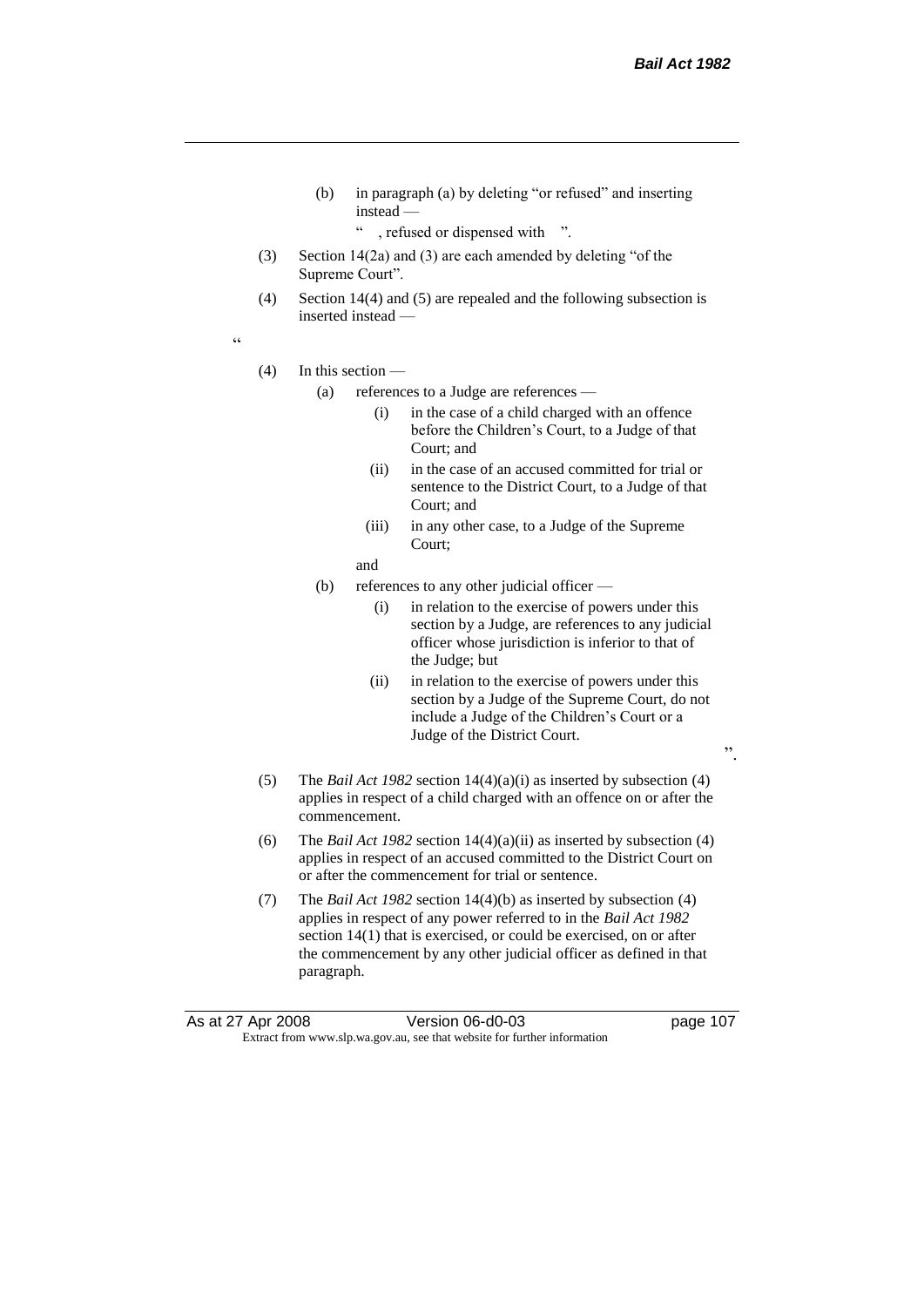(b) in paragraph (a) by deleting "or refused" and inserting instead —

" , refused or dispensed with ".

(3) Section 14(2a) and (3) are each amended by deleting "of the Supreme Court".

(4) Section 14(4) and (5) are repealed and the following subsection is inserted instead —

"

(4) In this section —

(a) references to a Judge are references —

(i) in the case of a child charged with an offence before the Children's Court, to a Judge of that Court; and

(ii) in the case of an accused committed for trial or sentence to the District Court, to a Judge of that Court; and

(iii) in any other case, to a Judge of the Supreme Court;

and

(b) references to any other judicial officer —

(i) in relation to the exercise of powers under this section by a Judge, are references to any judicial officer whose jurisdiction is inferior to that of the Judge; but

(ii) in relation to the exercise of powers under this section by a Judge of the Supreme Court, do not include a Judge of the Children's Court or a Judge of the District Court.

".

(5) The *Bail Act 1982* section 14(4)(a)(i) as inserted by subsection (4) applies in respect of a child charged with an offence on or after the commencement.

(6) The *Bail Act 1982* section 14(4)(a)(ii) as inserted by subsection (4) applies in respect of an accused committed to the District Court on or after the commencement for trial or sentence.

(7) The *Bail Act 1982* section 14(4)(b) as inserted by subsection (4) applies in respect of any power referred to in the *Bail Act 1982* section 14(1) that is exercised, or could be exercised, on or after the commencement by any other judicial officer as defined in that paragraph.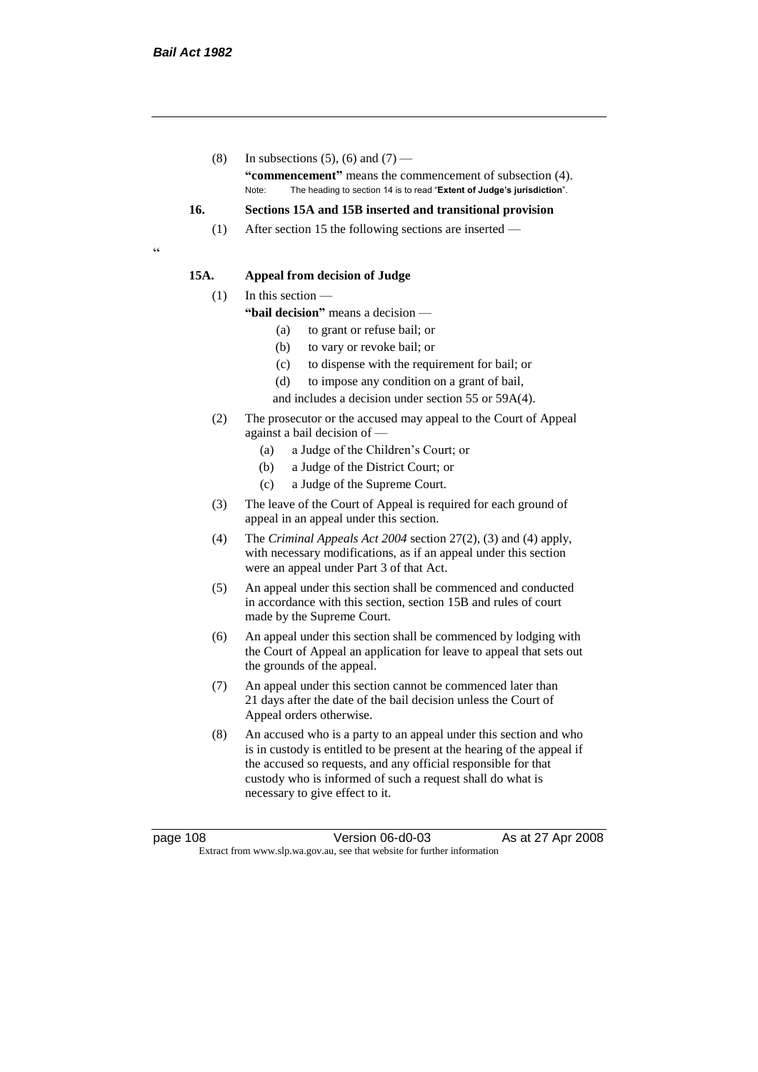(8) In subsections (5), (6) and (7) —

**"commencement"** means the commencement of subsection (4).

Note: The heading to section 14 is to read "**Extent of Judge's jurisdiction**".

## 16. Sections 15A and 15B inserted and transitional provision

(1) After section 15 the following sections are inserted —

"

### 15A. Appeal from decision of Judge

(1) In this section —

**"bail decision"** means a decision —

- (a) to grant or refuse bail; or
- (b) to vary or revoke bail; or
- (c) to dispense with the requirement for bail; or
- (d) to impose any condition on a grant of bail,

and includes a decision under section 55 or 59A(4).

(2) The prosecutor or the accused may appeal to the Court of Appeal against a bail decision of —

- (a) a Judge of the Children's Court; or
- (b) a Judge of the District Court; or
- (c) a Judge of the Supreme Court.

(3) The leave of the Court of Appeal is required for each ground of appeal in an appeal under this section.

(4) The *Criminal Appeals Act 2004* section 27(2), (3) and (4) apply, with necessary modifications, as if an appeal under this section were an appeal under Part 3 of that Act.

(5) An appeal under this section shall be commenced and conducted in accordance with this section, section 15B and rules of court made by the Supreme Court.

(6) An appeal under this section shall be commenced by lodging with the Court of Appeal an application for leave to appeal that sets out the grounds of the appeal.

(7) An appeal under this section cannot be commenced later than 21 days after the date of the bail decision unless the Court of Appeal orders otherwise.

(8) An accused who is a party to an appeal under this section and who is in custody is entitled to be present at the hearing of the appeal if the accused so requests, and any official responsible for that custody who is informed of such a request shall do what is necessary to give effect to it.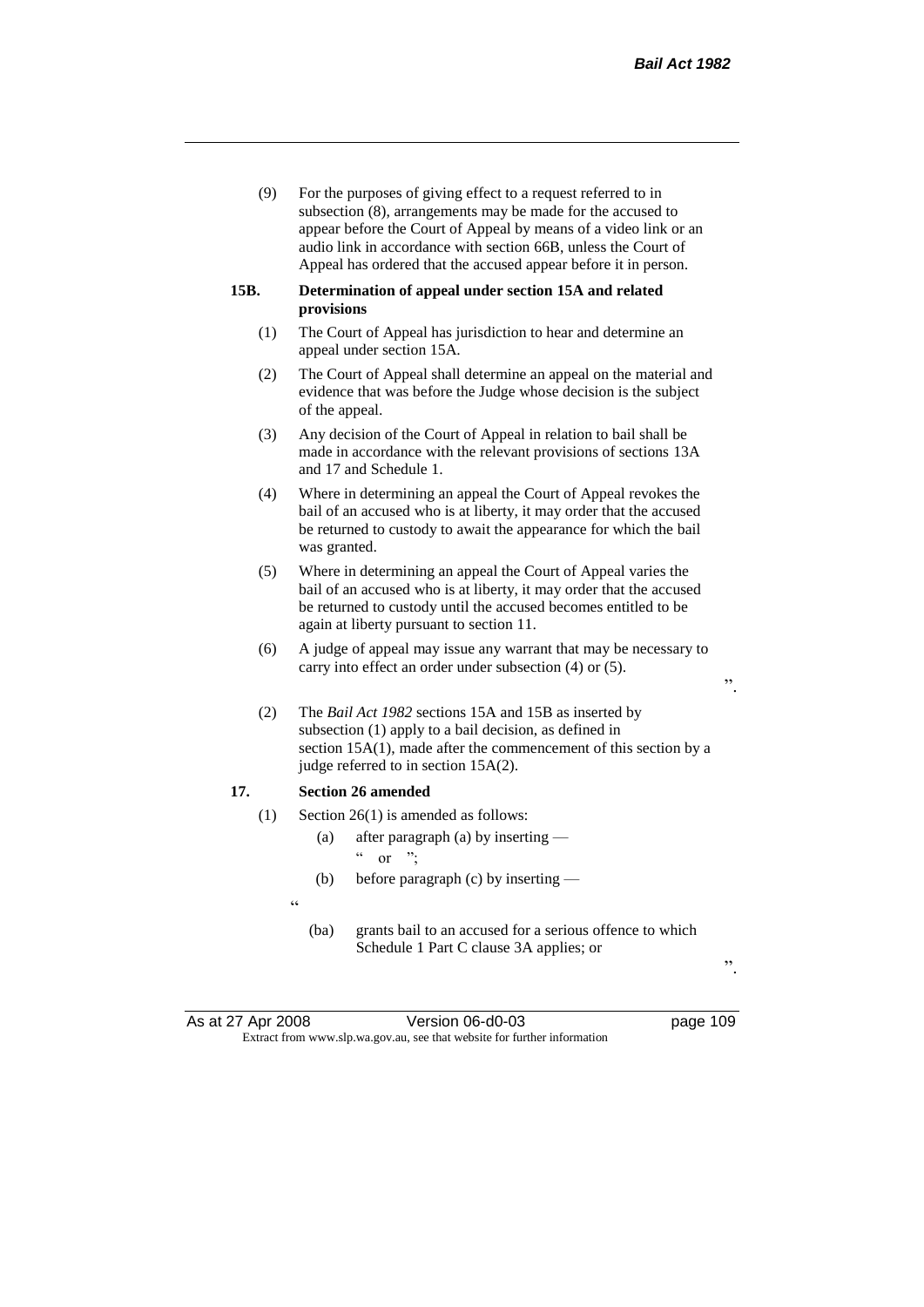(9) For the purposes of giving effect to a request referred to in subsection (8), arrangements may be made for the accused to appear before the Court of Appeal by means of a video link or an audio link in accordance with section 66B, unless the Court of Appeal has ordered that the accused appear before it in person.

**15B. Determination of appeal under section 15A and related provisions**

(1) The Court of Appeal has jurisdiction to hear and determine an appeal under section 15A.

(2) The Court of Appeal shall determine an appeal on the material and evidence that was before the Judge whose decision is the subject of the appeal.

(3) Any decision of the Court of Appeal in relation to bail shall be made in accordance with the relevant provisions of sections 13A and 17 and Schedule 1.

(4) Where in determining an appeal the Court of Appeal revokes the bail of an accused who is at liberty, it may order that the accused be returned to custody to await the appearance for which the bail was granted.

(5) Where in determining an appeal the Court of Appeal varies the bail of an accused who is at liberty, it may order that the accused be returned to custody until the accused becomes entitled to be again at liberty pursuant to section 11.

(6) A judge of appeal may issue any warrant that may be necessary to carry into effect an order under subsection (4) or (5).

".

(2) The *Bail Act 1982* sections 15A and 15B as inserted by subsection (1) apply to a bail decision, as defined in section 15A(1), made after the commencement of this section by a judge referred to in section 15A(2).

**17. Section 26 amended**

(1) Section 26(1) is amended as follows:

(a) after paragraph (a) by inserting —

" or ";

(b) before paragraph (c) by inserting —

"

(ba) grants bail to an accused for a serious offence to which Schedule 1 Part C clause 3A applies; or

".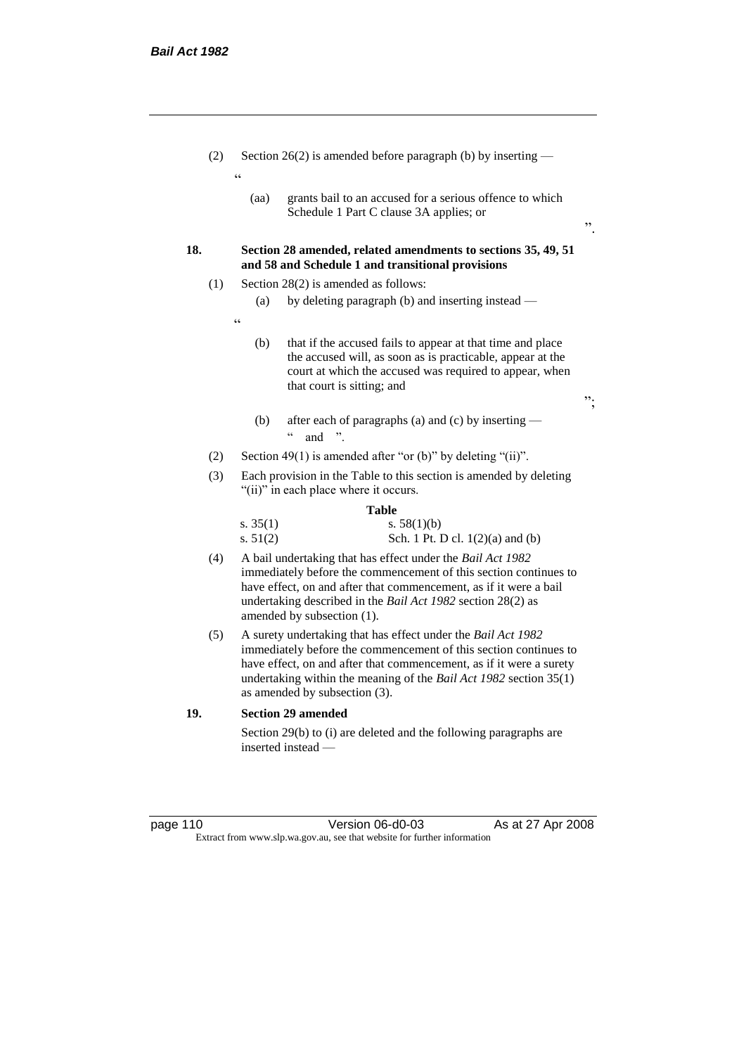(2) Section 26(2) is amended before paragraph (b) by inserting —

"

(aa) grants bail to an accused for a serious offence to which Schedule 1 Part C clause 3A applies; or

".

**18. Section 28 amended, related amendments to sections 35, 49, 51 and 58 and Schedule 1 and transitional provisions**

(1) Section 28(2) is amended as follows:

(a) by deleting paragraph (b) and inserting instead —

"

(b) that if the accused fails to appear at that time and place the accused will, as soon as is practicable, appear at the court at which the accused was required to appear, when that court is sitting; and

";

(b) after each of paragraphs (a) and (c) by inserting — " and ".

(2) Section 49(1) is amended after "or (b)" by deleting "(ii)".

(3) Each provision in the Table to this section is amended by deleting "(ii)" in each place where it occurs.

**Table**

| | |
|---|---|
| s. 35(1) | s. 58(1)(b) |
| s. 51(2) | Sch. 1 Pt. D cl. 1(2)(a) and (b) |

(4) A bail undertaking that has effect under the *Bail Act 1982* immediately before the commencement of this section continues to have effect, on and after that commencement, as if it were a bail undertaking described in the *Bail Act 1982* section 28(2) as amended by subsection (1).

(5) A surety undertaking that has effect under the *Bail Act 1982* immediately before the commencement of this section continues to have effect, on and after that commencement, as if it were a surety undertaking within the meaning of the *Bail Act 1982* section 35(1) as amended by subsection (3).

**19. Section 29 amended**

Section 29(b) to (i) are deleted and the following paragraphs are inserted instead —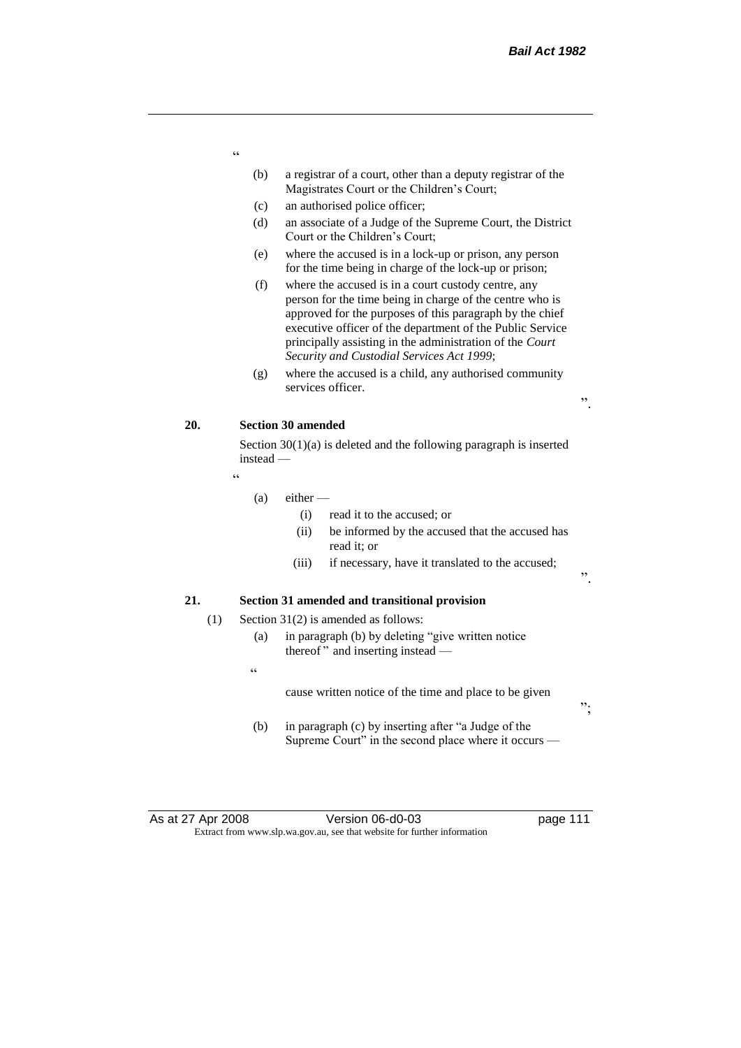"

- (b) a registrar of a court, other than a deputy registrar of the Magistrates Court or the Children's Court;
- (c) an authorised police officer;
- (d) an associate of a Judge of the Supreme Court, the District Court or the Children's Court;
- (e) where the accused is in a lock-up or prison, any person for the time being in charge of the lock-up or prison;
- (f) where the accused is in a court custody centre, any person for the time being in charge of the centre who is approved for the purposes of this paragraph by the chief executive officer of the department of the Public Service principally assisting in the administration of the *Court Security and Custodial Services Act 1999*;
- (g) where the accused is a child, any authorised community services officer.

".

**20. Section 30 amended**

Section 30(1)(a) is deleted and the following paragraph is inserted instead —

"

- (a) either —
  - (i) read it to the accused; or
  - (ii) be informed by the accused that the accused has read it; or
  - (iii) if necessary, have it translated to the accused;

".

**21. Section 31 amended and transitional provision**

(1) Section 31(2) is amended as follows:

- (a) in paragraph (b) by deleting "give written notice thereof " and inserting instead —

  "

  cause written notice of the time and place to be given

  ";

- (b) in paragraph (c) by inserting after "a Judge of the Supreme Court" in the second place where it occurs —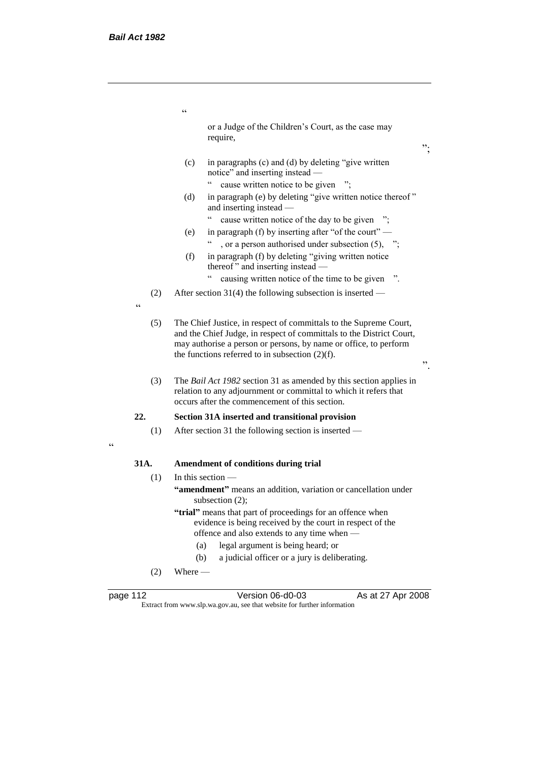"

or a Judge of the Children's Court, as the case may require,

";

(c) in paragraphs (c) and (d) by deleting "give written notice" and inserting instead —

" cause written notice to be given ";

(d) in paragraph (e) by deleting "give written notice thereof " and inserting instead —

" cause written notice of the day to be given ";

(e) in paragraph (f) by inserting after "of the court" —

" , or a person authorised under subsection (5), ";

(f) in paragraph (f) by deleting "giving written notice thereof " and inserting instead —

" causing written notice of the time to be given ".

(2) After section 31(4) the following subsection is inserted —

"

(5) The Chief Justice, in respect of committals to the Supreme Court, and the Chief Judge, in respect of committals to the District Court, may authorise a person or persons, by name or office, to perform the functions referred to in subsection (2)(f).

".

(3) The *Bail Act 1982* section 31 as amended by this section applies in relation to any adjournment or committal to which it refers that occurs after the commencement of this section.

**22. Section 31A inserted and transitional provision**

(1) After section 31 the following section is inserted —

"

**31A. Amendment of conditions during trial**

(1) In this section —

**"amendment"** means an addition, variation or cancellation under subsection (2);

**"trial"** means that part of proceedings for an offence when evidence is being received by the court in respect of the offence and also extends to any time when —

(a) legal argument is being heard; or

(b) a judicial officer or a jury is deliberating.

(2) Where —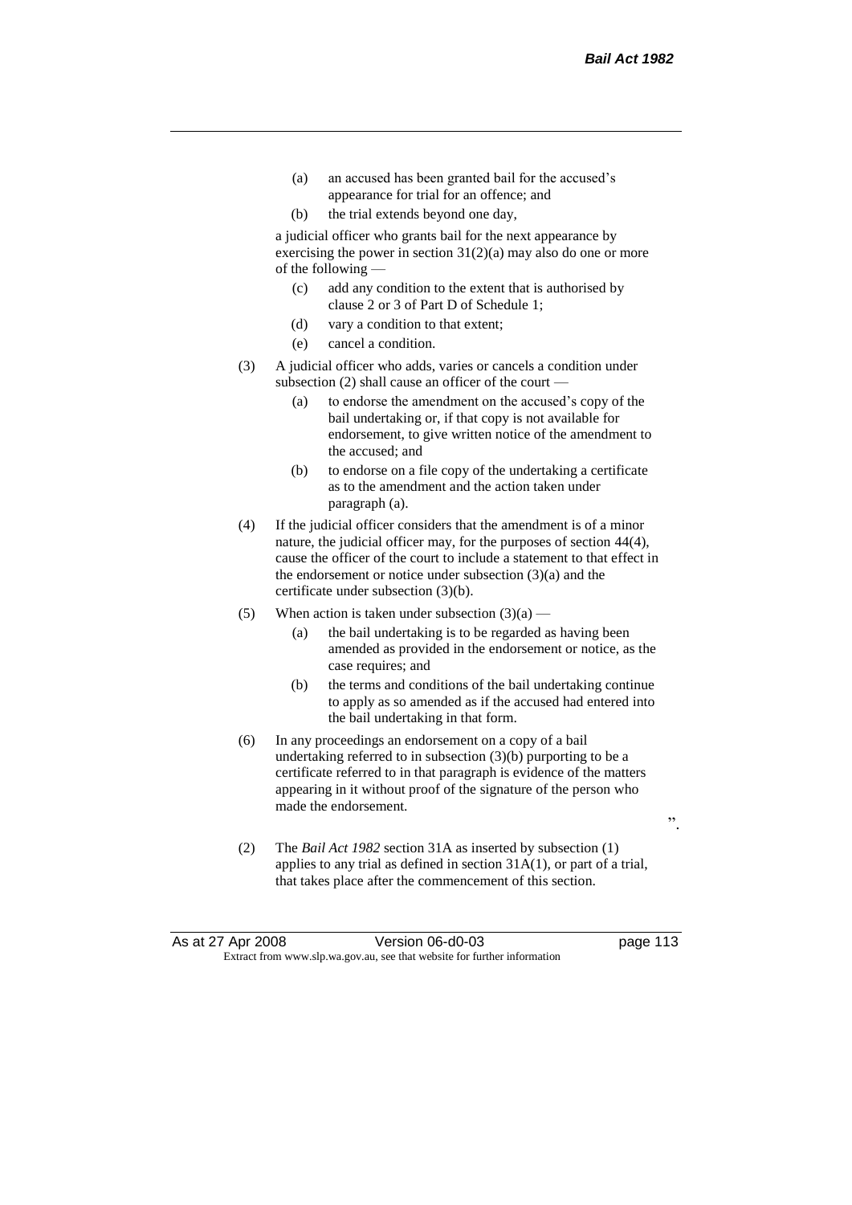(a) an accused has been granted bail for the accused's appearance for trial for an offence; and

(b) the trial extends beyond one day,

a judicial officer who grants bail for the next appearance by exercising the power in section 31(2)(a) may also do one or more of the following —

(c) add any condition to the extent that is authorised by clause 2 or 3 of Part D of Schedule 1;

(d) vary a condition to that extent;

(e) cancel a condition.

(3) A judicial officer who adds, varies or cancels a condition under subsection (2) shall cause an officer of the court —

(a) to endorse the amendment on the accused's copy of the bail undertaking or, if that copy is not available for endorsement, to give written notice of the amendment to the accused; and

(b) to endorse on a file copy of the undertaking a certificate as to the amendment and the action taken under paragraph (a).

(4) If the judicial officer considers that the amendment is of a minor nature, the judicial officer may, for the purposes of section 44(4), cause the officer of the court to include a statement to that effect in the endorsement or notice under subsection (3)(a) and the certificate under subsection (3)(b).

(5) When action is taken under subsection (3)(a) —

(a) the bail undertaking is to be regarded as having been amended as provided in the endorsement or notice, as the case requires; and

(b) the terms and conditions of the bail undertaking continue to apply as so amended as if the accused had entered into the bail undertaking in that form.

(6) In any proceedings an endorsement on a copy of a bail undertaking referred to in subsection (3)(b) purporting to be a certificate referred to in that paragraph is evidence of the matters appearing in it without proof of the signature of the person who made the endorsement.

".

(2) The *Bail Act 1982* section 31A as inserted by subsection (1) applies to any trial as defined in section 31A(1), or part of a trial, that takes place after the commencement of this section.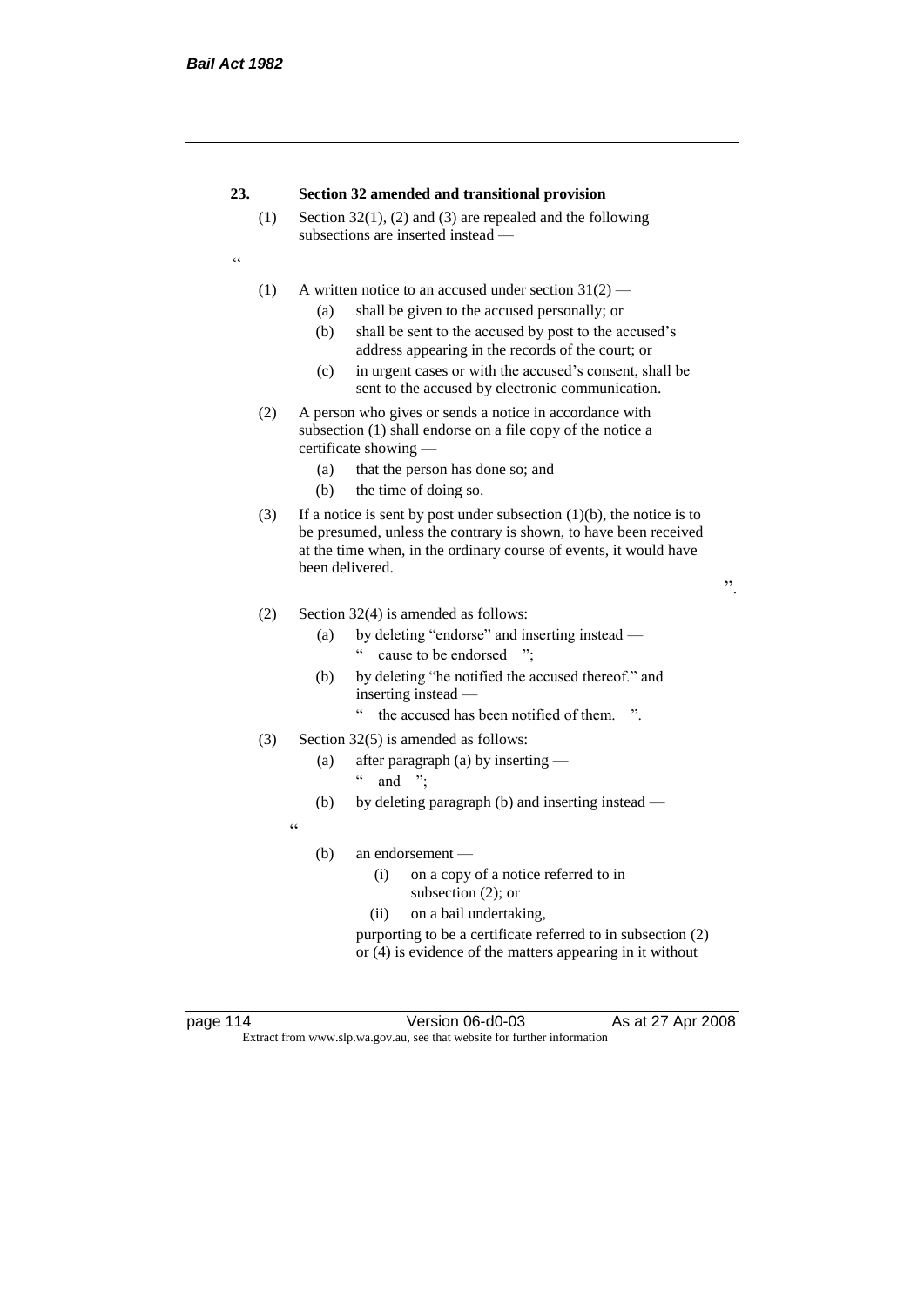**23. Section 32 amended and transitional provision**

(1) Section 32(1), (2) and (3) are repealed and the following subsections are inserted instead —

"

(1) A written notice to an accused under section 31(2) —

(a) shall be given to the accused personally; or

(b) shall be sent to the accused by post to the accused's address appearing in the records of the court; or

(c) in urgent cases or with the accused's consent, shall be sent to the accused by electronic communication.

(2) A person who gives or sends a notice in accordance with subsection (1) shall endorse on a file copy of the notice a certificate showing —

(a) that the person has done so; and

(b) the time of doing so.

(3) If a notice is sent by post under subsection (1)(b), the notice is to be presumed, unless the contrary is shown, to have been received at the time when, in the ordinary course of events, it would have been delivered.

".

(2) Section 32(4) is amended as follows:

(a) by deleting "endorse" and inserting instead —

" cause to be endorsed ";

(b) by deleting "he notified the accused thereof." and inserting instead —

" the accused has been notified of them. ".

(3) Section 32(5) is amended as follows:

(a) after paragraph (a) by inserting —

" and ";

(b) by deleting paragraph (b) and inserting instead —

"

(b) an endorsement —

(i) on a copy of a notice referred to in subsection (2); or

(ii) on a bail undertaking,

purporting to be a certificate referred to in subsection (2) or (4) is evidence of the matters appearing in it without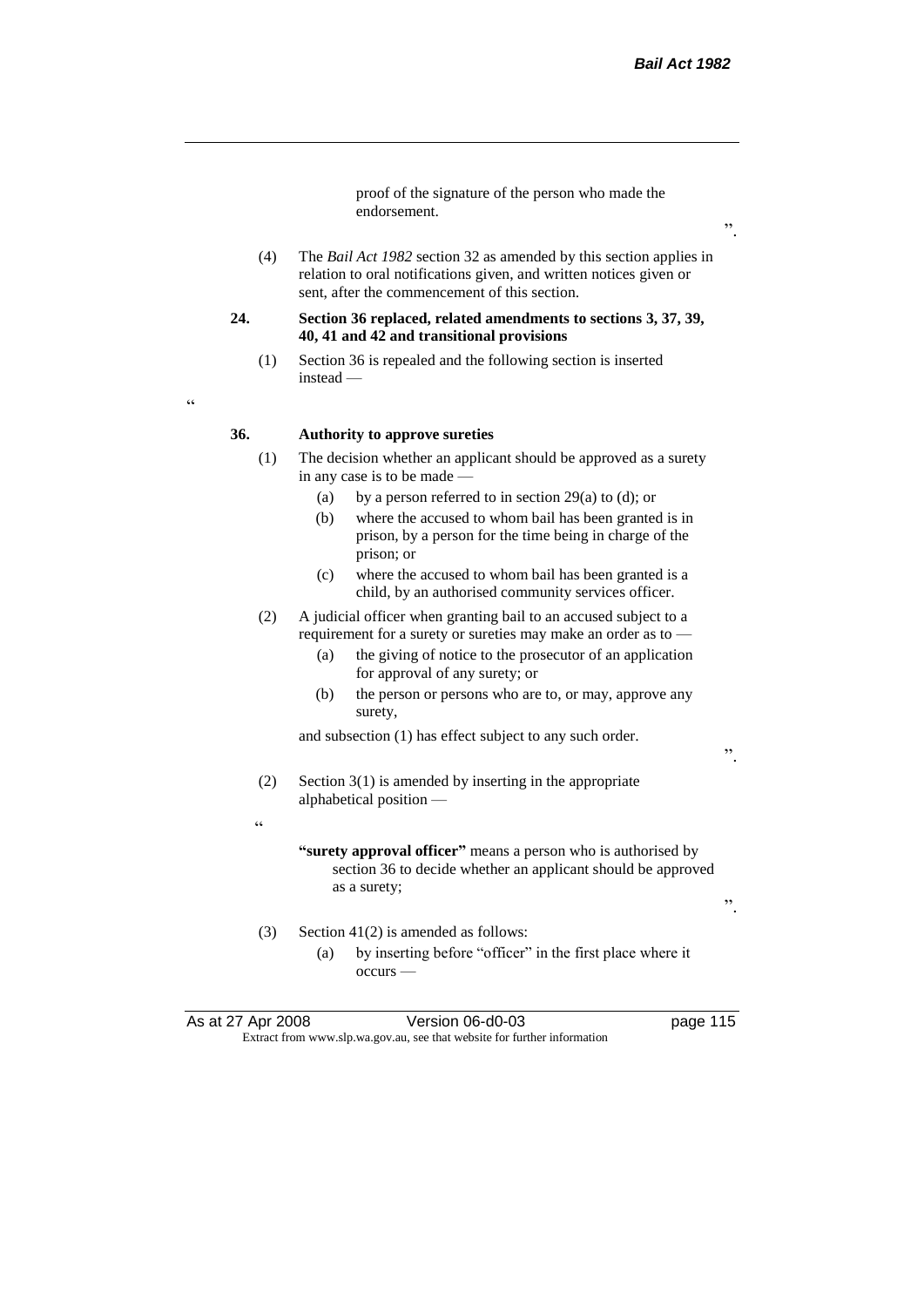proof of the signature of the person who made the endorsement.

".

(4) The *Bail Act 1982* section 32 as amended by this section applies in relation to oral notifications given, and written notices given or sent, after the commencement of this section.

**24. Section 36 replaced, related amendments to sections 3, 37, 39, 40, 41 and 42 and transitional provisions**

(1) Section 36 is repealed and the following section is inserted instead —

"

**36. Authority to approve sureties**

(1) The decision whether an applicant should be approved as a surety in any case is to be made —

(a) by a person referred to in section 29(a) to (d); or

(b) where the accused to whom bail has been granted is in prison, by a person for the time being in charge of the prison; or

(c) where the accused to whom bail has been granted is a child, by an authorised community services officer.

(2) A judicial officer when granting bail to an accused subject to a requirement for a surety or sureties may make an order as to —

(a) the giving of notice to the prosecutor of an application for approval of any surety; or

(b) the person or persons who are to, or may, approve any surety,

and subsection (1) has effect subject to any such order.

".

(2) Section 3(1) is amended by inserting in the appropriate alphabetical position —

"

**"surety approval officer"** means a person who is authorised by section 36 to decide whether an applicant should be approved as a surety;

".

(3) Section 41(2) is amended as follows:

(a) by inserting before "officer" in the first place where it occurs —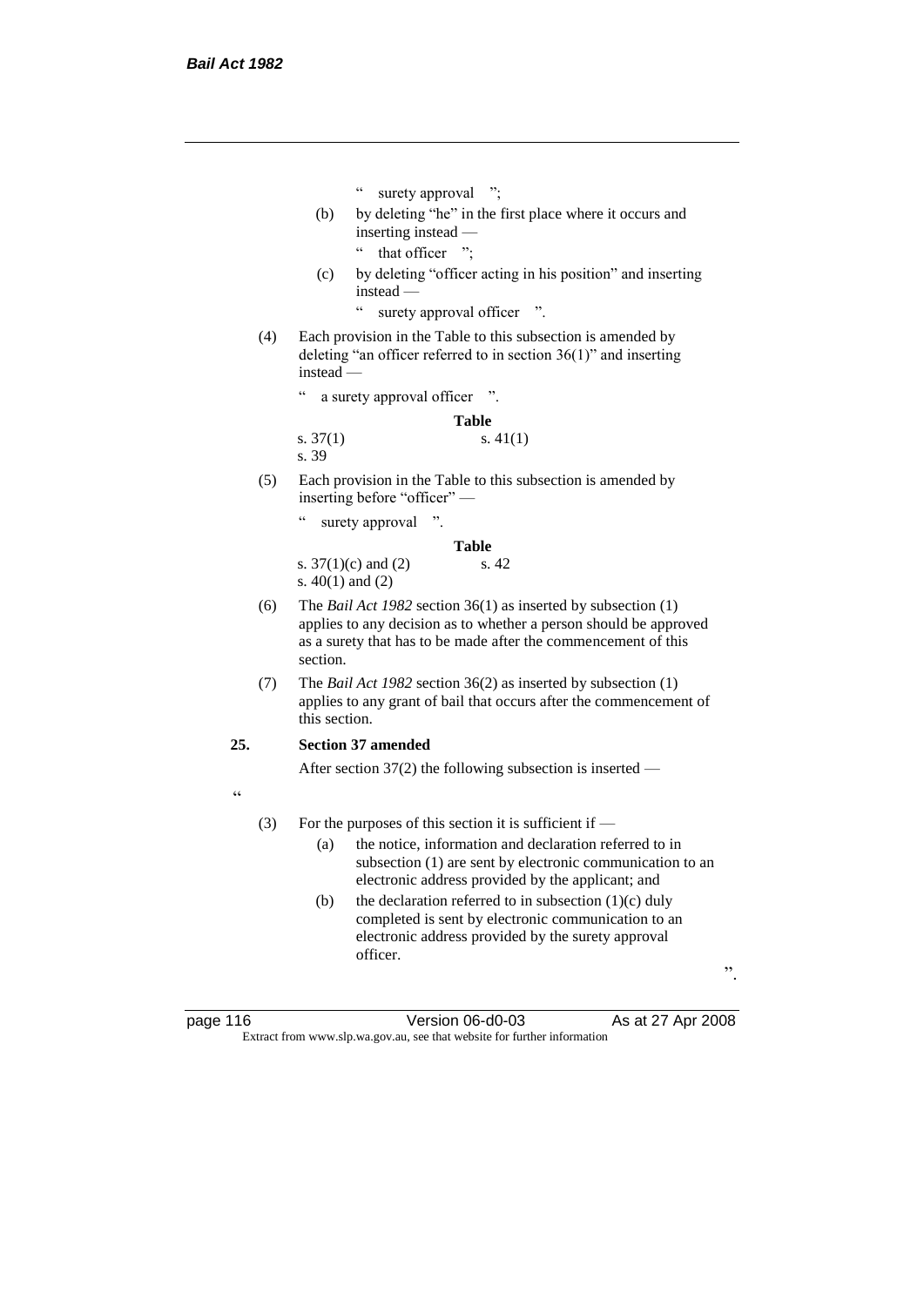" surety approval ";

(b) by deleting "he" in the first place where it occurs and inserting instead —

" that officer ";

(c) by deleting "officer acting in his position" and inserting instead —

" surety approval officer ".

(4) Each provision in the Table to this subsection is amended by deleting "an officer referred to in section 36(1)" and inserting instead —

" a surety approval officer ".

**Table**

| | |
|---|---|
| s. 37(1) | s. 41(1) |
| s. 39 | |

(5) Each provision in the Table to this subsection is amended by inserting before "officer" —

" surety approval ".

**Table**

| | |
|---|---|
| s. 37(1)(c) and (2) | s. 42 |
| s. 40(1) and (2) | |

(6) The *Bail Act 1982* section 36(1) as inserted by subsection (1) applies to any decision as to whether a person should be approved as a surety that has to be made after the commencement of this section.

(7) The *Bail Act 1982* section 36(2) as inserted by subsection (1) applies to any grant of bail that occurs after the commencement of this section.

**25. Section 37 amended**

After section 37(2) the following subsection is inserted —

"

(3) For the purposes of this section it is sufficient if —

(a) the notice, information and declaration referred to in subsection (1) are sent by electronic communication to an electronic address provided by the applicant; and

(b) the declaration referred to in subsection (1)(c) duly completed is sent by electronic communication to an electronic address provided by the surety approval officer.

".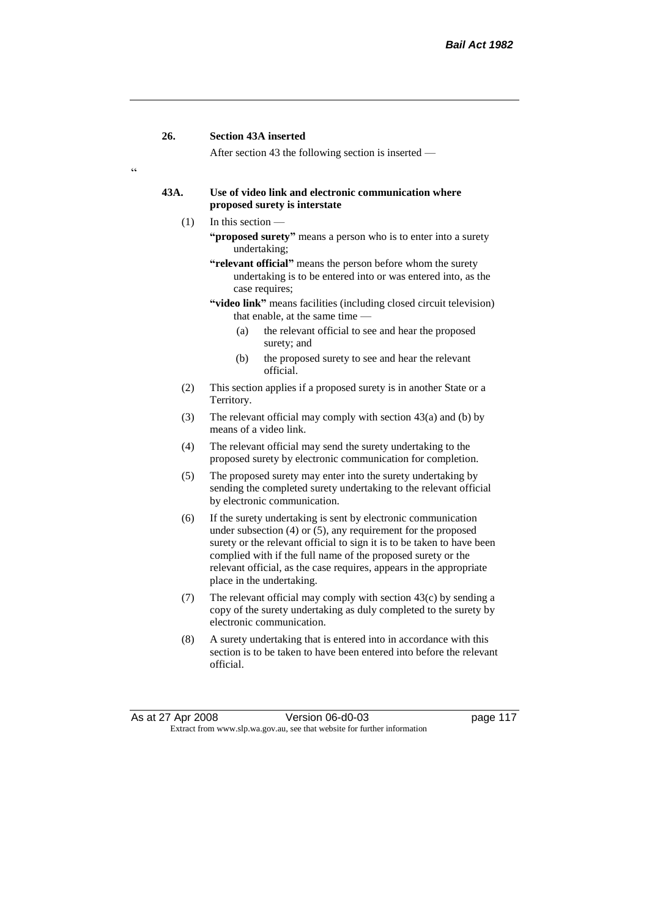**26. Section 43A inserted**

After section 43 the following section is inserted —

"

**43A. Use of video link and electronic communication where proposed surety is interstate**

(1) In this section —

**"proposed surety"** means a person who is to enter into a surety undertaking;

**"relevant official"** means the person before whom the surety undertaking is to be entered into or was entered into, as the case requires;

**"video link"** means facilities (including closed circuit television) that enable, at the same time —

(a) the relevant official to see and hear the proposed surety; and

(b) the proposed surety to see and hear the relevant official.

(2) This section applies if a proposed surety is in another State or a Territory.

(3) The relevant official may comply with section 43(a) and (b) by means of a video link.

(4) The relevant official may send the surety undertaking to the proposed surety by electronic communication for completion.

(5) The proposed surety may enter into the surety undertaking by sending the completed surety undertaking to the relevant official by electronic communication.

(6) If the surety undertaking is sent by electronic communication under subsection (4) or (5), any requirement for the proposed surety or the relevant official to sign it is to be taken to have been complied with if the full name of the proposed surety or the relevant official, as the case requires, appears in the appropriate place in the undertaking.

(7) The relevant official may comply with section 43(c) by sending a copy of the surety undertaking as duly completed to the surety by electronic communication.

(8) A surety undertaking that is entered into in accordance with this section is to be taken to have been entered into before the relevant official.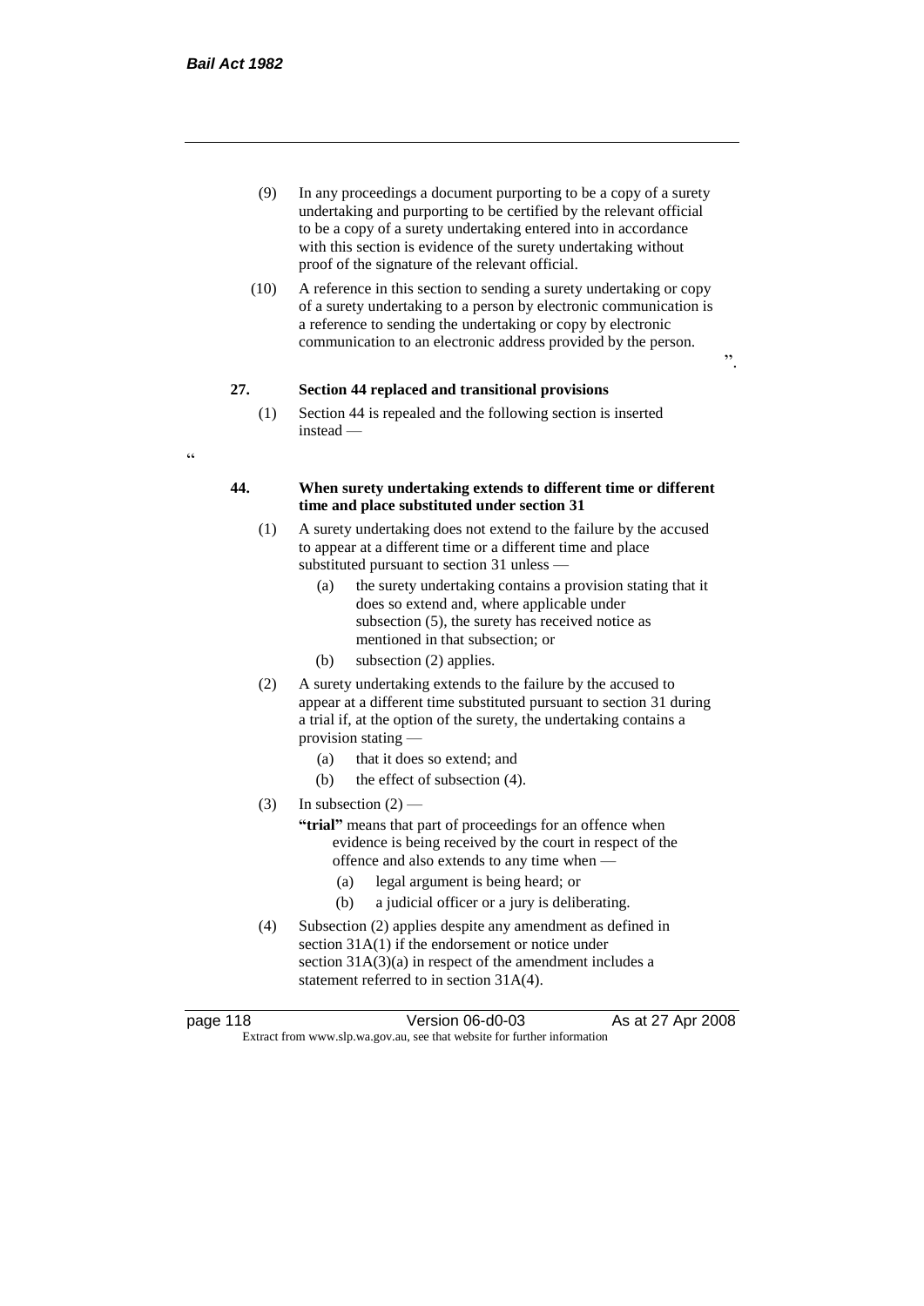(9) In any proceedings a document purporting to be a copy of a surety undertaking and purporting to be certified by the relevant official to be a copy of a surety undertaking entered into in accordance with this section is evidence of the surety undertaking without proof of the signature of the relevant official.

(10) A reference in this section to sending a surety undertaking or copy of a surety undertaking to a person by electronic communication is a reference to sending the undertaking or copy by electronic communication to an electronic address provided by the person.

".

**27. Section 44 replaced and transitional provisions**

(1) Section 44 is repealed and the following section is inserted instead —

"

**44. When surety undertaking extends to different time or different time and place substituted under section 31**

(1) A surety undertaking does not extend to the failure by the accused to appear at a different time or a different time and place substituted pursuant to section 31 unless —

(a) the surety undertaking contains a provision stating that it does so extend and, where applicable under subsection (5), the surety has received notice as mentioned in that subsection; or

(b) subsection (2) applies.

(2) A surety undertaking extends to the failure by the accused to appear at a different time substituted pursuant to section 31 during a trial if, at the option of the surety, the undertaking contains a provision stating —

(a) that it does so extend; and

(b) the effect of subsection (4).

(3) In subsection (2) —

**"trial"** means that part of proceedings for an offence when evidence is being received by the court in respect of the offence and also extends to any time when —

(a) legal argument is being heard; or

(b) a judicial officer or a jury is deliberating.

(4) Subsection (2) applies despite any amendment as defined in section 31A(1) if the endorsement or notice under section 31A(3)(a) in respect of the amendment includes a statement referred to in section 31A(4).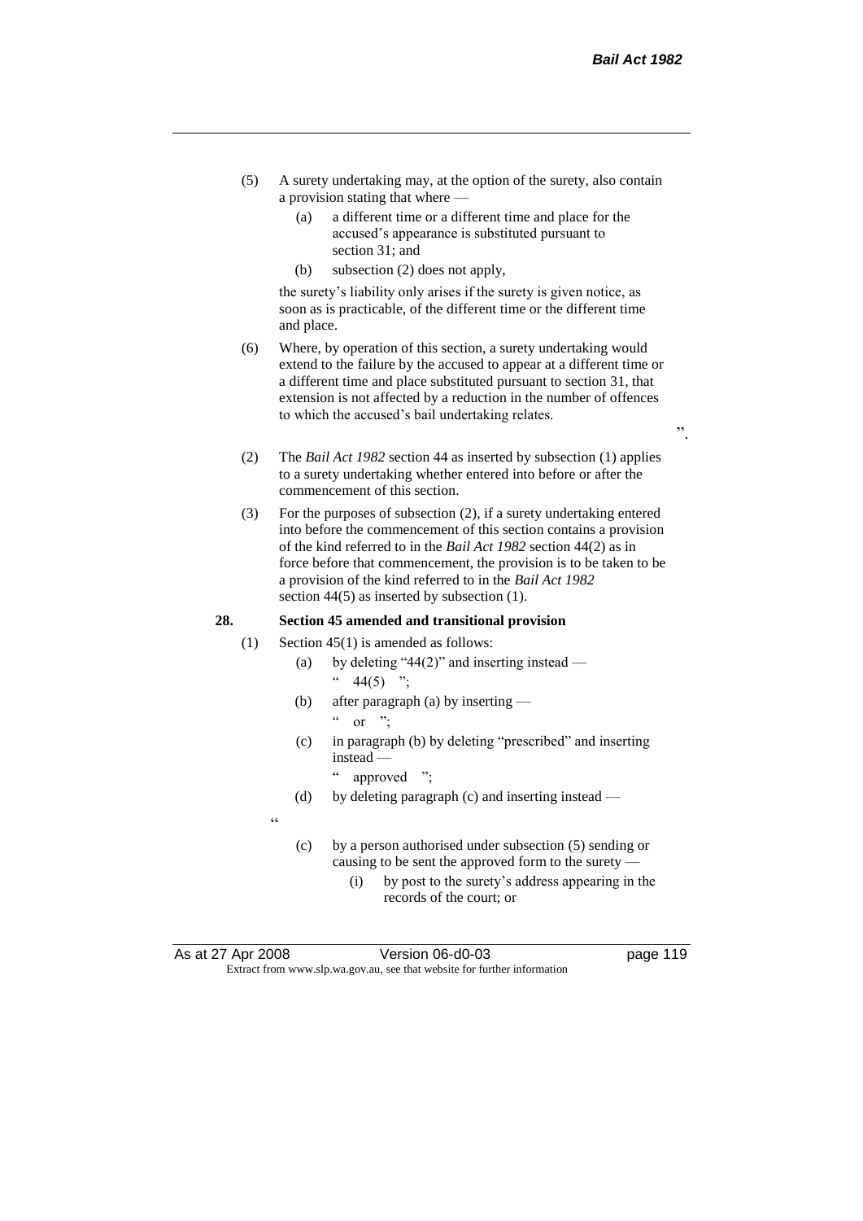(5) A surety undertaking may, at the option of the surety, also contain a provision stating that where —

  (a) a different time or a different time and place for the accused's appearance is substituted pursuant to section 31; and

  (b) subsection (2) does not apply,

the surety's liability only arises if the surety is given notice, as soon as is practicable, of the different time or the different time and place.

(6) Where, by operation of this section, a surety undertaking would extend to the failure by the accused to appear at a different time or a different time and place substituted pursuant to section 31, that extension is not affected by a reduction in the number of offences to which the accused's bail undertaking relates.

".

(2) The *Bail Act 1982* section 44 as inserted by subsection (1) applies to a surety undertaking whether entered into before or after the commencement of this section.

(3) For the purposes of subsection (2), if a surety undertaking entered into before the commencement of this section contains a provision of the kind referred to in the *Bail Act 1982* section 44(2) as in force before that commencement, the provision is to be taken to be a provision of the kind referred to in the *Bail Act 1982* section 44(5) as inserted by subsection (1).

**28. Section 45 amended and transitional provision**

(1) Section 45(1) is amended as follows:

  (a) by deleting "44(2)" and inserting instead —
  " 44(5) ";

  (b) after paragraph (a) by inserting —
  " or ";

  (c) in paragraph (b) by deleting "prescribed" and inserting instead —
  " approved ";

  (d) by deleting paragraph (c) and inserting instead —

"

  (c) by a person authorised under subsection (5) sending or causing to be sent the approved form to the surety —

    (i) by post to the surety's address appearing in the records of the court; or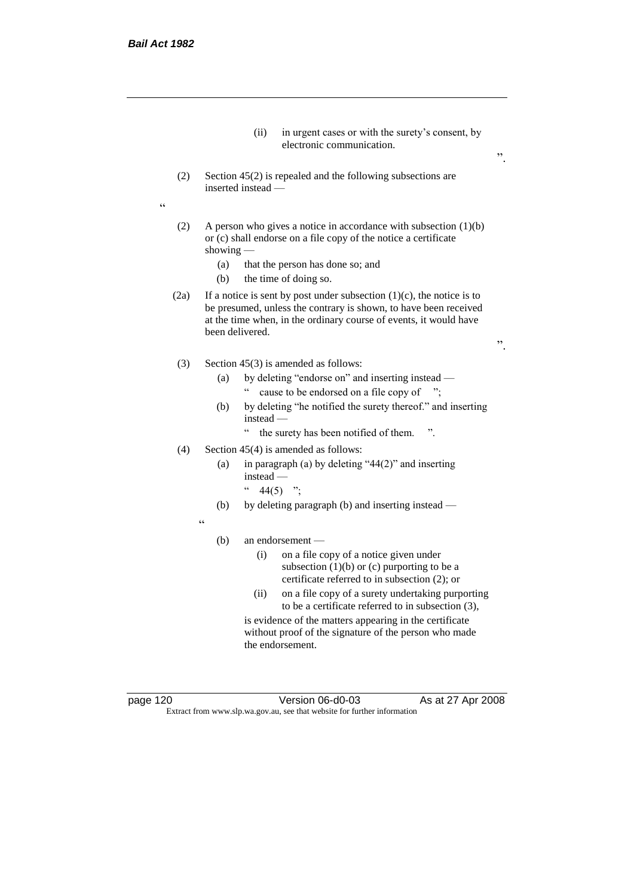(ii) in urgent cases or with the surety's consent, by electronic communication.

".

(2) Section 45(2) is repealed and the following subsections are inserted instead —

"

(2) A person who gives a notice in accordance with subsection (1)(b) or (c) shall endorse on a file copy of the notice a certificate showing —

(a) that the person has done so; and

(b) the time of doing so.

(2a) If a notice is sent by post under subsection (1)(c), the notice is to be presumed, unless the contrary is shown, to have been received at the time when, in the ordinary course of events, it would have been delivered.

".

(3) Section 45(3) is amended as follows:

(a) by deleting "endorse on" and inserting instead —

" cause to be endorsed on a file copy of ";

(b) by deleting "he notified the surety thereof." and inserting instead —

" the surety has been notified of them. ".

(4) Section 45(4) is amended as follows:

(a) in paragraph (a) by deleting "44(2)" and inserting instead —

" 44(5) ";

(b) by deleting paragraph (b) and inserting instead —

"

(b) an endorsement —

(i) on a file copy of a notice given under subsection (1)(b) or (c) purporting to be a certificate referred to in subsection (2); or

(ii) on a file copy of a surety undertaking purporting to be a certificate referred to in subsection (3),

is evidence of the matters appearing in the certificate without proof of the signature of the person who made the endorsement.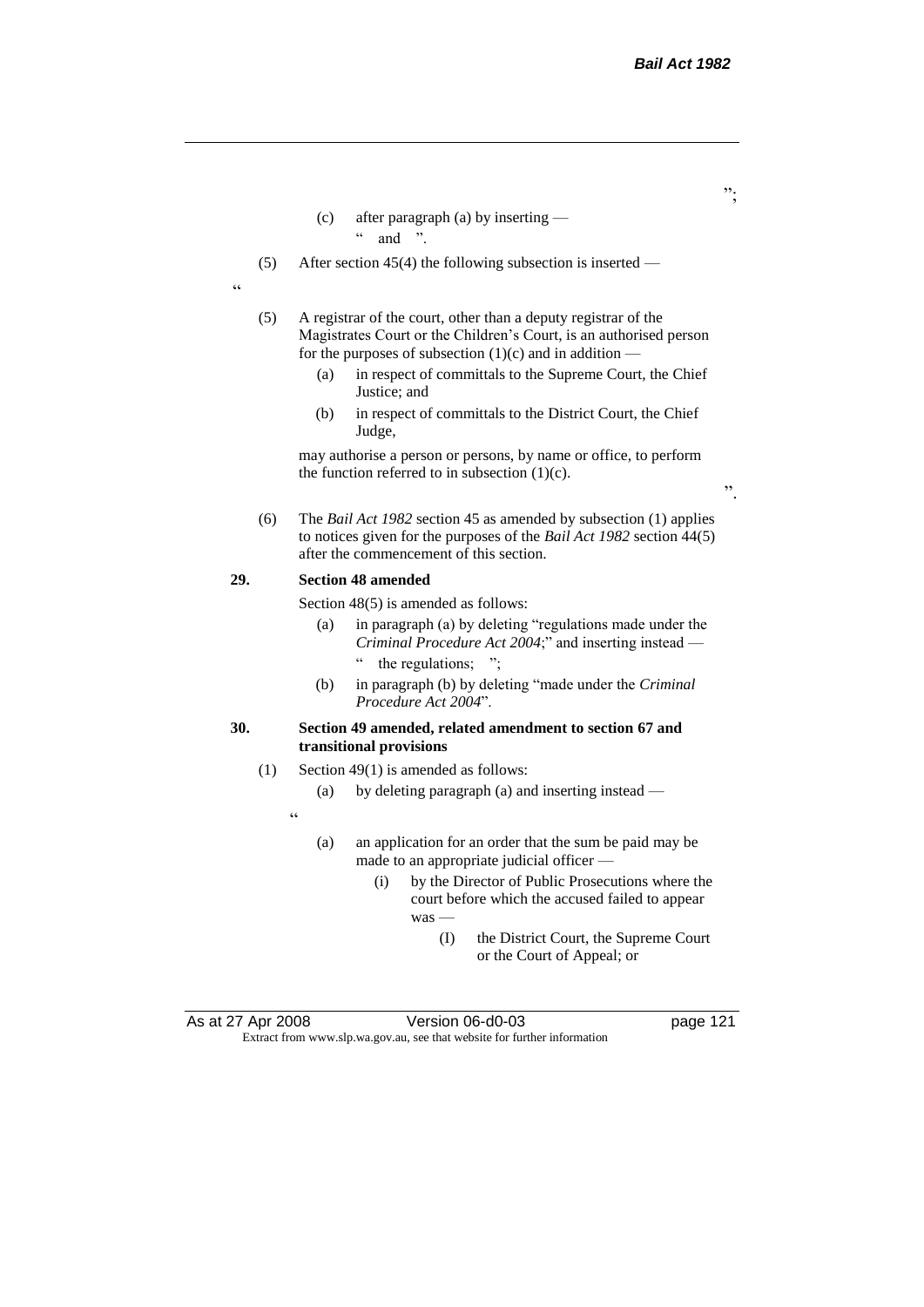";

(c) after paragraph (a) by inserting —

" and ".

(5) After section 45(4) the following subsection is inserted —

"

(5) A registrar of the court, other than a deputy registrar of the Magistrates Court or the Children's Court, is an authorised person for the purposes of subsection (1)(c) and in addition —

(a) in respect of committals to the Supreme Court, the Chief Justice; and

(b) in respect of committals to the District Court, the Chief Judge,

may authorise a person or persons, by name or office, to perform the function referred to in subsection (1)(c).

".

(6) The *Bail Act 1982* section 45 as amended by subsection (1) applies to notices given for the purposes of the *Bail Act 1982* section 44(5) after the commencement of this section.

**29. Section 48 amended**

Section 48(5) is amended as follows:

(a) in paragraph (a) by deleting "regulations made under the *Criminal Procedure Act 2004*;" and inserting instead —

" the regulations; ";

(b) in paragraph (b) by deleting "made under the *Criminal Procedure Act 2004*".

**30. Section 49 amended, related amendment to section 67 and transitional provisions**

(1) Section 49(1) is amended as follows:

(a) by deleting paragraph (a) and inserting instead —

"

(a) an application for an order that the sum be paid may be made to an appropriate judicial officer —

(i) by the Director of Public Prosecutions where the court before which the accused failed to appear was —

(I) the District Court, the Supreme Court or the Court of Appeal; or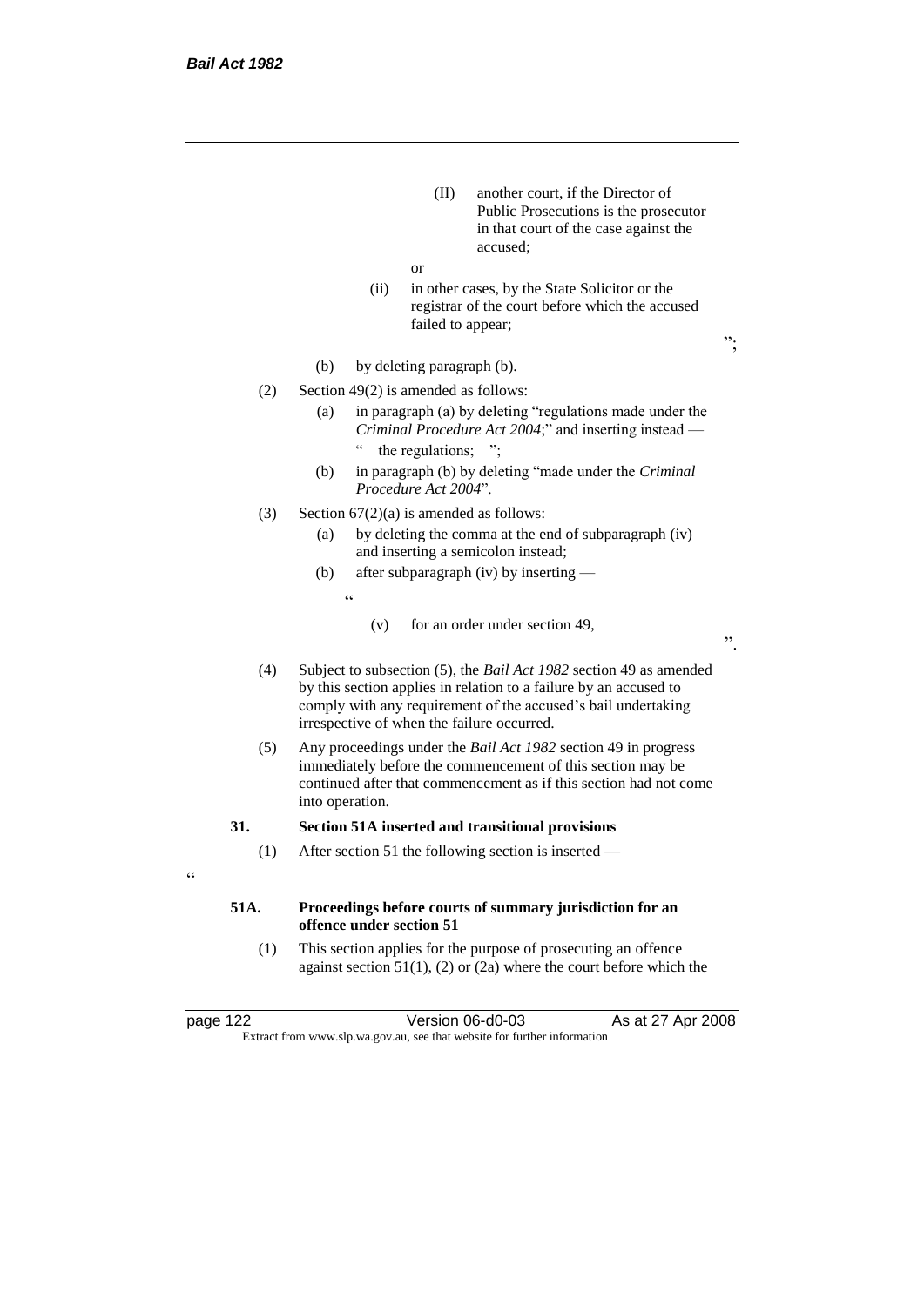(II) another court, if the Director of Public Prosecutions is the prosecutor in that court of the case against the accused;

or

(ii) in other cases, by the State Solicitor or the registrar of the court before which the accused failed to appear;

";

(b) by deleting paragraph (b).

(2) Section 49(2) is amended as follows:

(a) in paragraph (a) by deleting "regulations made under the *Criminal Procedure Act 2004*;" and inserting instead —

" the regulations; ";

(b) in paragraph (b) by deleting "made under the *Criminal Procedure Act 2004*".

(3) Section 67(2)(a) is amended as follows:

(a) by deleting the comma at the end of subparagraph (iv) and inserting a semicolon instead;

(b) after subparagraph (iv) by inserting —

"

(v) for an order under section 49,

".

(4) Subject to subsection (5), the *Bail Act 1982* section 49 as amended by this section applies in relation to a failure by an accused to comply with any requirement of the accused's bail undertaking irrespective of when the failure occurred.

(5) Any proceedings under the *Bail Act 1982* section 49 in progress immediately before the commencement of this section may be continued after that commencement as if this section had not come into operation.

**31. Section 51A inserted and transitional provisions**

(1) After section 51 the following section is inserted —

"

**51A. Proceedings before courts of summary jurisdiction for an offence under section 51**

(1) This section applies for the purpose of prosecuting an offence against section 51(1), (2) or (2a) where the court before which the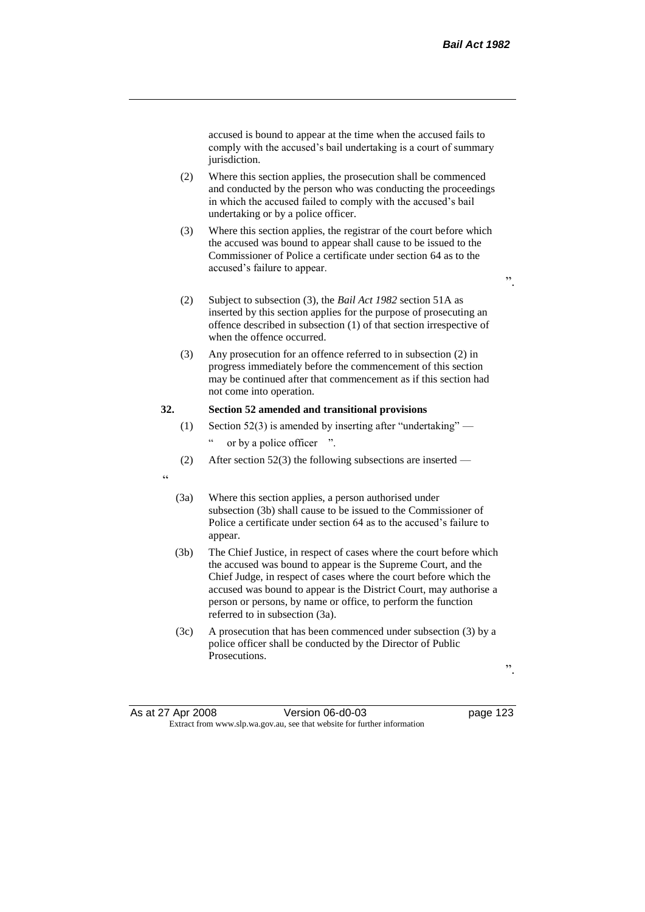accused is bound to appear at the time when the accused fails to comply with the accused's bail undertaking is a court of summary jurisdiction.

(2) Where this section applies, the prosecution shall be commenced and conducted by the person who was conducting the proceedings in which the accused failed to comply with the accused's bail undertaking or by a police officer.

(3) Where this section applies, the registrar of the court before which the accused was bound to appear shall cause to be issued to the Commissioner of Police a certificate under section 64 as to the accused's failure to appear.

".

(2) Subject to subsection (3), the *Bail Act 1982* section 51A as inserted by this section applies for the purpose of prosecuting an offence described in subsection (1) of that section irrespective of when the offence occurred.

(3) Any prosecution for an offence referred to in subsection (2) in progress immediately before the commencement of this section may be continued after that commencement as if this section had not come into operation.

**32. Section 52 amended and transitional provisions**

(1) Section 52(3) is amended by inserting after "undertaking" —

" or by a police officer ".

(2) After section 52(3) the following subsections are inserted —

"

(3a) Where this section applies, a person authorised under subsection (3b) shall cause to be issued to the Commissioner of Police a certificate under section 64 as to the accused's failure to appear.

(3b) The Chief Justice, in respect of cases where the court before which the accused was bound to appear is the Supreme Court, and the Chief Judge, in respect of cases where the court before which the accused was bound to appear is the District Court, may authorise a person or persons, by name or office, to perform the function referred to in subsection (3a).

(3c) A prosecution that has been commenced under subsection (3) by a police officer shall be conducted by the Director of Public Prosecutions.

".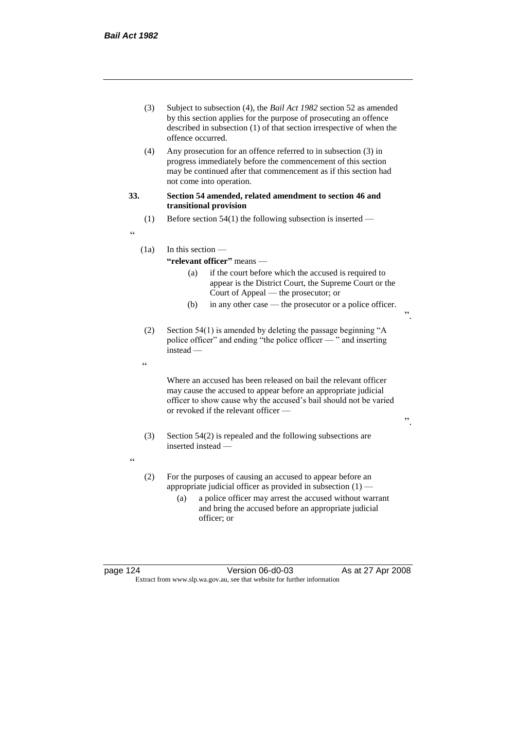(3) Subject to subsection (4), the *Bail Act 1982* section 52 as amended by this section applies for the purpose of prosecuting an offence described in subsection (1) of that section irrespective of when the offence occurred.

(4) Any prosecution for an offence referred to in subsection (3) in progress immediately before the commencement of this section may be continued after that commencement as if this section had not come into operation.

**33. Section 54 amended, related amendment to section 46 and transitional provision**

(1) Before section 54(1) the following subsection is inserted —

"

(1a) In this section —

**"relevant officer"** means —

(a) if the court before which the accused is required to appear is the District Court, the Supreme Court or the Court of Appeal — the prosecutor; or

(b) in any other case — the prosecutor or a police officer.

".

(2) Section 54(1) is amended by deleting the passage beginning "A police officer" and ending "the police officer — " and inserting instead —

"

Where an accused has been released on bail the relevant officer may cause the accused to appear before an appropriate judicial officer to show cause why the accused's bail should not be varied or revoked if the relevant officer —

".

(3) Section 54(2) is repealed and the following subsections are inserted instead —

"

(2) For the purposes of causing an accused to appear before an appropriate judicial officer as provided in subsection (1) —

(a) a police officer may arrest the accused without warrant and bring the accused before an appropriate judicial officer; or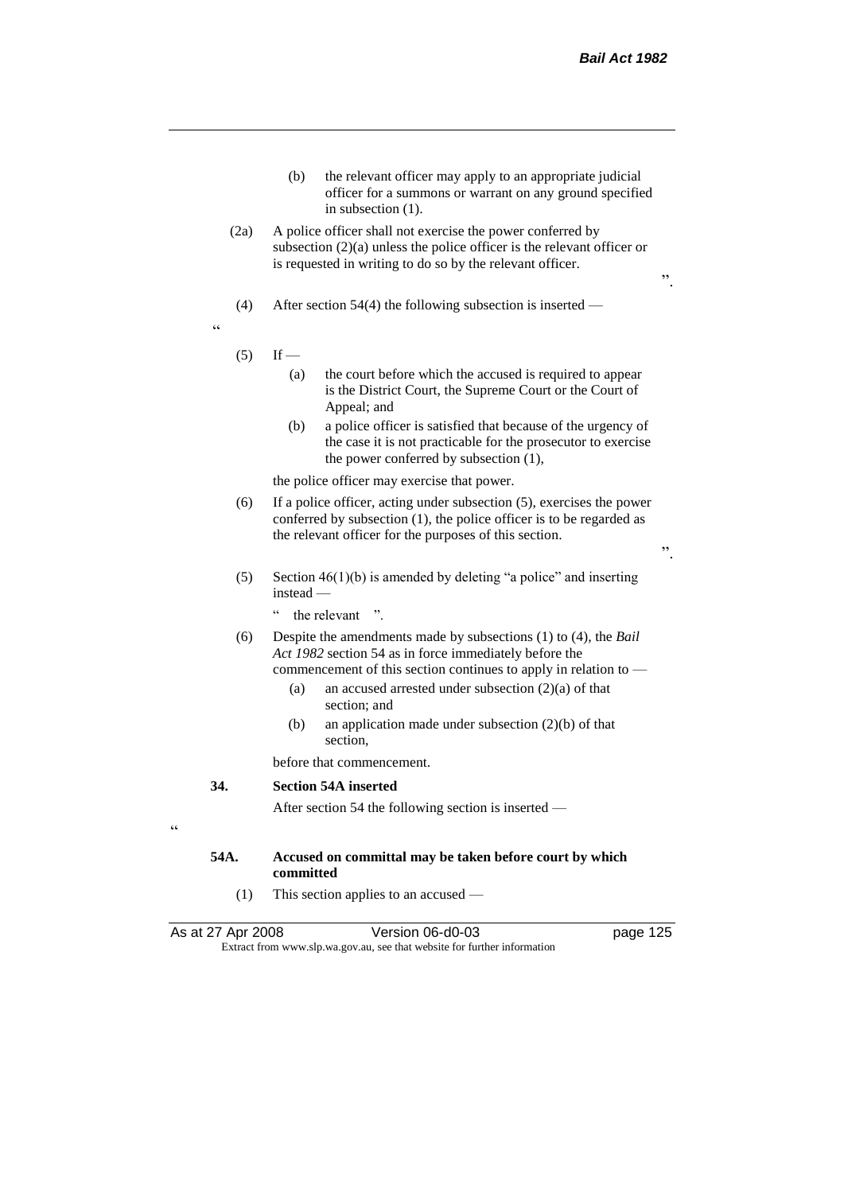(b) the relevant officer may apply to an appropriate judicial officer for a summons or warrant on any ground specified in subsection (1).

(2a) A police officer shall not exercise the power conferred by subsection (2)(a) unless the police officer is the relevant officer or is requested in writing to do so by the relevant officer.

".

(4) After section 54(4) the following subsection is inserted —

"

(5) If —

(a) the court before which the accused is required to appear is the District Court, the Supreme Court or the Court of Appeal; and

(b) a police officer is satisfied that because of the urgency of the case it is not practicable for the prosecutor to exercise the power conferred by subsection (1),

the police officer may exercise that power.

(6) If a police officer, acting under subsection (5), exercises the power conferred by subsection (1), the police officer is to be regarded as the relevant officer for the purposes of this section.

".

(5) Section 46(1)(b) is amended by deleting "a police" and inserting instead —

" the relevant ".

(6) Despite the amendments made by subsections (1) to (4), the *Bail Act 1982* section 54 as in force immediately before the commencement of this section continues to apply in relation to —

(a) an accused arrested under subsection (2)(a) of that section; and

(b) an application made under subsection (2)(b) of that section,

before that commencement.

**34. Section 54A inserted**

After section 54 the following section is inserted —

"

**54A. Accused on committal may be taken before court by which committed**

(1) This section applies to an accused —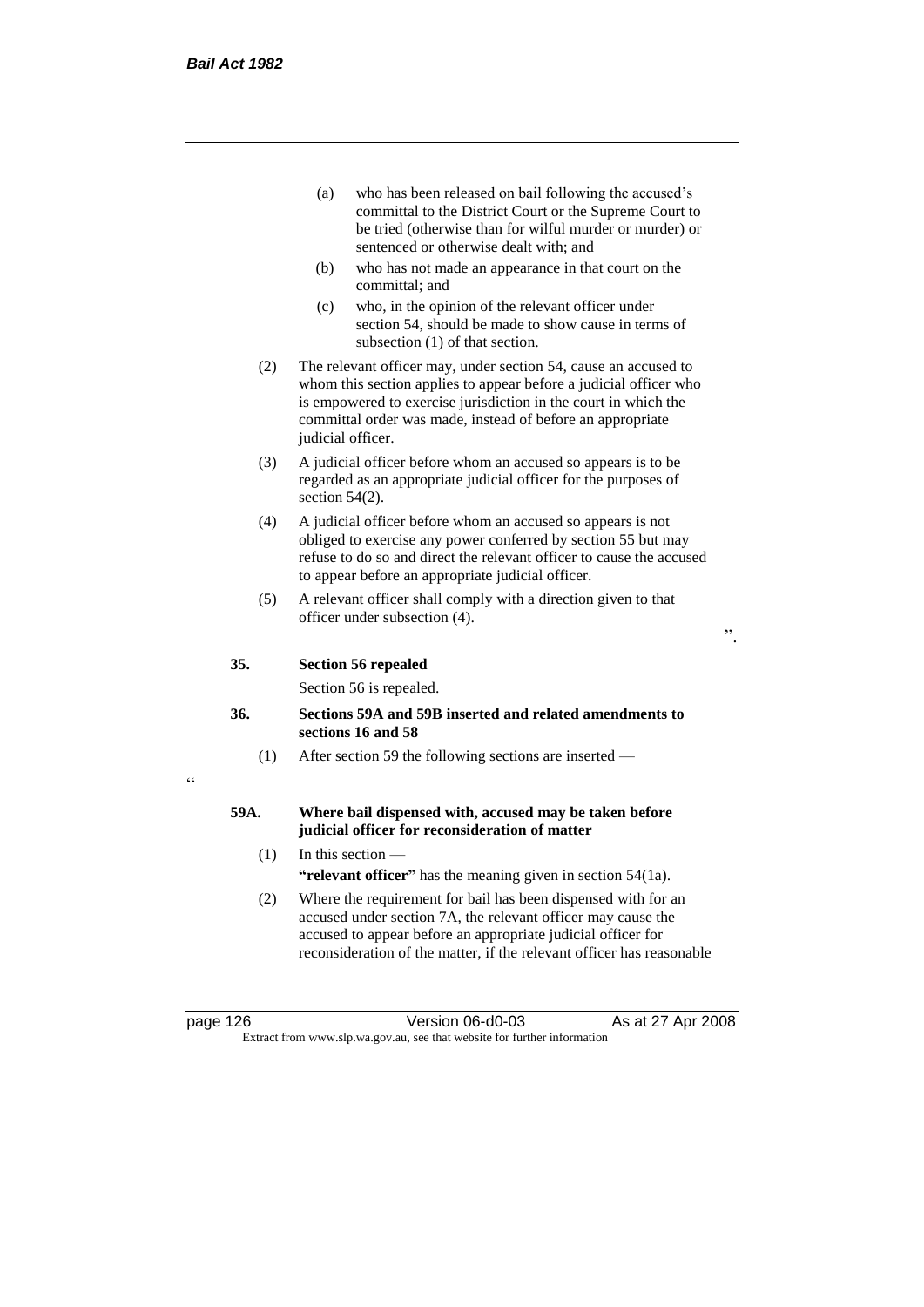(a) who has been released on bail following the accused's committal to the District Court or the Supreme Court to be tried (otherwise than for wilful murder or murder) or sentenced or otherwise dealt with; and

(b) who has not made an appearance in that court on the committal; and

(c) who, in the opinion of the relevant officer under section 54, should be made to show cause in terms of subsection (1) of that section.

(2) The relevant officer may, under section 54, cause an accused to whom this section applies to appear before a judicial officer who is empowered to exercise jurisdiction in the court in which the committal order was made, instead of before an appropriate judicial officer.

(3) A judicial officer before whom an accused so appears is to be regarded as an appropriate judicial officer for the purposes of section 54(2).

(4) A judicial officer before whom an accused so appears is not obliged to exercise any power conferred by section 55 but may refuse to do so and direct the relevant officer to cause the accused to appear before an appropriate judicial officer.

(5) A relevant officer shall comply with a direction given to that officer under subsection (4).

".

**35. Section 56 repealed**

Section 56 is repealed.

**36. Sections 59A and 59B inserted and related amendments to sections 16 and 58**

(1) After section 59 the following sections are inserted —

"

**59A. Where bail dispensed with, accused may be taken before judicial officer for reconsideration of matter**

(1) In this section —

**"relevant officer"** has the meaning given in section 54(1a).

(2) Where the requirement for bail has been dispensed with for an accused under section 7A, the relevant officer may cause the accused to appear before an appropriate judicial officer for reconsideration of the matter, if the relevant officer has reasonable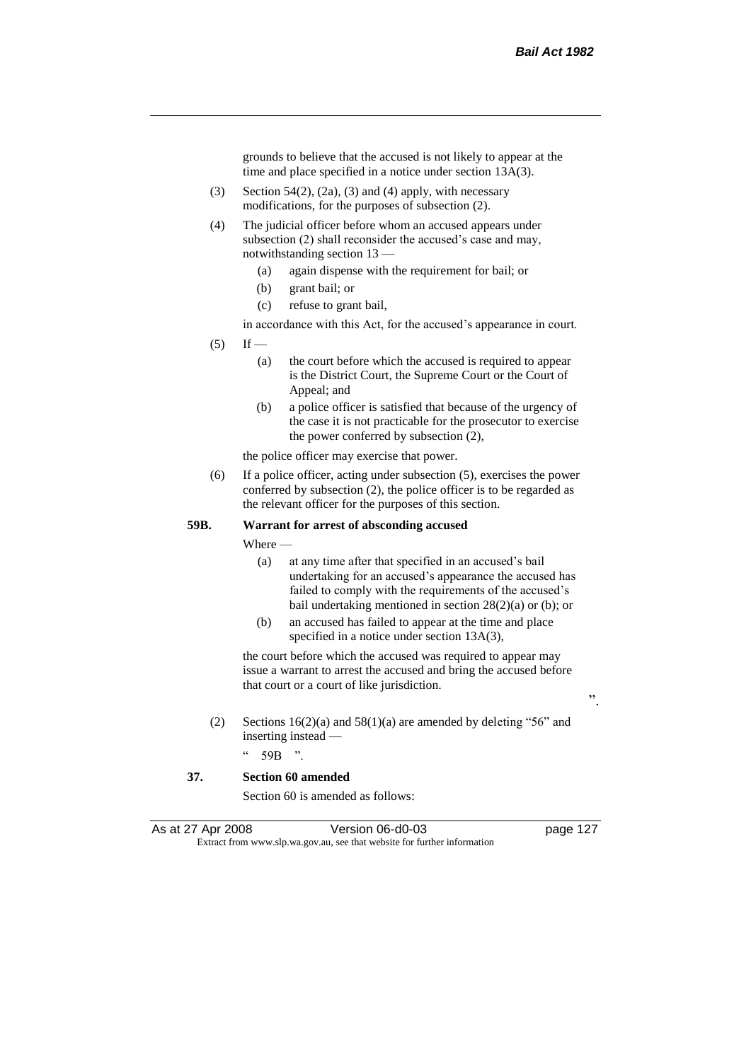grounds to believe that the accused is not likely to appear at the time and place specified in a notice under section 13A(3).

(3) Section 54(2), (2a), (3) and (4) apply, with necessary modifications, for the purposes of subsection (2).

(4) The judicial officer before whom an accused appears under subsection (2) shall reconsider the accused's case and may, notwithstanding section 13 —

(a) again dispense with the requirement for bail; or

(b) grant bail; or

(c) refuse to grant bail,

in accordance with this Act, for the accused's appearance in court.

(5) If —

(a) the court before which the accused is required to appear is the District Court, the Supreme Court or the Court of Appeal; and

(b) a police officer is satisfied that because of the urgency of the case it is not practicable for the prosecutor to exercise the power conferred by subsection (2),

the police officer may exercise that power.

(6) If a police officer, acting under subsection (5), exercises the power conferred by subsection (2), the police officer is to be regarded as the relevant officer for the purposes of this section.

**59B. Warrant for arrest of absconding accused**

Where —

(a) at any time after that specified in an accused's bail undertaking for an accused's appearance the accused has failed to comply with the requirements of the accused's bail undertaking mentioned in section 28(2)(a) or (b); or

(b) an accused has failed to appear at the time and place specified in a notice under section 13A(3),

the court before which the accused was required to appear may issue a warrant to arrest the accused and bring the accused before that court or a court of like jurisdiction.

".

(2) Sections 16(2)(a) and 58(1)(a) are amended by deleting "56" and inserting instead —

" 59B ".

**37. Section 60 amended**

Section 60 is amended as follows: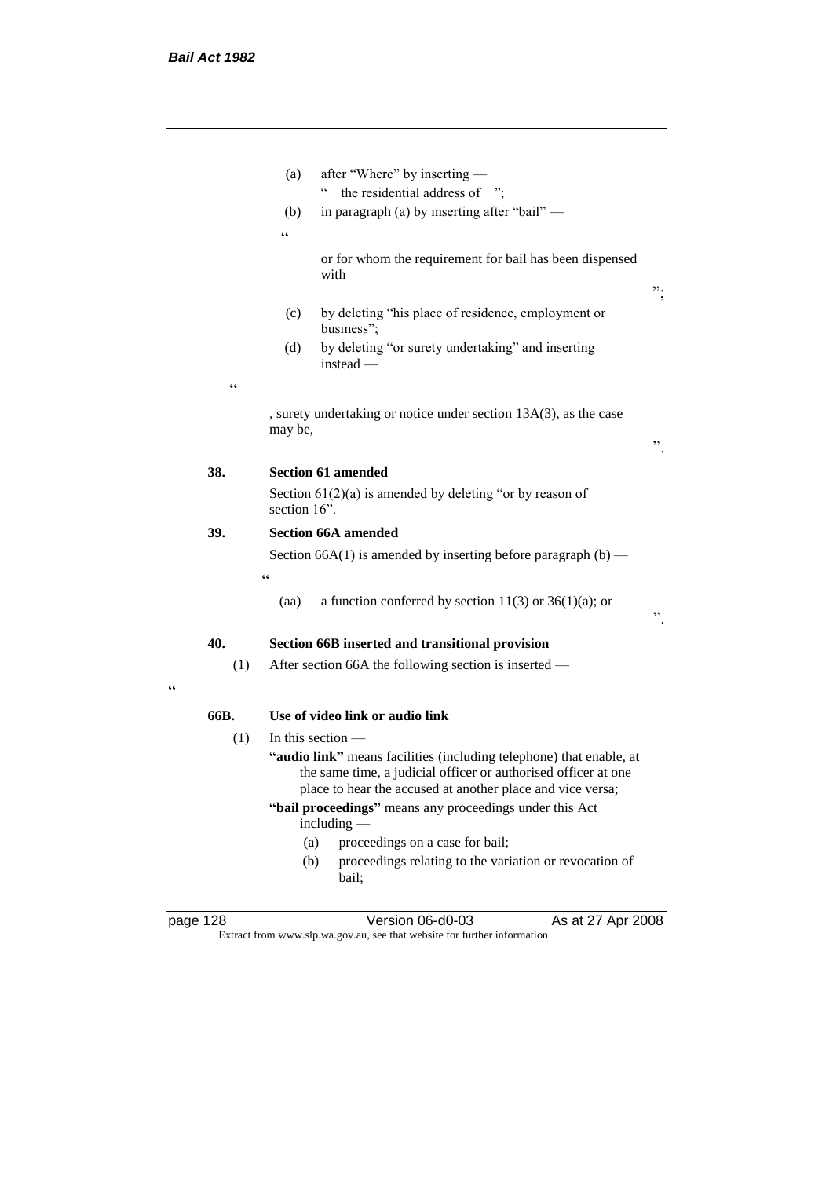(a) after "Where" by inserting —

" the residential address of ";

(b) in paragraph (a) by inserting after "bail" —

"

or for whom the requirement for bail has been dispensed with

";

(c) by deleting "his place of residence, employment or business";

(d) by deleting "or surety undertaking" and inserting instead —

"

, surety undertaking or notice under section 13A(3), as the case may be,

".

**38. Section 61 amended**

Section 61(2)(a) is amended by deleting "or by reason of section 16".

**39. Section 66A amended**

Section 66A(1) is amended by inserting before paragraph (b) —

"

(aa) a function conferred by section 11(3) or 36(1)(a); or

".

**40. Section 66B inserted and transitional provision**

(1) After section 66A the following section is inserted —

"

**66B. Use of video link or audio link**

(1) In this section —

**"audio link"** means facilities (including telephone) that enable, at the same time, a judicial officer or authorised officer at one place to hear the accused at another place and vice versa;

**"bail proceedings"** means any proceedings under this Act including —

(a) proceedings on a case for bail;

(b) proceedings relating to the variation or revocation of bail;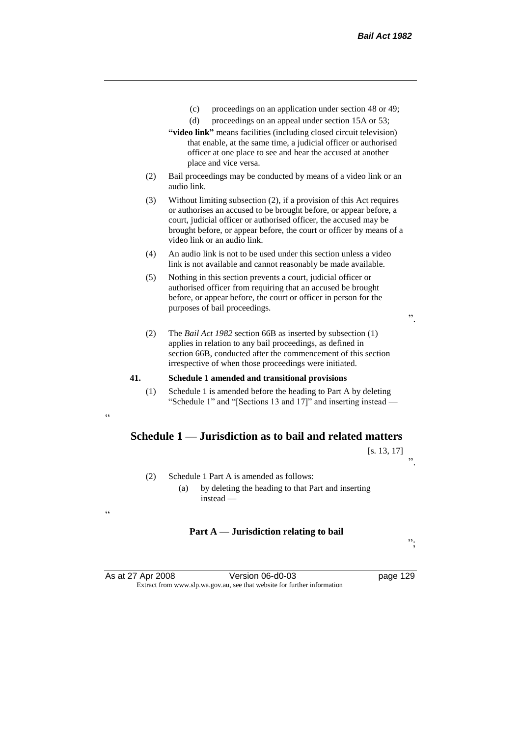(c) proceedings on an application under section 48 or 49;

(d) proceedings on an appeal under section 15A or 53;

**"video link"** means facilities (including closed circuit television) that enable, at the same time, a judicial officer or authorised officer at one place to see and hear the accused at another place and vice versa.

(2) Bail proceedings may be conducted by means of a video link or an audio link.

(3) Without limiting subsection (2), if a provision of this Act requires or authorises an accused to be brought before, or appear before, a court, judicial officer or authorised officer, the accused may be brought before, or appear before, the court or officer by means of a video link or an audio link.

(4) An audio link is not to be used under this section unless a video link is not available and cannot reasonably be made available.

(5) Nothing in this section prevents a court, judicial officer or authorised officer from requiring that an accused be brought before, or appear before, the court or officer in person for the purposes of bail proceedings.

".

(2) The *Bail Act 1982* section 66B as inserted by subsection (1) applies in relation to any bail proceedings, as defined in section 66B, conducted after the commencement of this section irrespective of when those proceedings were initiated.

**41. Schedule 1 amended and transitional provisions**

(1) Schedule 1 is amended before the heading to Part A by deleting "Schedule 1" and "[Sections 13 and 17]" and inserting instead —

"

## Schedule 1 — Jurisdiction as to bail and related matters

[s. 13, 17]

".

(2) Schedule 1 Part A is amended as follows:

(a) by deleting the heading to that Part and inserting instead —

"

**Part A — Jurisdiction relating to bail**

";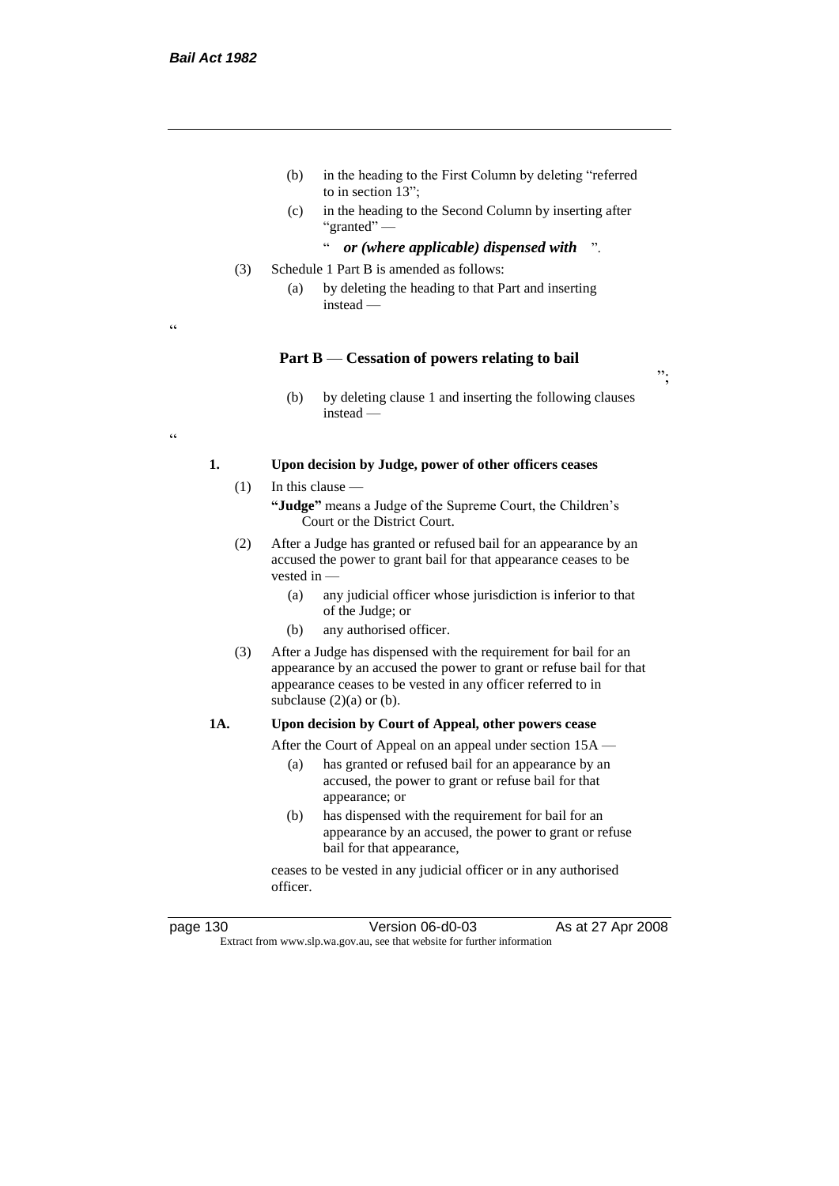(b) in the heading to the First Column by deleting "referred to in section 13";

(c) in the heading to the Second Column by inserting after "granted" —

" ***or (where applicable) dispensed with*** ".

(3) Schedule 1 Part B is amended as follows:

(a) by deleting the heading to that Part and inserting instead —

"

**Part B — Cessation of powers relating to bail**

";

(b) by deleting clause 1 and inserting the following clauses instead —

"

**1. Upon decision by Judge, power of other officers ceases**

(1) In this clause —

**"Judge"** means a Judge of the Supreme Court, the Children's Court or the District Court.

(2) After a Judge has granted or refused bail for an appearance by an accused the power to grant bail for that appearance ceases to be vested in —

(a) any judicial officer whose jurisdiction is inferior to that of the Judge; or

(b) any authorised officer.

(3) After a Judge has dispensed with the requirement for bail for an appearance by an accused the power to grant or refuse bail for that appearance ceases to be vested in any officer referred to in subclause (2)(a) or (b).

**1A. Upon decision by Court of Appeal, other powers cease**

After the Court of Appeal on an appeal under section 15A —

(a) has granted or refused bail for an appearance by an accused, the power to grant or refuse bail for that appearance; or

(b) has dispensed with the requirement for bail for an appearance by an accused, the power to grant or refuse bail for that appearance,

ceases to be vested in any judicial officer or in any authorised officer.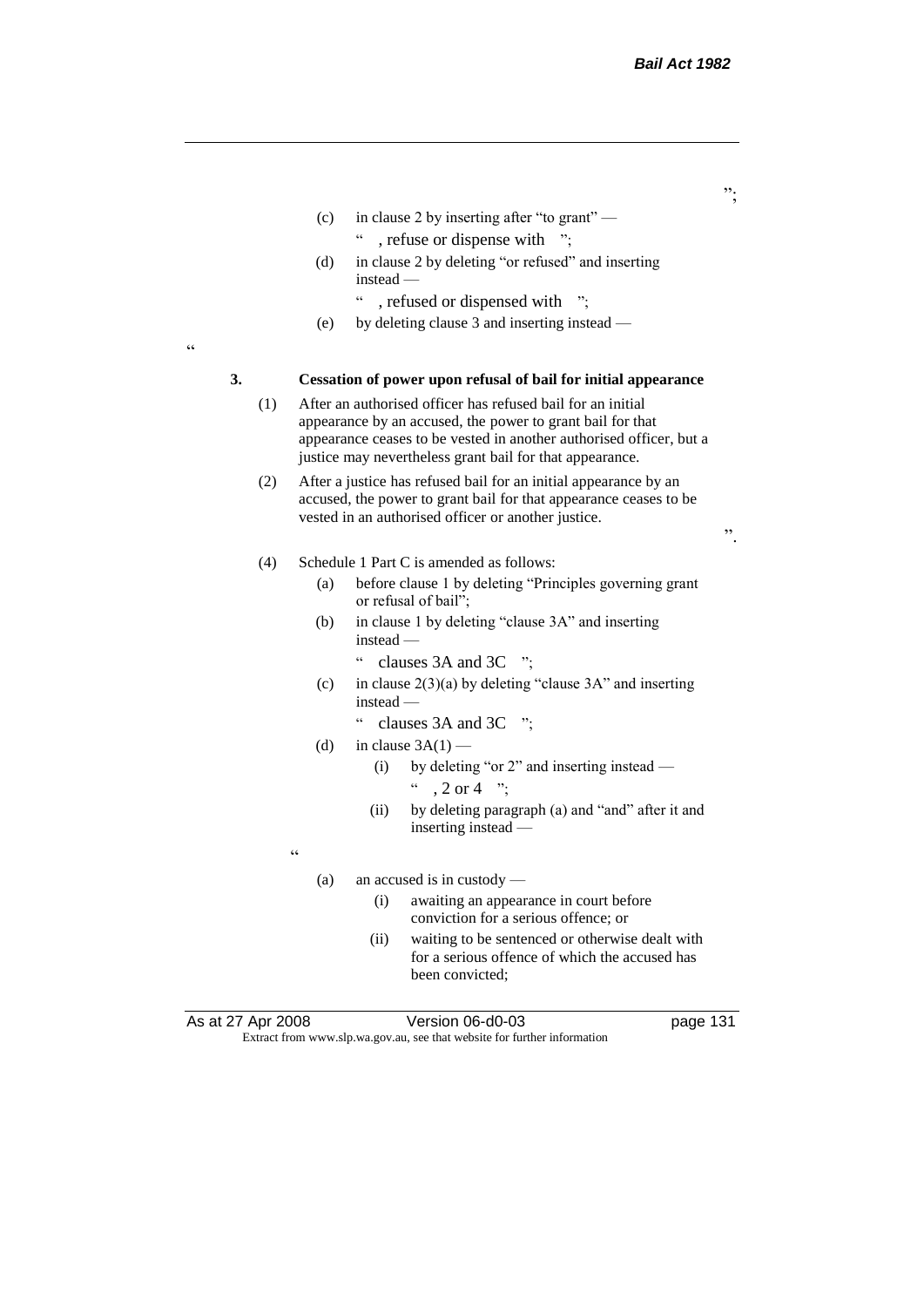";

(c) in clause 2 by inserting after "to grant" —

" , refuse or dispense with ";

(d) in clause 2 by deleting "or refused" and inserting instead —

" , refused or dispensed with ";

(e) by deleting clause 3 and inserting instead —

"

**3. Cessation of power upon refusal of bail for initial appearance**

(1) After an authorised officer has refused bail for an initial appearance by an accused, the power to grant bail for that appearance ceases to be vested in another authorised officer, but a justice may nevertheless grant bail for that appearance.

(2) After a justice has refused bail for an initial appearance by an accused, the power to grant bail for that appearance ceases to be vested in an authorised officer or another justice.

".

(4) Schedule 1 Part C is amended as follows:

(a) before clause 1 by deleting "Principles governing grant or refusal of bail";

(b) in clause 1 by deleting "clause 3A" and inserting instead —

" clauses 3A and 3C ";

(c) in clause 2(3)(a) by deleting "clause 3A" and inserting instead —

" clauses 3A and 3C ";

(d) in clause 3A(1) —

(i) by deleting "or 2" and inserting instead —

" , 2 or 4 ";

(ii) by deleting paragraph (a) and "and" after it and inserting instead —

"

(a) an accused is in custody —

(i) awaiting an appearance in court before conviction for a serious offence; or

(ii) waiting to be sentenced or otherwise dealt with for a serious offence of which the accused has been convicted;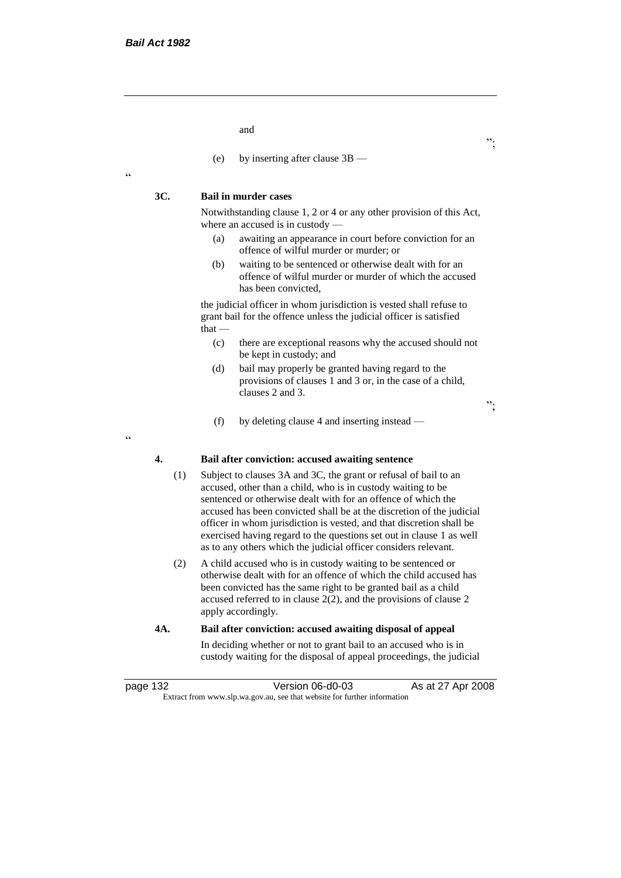and

";

(e) by inserting after clause 3B —

"

**3C. Bail in murder cases**

Notwithstanding clause 1, 2 or 4 or any other provision of this Act, where an accused is in custody —

(a) awaiting an appearance in court before conviction for an offence of wilful murder or murder; or

(b) waiting to be sentenced or otherwise dealt with for an offence of wilful murder or murder of which the accused has been convicted,

the judicial officer in whom jurisdiction is vested shall refuse to grant bail for the offence unless the judicial officer is satisfied that —

(c) there are exceptional reasons why the accused should not be kept in custody; and

(d) bail may properly be granted having regard to the provisions of clauses 1 and 3 or, in the case of a child, clauses 2 and 3.

";

(f) by deleting clause 4 and inserting instead —

"

**4. Bail after conviction: accused awaiting sentence**

(1) Subject to clauses 3A and 3C, the grant or refusal of bail to an accused, other than a child, who is in custody waiting to be sentenced or otherwise dealt with for an offence of which the accused has been convicted shall be at the discretion of the judicial officer in whom jurisdiction is vested, and that discretion shall be exercised having regard to the questions set out in clause 1 as well as to any others which the judicial officer considers relevant.

(2) A child accused who is in custody waiting to be sentenced or otherwise dealt with for an offence of which the child accused has been convicted has the same right to be granted bail as a child accused referred to in clause 2(2), and the provisions of clause 2 apply accordingly.

**4A. Bail after conviction: accused awaiting disposal of appeal**

In deciding whether or not to grant bail to an accused who is in custody waiting for the disposal of appeal proceedings, the judicial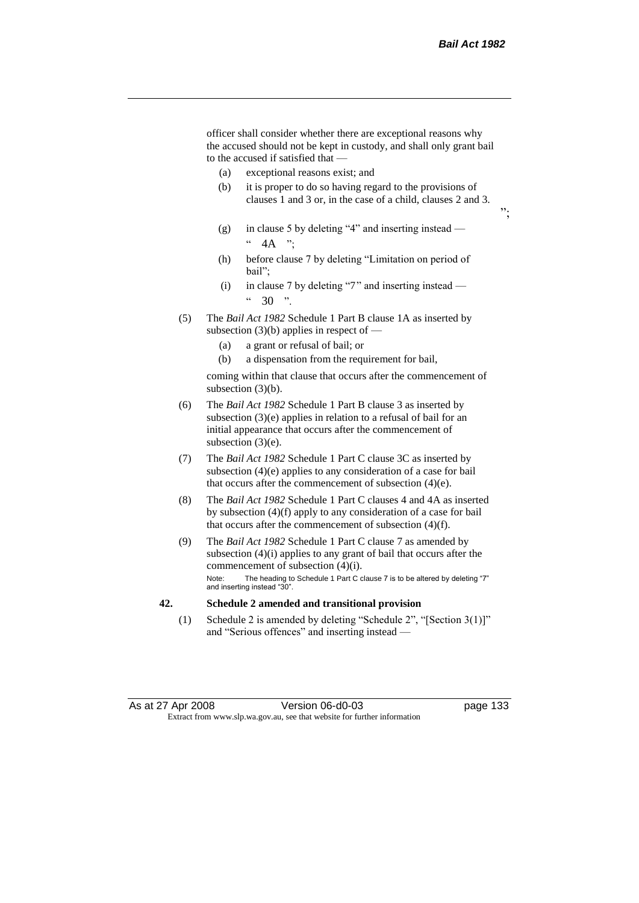officer shall consider whether there are exceptional reasons why the accused should not be kept in custody, and shall only grant bail to the accused if satisfied that —

(a) exceptional reasons exist; and

(b) it is proper to do so having regard to the provisions of clauses 1 and 3 or, in the case of a child, clauses 2 and 3.

";

(g) in clause 5 by deleting "4" and inserting instead —

" 4A ";

(h) before clause 7 by deleting "Limitation on period of bail";

(i) in clause 7 by deleting "7" and inserting instead —

" 30 ".

(5) The *Bail Act 1982* Schedule 1 Part B clause 1A as inserted by subsection (3)(b) applies in respect of —

(a) a grant or refusal of bail; or

(b) a dispensation from the requirement for bail,

coming within that clause that occurs after the commencement of subsection (3)(b).

(6) The *Bail Act 1982* Schedule 1 Part B clause 3 as inserted by subsection (3)(e) applies in relation to a refusal of bail for an initial appearance that occurs after the commencement of subsection (3)(e).

(7) The *Bail Act 1982* Schedule 1 Part C clause 3C as inserted by subsection (4)(e) applies to any consideration of a case for bail that occurs after the commencement of subsection (4)(e).

(8) The *Bail Act 1982* Schedule 1 Part C clauses 4 and 4A as inserted by subsection (4)(f) apply to any consideration of a case for bail that occurs after the commencement of subsection (4)(f).

(9) The *Bail Act 1982* Schedule 1 Part C clause 7 as amended by subsection (4)(i) applies to any grant of bail that occurs after the commencement of subsection (4)(i).

Note: The heading to Schedule 1 Part C clause 7 is to be altered by deleting "7" and inserting instead "30".

**42. Schedule 2 amended and transitional provision**

(1) Schedule 2 is amended by deleting "Schedule 2", "[Section 3(1)]" and "Serious offences" and inserting instead —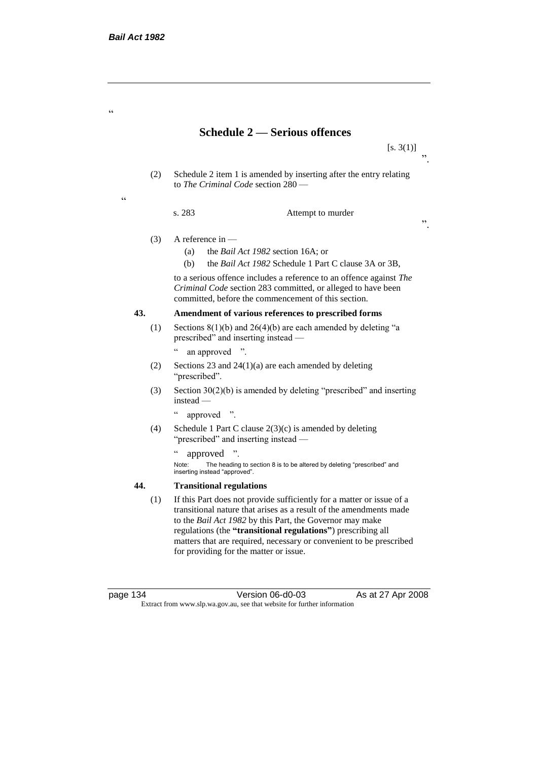"

## Schedule 2 — Serious offences

[s. 3(1)]

".

(2) Schedule 2 item 1 is amended by inserting after the entry relating to *The Criminal Code* section 280 —

"

| | |
|---|---|
| s. 283 | Attempt to murder |

".

(3) A reference in —

(a) the *Bail Act 1982* section 16A; or

(b) the *Bail Act 1982* Schedule 1 Part C clause 3A or 3B,

to a serious offence includes a reference to an offence against *The Criminal Code* section 283 committed, or alleged to have been committed, before the commencement of this section.

**43. Amendment of various references to prescribed forms**

(1) Sections 8(1)(b) and 26(4)(b) are each amended by deleting "a prescribed" and inserting instead —

" an approved ".

(2) Sections 23 and 24(1)(a) are each amended by deleting "prescribed".

(3) Section 30(2)(b) is amended by deleting "prescribed" and inserting instead —

" approved ".

(4) Schedule 1 Part C clause 2(3)(c) is amended by deleting "prescribed" and inserting instead —

" approved ".

Note: The heading to section 8 is to be altered by deleting "prescribed" and inserting instead "approved".

**44. Transitional regulations**

(1) If this Part does not provide sufficiently for a matter or issue of a transitional nature that arises as a result of the amendments made to the *Bail Act 1982* by this Part, the Governor may make regulations (the **"transitional regulations"**) prescribing all matters that are required, necessary or convenient to be prescribed for providing for the matter or issue.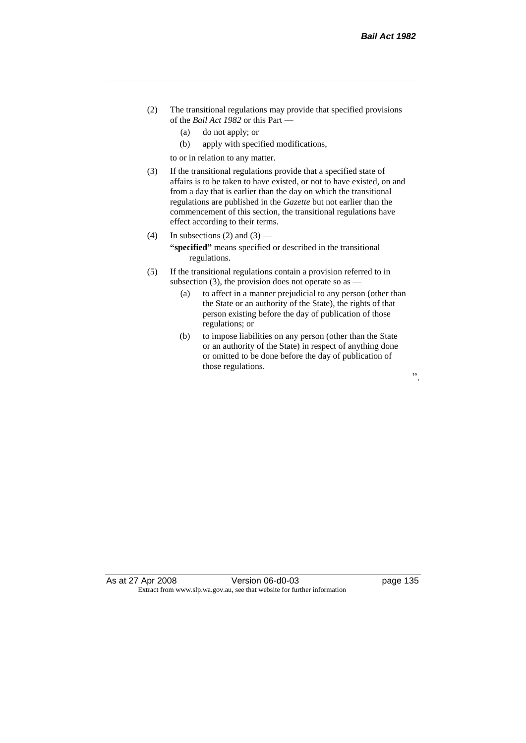(2) The transitional regulations may provide that specified provisions of the *Bail Act 1982* or this Part —

  (a) do not apply; or

  (b) apply with specified modifications,

to or in relation to any matter.

(3) If the transitional regulations provide that a specified state of affairs is to be taken to have existed, or not to have existed, on and from a day that is earlier than the day on which the transitional regulations are published in the *Gazette* but not earlier than the commencement of this section, the transitional regulations have effect according to their terms.

(4) In subsections (2) and (3) —

**"specified"** means specified or described in the transitional regulations.

(5) If the transitional regulations contain a provision referred to in subsection (3), the provision does not operate so as —

  (a) to affect in a manner prejudicial to any person (other than the State or an authority of the State), the rights of that person existing before the day of publication of those regulations; or

  (b) to impose liabilities on any person (other than the State or an authority of the State) in respect of anything done or omitted to be done before the day of publication of those regulations.

".